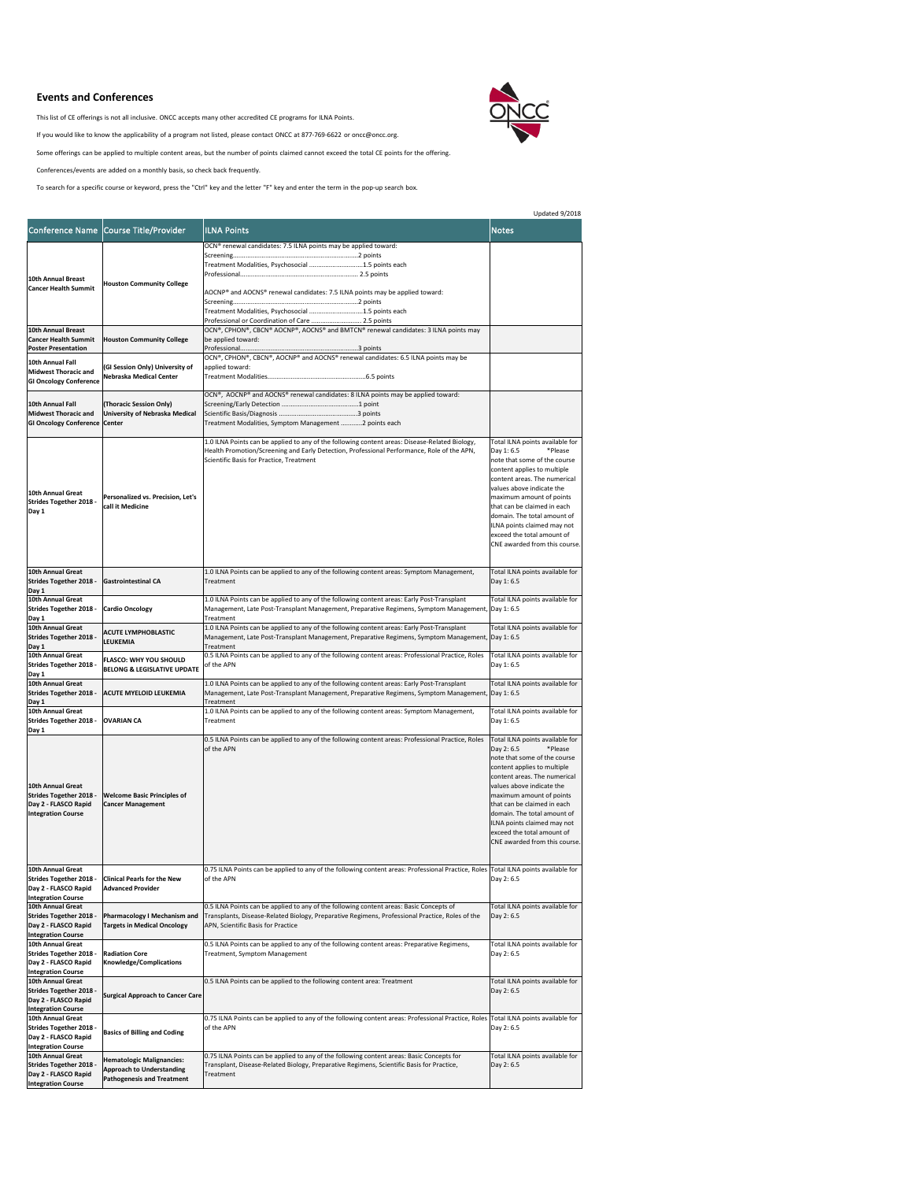## Events and Conferences

This list of CE offerings is not all inclusive. ONCC accepts many other accredited CE programs for ILNA Points.

If you would like to know the applicability of a program not listed, please contact ONCC at 877-769-6622 or oncc@oncc.org.

Some offerings can be applied to multiple content areas, but the number of points claimed cannot exceed the total CE points for the offering.

Conferences/events are added on a monthly basis, so check back frequently.

To search for a specific course or keyword, press the "Ctrl" key and the letter "F" key and enter the term in the pop-up search box.

Updated 9/2018

| Conference Name | Course Title/Provider | ILNA Points | Notes |
|---|---|---|---|
| 10th Annual Breast Cancer Health Summit | Houston Community College | OCN® renewal candidates: 7.5 ILNA points may be applied toward:<br>Screening.....2 points<br>Treatment Modalities, Psychosocial .....1.5 points each<br>Professional..... 2.5 points<br><br>AOCNP® and AOCNS® renewal candidates: 7.5 ILNA points may be applied toward:<br>Screening.....2 points<br>Treatment Modalities, Psychosocial .....1.5 points each<br>Professional or Coordination of Care ..... 2.5 points | |
| 10th Annual Breast Cancer Health Summit Poster Presentation | Houston Community College | OCN®, CPHON®, CBCN® AOCNP®, AOCNS® and BMTCN® renewal candidates: 3 ILNA points may be applied toward:<br>Professional.....3 points | |
| 10th Annual Fall Midwest Thoracic and GI Oncology Conference | (GI Session Only) University of Nebraska Medical Center | OCN®, CPHON®, CBCN®, AOCNP® and AOCNS® renewal candidates: 6.5 ILNA points may be applied toward:<br>Treatment Modalities.....6.5 points | |
| 10th Annual Fall Midwest Thoracic and GI Oncology Conference | (Thoracic Session Only) University of Nebraska Medical Center | OCN®, AOCNP® and AOCNS® renewal candidates: 8 ILNA points may be applied toward:<br>Screening/Early Detection .....1 point<br>Scientific Basis/Diagnosis .....3 points<br>Treatment Modalities, Symptom Management .....2 points each | |
| 10th Annual Great Strides Together 2018 - Day 1 | Personalized vs. Precision, Let's call it Medicine | 1.0 ILNA Points can be applied to any of the following content areas: Disease-Related Biology, Health Promotion/Screening and Early Detection, Professional Performance, Role of the APN, Scientific Basis for Practice, Treatment | Total ILNA points available for Day 1: 6.5 *Please note that some of the course content applies to multiple content areas. The numerical values above indicate the maximum amount of points that can be claimed in each domain. The total amount of ILNA points claimed may not exceed the total amount of CNE awarded from this course. |
| 10th Annual Great Strides Together 2018 - Day 1 | Gastrointestinal CA | 1.0 ILNA Points can be applied to any of the following content areas: Symptom Management, Treatment | Total ILNA points available for Day 1: 6.5 |
| 10th Annual Great Strides Together 2018 - Day 1 | Cardio Oncology | 1.0 ILNA Points can be applied to any of the following content areas: Early Post-Transplant Management, Late Post-Transplant Management, Preparative Regimens, Symptom Management, Treatment | Total ILNA points available for Day 1: 6.5 |
| 10th Annual Great Strides Together 2018 - Day 1 | ACUTE LYMPHOBLASTIC LEUKEMIA | 1.0 ILNA Points can be applied to any of the following content areas: Early Post-Transplant Management, Late Post-Transplant Management, Preparative Regimens, Symptom Management, Treatment | Total ILNA points available for Day 1: 6.5 |
| 10th Annual Great Strides Together 2018 - Day 1 | FLASCO: WHY YOU SHOULD BELONG & LEGISLATIVE UPDATE | 0.5 ILNA Points can be applied to any of the following content areas: Professional Practice, Roles of the APN | Total ILNA points available for Day 1: 6.5 |
| 10th Annual Great Strides Together 2018 - Day 1 | ACUTE MYELOID LEUKEMIA | 1.0 ILNA Points can be applied to any of the following content areas: Early Post-Transplant Management, Late Post-Transplant Management, Preparative Regimens, Symptom Management, Treatment | Total ILNA points available for Day 1: 6.5 |
| 10th Annual Great Strides Together 2018 - Day 1 | OVARIAN CA | 1.0 ILNA Points can be applied to any of the following content areas: Symptom Management, Treatment | Total ILNA points available for Day 1: 6.5 |
| 10th Annual Great Strides Together 2018 - Day 2 - FLASCO Rapid Integration Course | Welcome Basic Principles of Cancer Management | 0.5 ILNA Points can be applied to any of the following content areas: Professional Practice, Roles of the APN | Total ILNA points available for Day 2: 6.5 *Please note that some of the course content applies to multiple content areas. The numerical values above indicate the maximum amount of points that can be claimed in each domain. The total amount of ILNA points claimed may not exceed the total amount of CNE awarded from this course. |
| 10th Annual Great Strides Together 2018 - Day 2 - FLASCO Rapid Integration Course | Clinical Pearls for the New Advanced Provider | 0.75 ILNA Points can be applied to any of the following content areas: Professional Practice, Roles of the APN | Total ILNA points available for Day 2: 6.5 |
| 10th Annual Great Strides Together 2018 - Day 2 - FLASCO Rapid Integration Course | Pharmacology I Mechanism and Targets in Medical Oncology | 0.5 ILNA Points can be applied to any of the following content areas: Basic Concepts of Transplants, Disease-Related Biology, Preparative Regimens, Professional Practice, Roles of the APN, Scientific Basis for Practice | Total ILNA points available for Day 2: 6.5 |
| 10th Annual Great Strides Together 2018 - Day 2 - FLASCO Rapid Integration Course | Radiation Core Knowledge/Complications | 0.5 ILNA Points can be applied to any of the following content areas: Preparative Regimens, Treatment, Symptom Management | Total ILNA points available for Day 2: 6.5 |
| 10th Annual Great Strides Together 2018 - Day 2 - FLASCO Rapid Integration Course | Surgical Approach to Cancer Care | 0.5 ILNA Points can be applied to the following content area: Treatment | Total ILNA points available for Day 2: 6.5 |
| 10th Annual Great Strides Together 2018 - Day 2 - FLASCO Rapid Integration Course | Basics of Billing and Coding | 0.75 ILNA Points can be applied to any of the following content areas: Professional Practice, Roles of the APN | Total ILNA points available for Day 2: 6.5 |
| 10th Annual Great Strides Together 2018 - Day 2 - FLASCO Rapid Integration Course | Hematologic Malignancies: Approach to Understanding Pathogenesis and Treatment | 0.75 ILNA Points can be applied to any of the following content areas: Basic Concepts for Transplant, Disease-Related Biology, Preparative Regimens, Scientific Basis for Practice, Treatment | Total ILNA points available for Day 2: 6.5 |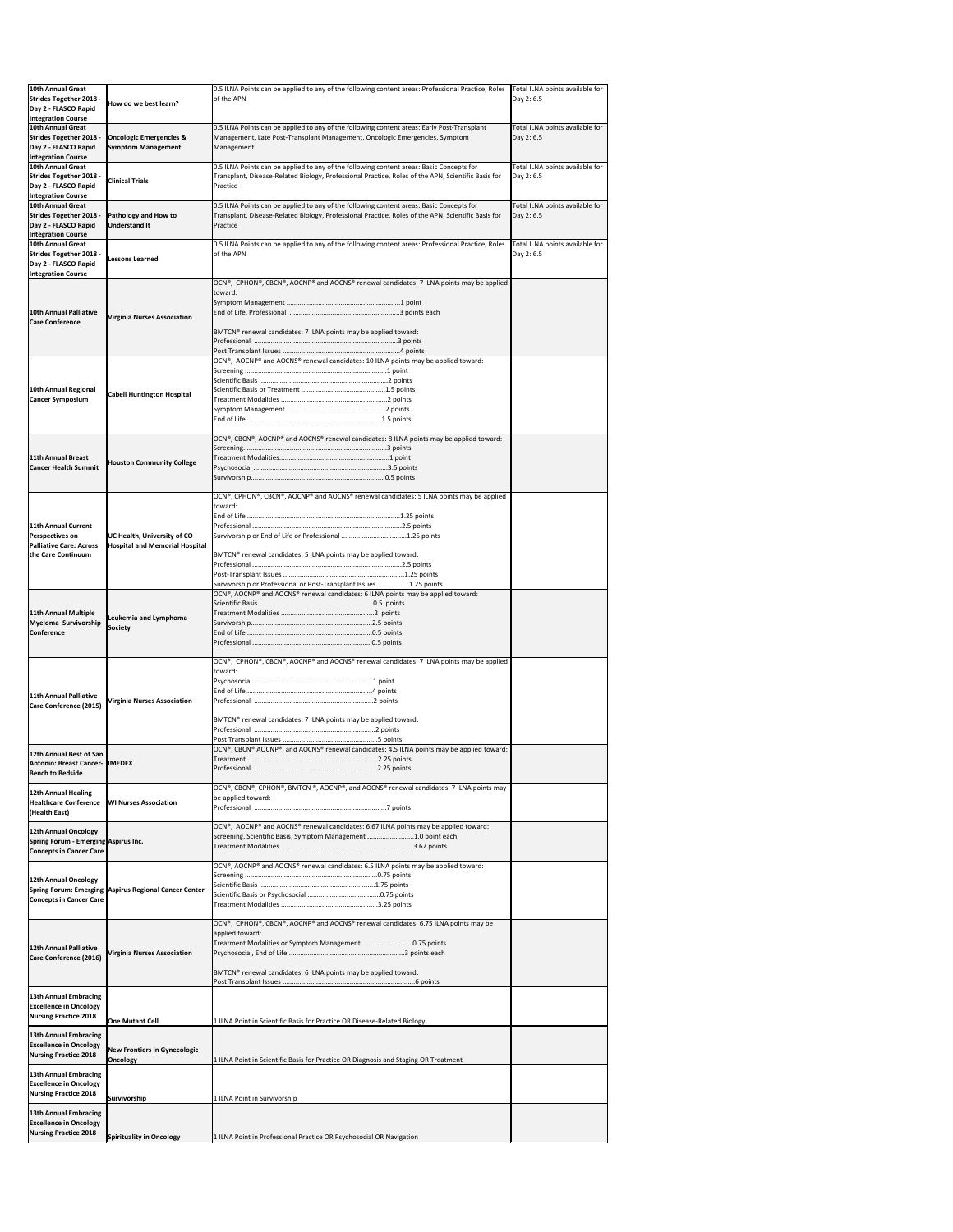| | | | |
|---|---|---|---|
| 10th Annual Great Strides Together 2018 - Day 2 - FLASCO Rapid Integration Course | How do we best learn? | 0.5 ILNA Points can be applied to any of the following content areas: Professional Practice, Roles of the APN | Total ILNA points available for Day 2: 6.5 |
| 10th Annual Great Strides Together 2018 - Day 2 - FLASCO Rapid Integration Course | Oncologic Emergencies & Symptom Management | 0.5 ILNA Points can be applied to any of the following content areas: Early Post-Transplant Management, Late Post-Transplant Management, Oncologic Emergencies, Symptom Management | Total ILNA points available for Day 2: 6.5 |
| 10th Annual Great Strides Together 2018 - Day 2 - FLASCO Rapid Integration Course | Clinical Trials | 0.5 ILNA Points can be applied to any of the following content areas: Basic Concepts for Transplant, Disease-Related Biology, Professional Practice, Roles of the APN, Scientific Basis for Practice | Total ILNA points available for Day 2: 6.5 |
| 10th Annual Great Strides Together 2018 - Day 2 - FLASCO Rapid Integration Course | Pathology and How to Understand It | 0.5 ILNA Points can be applied to any of the following content areas: Basic Concepts for Transplant, Disease-Related Biology, Professional Practice, Roles of the APN, Scientific Basis for Practice | Total ILNA points available for Day 2: 6.5 |
| 10th Annual Great Strides Together 2018 - Day 2 - FLASCO Rapid Integration Course | Lessons Learned | 0.5 ILNA Points can be applied to any of the following content areas: Professional Practice, Roles of the APN | Total ILNA points available for Day 2: 6.5 |
| 10th Annual Palliative Care Conference | Virginia Nurses Association | OCN®, CPHON®, CBCN®, AOCNP® and AOCNS® renewal candidates: 7 ILNA points may be applied toward:<br>Symptom Management ....................1 point<br>End of Life, Professional ....................3 points each<br><br>BMTCN® renewal candidates: 7 ILNA points may be applied toward:<br>Professional ....................3 points<br>Post Transplant Issues ....................4 points | |
| 10th Annual Regional Cancer Symposium | Cabell Huntington Hospital | OCN®, AOCNP® and AOCNS® renewal candidates: 10 ILNA points may be applied toward:<br>Screening ....................1 point<br>Scientific Basis ....................2 points<br>Scientific Basis or Treatment ....................1.5 points<br>Treatment Modalities ....................2 points<br>Symptom Management ....................2 points<br>End of Life ....................1.5 points | |
| 11th Annual Breast Cancer Health Summit | Houston Community College | OCN®, CBCN®, AOCNP® and AOCNS® renewal candidates: 8 ILNA points may be applied toward:<br>Screening....................3 points<br>Treatment Modalities....................1 point<br>Psychosocial ....................3.5 points<br>Survivorship.................... 0.5 points | |
| 11th Annual Current Perspectives on Palliative Care: Across the Care Continuum | UC Health, University of CO Hospital and Memorial Hospital | OCN®, CPHON®, CBCN®, AOCNP® and AOCNS® renewal candidates: 5 ILNA points may be applied toward:<br>End of Life ....................1.25 points<br>Professional ....................2.5 points<br>Survivorship or End of Life or Professional ....................1.25 points<br><br>BMTCN® renewal candidates: 5 ILNA points may be applied toward:<br>Professional ....................2.5 points<br>Post-Transplant Issues ....................1.25 points<br>Survivorship or Professional or Post-Transplant Issues ....................1.25 points | |
| 11th Annual Multiple Myeloma Survivorship Conference | Leukemia and Lymphoma Society | OCN®, AOCNP® and AOCNS® renewal candidates: 6 ILNA points may be applied toward:<br>Scientific Basis ....................0.5 points<br>Treatment Modalities ....................2 points<br>Survivorship....................2.5 points<br>End of Life ....................0.5 points<br>Professional ....................0.5 points | |
| 11th Annual Palliative Care Conference (2015) | Virginia Nurses Association | OCN®, CPHON®, CBCN®, AOCNP® and AOCNS® renewal candidates: 7 ILNA points may be applied toward:<br>Psychosocial ....................1 point<br>End of Life....................4 points<br>Professional ....................2 points<br><br>BMTCN® renewal candidates: 7 ILNA points may be applied toward:<br>Professional ....................2 points<br>Post Transplant Issues ....................5 points | |
| 12th Annual Best of San Antonio: Breast Cancer- Bench to Bedside | IMEDEX | OCN®, CBCN® AOCNP®, and AOCNS® renewal candidates: 4.5 ILNA points may be applied toward:<br>Treatment ....................2.25 points<br>Professional ....................2.25 points | |
| 12th Annual Healing Healthcare Conference (Health East) | WI Nurses Association | OCN®, CBCN®, CPHON®, BMTCN ®, AOCNP®, and AOCNS® renewal candidates: 7 ILNA points may be applied toward:<br>Professional ....................7 points | |
| 12th Annual Oncology Spring Forum - Emerging Concepts in Cancer Care | Aspirus Inc. | OCN®, AOCNP® and AOCNS® renewal candidates: 6.67 ILNA points may be applied toward:<br>Screening, Scientific Basis, Symptom Management ....................1.0 point each<br>Treatment Modalities ....................3.67 points | |
| 12th Annual Oncology Spring Forum: Emerging Concepts in Cancer Care | Aspirus Regional Cancer Center | OCN®, AOCNP® and AOCNS® renewal candidates: 6.5 ILNA points may be applied toward:<br>Screening ....................0.75 points<br>Scientific Basis ....................1.75 points<br>Scientific Basis or Psychosocial ....................0.75 points<br>Treatment Modalities ....................3.25 points | |
| 12th Annual Palliative Care Conference (2016) | Virginia Nurses Association | OCN®, CPHON®, CBCN®, AOCNP® and AOCNS® renewal candidates: 6.75 ILNA points may be applied toward:<br>Treatment Modalities or Symptom Management....................0.75 points<br>Psychosocial, End of Life ....................3 points each<br><br>BMTCN® renewal candidates: 6 ILNA points may be applied toward:<br>Post Transplant Issues ....................6 points | |
| 13th Annual Embracing Excellence in Oncology Nursing Practice 2018 | One Mutant Cell | 1 ILNA Point in Scientific Basis for Practice OR Disease-Related Biology | |
| 13th Annual Embracing Excellence in Oncology Nursing Practice 2018 | New Frontiers in Gynecologic Oncology | 1 ILNA Point in Scientific Basis for Practice OR Diagnosis and Staging OR Treatment | |
| 13th Annual Embracing Excellence in Oncology Nursing Practice 2018 | Survivorship | 1 ILNA Point in Survivorship | |
| 13th Annual Embracing Excellence in Oncology Nursing Practice 2018 | Spirituality in Oncology | 1 ILNA Point in Professional Practice OR Psychosocial OR Navigation | |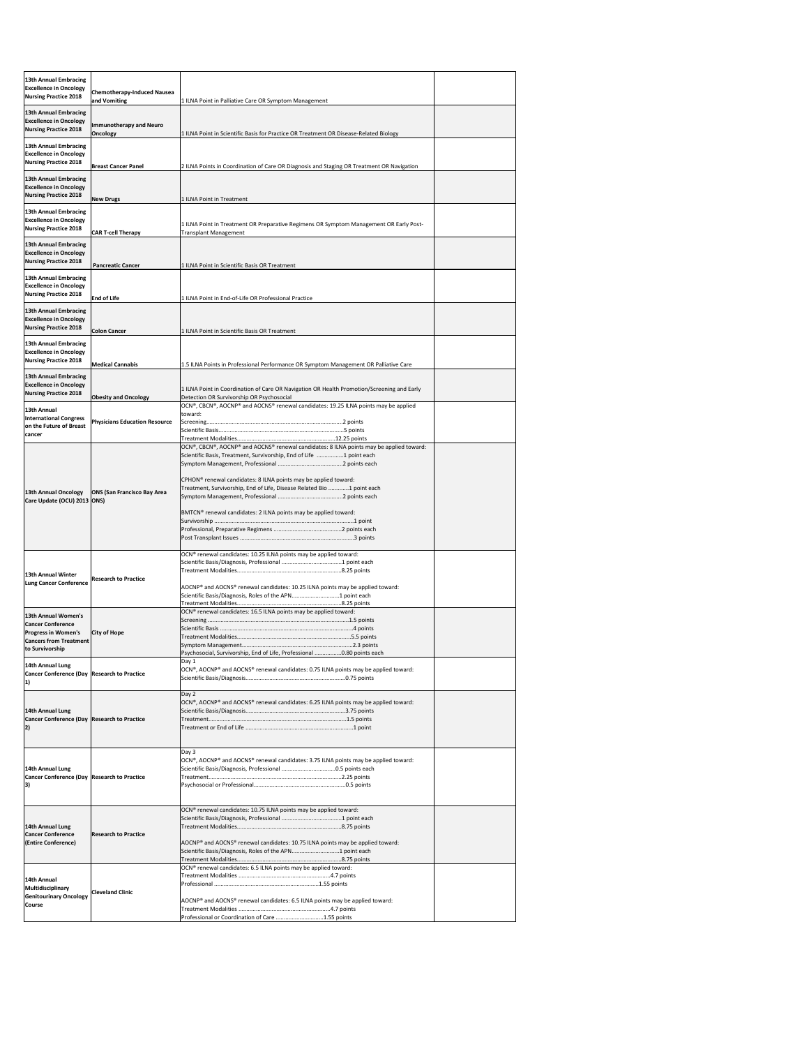| | | | |
|---|---|---|---|
| **13th Annual Embracing Excellence in Oncology Nursing Practice 2018** | **Chemotherapy-Induced Nausea and Vomiting** | 1 ILNA Point in Palliative Care OR Symptom Management | |
| **13th Annual Embracing Excellence in Oncology Nursing Practice 2018** | **Immunotherapy and Neuro Oncology** | 1 ILNA Point in Scientific Basis for Practice OR Treatment OR Disease-Related Biology | |
| **13th Annual Embracing Excellence in Oncology Nursing Practice 2018** | **Breast Cancer Panel** | 2 ILNA Points in Coordination of Care OR Diagnosis and Staging OR Treatment OR Navigation | |
| **13th Annual Embracing Excellence in Oncology Nursing Practice 2018** | **New Drugs** | 1 ILNA Point in Treatment | |
| **13th Annual Embracing Excellence in Oncology Nursing Practice 2018** | **CAR T-cell Therapy** | 1 ILNA Point in Treatment OR Preparative Regimens OR Symptom Management OR Early Post-Transplant Management | |
| **13th Annual Embracing Excellence in Oncology Nursing Practice 2018** | **Pancreatic Cancer** | 1 ILNA Point in Scientific Basis OR Treatment | |
| **13th Annual Embracing Excellence in Oncology Nursing Practice 2018** | **End of Life** | 1 ILNA Point in End-of-Life OR Professional Practice | |
| **13th Annual Embracing Excellence in Oncology Nursing Practice 2018** | **Colon Cancer** | 1 ILNA Point in Scientific Basis OR Treatment | |
| **13th Annual Embracing Excellence in Oncology Nursing Practice 2018** | **Medical Cannabis** | 1.5 ILNA Points in Professional Performance OR Symptom Management OR Palliative Care | |
| **13th Annual Embracing Excellence in Oncology Nursing Practice 2018** | **Obesity and Oncology** | 1 ILNA Point in Coordination of Care OR Navigation OR Health Promotion/Screening and Early Detection OR Survivorship OR Psychosocial | |
| **13th Annual International Congress on the Future of Breast cancer** | **Physicians Education Resource** | OCN®, CBCN®, AOCNP® and AOCNS® renewal candidates: 19.25 ILNA points may be applied toward:<br>Screening......2 points<br>Scientific Basis......5 points<br>Treatment Modalities......12.25 points | |
| **13th Annual Oncology Care Update (OCU) 2013** | **ONS (San Francisco Bay Area ONS)** | OCN®, CBCN®, AOCNP® and AOCNS® renewal candidates: 8 ILNA points may be applied toward:<br>Scientific Basis, Treatment, Survivorship, End of Life ......1 point each<br>Symptom Management, Professional ......2 points each<br><br>CPHON® renewal candidates: 8 ILNA points may be applied toward:<br>Treatment, Survivorship, End of Life, Disease Related Bio ......1 point each<br>Symptom Management, Professional ......2 points each<br><br>BMTCN® renewal candidates: 2 ILNA points may be applied toward:<br>Survivorship ......1 point<br>Professional, Preparative Regimens ......2 points each<br>Post Transplant Issues ......3 points | |
| **13th Annual Winter Lung Cancer Conference** | **Research to Practice** | OCN® renewal candidates: 10.25 ILNA points may be applied toward:<br>Scientific Basis/Diagnosis, Professional ......1 point each<br>Treatment Modalities......8.25 points<br><br>AOCNP® and AOCNS® renewal candidates: 10.25 ILNA points may be applied toward:<br>Scientific Basis/Diagnosis, Roles of the APN......1 point each<br>Treatment Modalities......8.25 points | |
| **13th Annual Women's Cancer Conference Progress in Women's Cancers from Treatment to Survivorship** | **City of Hope** | OCN® renewal candidates: 16.5 ILNA points may be applied toward:<br>Screening ......1.5 points<br>Scientific Basis ......4 points<br>Treatment Modalities......5.5 points<br>Symptom Management......2.3 points<br>Psychosocial, Survivorship, End of Life, Professional ......0.80 points each | |
| **14th Annual Lung Cancer Conference (Day 1)** | **Research to Practice** | Day 1<br>OCN®, AOCNP® and AOCNS® renewal candidates: 0.75 ILNA points may be applied toward:<br>Scientific Basis/Diagnosis......0.75 points | |
| **14th Annual Lung Cancer Conference (Day 2)** | **Research to Practice** | Day 2<br>OCN®, AOCNP® and AOCNS® renewal candidates: 6.25 ILNA points may be applied toward:<br>Scientific Basis/Diagnosis......3.75 points<br>Treatment......1.5 points<br>Treatment or End of Life ......1 point | |
| **14th Annual Lung Cancer Conference (Day 3)** | **Research to Practice** | Day 3<br>OCN®, AOCNP® and AOCNS® renewal candidates: 3.75 ILNA points may be applied toward:<br>Scientific Basis/Diagnosis, Professional ......0.5 points each<br>Treatment......2.25 points<br>Psychosocial or Professional......0.5 points | |
| **14th Annual Lung Cancer Conference (Entire Conference)** | **Research to Practice** | OCN® renewal candidates: 10.75 ILNA points may be applied toward:<br>Scientific Basis/Diagnosis, Professional ......1 point each<br>Treatment Modalities......8.75 points<br><br>AOCNP® and AOCNS® renewal candidates: 10.75 ILNA points may be applied toward:<br>Scientific Basis/Diagnosis, Roles of the APN......1 point each<br>Treatment Modalities......8.75 points | |
| **14th Annual Multidisciplinary Genitourinary Oncology Course** | **Cleveland Clinic** | OCN® renewal candidates: 6.5 ILNA points may be applied toward:<br>Treatment Modalities ......4.7 points<br>Professional ......1.55 points<br><br>AOCNP® and AOCNS® renewal candidates: 6.5 ILNA points may be applied toward:<br>Treatment Modalities ......4.7 points<br>Professional or Coordination of Care ......1.55 points | |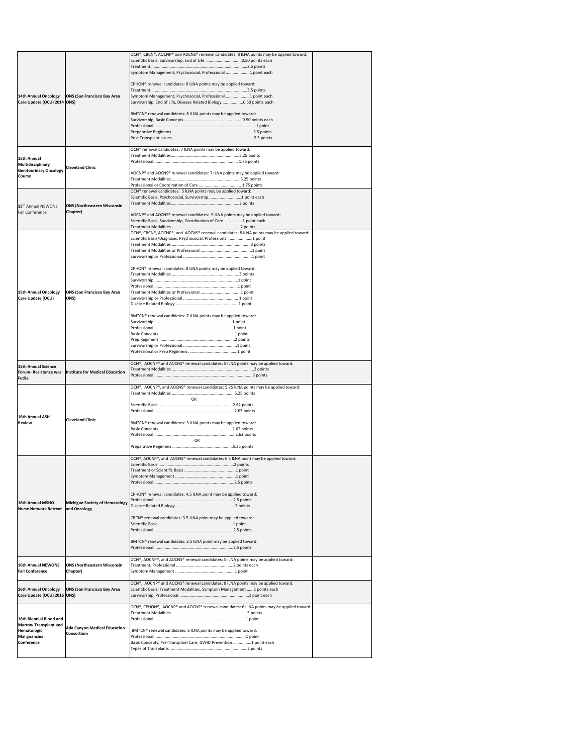| | | | |
|---|---|---|---|
| **14th Annual Oncology Care Update (OCU) 2014** | **ONS (San Francisco Bay Area ONS)** | OCN®, CBCN®, AOCNP® and AOCNS® renewal candidates: 8 ILNA points may be applied toward:<br>Scientific Basis, Survivorship, End of Life ...............................0.50 points each<br>Treatment.....................................................................................3.5 points<br>Symptom Management, Psychosocial, Professional ....................1 point each<br><br>CPHON® renewal candidates: 8 ILNA points may be applied toward:<br>Treatment.....................................................................................3.5 points<br>Symptom Management, Psychosocial, Professional ....................1 point each<br>Survivorship, End of Life, Disease Related Biology..................0.50 points each<br><br>BMTCN® renewal candidates: 8 ILNA points may be applied toward:<br>Survivorship, Basic Concepts ....................................................0.50 points each<br>Professional ....................................................................................1 point<br>Preparative Regimens .......................................................................3.5 points<br>Post Transplant Issues .......................................................................2.5 points | |
| **15th Annual Multidisciplinary Genitourinary Oncology Course** | **Cleveland Clinic** | OCN® renewal candidates: 7 ILNA points may be applied toward:<br>Treatment Modalities..............................................................5.25 points<br>Professional............................................................................ 1.75 points<br><br>AOCNP® and AOCNS® renewal candidates: 7 ILNA points may be applied toward:<br>Treatment Modalities..............................................................5.25 points<br>Professional or Coordination of Care ..................................... 1.75 points | |
| **15th Annual NEWONS Fall Conference** | **ONS (Northeastern Wisconsin Chapter)** | OCN® renewal candidates: 5 ILNA points may be applied toward:<br>Scientific Basis, Psychosocial, Survivorship.............................1 point each<br>Treatment Modalities.............................................................2 points<br><br>AOCNP® and AOCNS® renewal candidates: 5 ILNA points may be applied toward:<br>Scientific Basis, Survivorship, Coordination of Care.................1 point each<br>Treatment Modalities.............................................................2 points | |
| **15th Annual Oncology Care Update (OCU)** | **ONS (San Francisco Bay Area ONS)** | OCN®, CBCN®, AOCNP®, and AOCNS® renewal candidates: 8 ILNA points may be applied toward:<br>Scientific Basis/Diagnosis, Psychosocial, Professional ....................1 point<br>Treatment Modalities .............................................................3 points<br>Treatment Modalities or Professional ............................................1 point<br>Survivorship or Professional ............................................................1 point<br><br>CPHON® renewal candidates: 8 ILNA points may be applied toward:<br>Treatment Modalities ...........................................................3 points<br>Survivorship.............................................................................1 point<br>Professional ............................................................................1 point<br>Treatment Modalities or Professional ...................................1 point<br>Survivorship or Professional ................................................ 1 point<br>Disease Related Biology .......................................................1 point<br><br>BMTCN® renewal candidates: 7 ILNA points may be applied toward:<br>Survivorship.....................................................................1 point<br>Professional .....................................................................1 point<br>Basic Concepts .................................................................1 point<br>Prep Regimens .................................................................2 points<br>Survivorship or Professional ...............................................1 point<br>Professional or Prep Regimens ...........................................1 point | |
| **15th Annual Science Forum- Resistance was Futile** | **Institute for Medical Education** | OCN®, AOCNP® and AOCNS® renewal candidates: 5 ILNA points may be applied toward:<br>Treatment Modalities ..........................................................................2 points<br>Professional ........................................................................................3 points | |
| **16th Annual ASH Review** | **Cleveland Clinic** | OCN®, AOCNP®, and AOCNS® renewal candidates: 5.25 ILNA points may be applied toward:<br>Treatment Modalities ........................................................ 5.25 points<br>OR<br>Scientific Basis ...................................................................2.62 points<br>Professional.........................................................................2.63 points<br><br>BMTCN® renewal candidates: 3 ILNA points may be applied toward:<br>Basic Concepts ...................................................................2.62 points<br>Professional .......................................................................2.63 points<br>OR<br>Preparative Regimens .......................................................5.25 points | |
| **16th Annual MSHO Nurse Network Retreat** | **Michigan Society of Hematology and Oncology** | OCN®, AOCNP®, and AOCNS® renewal candidates: 6.5 ILNA point may be applied toward:<br>Scientific Basis .....................................................................2 points<br>Treatment or Scientific Basis ..............................................1 point<br>Symptom Management .......................................................1 point<br>Professional ..........................................................................2.5 points<br><br>CPHON® renewal candidates: 4.5 ILNA point may be applied toward:<br>Professional.........................................................................2.5 points<br>Disease Related Biology .......................................................2 points<br><br>CBCN® renewal candidates: 3.5 ILNA point may be applied toward:<br>Scientific Basis ...................................................................1 point<br>Professional.........................................................................2.5 points<br><br>BMTCN® renewal candidates: 2.5 ILNA point may be applied toward:<br>Professional.........................................................................2.5 points | |
| **16th Annual NEWONS Fall Conference** | **ONS (Northeastern Wisconsin Chapter)** | OCN®, AOCNP®, and AOCNS® renewal candidates: 5 ILNA points may be applied toward:<br>Treatment, Professional ...................................................2 points each<br>Symptom Management .....................................................1 point | |
| **16th Annual Oncology Care Update (OCU) 2016** | **ONS (San Francisco Bay Area ONS)** | OCN®, AOCNP® and AOCNS® renewal candidates: 8 ILNA points may be applied toward:<br>Scientific Basis, Treatment Modalities, Symptom Management ......2 points each<br>Survivorship, Professional ..............................................................1 point each | |
| **16th Biennial Blood and Marrow Transplant and Hematologic Malignancies Conference** | **Ada Canyon Medical Education Consortium** | OCN®, CPHON®, AOCNP® and AOCNS® renewal candidates: 6 ILNA points may be applied toward:<br>Treatment Modalities.....................................................................5 points<br>Professional ....................................................................................1 point<br><br>BMTCN® renewal candidates: 6 ILNA points may be applied toward:<br>Professional...................................................................................1 point<br>Basic Concepts, Pre-Transplant Care, GVHD Prevention ................1 point each<br>Types of Transplants ....................................................................2 points | |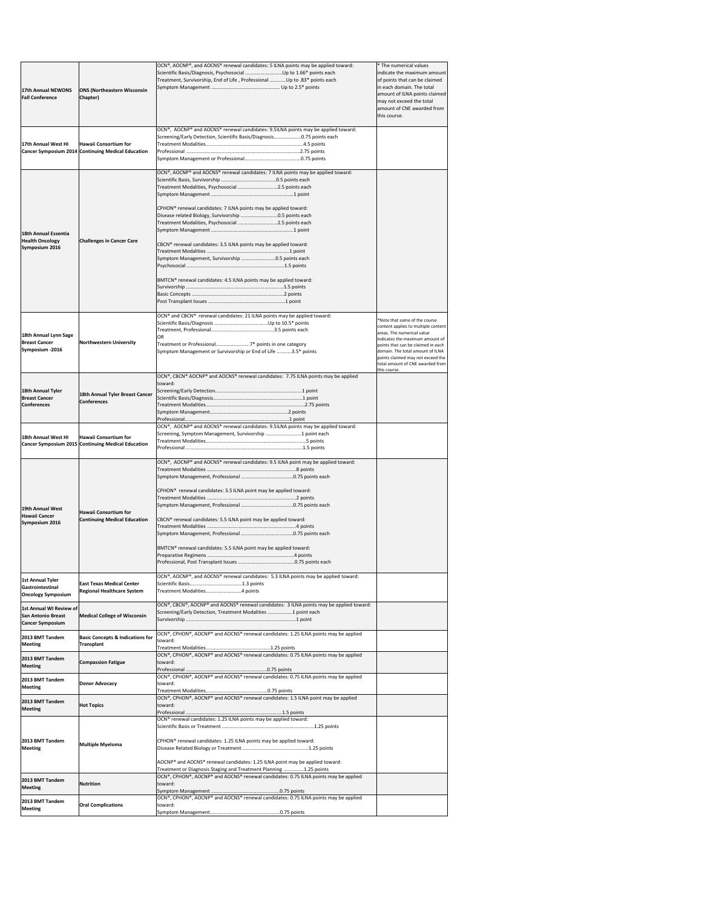| | | | |
|---|---|---|---|
| 17th Annual NEWONS Fall Conference | ONS (Northeastern Wisconsin Chapter) | OCN®, AOCNP®, and AOCNS® renewal candidates: 5 ILNA points may be applied toward:<br>Scientific Basis/Diagnosis, Psychosocial ..........................Up to 1.66* points each<br>Treatment, Survivorship, End of Life , Professional ............Up to .83* points each<br>Symptom Management .................................................. Up to 2.5* points | * The numerical values indicate the maximum amount of points that can be claimed in each domain. The total amount of ILNA points claimed may not exceed the total amount of CNE awarded from this course. |
| 17th Annual West HI Cancer Symposium 2014 | Hawaii Consortium for Continuing Medical Education | OCN®, AOCNP® and AOCNS® renewal candidates: 9.5ILNA points may be applied toward:<br>Screening/Early Detection, Scientific Basis/Diagnosis...................0.75 points each<br>Treatment Modalities.........................................................................4.5 points<br>Professional ........................................................................................2.75 points<br>Symptom Management or Professional.........................................0.75 points | |
| 18th Annual Essentia Health Oncology Symposium 2016 | Challenges in Cancer Care | OCN®, AOCNP® and AOCNS® renewal candidates: 7 ILNA points may be applied toward:<br>Scientific Basis, Survivorship .........................................0.5 points each<br>Treatment Modalities, Psychosocial .............................2.5 points each<br>Symptom Management ............................................................1 point<br><br>CPHON® renewal candidates: 7 ILNA points may be applied toward:<br>Disease related Biology, Survivorship ...........................0.5 points each<br>Treatment Modalities, Psychosocial .............................2.5 points each<br>Symptom Management ............................................................1 point<br><br>CBCN® renewal candidates: 3.5 ILNA points may be applied toward:<br>Treatment Modalities ............................................................1 point<br>Symptom Management, Survivorship .........................0.5 points each<br>Psychosocial ........................................................................1.5 points<br><br>BMTCN® renewal candidates: 4.5 ILNA points may be applied toward:<br>Survivorship .......................................................................1.5 points<br>Basic Concepts ....................................................................2 points<br>Post Transplant Issues ........................................................1 point | |
| 18th Annual Lynn Sage Breast Cancer Symposium -2016 | Northwestern University | OCN® and CBCN® renewal candidates: 21 ILNA points may be applied toward:<br>Scientific Basis/Diagnosis .......................................Up to 10.5* points<br>Treatment, Professional..............................................3.5 points each<br>OR<br>Treatment or Professional........................ 7* points in one category<br>Symptom Management or Survivorship or End of Life ...........3.5* points | *Note that some of the course content applies to multiple content areas. The numerical value indicates the maximum amount of points that can be claimed in each domain. The total amount of ILNA points claimed may not exceed the total amount of CNE awarded from this course. |
| 18th Annual Tyler Breast Cancer Conferences | 18th Annual Tyler Breast Cancer Conferences | OCN®, CBCN® AOCNP® and AOCNS® renewal candidates: 7.75 ILNA points may be applied toward:<br>Screening/Early Detection..................................................................1 point<br>Scientific Basis/Diagnosis...................................................................1 point<br>Treatment Modalities.........................................................................2.75 points<br>Symptom Management...........................................................2 points<br>Professional..........................................................................1 point | |
| 18th Annual West HI Cancer Symposium 2015 | Hawaii Consortium for Continuing Medical Education | OCN®, AOCNP® and AOCNS® renewal candidates: 9.5ILNA points may be applied toward:<br>Screening, Symptom Management, Survivorship ..........................1 point each<br>Treatment Modalities..............................................................................5 points<br>Professional ..........................................................................................1.5 points | |
| 19th Annual West Hawaii Cancer Symposium 2016 | Hawaii Consortium for Continuing Medical Education | OCN®, AOCNP® and AOCNS® renewal candidates: 9.5 ILNA point may be applied toward:<br>Treatment Modalities .................................................................8 points<br>Symptom Management, Professional .......................................0.75 points each<br><br>CPHON® renewal candidates: 3.5 ILNA point may be applied toward:<br>Treatment Modalities ...............................................................2 points<br>Symptom Management, Professional .......................................0.75 points each<br><br>CBCN® renewal candidates: 5.5 ILNA point may be applied toward:<br>Treatment Modalities ...............................................................4 points<br>Symptom Management, Professional .......................................0.75 points each<br><br>BMTCN® renewal candidates: 5.5 ILNA point may be applied toward:<br>Preparative Regimens ...............................................................4 points<br>Professional, Post Transplant Issues ..........................................0.75 points each | |
| 1st Annual Tyler Gastrointestinal Oncology Symposium | East Texas Medical Center Regional Healthcare System | OCN®, AOCNP®, and AOCNS® renewal candidates: 5.3 ILNA points may be applied toward:<br>Scientific Basis......................................1.3 points<br>Treatment Modalities..........................4 points | |
| 1st Annual WI Review of San Antonio Breast Cancer Symposium | Medical College of Wisconsin | OCN®, CBCN®, AOCNP® and AOCNS® renewal candidates: 3 ILNA points may be applied toward:<br>Screening/Early Detection, Treatment Modalities .................1 point each<br>Survivorship ..........................................................................................1 point | |
| 2013 BMT Tandem Meeting | Basic Concepts & Indications for Transplant | OCN®, CPHON®, AOCNP® and AOCNS® renewal candidates: 1.25 ILNA points may be applied toward:<br>Treatment Modalities................................................1.25 points | |
| 2013 BMT Tandem Meeting | Compassion Fatigue | OCN®, CPHON®, AOCNP® and AOCNS® renewal candidates: 0.75 ILNA points may be applied toward:<br>Professional ............................................................0.75 points | |
| 2013 BMT Tandem Meeting | Donor Advocacy | OCN®, CPHON®, AOCNP® and AOCNS® renewal candidates: 0.75 ILNA points may be applied toward:<br>Treatment Modalities.............................................0.75 points | |
| 2013 BMT Tandem Meeting | Hot Topics | OCN®, CPHON®, AOCNP® and AOCNS® renewal candidates: 1.5 ILNA point may be applied toward:<br>Professional ..........................................................................1.5 points | |
| 2013 BMT Tandem Meeting | Multiple Myeloma | OCN® renewal candidates: 1.25 ILNA points may be applied toward:<br>Scientific Basis or Treatment ..................................................................1.25 points<br><br>CPHON® renewal candidates: 1.25 ILNA points may be applied toward:<br>Disease Related Biology or Treatment ................................................1.25 points<br><br>AOCNP® and AOCNS® renewal candidates: 1.25 ILNA point may be applied toward:<br>Treatment or Diagnosis Staging and Treatment Planning ...............1.25 points | |
| 2013 BMT Tandem Meeting | Nutrition | OCN®, CPHON®, AOCNP® and AOCNS® renewal candidates: 0.75 ILNA points may be applied toward:<br>Symptom Management .................................................0.75 points | |
| 2013 BMT Tandem Meeting | Oral Complications | OCN®, CPHON®, AOCNP® and AOCNS® renewal candidates: 0.75 ILNA points may be applied toward:<br>Symptom Management..................................................0.75 points | |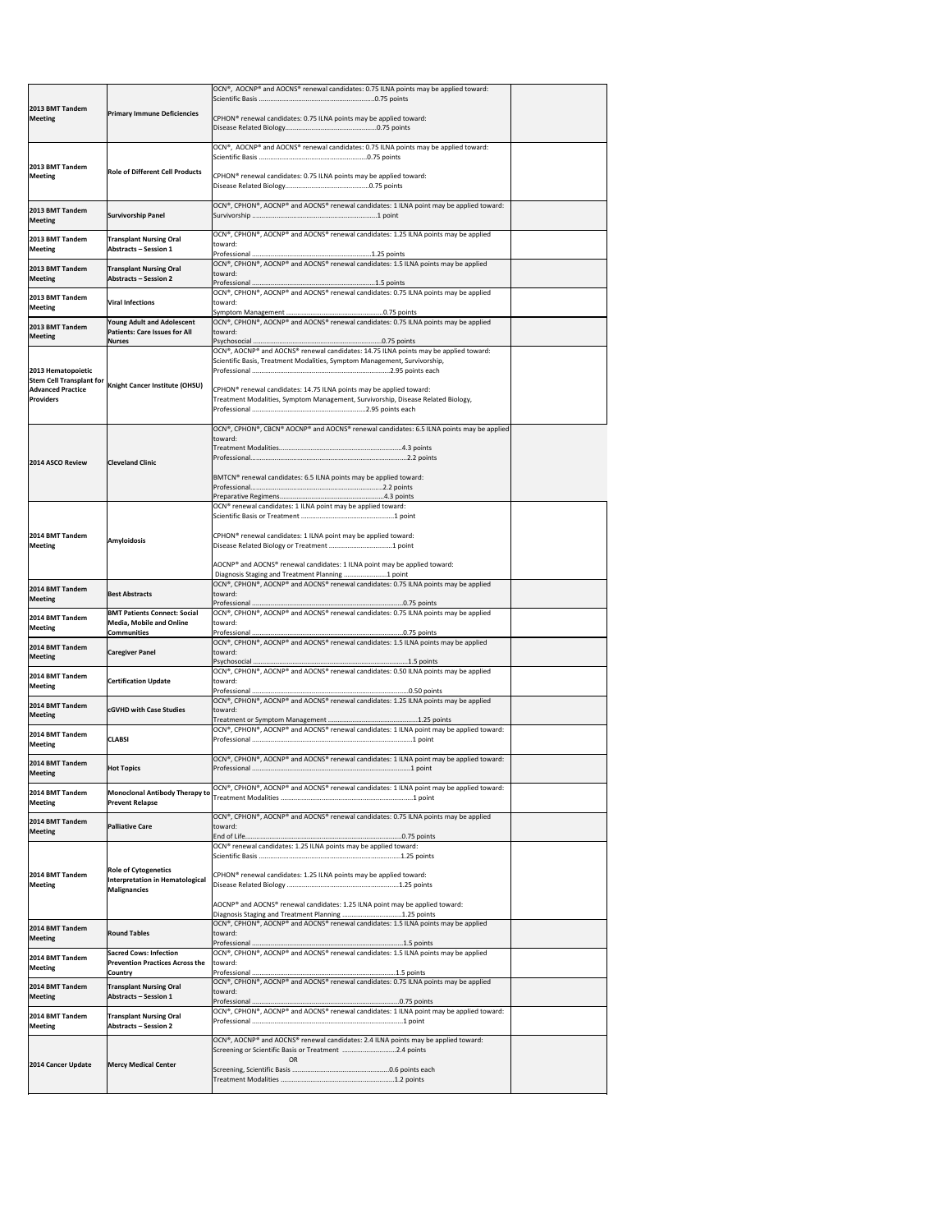| | | | |
|---|---|---|---|
| 2013 BMT Tandem Meeting | Primary Immune Deficiencies | OCN®, AOCNP® and AOCNS® renewal candidates: 0.75 ILNA points may be applied toward:<br>Scientific Basis ..........................................................0.75 points<br><br>CPHON® renewal candidates: 0.75 ILNA points may be applied toward:<br>Disease Related Biology..................................................0.75 points | |
| 2013 BMT Tandem Meeting | Role of Different Cell Products | OCN®, AOCNP® and AOCNS® renewal candidates: 0.75 ILNA points may be applied toward:<br>Scientific Basis ..........................................................0.75 points<br><br>CPHON® renewal candidates: 0.75 ILNA points may be applied toward:<br>Disease Related Biology..............................................0.75 points | |
| 2013 BMT Tandem Meeting | Survivorship Panel | OCN®, CPHON®, AOCNP® and AOCNS® renewal candidates: 1 ILNA point may be applied toward:<br>Survivorship ..................................................................1 point | |
| 2013 BMT Tandem Meeting | Transplant Nursing Oral Abstracts – Session 1 | OCN®, CPHON®, AOCNP® and AOCNS® renewal candidates: 1.25 ILNA points may be applied toward:<br>Professional ...................................................................1.25 points | |
| 2013 BMT Tandem Meeting | Transplant Nursing Oral Abstracts – Session 2 | OCN®, CPHON®, AOCNP® and AOCNS® renewal candidates: 1.5 ILNA points may be applied toward:<br>Professional .....................................................................1.5 points | |
| 2013 BMT Tandem Meeting | Viral Infections | OCN®, CPHON®, AOCNP® and AOCNS® renewal candidates: 0.75 ILNA points may be applied toward:<br>Symptom Management ......................................................0.75 points | |
| 2013 BMT Tandem Meeting | Young Adult and Adolescent Patients: Care Issues for All Nurses | OCN®, CPHON®, AOCNP® and AOCNS® renewal candidates: 0.75 ILNA points may be applied toward:<br>Psychosocial ......................................................................0.75 points | |
| 2013 Hematopoietic Stem Cell Transplant for Advanced Practice Providers | Knight Cancer Institute (OHSU) | OCN®, AOCNP® and AOCNS® renewal candidates: 14.75 ILNA points may be applied toward:<br>Scientific Basis, Treatment Modalities, Symptom Management, Survivorship,<br>Professional ..................................................................2.95 points each<br><br>CPHON® renewal candidates: 14.75 ILNA points may be applied toward:<br>Treatment Modalities, Symptom Management, Survivorship, Disease Related Biology,<br>Professional ...............................................................2.95 points each | |
| 2014 ASCO Review | Cleveland Clinic | OCN®, CPHON®, CBCN® AOCNP® and AOCNS® renewal candidates: 6.5 ILNA points may be applied toward:<br>Treatment Modalities.....................................................................4.3 points<br>Professional.......................................................................................2.2 points<br><br>BMTCN® renewal candidates: 6.5 ILNA points may be applied toward:<br>Professional......................................................................2.2 points<br>Preparative Regimens........................................................4.3 points | |
| 2014 BMT Tandem Meeting | Amyloidosis | OCN® renewal candidates: 1 ILNA point may be applied toward:<br>Scientific Basis or Treatment ....................................................1 point<br><br>CPHON® renewal candidates: 1 ILNA point may be applied toward:<br>Disease Related Biology or Treatment ...................................1 point<br><br>AOCNP® and AOCNS® renewal candidates: 1 ILNA point may be applied toward:<br>Diagnosis Staging and Treatment Planning ........................1 point | |
| 2014 BMT Tandem Meeting | Best Abstracts | OCN®, CPHON®, AOCNP® and AOCNS® renewal candidates: 0.75 ILNA points may be applied toward:<br>Professional ...................................................................................0.75 points | |
| 2014 BMT Tandem Meeting | BMT Patients Connect: Social Media, Mobile and Online Communities | OCN®, CPHON®, AOCNP® and AOCNS® renewal candidates: 0.75 ILNA points may be applied toward:<br>Professional ...................................................................................0.75 points | |
| 2014 BMT Tandem Meeting | Caregiver Panel | OCN®, CPHON®, AOCNP® and AOCNS® renewal candidates: 1.5 ILNA points may be applied toward:<br>Psychosocial ...................................................................................1.5 points | |
| 2014 BMT Tandem Meeting | Certification Update | OCN®, CPHON®, AOCNP® and AOCNS® renewal candidates: 0.50 ILNA points may be applied toward:<br>Professional ...................................................................................0.50 points | |
| 2014 BMT Tandem Meeting | cGVHD with Case Studies | OCN®, CPHON®, AOCNP® and AOCNS® renewal candidates: 1.25 ILNA points may be applied toward:<br>Treatment or Symptom Management ..................................................1.25 points | |
| 2014 BMT Tandem Meeting | CLABSI | OCN®, CPHON®, AOCNP® and AOCNS® renewal candidates: 1 ILNA point may be applied toward:<br>Professional ...................................................................................1 point | |
| 2014 BMT Tandem Meeting | Hot Topics | OCN®, CPHON®, AOCNP® and AOCNS® renewal candidates: 1 ILNA point may be applied toward:<br>Professional ...................................................................................1 point | |
| 2014 BMT Tandem Meeting | Monoclonal Antibody Therapy to Prevent Relapse | OCN®, CPHON®, AOCNP® and AOCNS® renewal candidates: 1 ILNA point may be applied toward:<br>Treatment Modalities .........................................................................1 point | |
| 2014 BMT Tandem Meeting | Palliative Care | OCN®, CPHON®, AOCNP® and AOCNS® renewal candidates: 0.75 ILNA points may be applied toward:<br>End of Life.......................................................................................0.75 points | |
| 2014 BMT Tandem Meeting | Role of Cytogenetics Interpretation in Hematological Malignancies | OCN® renewal candidates: 1.25 ILNA points may be applied toward:<br>Scientific Basis ...............................................................1.25 points<br><br>CPHON® renewal candidates: 1.25 ILNA points may be applied toward:<br>Disease Related Biology ...............................................................1.25 points<br><br>AOCNP® and AOCNS® renewal candidates: 1.25 ILNA point may be applied toward:<br>Diagnosis Staging and Treatment Planning ................................1.25 points | |
| 2014 BMT Tandem Meeting | Round Tables | OCN®, CPHON®, AOCNP® and AOCNS® renewal candidates: 1.5 ILNA points may be applied toward:<br>Professional ...................................................................................1.5 points | |
| 2014 BMT Tandem Meeting | Sacred Cows: Infection Prevention Practices Across the Country | OCN®, CPHON®, AOCNP® and AOCNS® renewal candidates: 1.5 ILNA points may be applied toward:<br>Professional ...................................................................................1.5 points | |
| 2014 BMT Tandem Meeting | Transplant Nursing Oral Abstracts – Session 1 | OCN®, CPHON®, AOCNP® and AOCNS® renewal candidates: 0.75 ILNA points may be applied toward:<br>Professional ...................................................................................0.75 points | |
| 2014 BMT Tandem Meeting | Transplant Nursing Oral Abstracts – Session 2 | OCN®, CPHON®, AOCNP® and AOCNS® renewal candidates: 1 ILNA point may be applied toward:<br>Professional ...................................................................................1 point | |
| 2014 Cancer Update | Mercy Medical Center | OCN®, AOCNP® and AOCNS® renewal candidates: 2.4 ILNA points may be applied toward:<br>Screening or Scientific Basis or Treatment ..............................2.4 points<br>OR<br>Screening, Scientific Basis .....................................................0.6 points each<br>Treatment Modalities ..............................................................1.2 points | |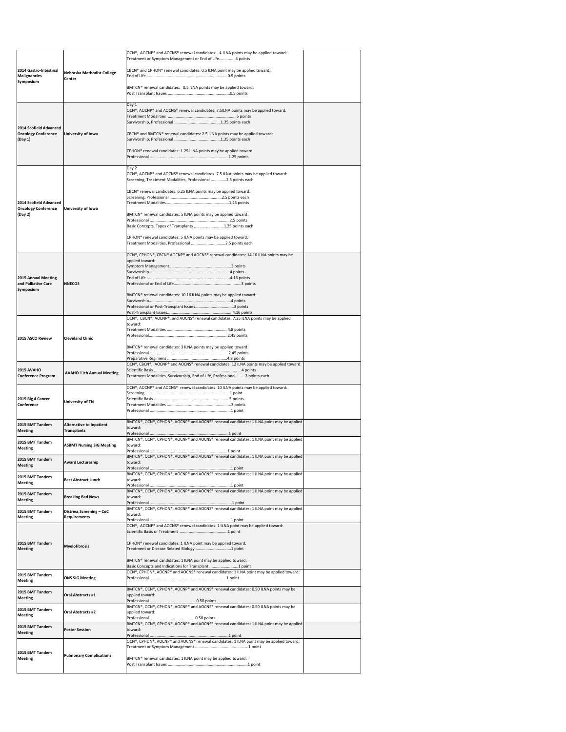| | | | |
|---|---|---|---|
| **2014 Gastro-Intestinal Malignancies Symposium** | **Nebraska Methodist College Center** | OCN®, AOCNP® and AOCNS® renewal candidates: 4 ILNA points may be applied toward:<br>Treatment or Symptom Management or End of Life...............4 points<br><br>CBCN® and CPHON® renewal candidates: 0.5 ILNA point may be applied toward:<br>End of Life ........................................................................0.5 points<br><br>BMTCN® renewal candidates: 0.5 ILNA points may be applied toward:<br>Post Transplant Issues .........................................................0.5 points | |
| **2014 Scofield Advanced Oncology Conference (Day 1)** | **University of Iowa** | Day 1<br>OCN®, AOCNP® and AOCNS® renewal candidates: 7.5ILNA points may be applied toward:<br>Treatment Modalities ..............................................................5 points<br>Survivorship, Professional ...........................................1.25 points each<br><br>CBCN® and BMTCN® renewal candidates: 2.5 ILNA points may be applied toward:<br>Survivorship, Professional ...........................................1.25 points each<br><br>CPHON® renewal candidates: 1.25 ILNA points may be applied toward:<br>Professional .........................................................................1.25 points | |
| **2014 Scofield Advanced Oncology Conference (Day 2)** | **University of Iowa** | Day 2<br>OCN®, AOCNP® and AOCNS® renewal candidates: 7.5 ILNA points may be applied toward:<br>Screening, Treatment Modalities, Professional ..............2.5 points each<br><br>CBCN® renewal candidates: 6.25 ILNA points may be applied toward:<br>Screening, Professional ..................................................2.5 points each<br>Treatment Modalities.........................................................1.25 points<br><br>BMTCN® renewal candidates: 5 ILNA points may be applied toward:<br>Professional .........................................................................2.5 points<br>Basic Concepts, Types of Transplants ...........................1.25 points each<br><br>CPHON® renewal candidates: 5 ILNA points may be applied toward:<br>Treatment Modalities, Professional ...............................2.5 points each | |
| **2015 Annual Meeting and Palliative Care Symposium** | **NNECOS** | OCN®, CPHON®, CBCN® AOCNP® and AOCNS® renewal candidates: 14.16 ILNA points may be applied toward:<br>Symptom Management..........................................................3 points<br>Survivorship...........................................................................4 points<br>End of Life...........................................................................4.16 points<br>Professional or End of Life...................................................3 points<br><br>BMTCN® renewal candidates: 10.16 ILNA points may be applied toward:<br>Survivorship...........................................................................4 points<br>Professional or Post-Transplant Issues.................................3 points<br>Post-Transplant Issues.........................................................4.16 points | |
| **2015 ASCO Review** | **Cleveland Clinic** | OCN®, CBCN®, AOCNP®, and AOCNS® renewal candidates: 7.25 ILNA points may be applied toward:<br>Treatment Modalities ........................................................ 4.8 points<br>Professional.........................................................................2.45 points<br><br>BMTCN® renewal candidates: 3 ILNA points may be applied toward:<br>Professional .........................................................................2.45 points<br>Preparative Regimens .......................................................4.8 points | |
| **2015 AVAHO Conference Program** | **AVAHO 11th Annual Meeting** | OCN®, CBCN®, AOCNP® and AOCNS® renewal candidates: 12 ILNA points may be applied toward:<br>Scientific Basis .........................................................................4 points<br>Treatment Modalities, Survivorship, End of Life, Professional ........2 points each | |
| **2015 Big 4 Cancer Conference** | **University of TN** | OCN®, AOCNP® and AOCNS® renewal candidates: 10 ILNA points may be applied toward:<br>Screening ...............................................................................1 point<br>Scientific Basis .........................................................................5 points<br>Treatment Modalities ...............................................................3 points<br>Professional ..............................................................................1 point | |
| **2015 BMT Tandem Meeting** | **Alternative to Inpatient Transplants** | BMTCN®, OCN®, CPHON®, AOCNP® and AOCNS® renewal candidates: 1 ILNA point may be applied toward:<br>Professional ..............................................................................1 point | |
| **2015 BMT Tandem Meeting** | **ASBMT Nursing SIG Meeting** | BMTCN®, OCN®, CPHON®, AOCNP® and AOCNS® renewal candidates: 1 ILNA point may be applied toward:<br>Professional ..............................................................................1 point | |
| **2015 BMT Tandem Meeting** | **Award Lectureship** | BMTCN®, OCN®, CPHON®, AOCNP® and AOCNS® renewal candidates: 1 ILNA point may be applied toward:<br>Professional ..............................................................................1 point | |
| **2015 BMT Tandem Meeting** | **Best Abstract Lunch** | BMTCN®, OCN®, CPHON®, AOCNP® and AOCNS® renewal candidates: 1 ILNA point may be applied toward:<br>Professional ..............................................................................1 point | |
| **2015 BMT Tandem Meeting** | **Breaking Bad News** | BMTCN®, OCN®, CPHON®, AOCNP® and AOCNS® renewal candidates: 1 ILNA point may be applied toward:<br>Professional ..............................................................................1 point | |
| **2015 BMT Tandem Meeting** | **Distress Screening – CoC Requirements** | BMTCN®, OCN®, CPHON®, AOCNP® and AOCNS® renewal candidates: 1 ILNA point may be applied toward:<br>Professional ..............................................................................1 point | |
| **2015 BMT Tandem Meeting** | **Myelofibrosis** | OCN®, AOCNP® and AOCNS® renewal candidates: 1 ILNA point may be applied toward:<br>Scientific Basis or Treatment ..............................................1 point<br><br>CPHON® renewal candidates: 1 ILNA point may be applied toward:<br>Treatment or Disease Related Biology ................................1 point<br><br>BMTCN® renewal candidates: 1 ILNA point may be applied toward:<br>Basic Concepts and Indications for Transplant ...........................1 point | |
| **2015 BMT Tandem Meeting** | **ONS SIG Meeting** | OCN®, CPHON®, AOCNP® and AOCNS® renewal candidates: 1 ILNA point may be applied toward:<br>Professional ..............................................................................1 point | |
| **2015 BMT Tandem Meeting** | **Oral Abstracts #1** | BMTCN®, OCN®, CPHON®, AOCNP® and AOCNS® renewal candidates: 0.50 ILNA points may be applied toward:<br>Professional ..........................................0.50 points | |
| **2015 BMT Tandem Meeting** | **Oral Abstracts #2** | BMTCN®, OCN®, CPHON®, AOCNP® and AOCNS® renewal candidates: 0.50 ILNA points may be applied toward:<br>Professional ..........................................0.50 points | |
| **2015 BMT Tandem Meeting** | **Poster Session** | BMTCN®, OCN®, CPHON®, AOCNP® and AOCNS® renewal candidates: 1 ILNA point may be applied toward:<br>Professional ..............................................................................1 point | |
| **2015 BMT Tandem Meeting** | **Pulmonary Complications** | OCN®, CPHON®, AOCNP® and AOCNS® renewal candidates: 1 ILNA point may be applied toward:<br>Treatment or Symptom Management ................................................1 point<br><br>BMTCN® renewal candidates: 1 ILNA point may be applied toward:<br>Post Transplant Issues ..........................................................................1 point | |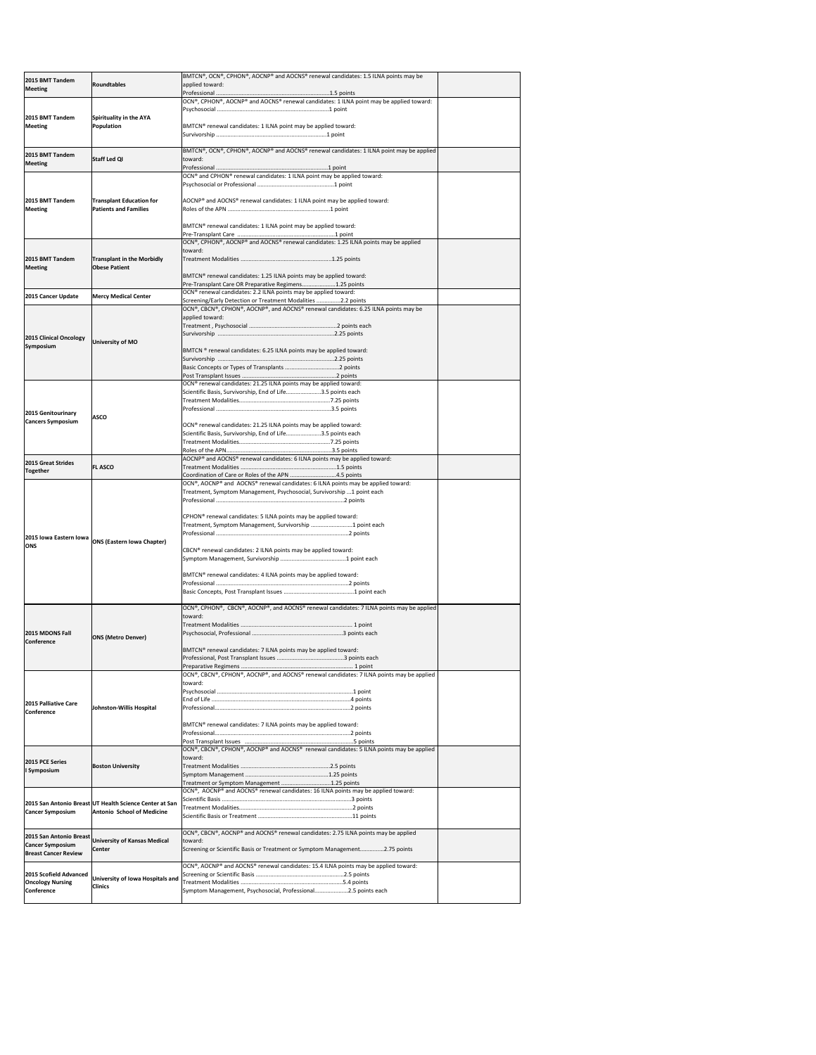| | | | |
|---|---|---|---|
| **2015 BMT Tandem Meeting** | **Roundtables** | BMTCN®, OCN®, CPHON®, AOCNP® and AOCNS® renewal candidates: 1.5 ILNA points may be applied toward:<br>Professional ...........................................................................1.5 points | |
| **2015 BMT Tandem Meeting** | **Spirituality in the AYA Population** | OCN®, CPHON®, AOCNP® and AOCNS® renewal candidates: 1 ILNA point may be applied toward:<br>Psychosocial .......................................................................1 point<br><br>BMTCN® renewal candidates: 1 ILNA point may be applied toward:<br>Survivorship .......................................................................1 point | |
| **2015 BMT Tandem Meeting** | **Staff Led QI** | BMTCN®, OCN®, CPHON®, AOCNP® and AOCNS® renewal candidates: 1 ILNA point may be applied toward:<br>Professional ...........................................................................1 point | |
| **2015 BMT Tandem Meeting** | **Transplant Education for Patients and Families** | OCN® and CPHON® renewal candidates: 1 ILNA point may be applied toward:<br>Psychosocial or Professional .................................................1 point<br><br>AOCNP® and AOCNS® renewal candidates: 1 ILNA point may be applied toward:<br>Roles of the APN .................................................................1 point<br><br>BMTCN® renewal candidates: 1 ILNA point may be applied toward:<br>Pre-Transplant Care ................................................................1 point | |
| **2015 BMT Tandem Meeting** | **Transplant in the Morbidly Obese Patient** | OCN®, CPHON®, AOCNP® and AOCNS® renewal candidates: 1.25 ILNA points may be applied toward:<br>Treatment Modalities ...........................................................1.25 points<br><br>BMTCN® renewal candidates: 1.25 ILNA points may be applied toward:<br>Pre-Transplant Care OR Preparative Regimens....................1.25 points | |
| **2015 Cancer Update** | **Mercy Medical Center** | OCN® renewal candidates: 2.2 ILNA points may be applied toward:<br>Screening/Early Detection or Treatment Modalities ................2.2 points | |
| **2015 Clinical Oncology Symposium** | **University of MO** | OCN®, CBCN®, CPHON®, AOCNP®, and AOCNS® renewal candidates: 6.25 ILNA points may be applied toward:<br>Treatment , Psychosocial ........................................................2 points each<br>Survivorship ..........................................................................2.25 points<br><br>BMTCN ® renewal candidates: 6.25 ILNA points may be applied toward:<br>Survivorship ..........................................................................2.25 points<br>Basic Concepts or Types of Transplants ...................................2 points<br>Post Transplant Issues ...........................................................2 points | |
| **2015 Genitourinary Cancers Symposium** | **ASCO** | OCN® renewal candidates: 21.25 ILNA points may be applied toward:<br>Scientific Basis, Survivorship, End of Life......................3.5 points each<br>Treatment Modalities.............................................................7.25 points<br>Professional ..........................................................................3.5 points<br><br>OCN® renewal candidates: 21.25 ILNA points may be applied toward:<br>Scientific Basis, Survivorship, End of Life......................3.5 points each<br>Treatment Modalities.............................................................7.25 points<br>Roles of the APN...................................................................3.5 points | |
| **2015 Great Strides Together** | **FL ASCO** | AOCNP® and AOCNS® renewal candidates: 6 ILNA points may be applied toward:<br>Treatment Modalities ............................................................1.5 points<br>Coordination of Care or Roles of the APN .............................4.5 points | |
| **2015 Iowa Eastern Iowa ONS** | **ONS (Eastern Iowa Chapter)** | OCN®, AOCNP® and AOCNS® renewal candidates: 6 ILNA points may be applied toward:<br>Treatment, Symptom Management, Psychosocial, Survivorship ....1 point each<br>Professional ..........................................................................2 points<br><br>CPHON® renewal candidates: 5 ILNA points may be applied toward:<br>Treatment, Symptom Management, Survivorship ..........................1 point each<br>Professional ..........................................................................2 points<br><br>CBCN® renewal candidates: 2 ILNA points may be applied toward:<br>Symptom Management, Survivorship ..........................................1 point each<br><br>BMTCN® renewal candidates: 4 ILNA points may be applied toward:<br>Professional ..........................................................................2 points<br>Basic Concepts, Post Transplant Issues ............................................1 point each | |
| **2015 MDONS Fall Conference** | **ONS (Metro Denver)** | OCN®, CPHON®, CBCN®, AOCNP®, and AOCNS® renewal candidates: 7 ILNA points may be applied toward:<br>Treatment Modalities ........................................................................ 1 point<br>Psychosocial, Professional ..........................................................3 points each<br><br>BMTCN® renewal candidates: 7 ILNA points may be applied toward:<br>Professional, Post Transplant Issues ......................................3 points each<br>Preparative Regimens ......................................................................... 1 point | |
| **2015 Palliative Care Conference** | **Johnston-Willis Hospital** | OCN®, CBCN®, CPHON®, AOCNP®, and AOCNS® renewal candidates: 7 ILNA points may be applied toward:<br>Psychosocial .........................................................................................1 point<br>End of Life .........................................................................................4 points<br>Professional.........................................................................................2 points<br><br>BMTCN® renewal candidates: 7 ILNA points may be applied toward:<br>Professional.........................................................................................2 points<br>Post Transplant Issues .......................................................................5 points | |
| **2015 PCE Series I Symposium** | **Boston University** | OCN®, CBCN®, CPHON®, AOCNP® and AOCNS® renewal candidates: 5 ILNA points may be applied toward:<br>Treatment Modalities .........................................................2.5 points<br>Symptom Management .......................................................1.25 points<br>Treatment or Symptom Management ...............................1.25 points | |
| **2015 San Antonio Breast Cancer Symposium** | **UT Health Science Center at San Antonio School of Medicine** | OCN®, AOCNP® and AOCNS® renewal candidates: 16 ILNA points may be applied toward:<br>Scientific Basis .............................................................................3 points<br>Treatment Modalities........................................................................2 points<br>Scientific Basis or Treatment ...........................................................11 points | |
| **2015 San Antonio Breast Cancer Symposium Breast Cancer Review** | **University of Kansas Medical Center** | OCN®, CBCN®, AOCNP® and AOCNS® renewal candidates: 2.75 ILNA points may be applied toward:<br>Screening or Scientific Basis or Treatment or Symptom Management...............2.75 points | |
| **2015 Scofield Advanced Oncology Nursing Conference** | **University of Iowa Hospitals and Clinics** | OCN®, AOCNP® and AOCNS® renewal candidates: 15.4 ILNA points may be applied toward:<br>Screening or Scientific Basis .......................................................2.5 points<br>Treatment Modalities .................................................................5.4 points<br>Symptom Management, Psychosocial, Professional.....................2.5 points each | |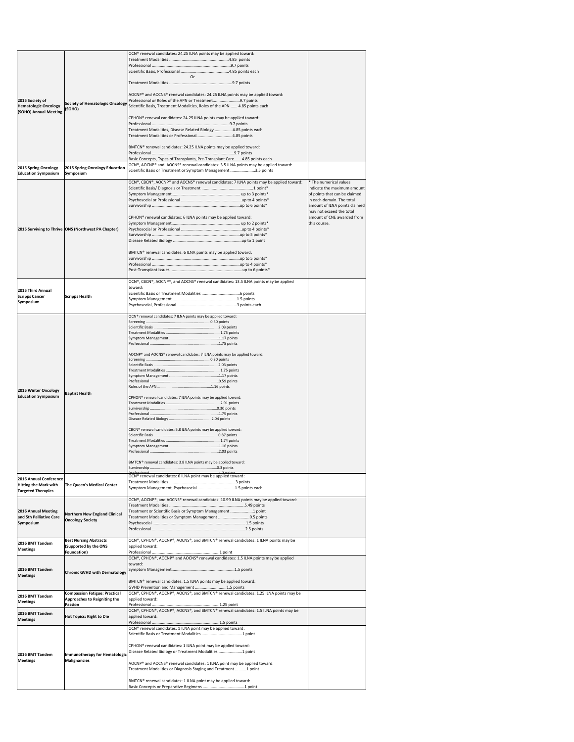| | | | |
|---|---|---|---|
| 2015 Society of Hematologic Oncology (SOHO) Annual Meeting | Society of Hematologic Oncology (SOHO) | OCN® renewal candidates: 24.25 ILNA points may be applied toward:<br>Treatment Modalities .....................................................4.85 points<br>Professional ......................................................................9.7 points<br>Scientific Basis, Professional ..........................................4.85 points each<br>Or<br>Treatment Modalities ........................................................9.7 points<br><br>AOCNP® and AOCNS® renewal candidates: 24.25 ILNA points may be applied toward:<br>Professional or Roles of the APN or Treatment.........................9.7 points<br>Scientific Basis, Treatment Modalities, Roles of the APN ...... 4.85 points each<br><br>CPHON® renewal candidates: 24.25 ILNA points may be applied toward:<br>Professional ......................................................................9.7 points<br>Treatment Modalities, Disease Related Biology ............... 4.85 points each<br>Treatment Modalities or Professional.................................4.85 points<br><br>BMTCN® renewal candidates: 24.25 ILNA points may be applied toward:<br>Professional ......................................................................9.7 points<br>Basic Concepts, Types of Transplants, Pre-Transplant Care....... 4.85 points each | |
| 2015 Spring Oncology Education Symposium | 2015 Spring Oncology Education Symposium | OCN®, AOCNP® and AOCNS® renewal candidates: 3.5 ILNA points may be applied toward:<br>Scientific Basis or Treatment or Symptom Management ......................3.5 points | |
| 2015 Surviving to Thrive | ONS (Northwest PA Chapter) | OCN®, CBCN®, AOCNP® and AOCNS® renewal candidates: 7 ILNA points may be applied toward:<br>Scientific Basis/ Diagnosis or Treatment ..............................................1 point*<br>Symptom Management............................................................ up to 3 points*<br>Psychosocial or Professional ....................................................up to 4 points*<br>Survivorship ..............................................................................up to 6 points*<br><br>CPHON® renewal candidates: 6 ILNA points may be applied toward:<br>Symptom Management............................................................ up to 2 points*<br>Psychosocial or Professional ....................................................up to 4 points*<br>Survivorship ..............................................................................up to 5 points*<br>Disease Related Biology ...........................................................up to 1 point<br><br>BMTCN® renewal candidates: 6 ILNA points may be applied toward:<br>Survivorship ..............................................................................up to 5 points*<br>Professional ..............................................................................up to 4 points*<br>Post-Transplant Issues ..............................................................up to 6 points* | * The numerical values indicate the maximum amount of points that can be claimed in each domain. The total amount of ILNA points claimed may not exceed the total amount of CNE awarded from this course. |
| 2015 Third Annual Scripps Cancer Symposium | Scripps Health | OCN®, CBCN®, AOCNP®, and AOCNS® renewal candidates: 13.5 ILNA points may be applied toward:<br>Scientific Basis or Treatment Modalities ...................................6 points<br>Symptom Management.........................................................1.5 points<br>Psychosocial, Professional......................................................3 points each | |
| 2015 Winter Oncology Education Symposium | Baptist Health | OCN® renewal candidates: 7 ILNA points may be applied toward:<br>Screening ........................................................... 0.30 points<br>Scientific Basis ....................................................2.03 points<br>Treatment Modalities .........................................1.75 points<br>Symptom Management .......................................1.17 points<br>Professional ........................................................1.75 points<br><br>AOCNP® and AOCNS® renewal candidates: 7 ILNA points may be applied toward:<br>Screening ........................................................... 0.30 points<br>Scientific Basis ....................................................2.03 points<br>Treatment Modalities .........................................1.75 points<br>Symptom Management .......................................1.17 points<br>Professional ........................................................0.59 points<br>Roles of the APN .................................................1.16 points<br><br>CPHON® renewal candidates: 7 ILNA points may be applied toward:<br>Treatment Modalities .........................................2.91 points<br>Survivorship ........................................................0.30 points<br>Professional ........................................................1.75 points<br>Disease Related Biology .....................................2.04 points<br><br>CBCN® renewal candidates: 5.8 ILNA points may be applied toward:<br>Scientific Basis ....................................................0.87 points<br>Treatment Modalities .........................................1.74 points<br>Symptom Management .......................................1.16 points<br>Professional ........................................................2.03 points<br><br>BMTCN® renewal candidates: 3.8 ILNA points may be applied toward:<br>Survivorship ........................................................0.3 points<br>Professional ........................................................1.7 points | |
| 2016 Annual Conference Hitting the Mark with Targeted Therapies | The Queen's Medical Center | OCN® renewal candidates: 6 ILNA point may be applied toward:<br>Treatment Modalities ...........................................................3 points<br>Symptom Management, Psychosocial ..................................1.5 points each | |
| 2016 Annual Meeting and 5th Palliative Care Symposium | Northern New England Clinical Oncology Society | OCN®, AOCNP®, and AOCNS® renewal candidates: 10.99 ILNA points may be applied toward:<br>Treatment Modalities ..........................................................5.49 points<br>Treatment or Scientific Basis or Symptom Management ..................1 point<br>Treatment Modalities or Symptom Management ............................0.5 points<br>Psychosocial ............................................................................ 1.5 points<br>Professional ...........................................................................2.5 points | |
| 2016 BMT Tandem Meetings | Best Nursing Abstracts (Supported by the ONS Foundation) | OCN®, CPHON®, AOCNP®, AOCNS®, and BMTCN® renewal candidates: 1 ILNA points may be applied toward:<br>Professional .............................................................1 point | |
| 2016 BMT Tandem Meetings | Chronic GVHD with Dermatology | OCN®, CPHON®, AOCNP® and AOCNS® renewal candidates: 1.5 ILNA points may be applied toward:<br>Symptom Management.........................................................1.5 points<br><br>BMTCN® renewal candidates: 1.5 ILNA points may be applied toward:<br>GVHD Prevention and Management ............................1.5 points | |
| 2016 BMT Tandem Meetings | Compassion Fatigue: Practical Approaches to Reigniting the Passion | OCN®, CPHON®, AOCNP®, AOCNS®, and BMTCN® renewal candidates: 1.25 ILNA points may be applied toward:<br>Professional .............................................................1.25 point | |
| 2016 BMT Tandem Meetings | Hot Topics: Right to Die | OCN®, CPHON®, AOCNP®, AOCNS®, and BMTCN® renewal candidates: 1.5 ILNA points may be applied toward:<br>Professional .............................................................1.5 points | |
| 2016 BMT Tandem Meetings | Immunotherapy for Hematologic Malignancies | OCN® renewal candidates: 1 ILNA point may be applied toward:<br>Scientific Basis or Treatment Modalities ....................................1 point<br><br>CPHON® renewal candidates: 1 ILNA point may be applied toward:<br>Disease Related Biology or Treatment Modalities .....................1 point<br><br>AOCNP® and AOCNS® renewal candidates: 1 ILNA point may be applied toward:<br>Treatment Modalities or Diagnosis Staging and Treatment ..........1 point<br><br>BMTCN® renewal candidates: 1 ILNA point may be applied toward:<br>Basic Concepts or Preparative Regimens .....................................1 point | |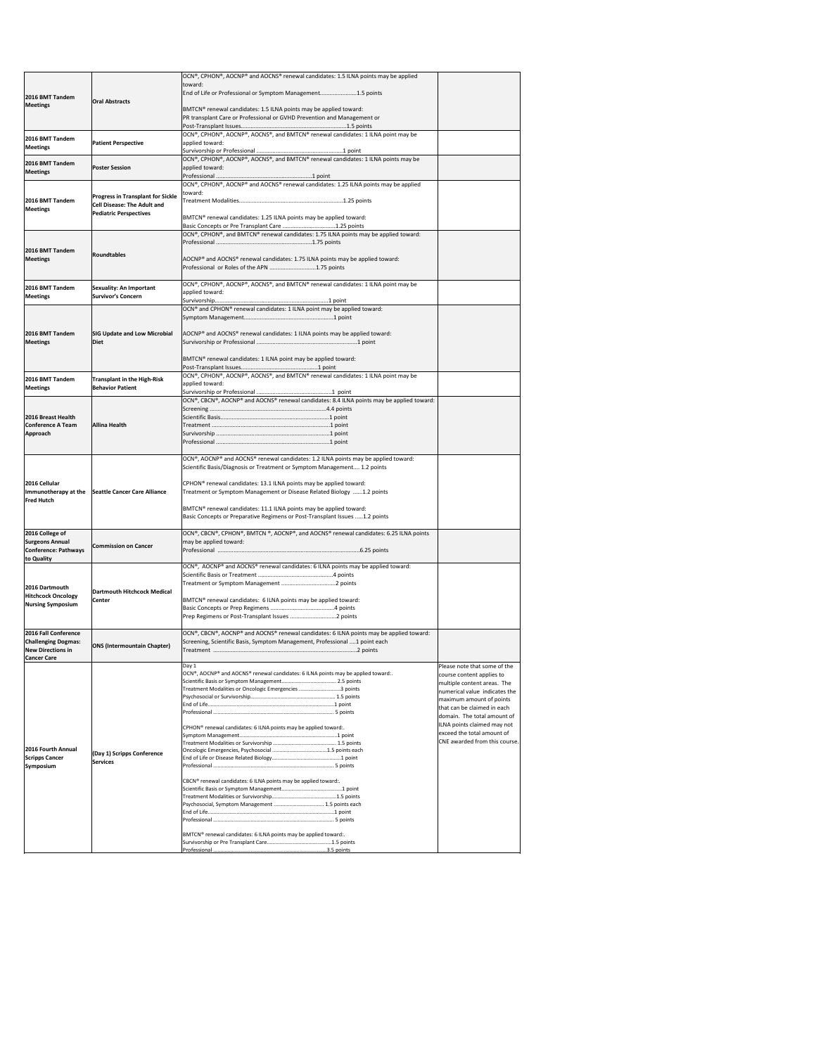| | | | |
|---|---|---|---|
| 2016 BMT Tandem Meetings | Oral Abstracts | OCN®, CPHON®, AOCNP® and AOCNS® renewal candidates: 1.5 ILNA points may be applied toward:<br>End of Life or Professional or Symptom Management.......................1.5 points<br><br>BMTCN® renewal candidates: 1.5 ILNA points may be applied toward:<br>PR transplant Care or Professional or GVHD Prevention and Management or Post-Transplant Issues.................................................................................1.5 points | |
| 2016 BMT Tandem Meetings | Patient Perspective | OCN®, CPHON®, AOCNP®, AOCNS®, and BMTCN® renewal candidates: 1 ILNA point may be applied toward:<br>Survivorship or Professional .......................................................1 point | |
| 2016 BMT Tandem Meetings | Poster Session | OCN®, CPHON®, AOCNP®, AOCNS®, and BMTCN® renewal candidates: 1 ILNA points may be applied toward:<br>Professional .............................................................1 point | |
| 2016 BMT Tandem Meetings | Progress in Transplant for Sickle Cell Disease: The Adult and Pediatric Perspectives | OCN®, CPHON®, AOCNP® and AOCNS® renewal candidates: 1.25 ILNA points may be applied toward:<br>Treatment Modalities..................................................................1.25 points<br><br>BMTCN® renewal candidates: 1.25 ILNA points may be applied toward:<br>Basic Concepts or Pre Transplant Care ..................................1.25 points | |
| 2016 BMT Tandem Meetings | Roundtables | OCN®, CPHON®, and BMTCN® renewal candidates: 1.75 ILNA points may be applied toward:<br>Professional ..............................................................1.75 points<br><br>AOCNP® and AOCNS® renewal candidates: 1.75 ILNA points may be applied toward:<br>Professional or Roles of the APN .............................1.75 points | |
| 2016 BMT Tandem Meetings | Sexuality: An Important Survivor's Concern | OCN®, CPHON®, AOCNP®, AOCNS®, and BMTCN® renewal candidates: 1 ILNA point may be applied toward:<br>Survivorship.......................................................................1 point | |
| 2016 BMT Tandem Meetings | SIG Update and Low Microbial Diet | OCN® and CPHON® renewal candidates: 1 ILNA point may be applied toward:<br>Symptom Management........................................................1 point<br><br>AOCNP® and AOCNS® renewal candidates: 1 ILNA points may be applied toward:<br>Survivorship or Professional ................................................................1 point<br><br>BMTCN® renewal candidates: 1 ILNA point may be applied toward:<br>Post-Transplant Issues...............................................1 point | |
| 2016 BMT Tandem Meetings | Transplant in the High-Risk Behavior Patient | OCN®, CPHON®, AOCNP®, AOCNS®, and BMTCN® renewal candidates: 1 ILNA point may be applied toward:<br>Survivorship or Professional ...............................................1 point | |
| 2016 Breast Health Conference A Team Approach | Allina Health | OCN®, CBCN®, AOCNP® and AOCNS® renewal candidates: 8.4 ILNA points may be applied toward:<br>Screening ..........................................................................4.4 points<br>Scientific Basis.....................................................................1 point<br>Treatment ..........................................................................1 point<br>Survivorship ..........................................................................1 point<br>Professional ..........................................................................1 point | |
| 2016 Cellular Immunotherapy at the Fred Hutch | Seattle Cancer Care Alliance | OCN®, AOCNP® and AOCNS® renewal candidates: 1.2 ILNA points may be applied toward:<br>Scientific Basis/Diagnosis or Treatment or Symptom Management.... 1.2 points<br><br>CPHON® renewal candidates: 13.1 ILNA points may be applied toward:<br>Treatment or Symptom Management or Disease Related Biology ......1.2 points<br><br>BMTCN® renewal candidates: 11.1 ILNA points may be applied toward:<br>Basic Concepts or Preparative Regimens or Post-Transplant Issues .....1.2 points | |
| 2016 College of Surgeons Annual Conference: Pathways to Quality | Commission on Cancer | OCN®, CBCN®, CPHON®, BMTCN ®, AOCNP®, and AOCNS® renewal candidates: 6.25 ILNA points may be applied toward:<br>Professional ...........................................................................................6.25 points | |
| 2016 Dartmouth Hitchcock Oncology Nursing Symposium | Dartmouth Hitchcock Medical Center | OCN®, AOCNP® and AOCNS® renewal candidates: 6 ILNA points may be applied toward:<br>Scientific Basis or Treatment .................................................4 points<br>Treatment or Symptom Management ..................................2 points<br><br>BMTCN® renewal candidates: 6 ILNA points may be applied toward:<br>Basic Concepts or Prep Regimens ........................................4 points<br>Prep Regimens or Post-Transplant Issues .............................2 points | |
| 2016 Fall Conference Challenging Dogmas: New Directions in Cancer Care | ONS (Intermountain Chapter) | OCN®, CBCN®, AOCNP® and AOCNS® renewal candidates: 6 ILNA points may be applied toward:<br>Screening, Scientific Basis, Symptom Management, Professional ....1 point each<br>Treatment ..............................................................................2 points | |
| 2016 Fourth Annual Scripps Cancer Symposium | (Day 1) Scripps Conference Services | Day 1<br>OCN®, AOCNP® and AOCNS® renewal candidates: 6 ILNA points may be applied toward:.<br>Scientific Basis or Symptom Management...................................... 2.5 points<br>Treatment Modalities or Oncologic Emergencies ............................3 points<br>Psychosocial or Survivorship........................................................... 1.5 points<br>End of Life.......................................................................................1 point<br>Professional ...................................................................................... 5 points<br><br>CPHON® renewal candidates: 6 ILNA points may be applied toward:.<br>Symptom Management.....................................................................1 point<br>Treatment Modalities or Survivorship ........................................... 1.5 points<br>Oncologic Emergencies, Psychosocial .....................................1.5 points each<br>End of Life or Disease Related Biology.............................................1 point<br>Professional ...................................................................................... 5 points<br><br>CBCN® renewal candidates: 6 ILNA points may be applied toward:.<br>Scientific Basis or Symptom Management........................................1 point<br>Treatment Modalities or Survivorship..............................................1.5 points<br>Psychosocial, Symptom Management .................................. 1.5 points each<br>End of Life........................................................................................1 point<br>Professional ...................................................................................... 5 points<br><br>BMTCN® renewal candidates: 6 ILNA points may be applied toward:.<br>Survivorship or Pre Transplant Care...........................................1.5 points<br>Professional ..................................................................................3.5 points | Please note that some of the course content applies to multiple content areas. The numerical value indicates the maximum amount of points that can be claimed in each domain. The total amount of ILNA points claimed may not exceed the total amount of CNE awarded from this course. |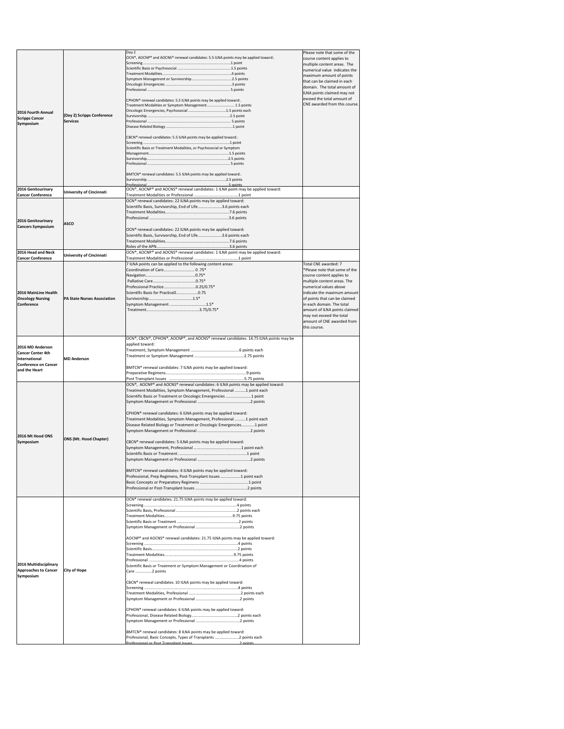| | | | |
|---|---|---|---|
| **2016 Fourth Annual Scripps Cancer Symposium** | **(Day 2) Scripps Conference Services** | Day 2<br>OCN®, AOCNP® and AOCNS® renewal candidates: 5.5 ILNA points may be applied toward:.<br>Screening ..................................................1 point<br>Scientific Basis or Psychosocial ..................................................1.5 points<br>Treatment Modalities..................................................4 points<br>Symptom Management or Survivorship..................................................2.5 points<br>Oncologic Emergencies ..................................................3 points<br>Professional .................................................. 5 points<br><br>CPHON® renewal candidates: 5.5 ILNA points may be applied toward:.<br>Treatment Modalities or Symptom Management.................................................. 1.5 points<br>Oncologic Emergencies, Psychosocial ..................................................1.5 points each<br>Survivorship ..................................................2.5 point<br>Professional ..................................................5 points<br>Disease Related Biology ..................................................1 point<br><br>CBCN® renewal candidates: 5.5 ILNA points may be applied toward:.<br>Screening ..................................................1 point<br>Scientific Basis or Treatment Modalities, or Psychosocial or Symptom Management..................................................1.5 points<br>Survivorship..................................................2.5 points<br>Professional .................................................. 5 points<br><br>BMTCN® renewal candidates: 5.5 ILNA points may be applied toward:.<br>Survivorship ..................................................2.5 points<br>Professional..................................................5 points | Please note that some of the course content applies to multiple content areas. The numerical value indicates the maximum amount of points that can be claimed in each domain. The total amount of ILNA points claimed may not exceed the total amount of CNE awarded from this course. |
| **2016 Genitourinary Cancer Conference** | **University of Cincinnati** | OCN®, AOCNP® and AOCNS® renewal candidates: 1 ILNA point may be applied toward:<br>Treatment Modalities or Professional ..................................................1 point | |
| **2016 Genitourinary Cancers Symposium** | **ASCO** | OCN® renewal candidates: 22 ILNA points may be applied toward:<br>Scientific Basis, Survivorship, End of Life......................3.6 points each<br>Treatment Modalities..................................................7.6 points<br>Professional ..................................................3.6 points<br><br>OCN® renewal candidates: 22 ILNA points may be applied toward:<br>Scientific Basis, Survivorship, End of Life......................3.6 points each<br>Treatment Modalities..................................................7.6 points<br>Roles of the APN..................................................3.6 points | |
| **2016 Head and Neck Cancer Conference** | **University of Cincinnati** | OCN®, AOCNP® and AOCNS® renewal candidates: 1 ILNA point may be applied toward:<br>Treatment Modalities or Professional ..................................................1 point | |
| **2016 MainLine Health Oncology Nursing Conference** | **PA State Nurses Association** | 7 ILNA points can be applied to the following content areas:<br>Coordination of Care............................ 0 .75*<br>Navigation..................................................0.75*<br>Palliative Care..................................................0.75*<br>Professional Practice..................................................0.25/0.75*<br>Scientific Basis for Practice..................................................0.75<br>Survivorship..................................................1.5*<br>Symptom Management ..................................................1.5*<br>Treatment..................................................3.75/0.75* | Total CNE awarded: 7<br>*Please note that some of the course content applies to multiple content areas. The numerical values above indicate the maximum amount of points that can be claimed in each domain. The total amount of ILNA points claimed may not exceed the total amount of CNE awarded from this course. |
| **2016 MD Anderson Cancer Center 4th International Conference on Cancer and the Heart** | **MD Anderson** | OCN®, CBCN®, CPHON®, AOCNP®, and AOCNS® renewal candidates: 14.75 ILNA points may be applied toward:<br>Treatment, Symptom Management ..................................................6 points each<br>Treatment or Symptom Management ..................................................2.75 points<br><br>BMTCN® renewal candidates: 7 ILNA points may be applied toward:<br>Preparative Regimens..................................................9 points<br>Post Transplant Issues ..................................................5.75 points | |
| **2016 Mt Hood ONS Symposium** | **ONS (Mt. Hood Chapter)** | OCN®, AOCNP® and AOCNS® renewal candidates: 6 ILNA points may be applied toward:<br>Treatment Modalities, Symptom Management, Professional ..........1 point each<br>Scientific Basis or Treatment or Oncologic Emergencies ......................1 point<br>Symptom Management or Professional ..................................................2 points<br><br>CPHON® renewal candidates: 6 ILNA points may be applied toward:<br>Treatment Modalities, Symptom Management, Professional ..........1 point each<br>Disease Related Biology or Treatment or Oncologic Emergencies............1 point<br>Symptom Management or Professional ..................................................2 points<br><br>CBCN® renewal candidates: 5 ILNA points may be applied toward:<br>Symptom Management, Professional ..................................................1 point each<br>Scientific Basis or Treatment ..................................................1 point<br>Symptom Management or Professional ..................................................2 points<br><br>BMTCN® renewal candidates: 6 ILNA points may be applied toward:<br>Professional, Prep Regimens, Post-Transplant Issues ..................1 point each<br>Basic Concepts or Preparatory Regimens ..................................................1 point<br>Professional or Post-Transplant Issues ..................................................2 points | |
| **2016 Multidisciplinary Approaches to Cancer Symposium** | **City of Hope** | OCN® renewal candidates: 21.75 ILNA points may be applied toward:<br>Screening ..................................................4 points<br>Scientific Basis, Professional ..................................................2 points each<br>Treatment Modalities..................................................9.75 points<br>Scientific Basis or Treatment ..................................................2 points<br>Symptom Management or Professional ..................................................2 points<br><br>AOCNP® and AOCNS® renewal candidates: 21.75 ILNA points may be applied toward:<br>Screening ..................................................4 points<br>Scientific Basis..................................................2 points<br>Treatment Modalities..................................................9.75 points<br>Professional ..................................................4 points<br>Scientific Basis or Treatment or Symptom Management or Coordination of Care ...............2 points<br><br>CBCN® renewal candidates: 10 ILNA points may be applied toward:<br>Screening ..................................................4 points<br>Treatment Modalities, Professional ..................................................2 points each<br>Symptom Management or Professional ..................................................2 points<br><br>CPHON® renewal candidates: 6 ILNA points may be applied toward:<br>Professional, Disease Related Biology..................................................2 points each<br>Symptom Management or Professional ..................................................2 points<br><br>BMTCN® renewal candidates: 8 ILNA points may be applied toward:<br>Professional, Basic Concepts, Types of Transplants ......................2 points each<br>Professional or Post Transplant Issues ..................................................2 points | |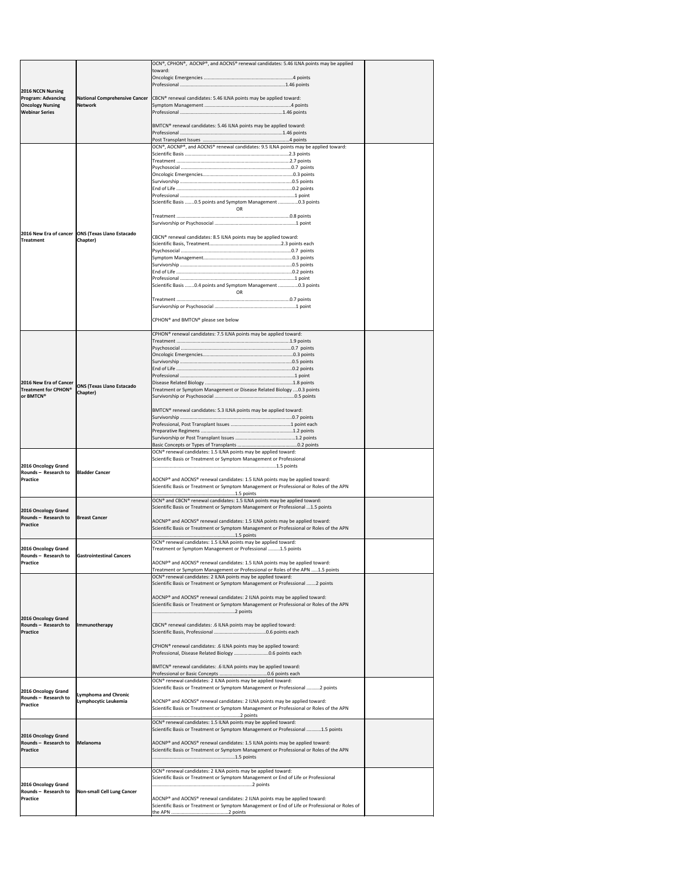| | | | |
|---|---|---|---|
| **2016 NCCN Nursing Program: Advancing Oncology Nursing Webinar Series** | **National Comprehensive Cancer Network** | OCN®, CPHON®, AOCNP®, and AOCNS® renewal candidates: 5.46 ILNA points may be applied toward:<br>Oncologic Emergencies ........................................4 points<br>Professional ........................................1.46 points<br><br>CBCN® renewal candidates: 5.46 ILNA points may be applied toward:<br>Symptom Management ........................................4 points<br>Professional ........................................1.46 points<br><br>BMTCN® renewal candidates: 5.46 ILNA points may be applied toward:<br>Professional ........................................1.46 points<br>Post Transplant Issues ........................................4 points | |
| **2016 New Era of cancer Treatment** | **ONS (Texas Llano Estacado Chapter)** | OCN®, AOCNP®, and AOCNS® renewal candidates: 9.5 ILNA points may be applied toward:<br>Scientific Basis ........................................2.3 points<br>Treatment ........................................2.7 points<br>Psychosocial ........................................0.7 points<br>Oncologic Emergencies........................................0.3 points<br>Survivorship ........................................0.5 points<br>End of Life ........................................0.2 points<br>Professional ........................................1 point<br>Scientific Basis .......0.5 points and Symptom Management ...............0.3 points<br>OR<br>Treatment ........................................0.8 points<br>Survivorship or Psychosocial ........................................1 point<br><br>CBCN® renewal candidates: 8.5 ILNA points may be applied toward:<br>Scientific Basis, Treatment........................................2.3 points each<br>Psychosocial ........................................0.7 points<br>Symptom Management........................................0.3 points<br>Survivorship ........................................0.5 points<br>End of Life ........................................0.2 points<br>Professional ........................................1 point<br>Scientific Basis .......0.4 points and Symptom Management ...............0.3 points<br>OR<br>Treatment ........................................0.7 points<br>Survivorship or Psychosocial ........................................1 point<br><br>CPHON® and BMTCN® please see below | |
| **2016 New Era of Cancer Treatment for CPHON® or BMTCN®** | **ONS (Texas Llano Estacado Chapter)** | CPHON® renewal candidates: 7.5 ILNA points may be applied toward:<br>Treatment ........................................1.9 points<br>Psychosocial ........................................0.7 points<br>Oncologic Emergencies........................................0.3 points<br>Survivorship ........................................0.5 points<br>End of Life ........................................0.2 points<br>Professional ........................................1 point<br>Disease Related Biology ........................................1.8 points<br>Treatment or Symptom Management or Disease Related Biology ....0.3 points<br>Survivorship or Psychosocial ........................................0.5 points<br><br>BMTCN® renewal candidates: 5.3 ILNA points may be applied toward:<br>Survivorship ........................................0.7 points<br>Professional, Post Transplant Issues ........................................1 point each<br>Preparative Regimens ........................................1.2 points<br>Survivorship or Post Transplant Issues ........................................1.2 points<br>Basic Concepts or Types of Transplants ........................................0.2 points | |
| **2016 Oncology Grand Rounds – Research to Practice** | **Bladder Cancer** | OCN® renewal candidates: 1.5 ILNA points may be applied toward:<br>Scientific Basis or Treatment or Symptom Management or Professional ........................................1.5 points<br><br>AOCNP® and AOCNS® renewal candidates: 1.5 ILNA points may be applied toward:<br>Scientific Basis or Treatment or Symptom Management or Professional or Roles of the APN ........................................1.5 points | |
| **2016 Oncology Grand Rounds – Research to Practice** | **Breast Cancer** | OCN® and CBCN® renewal candidates: 1.5 ILNA points may be applied toward:<br>Scientific Basis or Treatment or Symptom Management or Professional ...1.5 points<br><br>AOCNP® and AOCNS® renewal candidates: 1.5 ILNA points may be applied toward:<br>Scientific Basis or Treatment or Symptom Management or Professional or Roles of the APN ........................................1.5 points | |
| **2016 Oncology Grand Rounds – Research to Practice** | **Gastrointestinal Cancers** | OCN® renewal candidates: 1.5 ILNA points may be applied toward:<br>Treatment or Symptom Management or Professional .........1.5 points<br><br>AOCNP® and AOCNS® renewal candidates: 1.5 ILNA points may be applied toward:<br>Treatment or Symptom Management or Professional or Roles of the APN .....1.5 points | |
| **2016 Oncology Grand Rounds – Research to Practice** | **Immunotherapy** | OCN® renewal candidates: 2 ILNA points may be applied toward:<br>Scientific Basis or Treatment or Symptom Management or Professional .......2 points<br><br>AOCNP® and AOCNS® renewal candidates: 2 ILNA points may be applied toward:<br>Scientific Basis or Treatment or Symptom Management or Professional or Roles of the APN ........................................2 points<br><br>CBCN® renewal candidates: .6 ILNA points may be applied toward:<br>Scientific Basis, Professional ........................................0.6 points each<br><br>CPHON® renewal candidates: .6 ILNA points may be applied toward:<br>Professional, Disease Related Biology ..........................0.6 points each<br><br>BMTCN® renewal candidates: .6 ILNA points may be applied toward:<br>Professional or Basic Concepts ........................................0.6 points each | |
| **2016 Oncology Grand Rounds – Research to Practice** | **Lymphoma and Chronic Lymphocytic Leukemia** | OCN® renewal candidates: 2 ILNA points may be applied toward:<br>Scientific Basis or Treatment or Symptom Management or Professional ..........2 points<br><br>AOCNP® and AOCNS® renewal candidates: 2 ILNA points may be applied toward:<br>Scientific Basis or Treatment or Symptom Management or Professional or Roles of the APN ........................................2 points | |
| **2016 Oncology Grand Rounds – Research to Practice** | **Melanoma** | OCN® renewal candidates: 1.5 ILNA points may be applied toward:<br>Scientific Basis or Treatment or Symptom Management or Professional ...........1.5 points<br><br>AOCNP® and AOCNS® renewal candidates: 1.5 ILNA points may be applied toward:<br>Scientific Basis or Treatment or Symptom Management or Professional or Roles of the APN ........................................1.5 points | |
| **2016 Oncology Grand Rounds – Research to Practice** | **Non-small Cell Lung Cancer** | OCN® renewal candidates: 2 ILNA points may be applied toward:<br>Scientific Basis or Treatment or Symptom Management or End of Life or Professional ........................................2 points<br><br>AOCNP® and AOCNS® renewal candidates: 2 ILNA points may be applied toward:<br>Scientific Basis or Treatment or Symptom Management or End of Life or Professional or Roles of the APN ........................................2 points | |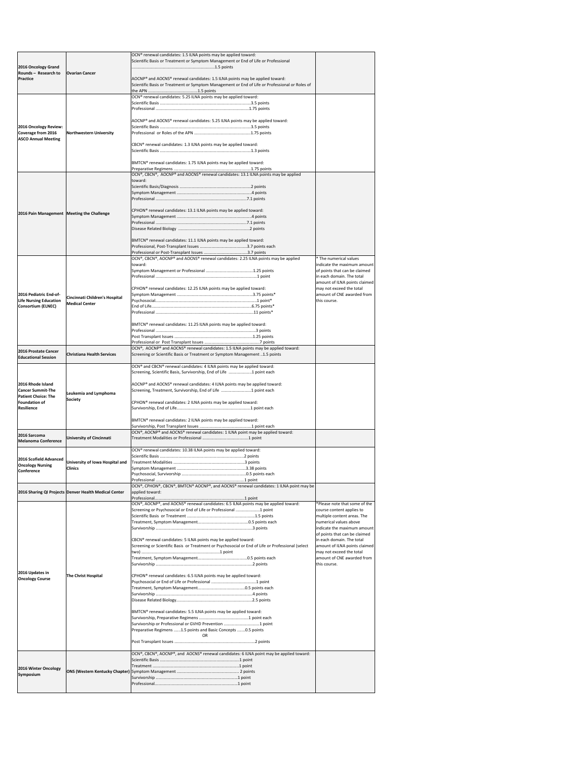| | | | |
|---|---|---|---|
| **2016 Oncology Grand Rounds – Research to Practice** | **Ovarian Cancer** | OCN® renewal candidates: 1.5 ILNA points may be applied toward:<br>Scientific Basis or Treatment or Symptom Management or End of Life or Professional ..........................................................................1.5 points<br><br>AOCNP® and AOCNS® renewal candidates: 1.5 ILNA points may be applied toward:<br>Scientific Basis or Treatment or Symptom Management or End of Life or Professional or Roles of the APN ............................................1.5 points | |
| **2016 Oncology Review: Coverage from 2016 ASCO Annual Meeting** | **Northwestern University** | OCN® renewal candidates: 5.25 ILNA points may be applied toward:<br>Scientific Basis ..................................................................................3.5 points<br>Professional .......................................................................................1.75 points<br><br>AOCNP® and AOCNS® renewal candidates: 5.25 ILNA points may be applied toward:<br>Scientific Basis ..................................................................................3.5 points<br>Professional or Roles of the APN ......................................................1.75 points<br><br>CBCN® renewal candidates: 1.3 ILNA points may be applied toward:<br>Scientific Basis ..................................................................................1.3 points<br><br>BMTCN® renewal candidates: 1.75 ILNA points may be applied toward:<br>Preparative Regimens .......................................................................1.75 points | |
| **2016 Pain Management** | **Meeting the Challenge** | OCN®, CBCN®, AOCNP® and AOCNS® renewal candidates: 13.1 ILNA points may be applied toward:<br>Scientific Basis/Diagnosis ..................................................................2 points<br>Symptom Management .......................................................................4 points<br>Professional .......................................................................................7.1 points<br><br>CPHON® renewal candidates: 13.1 ILNA points may be applied toward:<br>Symptom Management .......................................................................4 points<br>Professional .......................................................................................7.1 points<br>Disease Related Biology ....................................................................2 points<br><br>BMTCN® renewal candidates: 11.1 ILNA points may be applied toward:<br>Professional, Post-Transplant Issues ..........................................3.7 points each<br>Professional or Post-Transplant Issues ........................................3.7 points | |
| **2016 Pediatric End-of-Life Nursing Education Consortium (ELNEC)** | **Cincinnati Children's Hospital Medical Center** | OCN®, CBCN®, AOCNP® and AOCNS® renewal candidates: 2.25 ILNA points may be applied toward:<br>Symptom Management or Professional ..........................................1.25 points<br>Professional .......................................................................................1 point<br><br>CPHON® renewal candidates: 12.25 ILNA points may be applied toward:<br>Symptom Management .......................................................................3.75 points*<br>Psychosocial.......................................................................................1 point*<br>End of Life..........................................................................................6.75 points*<br>Professional .......................................................................................11 points*<br><br>BMTCN® renewal candidates: 11.25 ILNA points may be applied toward:<br>Professional .......................................................................................3 points<br>Post Transplant Issues .......................................................................1.25 points<br>Professional or Post Transplant Issues ..............................................7 points | * The numerical values indicate the maximum amount of points that can be claimed in each domain. The total amount of ILNA points claimed may not exceed the total amount of CNE awarded from this course. |
| **2016 Prostate Cancer Educational Session** | **Christiana Health Services** | OCN®, AOCNP® and AOCNS® renewal candidates: 1.5 ILNA points may be applied toward:<br>Screening or Scientific Basis or Treatment or Symptom Management ..1.5 points | |
| **2016 Rhode Island Cancer Summit-The Patient Choice: The Foundation of Resilience** | **Leukemia and Lymphoma Society** | OCN® and CBCN® renewal candidates: 4 ILNA points may be applied toward:<br>Screening, Scientific Basis, Survivorship, End of Life ......................1 point each<br><br>AOCNP® and AOCNS® renewal candidates: 4 ILNA points may be applied toward:<br>Screening, Treatment, Survivorship, End of Life ..............................1 point each<br><br>CPHON® renewal candidates: 2 ILNA points may be applied toward:<br>Survivorship, End of Life.....................................................................1 point each<br><br>BMTCN® renewal candidates: 2 ILNA points may be applied toward:<br>Survivorship, Post Transplant Issues ..................................................1 point each | |
| **2016 Sarcoma Melanoma Conference** | **University of Cincinnati** | OCN®, AOCNP® and AOCNS® renewal candidates: 1 ILNA point may be applied toward:<br>Treatment Modalities or Professional ..............................................1 point | |
| **2016 Scofield Advanced Oncology Nursing Conference** | **University of Iowa Hospital and Clinics** | OCN® renewal candidates: 10.38 ILNA points may be applied toward:<br>Scientific Basis ..................................................................................2 points<br>Treatment Modalities .........................................................................3 points<br>Symptom Management .......................................................................3.38 points<br>Psychosocial, Survivorship ................................................................0.5 points each<br>Professional .......................................................................................1 point | |
| **2016 Sharing QI Projects** | **Denver Health Medical Center** | OCN®, CPHON®, CBCN®, BMTCN® AOCNP®, and AOCNS® renewal candidates: 1 ILNA point may be applied toward:<br>Professional.......................................................................................1 point | |
| **2016 Updates in Oncology Course** | **The Christ Hospital** | OCN®, AOCNP®, and AOCNS® renewal candidates: 6.5 ILNA points may be applied toward:<br>Screening or Psychosocial or End of Life or Professional ......................1 point<br>Scientific Basis or Treatment ...........................................................1.5 points<br>Treatment, Symptom Management.....................................................0.5 points each<br>Survivorship .......................................................................................3 points<br><br>CBCN® renewal candidates: 5 ILNA points may be applied toward:<br>Screening or Scientific Basis or Treatment or Psychosocial or End of Life or Professional (select two) ..........................................................1 point<br>Treatment, Symptom Management.....................................................0.5 points each<br>Survivorship .......................................................................................2 points<br><br>CPHON® renewal candidates: 6.5 ILNA points may be applied toward:<br>Psychosocial or End of Life or Professional .......................................1 point<br>Treatment, Symptom Management.....................................................0.5 points each<br>Survivorship .......................................................................................4 points<br>Disease Related Biology.....................................................................2.5 points<br><br>BMTCN® renewal candidates: 5.5 ILNA points may be applied toward:<br>Survivorship, Preparative Regimens ...............................................1 point each<br>Survivorship or Professional or GVHD Prevention ................................1 point<br>Preparative Regimens ......1.5 points and Basic Concepts .......0.5 points<br>OR<br>Post Transplant Issues .......................................................................2 points | *Please note that some of the course content applies to multiple content areas. The numerical values above indicate the maximum amount of points that can be claimed in each domain. The total amount of ILNA points claimed may not exceed the total amount of CNE awarded from this course. |
| **2016 Winter Oncology Symposium** | **ONS (Western Kentucky Chapter)** | OCN®, CBCN®, AOCNP®, and AOCNS® renewal candidates: 6 ILNA point may be applied toward:<br>Scientific Basis .................................................................................1 point<br>Treatment ..........................................................................................1 point<br>Symptom Management ......................................................................2 points<br>Survivorship .......................................................................................1 point<br>Professional.......................................................................................1 point | |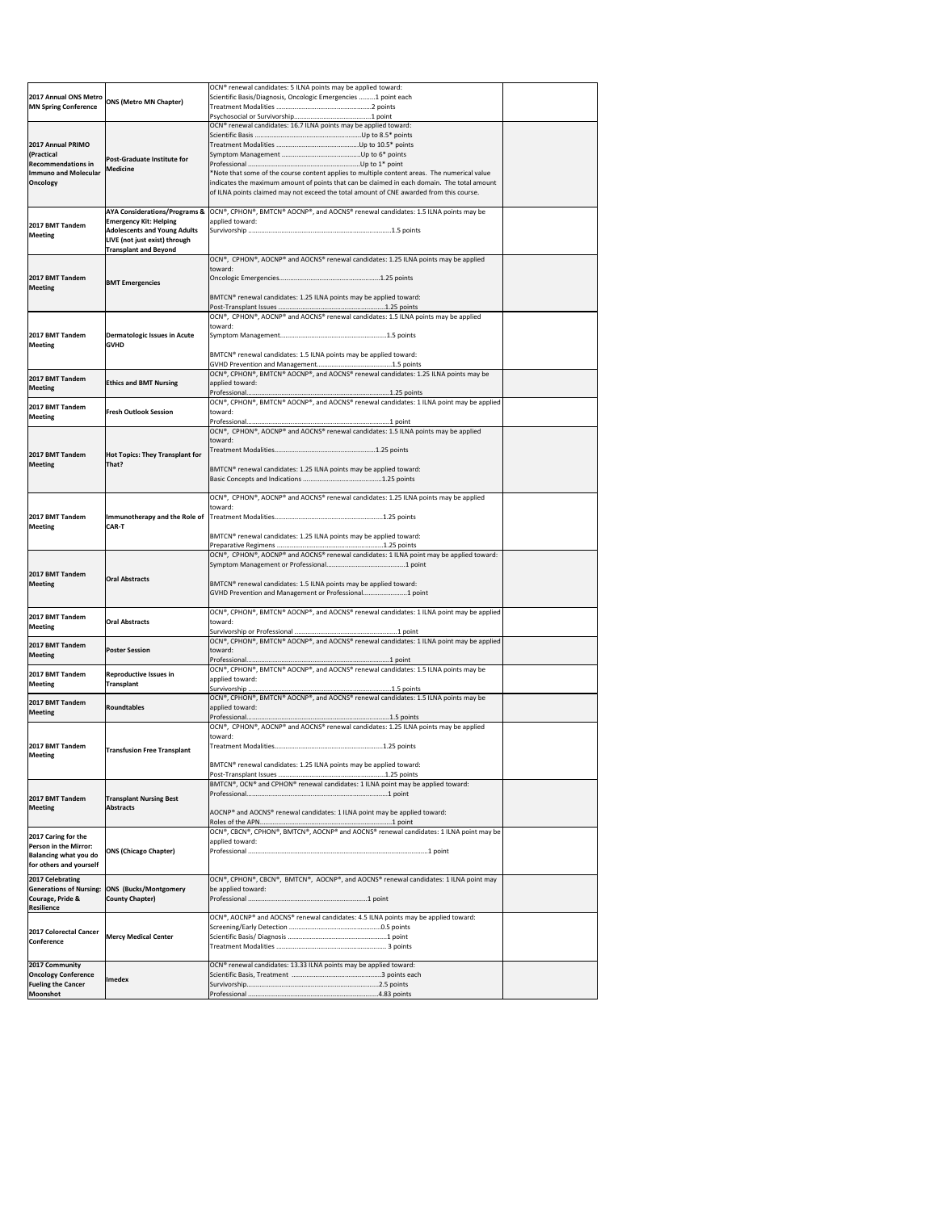| | | | |
|---|---|---|---|
| **2017 Annual ONS Metro MN Spring Conference** | **ONS (Metro MN Chapter)** | OCN® renewal candidates: 5 ILNA points may be applied toward:<br>Scientific Basis/Diagnosis, Oncologic Emergencies .........1 point each<br>Treatment Modalities ....................................................2 points<br>Psychosocial or Survivorship...........................................1 point | |
| **2017 Annual PRIMO (Practical Recommendations in Immuno and Molecular Oncology** | **Post-Graduate Institute for Medicine** | OCN® renewal candidates: 16.7 ILNA points may be applied toward:<br>Scientific Basis ..........................................................Up to 8.5* points<br>Treatment Modalities ...............................................Up to 10.5* points<br>Symptom Management ............................................Up to 6* points<br>Professional ..............................................................Up to 1* point<br>*Note that some of the course content applies to multiple content areas. The numerical value indicates the maximum amount of points that can be claimed in each domain. The total amount of ILNA points claimed may not exceed the total amount of CNE awarded from this course. | |
| **2017 BMT Tandem Meeting** | **AYA Considerations/Programs & Emergency Kit: Helping Adolescents and Young Adults LIVE (not just exist) through Transplant and Beyond** | OCN®, CPHON®, BMTCN® AOCNP®, and AOCNS® renewal candidates: 1.5 ILNA points may be applied toward:<br>Survivorship .................................................................................1.5 points | |
| **2017 BMT Tandem Meeting** | **BMT Emergencies** | OCN®, CPHON®, AOCNP® and AOCNS® renewal candidates: 1.25 ILNA points may be applied toward:<br>Oncologic Emergencies........................................................1.25 points<br><br>BMTCN® renewal candidates: 1.25 ILNA points may be applied toward:<br>Post-Transplant Issues ..........................................................1.25 points | |
| **2017 BMT Tandem Meeting** | **Dermatologic Issues in Acute GVHD** | OCN®, CPHON®, AOCNP® and AOCNS® renewal candidates: 1.5 ILNA points may be applied toward:<br>Symptom Management............................................................1.5 points<br><br>BMTCN® renewal candidates: 1.5 ILNA points may be applied toward:<br>GVHD Prevention and Management..........................................1.5 points | |
| **2017 BMT Tandem Meeting** | **Ethics and BMT Nursing** | OCN®, CPHON®, BMTCN® AOCNP®, and AOCNS® renewal candidates: 1.25 ILNA points may be applied toward:<br>Professional...............................................................................1.25 points | |
| **2017 BMT Tandem Meeting** | **Fresh Outlook Session** | OCN®, CPHON®, BMTCN® AOCNP®, and AOCNS® renewal candidates: 1 ILNA point may be applied toward:<br>Professional...............................................................................1 point | |
| **2017 BMT Tandem Meeting** | **Hot Topics: They Transplant for That?** | OCN®, CPHON®, AOCNP® and AOCNS® renewal candidates: 1.5 ILNA points may be applied toward:<br>Treatment Modalities.........................................................1.25 points<br><br>BMTCN® renewal candidates: 1.25 ILNA points may be applied toward:<br>Basic Concepts and Indications ............................................1.25 points | |
| **2017 BMT Tandem Meeting** | **Immunotherapy and the Role of CAR-T** | OCN®, CPHON®, AOCNP® and AOCNS® renewal candidates: 1.25 ILNA points may be applied toward:<br>Treatment Modalities............................................................1.25 points<br><br>BMTCN® renewal candidates: 1.25 ILNA points may be applied toward:<br>Preparative Regimens ..........................................................1.25 points | |
| **2017 BMT Tandem Meeting** | **Oral Abstracts** | OCN®, CPHON®, AOCNP® and AOCNS® renewal candidates: 1 ILNA point may be applied toward:<br>Symptom Management or Professional...........................................1 point<br><br>BMTCN® renewal candidates: 1.5 ILNA points may be applied toward:<br>GVHD Prevention and Management or Professional........................1 point | |
| **2017 BMT Tandem Meeting** | **Oral Abstracts** | OCN®, CPHON®, BMTCN® AOCNP®, and AOCNS® renewal candidates: 1 ILNA point may be applied toward:<br>Survivorship or Professional .........................................................1 point | |
| **2017 BMT Tandem Meeting** | **Poster Session** | OCN®, CPHON®, BMTCN® AOCNP®, and AOCNS® renewal candidates: 1 ILNA point may be applied toward:<br>Professional...............................................................................1 point | |
| **2017 BMT Tandem Meeting** | **Reproductive Issues in Transplant** | OCN®, CPHON®, BMTCN® AOCNP®, and AOCNS® renewal candidates: 1.5 ILNA points may be applied toward:<br>Survivorship ...............................................................................1.5 points | |
| **2017 BMT Tandem Meeting** | **Roundtables** | OCN®, CPHON®, BMTCN® AOCNP®, and AOCNS® renewal candidates: 1.5 ILNA points may be applied toward:<br>Professional...............................................................................1.5 points | |
| **2017 BMT Tandem Meeting** | **Transfusion Free Transplant** | OCN®, CPHON®, AOCNP® and AOCNS® renewal candidates: 1.25 ILNA points may be applied toward:<br>Treatment Modalities............................................................1.25 points<br><br>BMTCN® renewal candidates: 1.25 ILNA points may be applied toward:<br>Post-Transplant Issues ..........................................................1.25 points | |
| **2017 BMT Tandem Meeting** | **Transplant Nursing Best Abstracts** | BMTCN®, OCN® and CPHON® renewal candidates: 1 ILNA point may be applied toward:<br>Professional...........................................................................1 point<br><br>AOCNP® and AOCNS® renewal candidates: 1 ILNA point may be applied toward:<br>Roles of the APN.........................................................................1 point | |
| **2017 Caring for the Person in the Mirror: Balancing what you do for others and yourself** | **ONS (Chicago Chapter)** | OCN®, CBCN®, CPHON®, BMTCN®, AOCNP® and AOCNS® renewal candidates: 1 ILNA point may be applied toward:<br>Professional .................................................................................................1 point | |
| **2017 Celebrating Generations of Nursing: Courage, Pride & Resilience** | **ONS (Bucks/Montgomery County Chapter)** | OCN®, CPHON®, CBCN®, BMTCN®, AOCNP®, and AOCNS® renewal candidates: 1 ILNA point may be applied toward:<br>Professional ..................................................................1 point | |
| **2017 Colorectal Cancer Conference** | **Mercy Medical Center** | OCN®, AOCNP® and AOCNS® renewal candidates: 4.5 ILNA points may be applied toward:<br>Screening/Early Detection ....................................................0.5 points<br>Scientific Basis/ Diagnosis ...................................................1 point<br>Treatment Modalities ........................................................... 3 points | |
| **2017 Community Oncology Conference Fueling the Cancer Moonshot** | **Imedex** | OCN® renewal candidates: 13.33 ILNA points may be applied toward:<br>Scientific Basis, Treatment .................................................3 points each<br>Survivorship...........................................................................2.5 points<br>Professional ........................................................................4.83 points | |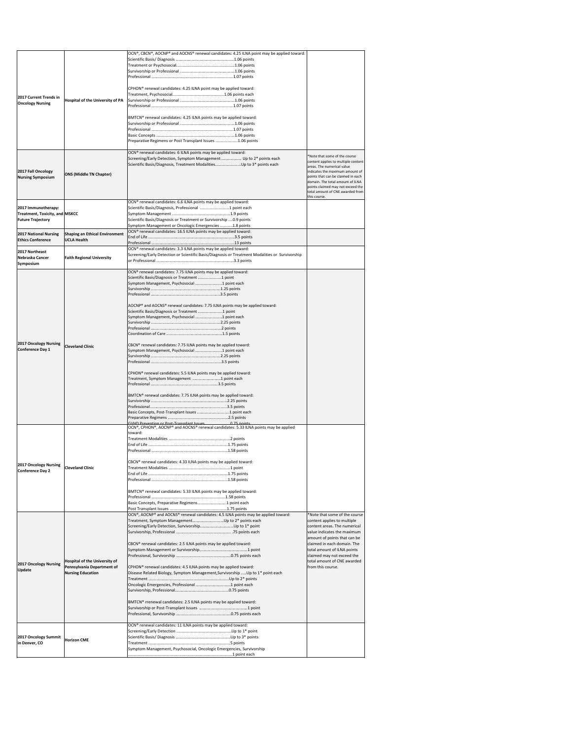| | | | |
|---|---|---|---|
| 2017 Current Trends in Oncology Nursing | Hospital of the University of PA | OCN®, CBCN®, AOCNP® and AOCNS® renewal candidates: 4.25 ILNA point may be applied toward:<br>Scientific Basis/ Diagnosis ....................................................1.06 points<br>Treatment or Psychosocial....................................................1.06 points<br>Survivorship or Professional ................................................1.06 points<br>Professional ..........................................................................1.07 points<br><br>CPHON® renewal candidates: 4.25 ILNA point may be applied toward:<br>Treatment, Psychosocial...............................................1.06 points each<br>Survivorship or Professional ................................................1.06 points<br>Professional ..........................................................................1.07 points<br><br>BMTCN® renewal candidates: 4.25 ILNA points may be applied toward:<br>Survivorship or Professional ................................................1.06 points<br>Professional ..........................................................................1.07 points<br>Basic Concepts .......................................................................1.06 points<br>Preparative Regimens or Post Transplant Issues ....................1.06 points | |
| 2017 Fall Oncology Nursing Symposium | ONS (Middle TN Chapter) | OCN® renewal candidates: 6 ILNA points may be applied toward:<br>Screening/Early Detection, Symptom Management .................. Up to 2* points each<br>Scientific Basis/Diagnosis, Treatment Modalities.......................Up to 3* points each | *Note that some of the course content applies to multiple content areas. The numerical value indicates the maximum amount of points that can be claimed in each domain. The total amount of ILNA points claimed may not exceed the total amount of CNE awarded from this course. |
| 2017 Immunotherapy: Treatment, Toxicity, and Future Trajectory | MSKCC | OCN® renewal candidates: 6.6 ILNA points may be applied toward:<br>Scientific Basis/Diagnosis, Professional ...........................1 point each<br>Symptom Management ..........................................................1.9 points<br>Scientific Basis/Diagnosis or Treatment or Survivorship ....0.9 points<br>Symptom Management or Oncologic Emergencies ...........1.8 points | |
| 2017 National Nursing Ethics Conference | Shaping an Ethical Environment UCLA Health | OCN® renewal candidates: 16.5 ILNA points may be applied toward:<br>End of Life .............................................................................3.5 points<br>Professional ............................................................................13 points | |
| 2017 Northeast Nebraska Cancer Symposium | Faith Regional University | OCN® renewal candidates: 3.3 ILNA points may be applied toward:<br>Screening/Early Detection or Scientific Basis/Diagnosis or Treatment Modalities or Survivorship or Professional .......................................................................3.3 points | |
| 2017 Oncology Nursing Conference Day 1 | Cleveland Clinic | OCN® renewal candidates: 7.75 ILNA points may be applied toward:<br>Scientific Basis/Diagnosis or Treatment .....................1 point<br>Symptom Management, Psychosocial .........................1 point each<br>Survivorship ................................................................1.25 points<br>Professional ................................................................3.5 points<br><br>AOCNP® and AOCNS® renewal candidates: 7.75 ILNA points may be applied toward:<br>Scientific Basis/Diagnosis or Treatment ......................1 point<br>Symptom Management, Psychosocial .........................1 point each<br>Survivorship ................................................................2.25 points<br>Professional .................................................................2 points<br>Coordination of Care ...................................................1.5 points<br><br>CBCN® renewal candidates: 7.75 ILNA points may be applied toward:<br>Symptom Management, Psychosocial .........................1 point each<br>Survivorship ................................................................2.25 points<br>Professional ................................................................3.5 points<br><br>CPHON® renewal candidates: 5.5 ILNA points may be applied toward:<br>Treatment, Symptom Management .........................1 point each<br>Professional ..............................................................3.5 points<br><br>BMTCN® renewal candidates: 7.75 ILNA points may be applied toward:<br>Survivorship ...............................................................2.25 points<br>Professional.................................................................3.5 points<br>Basic Concepts, Post-Transplant Issues ..............................1 point each<br>Preparative Regimens .......................................................2.5 points<br>GVHD Prevention or Post-Transplant Issues .......................0.75 points | |
| 2017 Oncology Nursing Conference Day 2 | Cleveland Clinic | OCN®, CPHON®, AOCNP® and AOCNS® renewal candidates: 5.33 ILNA points may be applied toward:<br>Treatment Modalities ........................................................2 points<br>End of Life ..........................................................................1.75 points<br>Professional ........................................................................1.58 points<br><br>CBCN® renewal candidates: 4.33 ILNA points may be applied toward:<br>Treatment Modalities ........................................................1 point<br>End of Life ..........................................................................1.75 points<br>Professional ........................................................................1.58 points<br><br>BMTCN® renewal candidates: 5.33 ILNA points may be applied toward:<br>Professional .......................................................1.58 points<br>Basic Concepts, Preparative Regimens.........................1 point each<br>Post Transplant Issues .....................................................1.75 points | |
| 2017 Oncology Nursing Update | Hospital of the University of Pennsylvania Department of Nursing Education | OCN®, AOCNP® and AOCNS® renewal candidates: 4.5 ILNA points may be applied toward:<br>Treatment, Symptom Management............................Up to 2* points each<br>Screening/Early Detection, Survivorship..............................Up to 1* point<br>Survivorship, Professional ................................................. .75 points each<br><br>CBCN® renewal candidates: 2.5 ILNA points may be applied toward:<br>Symptom Management or Survivorship.............................................1 point<br>Professional, Survivorship ..................................................0.75 points each<br><br>CPHON® renewal candidates: 4.5 ILNA points may be applied toward:<br>Disease Related Biology, Symptom Management,Survivorship .....Up to 1* point each<br>Treatment .............................................................................Up to 2* points<br>Oncologic Emergencies, Professional .................................1 point each<br>Survivorship, Professional..................................................0.75 points<br><br>BMTCN® rrenewal candidates: 2.5 ILNA points may be applied toward:<br>Survivorship or Post-Transplant Issues ..........................................1 point<br>Professional, Survivorship ..................................................0.75 points each | *Note that some of the course content applies to multiple content areas. The numerical value indicates the maximum amount of points that can be claimed in each domain. The total amount of ILNA points claimed may not exceed the total amount of CNE awarded from this course. |
| 2017 Oncology Summit in Denver, CO | Horizon CME | OCN® renewal candidates: 11 ILNA points may be applied toward:<br>Screening/Early Detection ..................................................Up to 1* point<br>Scientific Basis/ Diagnosis ..................................................Up to 3* points<br>Treatment ...........................................................................5 points<br>Symptom Management, Psychosocial, Oncologic Emergencies, Survivorship<br>...........................................................................................1 point each | |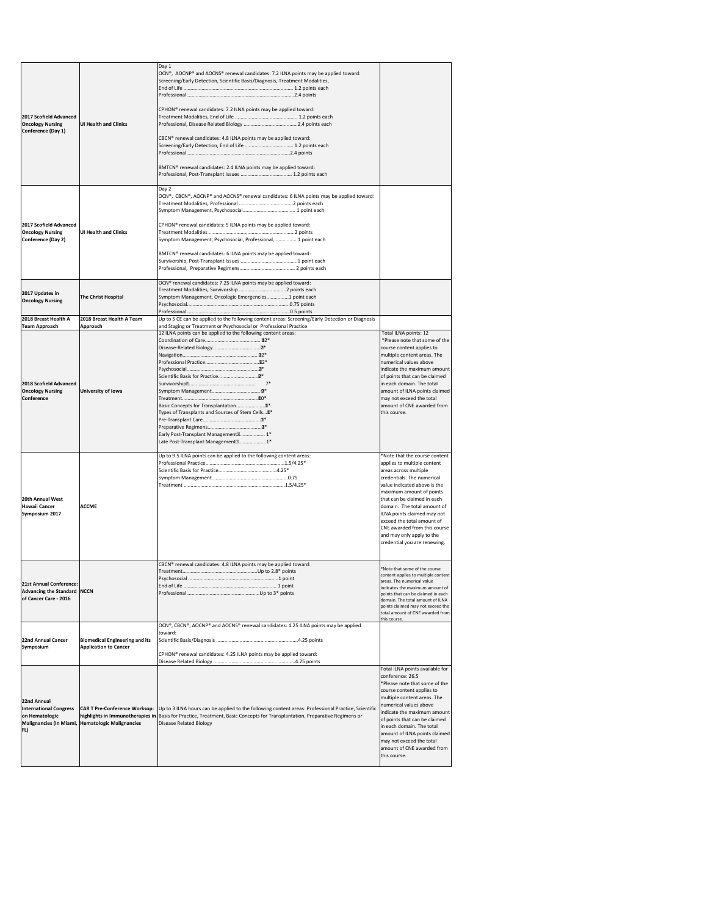| | | | |
|---|---|---|---|
| **2017 Scofield Advanced Oncology Nursing Conference (Day 1)** | **UI Health and Clinics** | Day 1<br>OCN®, AOCNP® and AOCNS® renewal candidates: 7.2 ILNA points may be applied toward:<br>Screening/Early Detection, Scientific Basis/Diagnosis, Treatment Modalities,<br>End of Life ........................................................................ 1.2 points each<br>Professional ......................................................................2.4 points<br><br>CPHON® renewal candidates: 7.2 ILNA points may be applied toward:<br>Treatment Modalities, End of Life ............................................ 1.2 points each<br>Professional, Disease Related Biology .......................................2.4 points each<br><br>CBCN® renewal candidates: 4.8 ILNA points may be applied toward:<br>Screening/Early Detection, End of Life ................................... 1.2 points each<br>Professional ......................................................................2.4 points<br><br>BMTCN® renewal candidates: 2.4 ILNA points may be applied toward:<br>Professional, Post-Transplant Issues ..................................... 1.2 points each | |
| **2017 Scofield Advanced Oncology Nursing Conference (Day 2)** | **UI Health and Clinics** | Day 2<br>OCN®, CBCN®, AOCNP® and AOCNS® renewal candidates: 6 ILNA points may be applied toward:<br>Treatment Modalities, Professional .......................................2 points each<br>Symptom Management, Psychosocial...................................... 1 point each<br><br>CPHON® renewal candidates: 5 ILNA points may be applied toward:<br>Treatment Modalities ..............................................................2 points<br>Symptom Management, Psychosocial, Professional,................ 1 point each<br><br>BMTCN® renewal candidates: 6 ILNA points may be applied toward:<br>Survivorship, Post-Transplant Issues .........................................1 point each<br>Professional, Preparative Regimens........................................ 2 points each | |
| **2017 Updates in Oncology Nursing** | **The Christ Hospital** | OCN® renewal candidates: 7.25 ILNA points may be applied toward:<br>Treatment Modalities, Survivorship ...................................2 points each<br>Symptom Management, Oncologic Emergencies................1 point each<br>Psychosocial..........................................................................0.75 points<br>Professional ..........................................................................0.5 points | |
| **2018 Breast Health A Team Approach** | **2018 Breast Health A Team Approach** | Up to 5 CE can be applied to the following content areas: Screening/Early Detection or Diagnosis and Staging or Treatment or Psychosocial or Professional Practice | |
| **2018 Scofield Advanced Oncology Nursing Conference** | **University of Iowa** | 12 ILNA points can be applied to the following content areas:<br>Coordination of Care.......................................... 12*<br>Disease-Related Biology.................................... 2*<br>Navigation.......................................................... 12*<br>Professional Practice......................................... 12*<br>Psychosocial...................................................... 2*<br>Scientific Basis for Practice............................... 2*<br>Survivorship......................................................... 7*<br>Symptom Management...................................... 9*<br>Treatment............................................................ 10*<br>Basic Concepts for Transplantation.................... 1*<br>Types of Transplants and Sources of Stem Cells... 1*<br>Pre-Transplant Care............................................ 1*<br>Preparative Regimens......................................... 1*<br>Early Post-Transplant Management.................. 1*<br>Late Post-Transplant Management.................... 1* | Total ILNA points: 12<br>*Please note that some of the course content applies to multiple content areas. The numerical values above indicate the maximum amount of points that can be claimed in each domain. The total amount of ILNA points claimed may not exceed the total amount of CNE awarded from this course. |
| **20th Annual West Hawaii Cancer Symposium 2017** | **ACCME** | Up to 9.5 ILNA points can be applied to the following content areas:<br>Professional Practice........................................................1.5/4.25*<br>Scientific Basis for Practice..........................................4.25*<br>Symptom Management....................................................0.75<br>Treatment .....................................................................1.5/4.25* | *Note that the course content applies to multiple content areas across multiple credentials. The numerical value indicated above is the maximum amount of points that can be claimed in each domain. The total amount of ILNA points claimed may not exceed the total amount of CNE awarded from this course and may only apply to the credential you are renewing. |
| **21st Annual Conference: Advancing the Standard of Cancer Care - 2016** | **NCCN** | CBCN® renewal candidates: 4.8 ILNA points may be applied toward:<br>Treatment........................................................Up to 2.8* points<br>Psychosocial ......................................................................1 point<br>End of Life ........................................................................ 1 point<br>Professional ....................................................Up to 3* points | *Note that some of the course content applies to multiple content areas. The numerical value indicates the maximum amount of points that can be claimed in each domain. The total amount of ILNA points claimed may not exceed the total amount of CNE awarded from this course. |
| **22nd Annual Cancer Symposium** | **Biomedical Engineering and its Application to Cancer** | OCN®, CBCN®, AOCNP® and AOCNS® renewal candidates: 4.25 ILNA points may be applied toward:<br>Scientific Basis/Diagnosis ............................................................4.25 points<br><br>CPHON® renewal candidates: 4.25 ILNA points may be applied toward:<br>Disease Related Biology ...........................................................4.25 points | |
| **22nd Annual International Congress on Hematologic Malignancies (In Miami, FL)** | **CAR T Pre-Conference Worksop: highlights in Immunotherapies in Hematologic Malignancies** | Up to 3 ILNA hours can be applied to the following content areas: Professional Practice, Scientific Basis for Practice, Treatment, Basic Concepts for Transplantation, Preparative Regimens or Disease Related Biology | Total ILNA points available for conference: 26.5<br>*Please note that some of the course content applies to multiple content areas. The numerical values above indicate the maximum amount of points that can be claimed in each domain. The total amount of ILNA points claimed may not exceed the total amount of CNE awarded from this course. |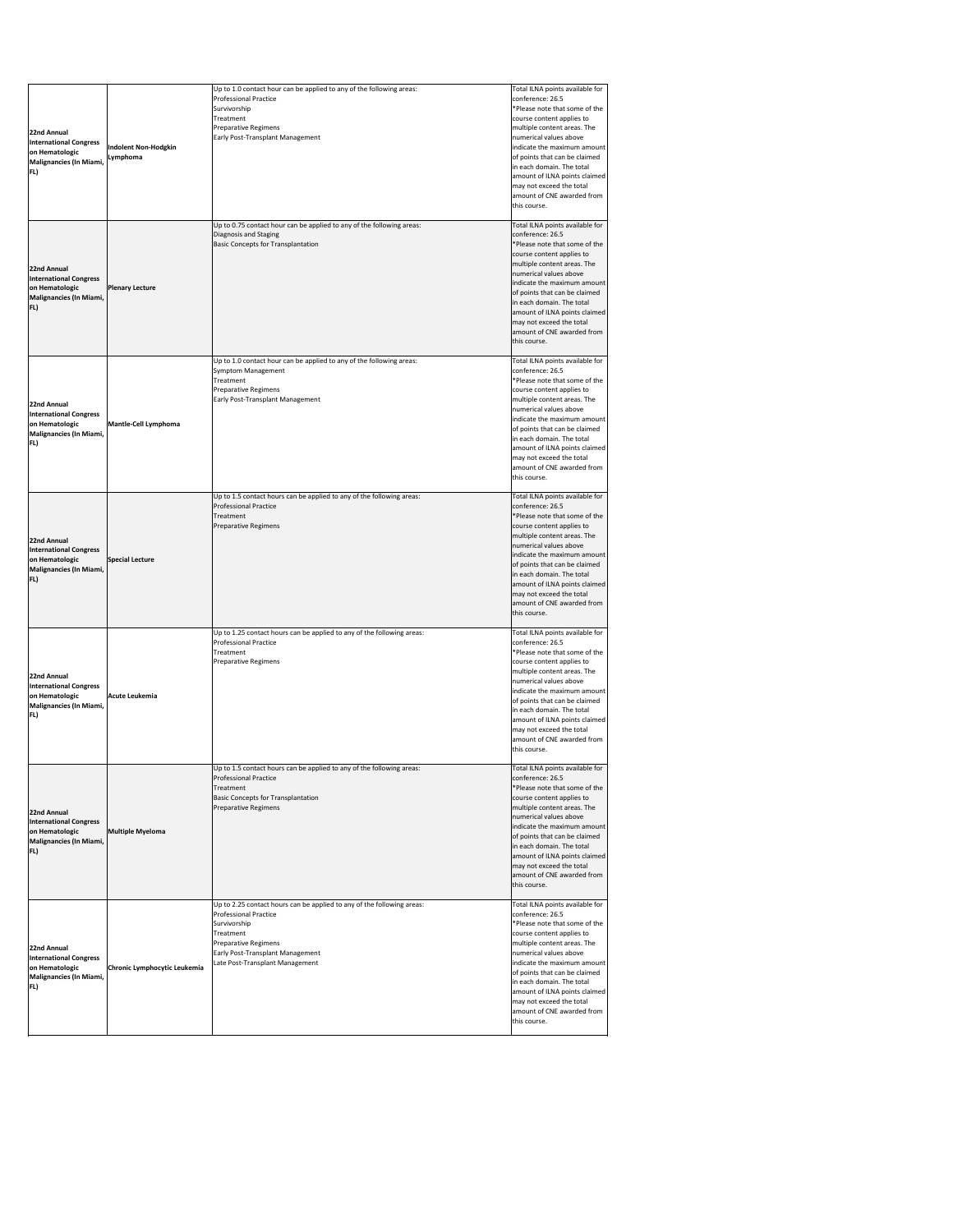| | | | |
|---|---|---|---|
| 22nd Annual International Congress on Hematologic Malignancies (In Miami, FL) | Indolent Non-Hodgkin Lymphoma | Up to 1.0 contact hour can be applied to any of the following areas:<br>Professional Practice<br>Survivorship<br>Treatment<br>Preparative Regimens<br>Early Post-Transplant Management | Total ILNA points available for conference: 26.5<br>*Please note that some of the course content applies to multiple content areas. The numerical values above indicate the maximum amount of points that can be claimed in each domain. The total amount of ILNA points claimed may not exceed the total amount of CNE awarded from this course. |
| 22nd Annual International Congress on Hematologic Malignancies (In Miami, FL) | Plenary Lecture | Up to 0.75 contact hour can be applied to any of the following areas:<br>Diagnosis and Staging<br>Basic Concepts for Transplantation | Total ILNA points available for conference: 26.5<br>*Please note that some of the course content applies to multiple content areas. The numerical values above indicate the maximum amount of points that can be claimed in each domain. The total amount of ILNA points claimed may not exceed the total amount of CNE awarded from this course. |
| 22nd Annual International Congress on Hematologic Malignancies (In Miami, FL) | Mantle-Cell Lymphoma | Up to 1.0 contact hour can be applied to any of the following areas:<br>Symptom Management<br>Treatment<br>Preparative Regimens<br>Early Post-Transplant Management | Total ILNA points available for conference: 26.5<br>*Please note that some of the course content applies to multiple content areas. The numerical values above indicate the maximum amount of points that can be claimed in each domain. The total amount of ILNA points claimed may not exceed the total amount of CNE awarded from this course. |
| 22nd Annual International Congress on Hematologic Malignancies (In Miami, FL) | Special Lecture | Up to 1.5 contact hours can be applied to any of the following areas:<br>Professional Practice<br>Treatment<br>Preparative Regimens | Total ILNA points available for conference: 26.5<br>*Please note that some of the course content applies to multiple content areas. The numerical values above indicate the maximum amount of points that can be claimed in each domain. The total amount of ILNA points claimed may not exceed the total amount of CNE awarded from this course. |
| 22nd Annual International Congress on Hematologic Malignancies (In Miami, FL) | Acute Leukemia | Up to 1.25 contact hours can be applied to any of the following areas:<br>Professional Practice<br>Treatment<br>Preparative Regimens | Total ILNA points available for conference: 26.5<br>*Please note that some of the course content applies to multiple content areas. The numerical values above indicate the maximum amount of points that can be claimed in each domain. The total amount of ILNA points claimed may not exceed the total amount of CNE awarded from this course. |
| 22nd Annual International Congress on Hematologic Malignancies (In Miami, FL) | Multiple Myeloma | Up to 1.5 contact hours can be applied to any of the following areas:<br>Professional Practice<br>Treatment<br>Basic Concepts for Transplantation<br>Preparative Regimens | Total ILNA points available for conference: 26.5<br>*Please note that some of the course content applies to multiple content areas. The numerical values above indicate the maximum amount of points that can be claimed in each domain. The total amount of ILNA points claimed may not exceed the total amount of CNE awarded from this course. |
| 22nd Annual International Congress on Hematologic Malignancies (In Miami, FL) | Chronic Lymphocytic Leukemia | Up to 2.25 contact hours can be applied to any of the following areas:<br>Professional Practice<br>Survivorship<br>Treatment<br>Preparative Regimens<br>Early Post-Transplant Management<br>Late Post-Transplant Management | Total ILNA points available for conference: 26.5<br>*Please note that some of the course content applies to multiple content areas. The numerical values above indicate the maximum amount of points that can be claimed in each domain. The total amount of ILNA points claimed may not exceed the total amount of CNE awarded from this course. |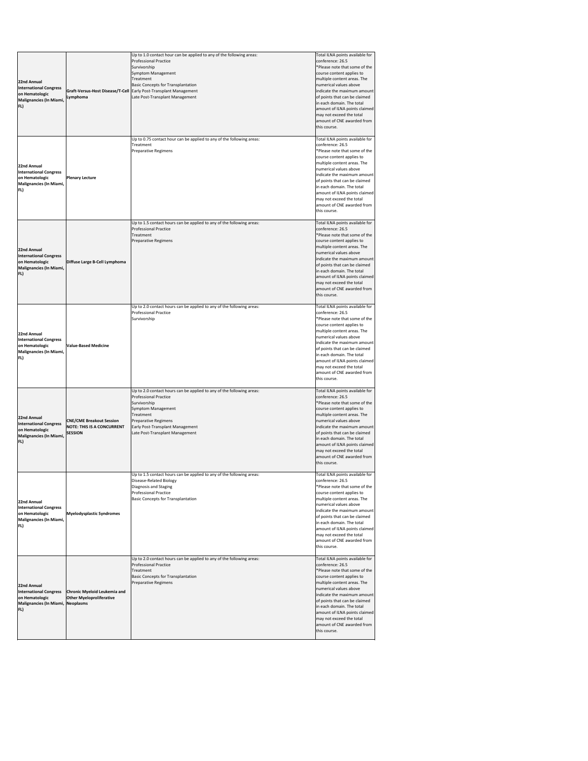| | | | |
|---|---|---|---|
| **22nd Annual International Congress on Hematologic Malignancies (In Miami, FL)** | **Graft-Versus-Host Disease/T-Cell Lymphoma** | Up to 1.0 contact hour can be applied to any of the following areas:<br>Professional Practice<br>Survivorship<br>Symptom Management<br>Treatment<br>Basic Concepts for Transplantation<br>Early Post-Transplant Management<br>Late Post-Transplant Management | Total ILNA points available for conference: 26.5<br>*Please note that some of the course content applies to multiple content areas. The numerical values above indicate the maximum amount of points that can be claimed in each domain. The total amount of ILNA points claimed may not exceed the total amount of CNE awarded from this course. |
| **22nd Annual International Congress on Hematologic Malignancies (In Miami, FL)** | **Plenary Lecture** | Up to 0.75 contact hour can be applied to any of the following areas:<br>Treatment<br>Preparative Regimens | Total ILNA points available for conference: 26.5<br>*Please note that some of the course content applies to multiple content areas. The numerical values above indicate the maximum amount of points that can be claimed in each domain. The total amount of ILNA points claimed may not exceed the total amount of CNE awarded from this course. |
| **22nd Annual International Congress on Hematologic Malignancies (In Miami, FL)** | **Diffuse Large B-Cell Lymphoma** | Up to 1.5 contact hours can be applied to any of the following areas:<br>Professional Practice<br>Treatment<br>Preparative Regimens | Total ILNA points available for conference: 26.5<br>*Please note that some of the course content applies to multiple content areas. The numerical values above indicate the maximum amount of points that can be claimed in each domain. The total amount of ILNA points claimed may not exceed the total amount of CNE awarded from this course. |
| **22nd Annual International Congress on Hematologic Malignancies (In Miami, FL)** | **Value-Based Medicine** | Up to 2.0 contact hours can be applied to any of the following areas:<br>Professional Practice<br>Survivorship | Total ILNA points available for conference: 26.5<br>*Please note that some of the course content applies to multiple content areas. The numerical values above indicate the maximum amount of points that can be claimed in each domain. The total amount of ILNA points claimed may not exceed the total amount of CNE awarded from this course. |
| **22nd Annual International Congress on Hematologic Malignancies (In Miami, FL)** | **CNE/CME Breakout Session NOTE: THIS IS A CONCURRENT SESSION** | Up to 2.0 contact hours can be applied to any of the following areas:<br>Professional Practice<br>Survivorship<br>Symptom Management<br>Treatment<br>Preparative Regimens<br>Early Post-Transplant Management<br>Late Post-Transplant Management | Total ILNA points available for conference: 26.5<br>*Please note that some of the course content applies to multiple content areas. The numerical values above indicate the maximum amount of points that can be claimed in each domain. The total amount of ILNA points claimed may not exceed the total amount of CNE awarded from this course. |
| **22nd Annual International Congress on Hematologic Malignancies (In Miami, FL)** | **Myelodysplastic Syndromes** | Up to 1.5 contact hours can be applied to any of the following areas:<br>Disease-Related Biology<br>Diagnosis and Staging<br>Professional Practice<br>Basic Concepts for Transplantation | Total ILNA points available for conference: 26.5<br>*Please note that some of the course content applies to multiple content areas. The numerical values above indicate the maximum amount of points that can be claimed in each domain. The total amount of ILNA points claimed may not exceed the total amount of CNE awarded from this course. |
| **22nd Annual International Congress on Hematologic Malignancies (In Miami, FL)** | **Chronic Myeloid Leukemia and Other Myeloproliferative Neoplasms** | Up to 2.0 contact hours can be applied to any of the following areas:<br>Professional Practice<br>Treatment<br>Basic Concepts for Transplantation<br>Preparative Regimens | Total ILNA points available for conference: 26.5<br>*Please note that some of the course content applies to multiple content areas. The numerical values above indicate the maximum amount of points that can be claimed in each domain. The total amount of ILNA points claimed may not exceed the total amount of CNE awarded from this course. |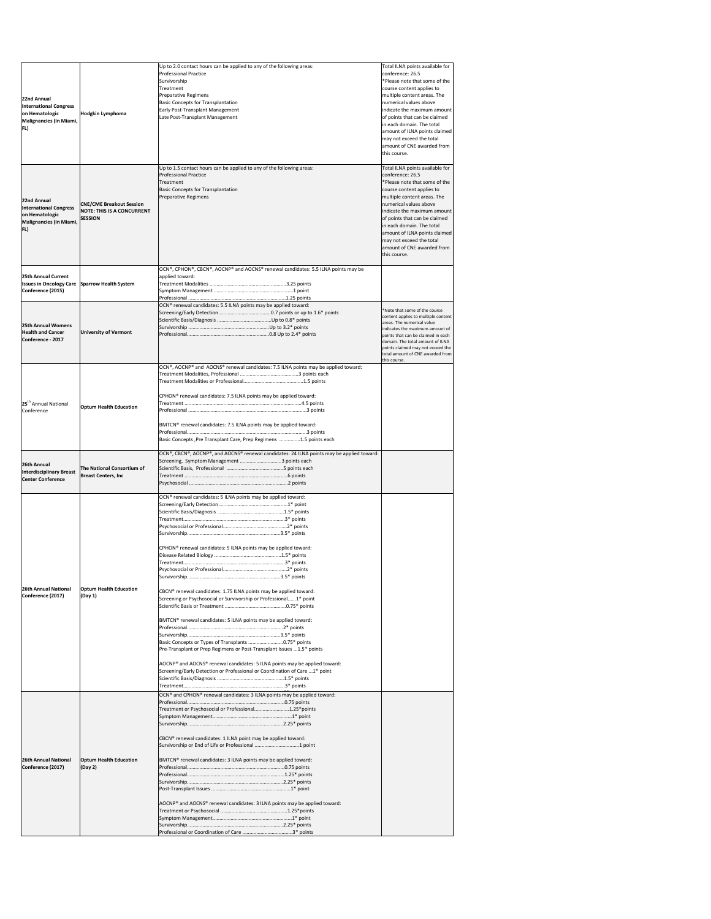| | | | |
|---|---|---|---|
| **22nd Annual International Congress on Hematologic Malignancies (In Miami, FL)** | **Hodgkin Lymphoma** | Up to 2.0 contact hours can be applied to any of the following areas:<br>Professional Practice<br>Survivorship<br>Treatment<br>Preparative Regimens<br>Basic Concepts for Transplantation<br>Early Post-Transplant Management<br>Late Post-Transplant Management | Total ILNA points available for conference: 26.5<br>*Please note that some of the course content applies to multiple content areas. The numerical values above indicate the maximum amount of points that can be claimed in each domain. The total amount of ILNA points claimed may not exceed the total amount of CNE awarded from this course. |
| **22nd Annual International Congress on Hematologic Malignancies (In Miami, FL)** | **CNE/CME Breakout Session NOTE: THIS IS A CONCURRENT SESSION** | Up to 1.5 contact hours can be applied to any of the following areas:<br>Professional Practice<br>Treatment<br>Basic Concepts for Transplantation<br>Preparative Regimens | Total ILNA points available for conference: 26.5<br>*Please note that some of the course content applies to multiple content areas. The numerical values above indicate the maximum amount of points that can be claimed in each domain. The total amount of ILNA points claimed may not exceed the total amount of CNE awarded from this course. |
| **25th Annual Current Issues in Oncology Care Conference (2015)** | **Sparrow Health System** | OCN®, CPHON®, CBCN®, AOCNP® and AOCNS® renewal candidates: 5.5 ILNA points may be applied toward:<br>Treatment Modalities ........................................................3.25 points<br>Symptom Management ........................................................1 point<br>Professional ........................................................1.25 points | |
| **25th Annual Womens Health and Cancer Conference - 2017** | **University of Vermont** | OCN® renewal candidates: 5.5 ILNA points may be applied toward:<br>Screening/Early Detection ......................................0.7 points or up to 1.6* points<br>Scientific Basis/Diagnosis ......................................Up to 0.8* points<br>Survivorship ........................................................Up to 3.2* points<br>Professional........................................................0.8 Up to 2.4* points | *Note that some of the course content applies to multiple content areas. The numerical value indicates the maximum amount of points that can be claimed in each domain. The total amount of ILNA points claimed may not exceed the total amount of CNE awarded from this course. |
| 25[th] Annual National Conference | **Optum Health Education** | OCN®, AOCNP® and AOCNS® renewal candidates: 7.5 ILNA points may be applied toward:<br>Treatment Modalities, Professional ..........................................3 points each<br>Treatment Modalities or Professional..........................................1.5 points<br><br>CPHON® renewal candidates: 7.5 ILNA points may be applied toward:<br>Treatment ........................................................................4.5 points<br>Professional ........................................................................3 points<br><br>BMTCN® renewal candidates: 7.5 ILNA points may be applied toward:<br>Professional........................................................................3 points<br>Basic Concepts ,Pre Transplant Care, Prep Regimens ...............1.5 points each | |
| **26th Annual Interdisciplinary Breast Center Conference** | **The National Consortium of Breast Centers, Inc** | OCN®, CBCN®, AOCNP®, and AOCNS® renewal candidates: 24 ILNA points may be applied toward:<br>Screening, Symptom Management ..............................3 points each<br>Scientific Basis, Professional ..........................................5 points each<br>Treatment ........................................................................6 points<br>Psychosocial ........................................................................2 points | |
| **26th Annual National Conference (2017)** | **Optum Health Education (Day 1)** | OCN® renewal candidates: 5 ILNA points may be applied toward:<br>Screening/Early Detection ................................................1* point<br>Scientific Basis/Diagnosis ................................................1.5* points<br>Treatment........................................................................3* points<br>Psychosocial or Professional..............................................2* points<br>Survivorship........................................................................3.5* points<br><br>CPHON® renewal candidates: 5 ILNA points may be applied toward:<br>Disease Related Biology ................................................1.5* points<br>Treatment........................................................................3* points<br>Psychosocial or Professional..............................................2* points<br>Survivorship........................................................................3.5* points<br><br>CBCN® renewal candidates: 1.75 ILNA points may be applied toward:<br>Screening or Psychosocial or Survivorship or Professional......1* point<br>Scientific Basis or Treatment ............................................0.75* points<br><br>BMTCN® renewal candidates: 5 ILNA points may be applied toward:<br>Professional........................................................................2* points<br>Survivorship........................................................................3.5* points<br>Basic Concepts or Types of Transplants ............................0.75* points<br>Pre-Transplant or Prep Regimens or Post-Transplant Issues ...1.5* points<br><br>AOCNP® and AOCNS® renewal candidates: 5 ILNA points may be applied toward:<br>Screening/Early Detection or Professional or Coordination of Care ...1* point<br>Scientific Basis/Diagnosis ................................................1.5* points<br>Treatment........................................................................3* points | |
| **26th Annual National Conference (2017)** | **Optum Health Education (Day 2)** | OCN® and CPHON® renewal candidates: 3 ILNA points may be applied toward:<br>Professional........................................................................0.75 points<br>Treatment or Psychosocial or Professional..........................1.25*points<br>Symptom Management........................................................1* point<br>Survivorship........................................................................2.25* points<br><br>CBCN® renewal candidates: 1 ILNA point may be applied toward:<br>Survivorship or End of Life or Professional ..............................1 point<br><br>BMTCN® renewal candidates: 3 ILNA points may be applied toward:<br>Professional........................................................................0.75 points<br>Professional........................................................................1.25* points<br>Survivorship........................................................................2.25* points<br>Post-Transplant Issues ........................................................1* point<br><br>AOCNP® and AOCNS® renewal candidates: 3 ILNA points may be applied toward:<br>Treatment or Psychosocial ................................................1.25*points<br>Symptom Management........................................................1* point<br>Survivorship........................................................................2.25* points<br>Professional or Coordination of Care ....................................3* points | |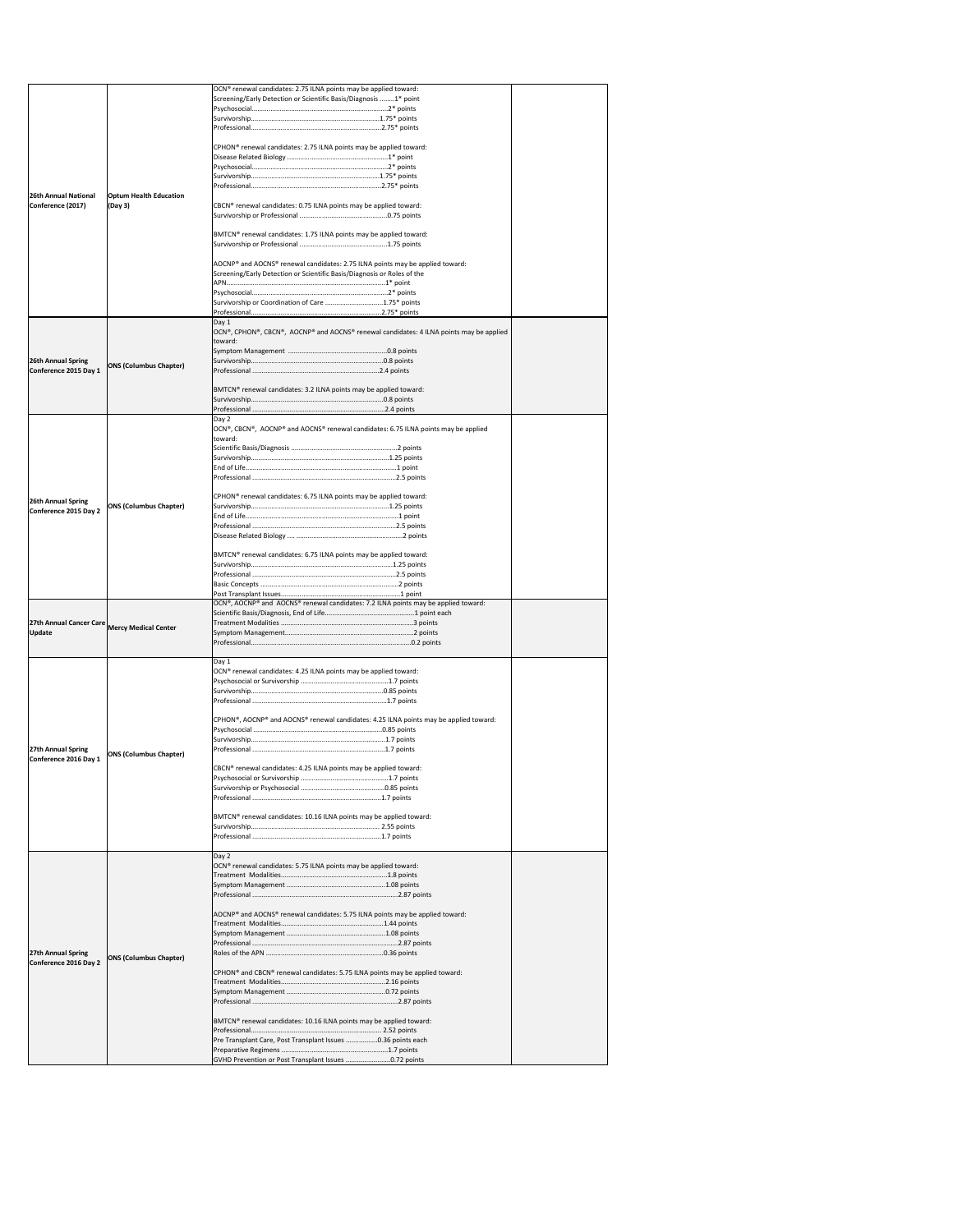| | | | |
|---|---|---|---|
| 26th Annual National Conference (2017) | Optum Health Education (Day 3) | OCN® renewal candidates: 2.75 ILNA points may be applied toward:<br>Screening/Early Detection or Scientific Basis/Diagnosis ........1* point<br>Psychosocial..............................................................2* points<br>Survivorship...........................................................1.75* points<br>Professional...........................................................2.75* points<br><br>CPHON® renewal candidates: 2.75 ILNA points may be applied toward:<br>Disease Related Biology ..........................................1* point<br>Psychosocial..............................................................2* points<br>Survivorship...........................................................1.75* points<br>Professional...........................................................2.75* points<br><br>CBCN® renewal candidates: 0.75 ILNA points may be applied toward:<br>Survivorship or Professional ...................................0.75 points<br><br>BMTCN® renewal candidates: 1.75 ILNA points may be applied toward:<br>Survivorship or Professional ...................................1.75 points<br><br>AOCNP® and AOCNS® renewal candidates: 2.75 ILNA points may be applied toward:<br>Screening/Early Detection or Scientific Basis/Diagnosis or Roles of the APN..........................................................................1* point<br>Psychosocial..............................................................2* points<br>Survivorship or Coordination of Care ......................1.75* points<br>Professional...........................................................2.75* points | |
| 26th Annual Spring Conference 2015 Day 1 | ONS (Columbus Chapter) | Day 1<br>OCN®, CPHON®, CBCN®, AOCNP® and AOCNS® renewal candidates: 4 ILNA points may be applied toward:<br>Symptom Management .........................................0.8 points<br>Survivorship.............................................................0.8 points<br>Professional ............................................................2.4 points<br><br>BMTCN® renewal candidates: 3.2 ILNA points may be applied toward:<br>Survivorship.............................................................0.8 points<br>Professional ............................................................2.4 points | |
| 26th Annual Spring Conference 2015 Day 2 | ONS (Columbus Chapter) | Day 2<br>OCN®, CBCN®, AOCNP® and AOCNS® renewal candidates: 6.75 ILNA points may be applied toward:<br>Scientific Basis/Diagnosis ...........................................2 points<br>Survivorship...........................................................1.25 points<br>End of Life..................................................................1 point<br>Professional ..............................................................2.5 points<br><br>CPHON® renewal candidates: 6.75 ILNA points may be applied toward:<br>Survivorship...........................................................1.25 points<br>End of Life..................................................................1 point<br>Professional ..............................................................2.5 points<br>Disease Related Biology .............................................2 points<br><br>BMTCN® renewal candidates: 6.75 ILNA points may be applied toward:<br>Survivorship...........................................................1.25 points<br>Professional ..............................................................2.5 points<br>Basic Concepts ............................................................2 points<br>Post Transplant Issues..................................................1 point | |
| 27th Annual Cancer Care Update | Mercy Medical Center | OCN®, AOCNP® and AOCNS® renewal candidates: 7.2 ILNA points may be applied toward:<br>Scientific Basis/Diagnosis, End of Life.....................................1 point each<br>Treatment Modalities ..........................................................3 points<br>Symptom Management.........................................................2 points<br>Professional.........................................................................0.2 points | |
| 27th Annual Spring Conference 2016 Day 1 | ONS (Columbus Chapter) | Day 1<br>OCN® renewal candidates: 4.25 ILNA points may be applied toward:<br>Psychosocial or Survivorship ...................................1.7 points<br>Survivorship...........................................................0.85 points<br>Professional ............................................................1.7 points<br><br>CPHON®, AOCNP® and AOCNS® renewal candidates: 4.25 ILNA points may be applied toward:<br>Psychosocial .........................................................0.85 points<br>Survivorship.............................................................1.7 points<br>Professional ............................................................1.7 points<br><br>CBCN® renewal candidates: 4.25 ILNA points may be applied toward:<br>Psychosocial or Survivorship ...................................1.7 points<br>Survivorship or Psychosocial ..................................0.85 points<br>Professional ............................................................1.7 points<br><br>BMTCN® renewal candidates: 10.16 ILNA points may be applied toward:<br>Survivorship.......................................................... 2.55 points<br>Professional ............................................................1.7 points | |
| 27th Annual Spring Conference 2016 Day 2 | ONS (Columbus Chapter) | Day 2<br>OCN® renewal candidates: 5.75 ILNA points may be applied toward:<br>Treatment Modalities.................................................1.8 points<br>Symptom Management ..........................................1.08 points<br>Professional ..........................................................2.87 points<br><br>AOCNP® and AOCNS® renewal candidates: 5.75 ILNA points may be applied toward:<br>Treatment Modalities...............................................1.44 points<br>Symptom Management ..........................................1.08 points<br>Professional ..........................................................2.87 points<br>Roles of the APN ....................................................0.36 points<br><br>CPHON® and CBCN® renewal candidates: 5.75 ILNA points may be applied toward:<br>Treatment Modalities...............................................2.16 points<br>Symptom Management ..........................................0.72 points<br>Professional ..........................................................2.87 points<br><br>BMTCN® renewal candidates: 10.16 ILNA points may be applied toward:<br>Professional.......................................................... 2.52 points<br>Pre Transplant Care, Post Transplant Issues .................0.36 points each<br>Preparative Regimens ...............................................1.7 points<br>GVHD Prevention or Post Transplant Issues .........................0.72 points | |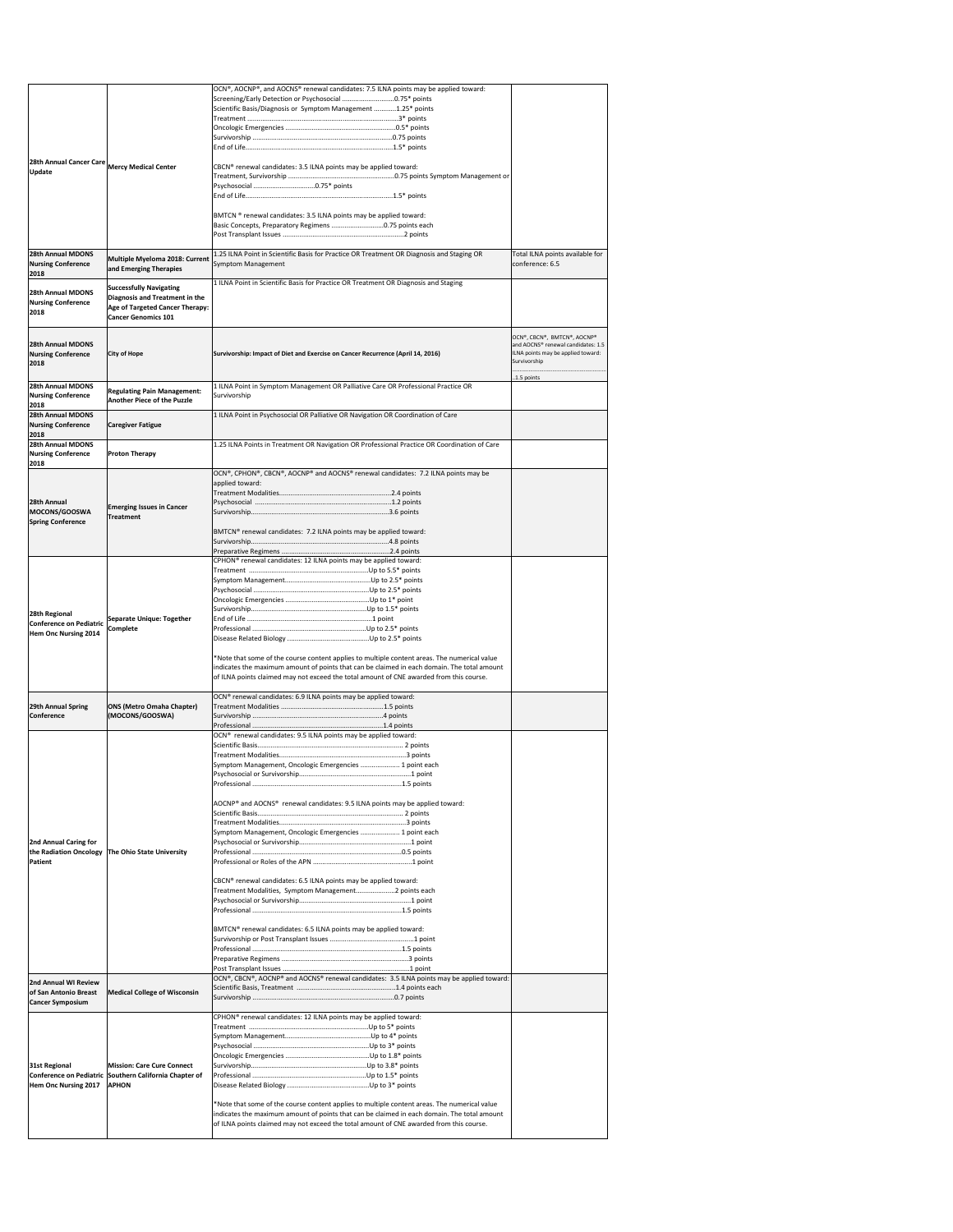| | | | |
|---|---|---|---|
| 28th Annual Cancer Care Update | Mercy Medical Center | OCN®, AOCNP®, and AOCNS® renewal candidates: 7.5 ILNA points may be applied toward:<br>Screening/Early Detection or Psychosocial ..............................0.75* points<br>Scientific Basis/Diagnosis or Symptom Management ............1.25* points<br>Treatment ..................................................................................3* points<br>Oncologic Emergencies ............................................................0.5* points<br>Survivorship ..............................................................................0.75 points<br>End of Life..................................................................................1.5* points<br><br>CBCN® renewal candidates: 3.5 ILNA points may be applied toward:<br>Treatment, Survivorship ..........................................................0.75 points Symptom Management or Psychosocial ..................................0.75* points<br>End of Life..................................................................................1.5* points<br><br>BMTCN ® renewal candidates: 3.5 ILNA points may be applied toward:<br>Basic Concepts, Preparatory Regimens .............................0.75 points each<br>Post Transplant Issues .................................................................2 points | |
| 28th Annual MDONS Nursing Conference 2018 | Multiple Myeloma 2018: Current and Emerging Therapies | 1.25 ILNA Point in Scientific Basis for Practice OR Treatment OR Diagnosis and Staging OR Symptom Management | Total ILNA points available for conference: 6.5 |
| 28th Annual MDONS Nursing Conference 2018 | Successfully Navigating Diagnosis and Treatment in the Age of Targeted Cancer Therapy: Cancer Genomics 101 | 1 ILNA Point in Scientific Basis for Practice OR Treatment OR Diagnosis and Staging | |
| 28th Annual MDONS Nursing Conference 2018 | City of Hope | Survivorship: Impact of Diet and Exercise on Cancer Recurrence (April 14, 2016) | OCN®, CBCN®, BMTCN®, AOCNP® and AOCNS® renewal candidates: 1.5 ILNA points may be applied toward: Survivorship ..............................1.5 points |
| 28th Annual MDONS Nursing Conference 2018 | Regulating Pain Management: Another Piece of the Puzzle | 1 ILNA Point in Symptom Management OR Palliative Care OR Professional Practice OR Survivorship | |
| 28th Annual MDONS Nursing Conference 2018 | Caregiver Fatigue | 1 ILNA Point in Psychosocial OR Palliative OR Navigation OR Coordination of Care | |
| 28th Annual MDONS Nursing Conference 2018 | Proton Therapy | 1.25 ILNA Points in Treatment OR Navigation OR Professional Practice OR Coordination of Care | |
| 28th Annual MOCONS/GOOSWA Spring Conference | Emerging Issues in Cancer Treatment | OCN®, CPHON®, CBCN®, AOCNP® and AOCNS® renewal candidates: 7.2 ILNA points may be applied toward:<br>Treatment Modalities..............................................................2.4 points<br>Psychosocial ...........................................................................1.2 points<br>Survivorship.............................................................................3.6 points<br><br>BMTCN® renewal candidates: 7.2 ILNA points may be applied toward:<br>Survivorship.............................................................................4.8 points<br>Preparative Regimens .............................................................2.4 points | |
| 28th Regional Conference on Pediatric Hem Onc Nursing 2014 | Separate Unique: Together Complete | CPHON® renewal candidates: 12 ILNA points may be applied toward:<br>Treatment ..................................................................Up to 5.5* points<br>Symptom Management................................................Up to 2.5* points<br>Psychosocial ..............................................................Up to 2.5* points<br>Oncologic Emergencies ..............................................Up to 1* point<br>Survivorship.................................................................Up to 1.5* points<br>End of Life ..................................................................1 point<br>Professional ................................................................Up to 2.5* points<br>Disease Related Biology .............................................Up to 2.5* points<br><br>*Note that some of the course content applies to multiple content areas. The numerical value indicates the maximum amount of points that can be claimed in each domain. The total amount of ILNA points claimed may not exceed the total amount of CNE awarded from this course. | |
| 29th Annual Spring Conference | ONS (Metro Omaha Chapter) (MOCONS/GOOSWA) | OCN® renewal candidates: 6.9 ILNA points may be applied toward:<br>Treatment Modalities .........................................................1.5 points<br>Survivorship .......................................................................4 points<br>Professional ........................................................................1.4 points | |
| 2nd Annual Caring for the Radiation Oncology Patient | The Ohio State University | OCN® renewal candidates: 9.5 ILNA points may be applied toward:<br>Scientific Basis.............................................................................. 2 points<br>Treatment Modalities.....................................................................3 points<br>Symptom Management, Oncologic Emergencies ..................... 1 point each<br>Psychosocial or Survivorship...........................................................1 point<br>Professional ..................................................................................1.5 points<br><br>AOCNP® and AOCNS® renewal candidates: 9.5 ILNA points may be applied toward:<br>Scientific Basis.............................................................................. 2 points<br>Treatment Modalities.....................................................................3 points<br>Symptom Management, Oncologic Emergencies ..................... 1 point each<br>Psychosocial or Survivorship...........................................................1 point<br>Professional ..................................................................................0.5 points<br>Professional or Roles of the APN .....................................................1 point<br><br>CBCN® renewal candidates: 6.5 ILNA points may be applied toward:<br>Treatment Modalities, Symptom Management.....................2 points each<br>Psychosocial or Survivorship...........................................................1 point<br>Professional ..................................................................................1.5 points<br><br>BMTCN® renewal candidates: 6.5 ILNA points may be applied toward:<br>Survivorship or Post Transplant Issues ............................................1 point<br>Professional ..................................................................................1.5 points<br>Preparative Regimens ....................................................................3 points<br>Post Transplant Issues ....................................................................1 point | |
| 2nd Annual WI Review of San Antonio Breast Cancer Symposium | Medical College of Wisconsin | OCN®, CBCN®, AOCNP® and AOCNS® renewal candidates: 3.5 ILNA points may be applied toward:<br>Scientific Basis, Treatment .......................................................1.4 points each<br>Survivorship ..............................................................................0.7 points | |
| 31st Regional Conference on Pediatric Hem Onc Nursing 2017 | Mission: Care Cure Connect Southern California Chapter of APHON | CPHON® renewal candidates: 12 ILNA points may be applied toward:<br>Treatment ..................................................................Up to 5* points<br>Symptom Management................................................Up to 4* points<br>Psychosocial ..............................................................Up to 3* points<br>Oncologic Emergencies ..............................................Up to 1.8* points<br>Survivorship.................................................................Up to 3.8* points<br>Professional ................................................................Up to 1.5* points<br>Disease Related Biology .............................................Up to 3* points<br><br>*Note that some of the course content applies to multiple content areas. The numerical value indicates the maximum amount of points that can be claimed in each domain. The total amount of ILNA points claimed may not exceed the total amount of CNE awarded from this course. | |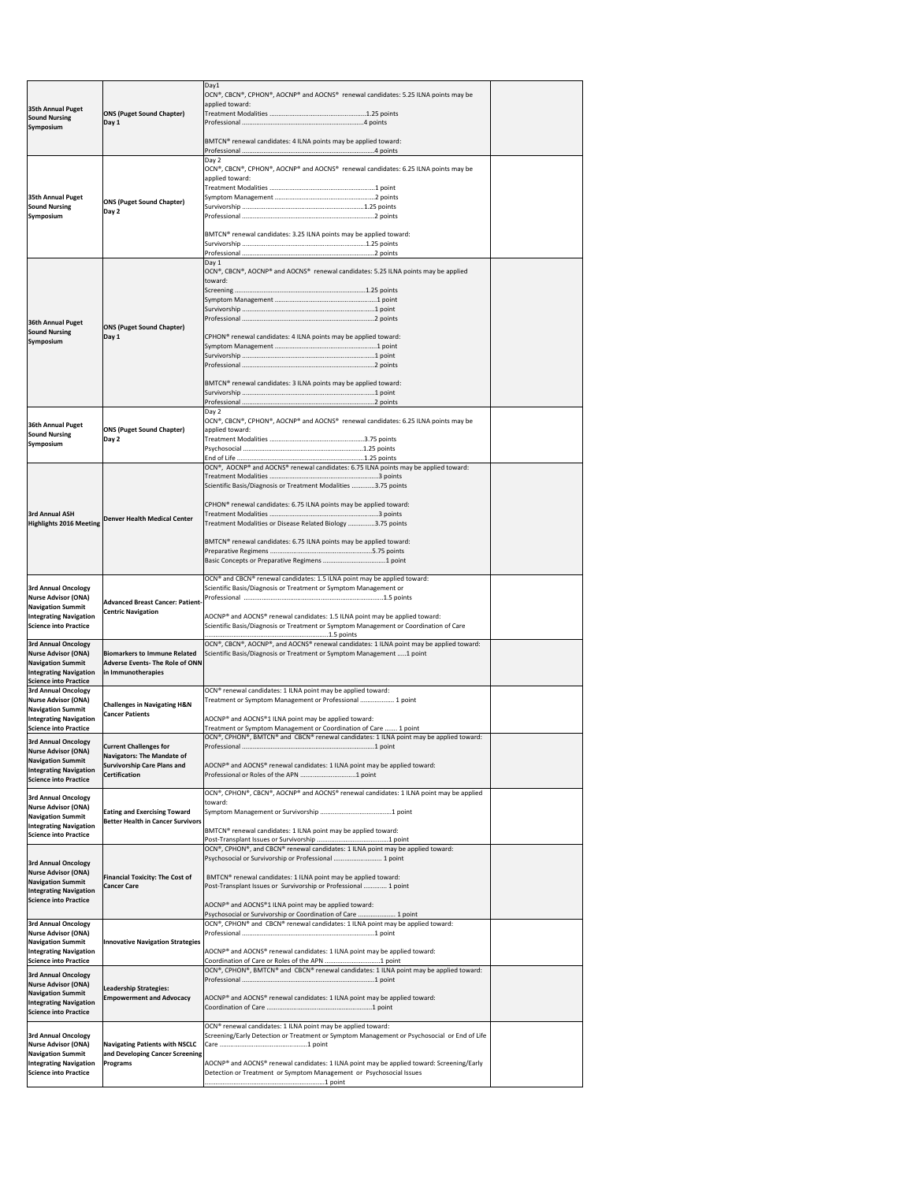| | | | |
|---|---|---|---|
| **35th Annual Puget Sound Nursing Symposium** | **ONS (Puget Sound Chapter) Day 1** | Day1<br>OCN®, CBCN®, CPHON®, AOCNP® and AOCNS® renewal candidates: 5.25 ILNA points may be applied toward:<br>Treatment Modalities ..........................................................1.25 points<br>Professional ..........................................................................4 points<br><br>BMTCN® renewal candidates: 4 ILNA points may be applied toward:<br>Professional ..........................................................................4 points | |
| **35th Annual Puget Sound Nursing Symposium** | **ONS (Puget Sound Chapter) Day 2** | Day 2<br>OCN®, CBCN®, CPHON®, AOCNP® and AOCNS® renewal candidates: 6.25 ILNA points may be applied toward:<br>Treatment Modalities ..........................................................1 point<br>Symptom Management ..........................................................2 points<br>Survivorship ..........................................................................1.25 points<br>Professional ..........................................................................2 points<br><br>BMTCN® renewal candidates: 3.25 ILNA points may be applied toward:<br>Survivorship ..........................................................................1.25 points<br>Professional ..........................................................................2 points | |
| **36th Annual Puget Sound Nursing Symposium** | **ONS (Puget Sound Chapter) Day 1** | Day 1<br>OCN®, CBCN®, AOCNP® and AOCNS® renewal candidates: 5.25 ILNA points may be applied toward:<br>Screening ..........................................................................1.25 points<br>Symptom Management ..........................................................1 point<br>Survivorship ..........................................................................1 point<br>Professional ..........................................................................2 points<br><br>CPHON® renewal candidates: 4 ILNA points may be applied toward:<br>Symptom Management ..........................................................1 point<br>Survivorship ..........................................................................1 point<br>Professional ..........................................................................2 points<br><br>BMTCN® renewal candidates: 3 ILNA points may be applied toward:<br>Survivorship ..........................................................................1 point<br>Professional ..........................................................................2 points | |
| **36th Annual Puget Sound Nursing Symposium** | **ONS (Puget Sound Chapter) Day 2** | Day 2<br>OCN®, CBCN®, CPHON®, AOCNP® and AOCNS® renewal candidates: 6.25 ILNA points may be applied toward:<br>Treatment Modalities ..........................................................3.75 points<br>Psychosocial ..........................................................................1.25 points<br>End of Life ..........................................................................1.25 points | |
| **3rd Annual ASH Highlights 2016 Meeting** | **Denver Health Medical Center** | OCN®, AOCNP® and AOCNS® renewal candidates: 6.75 ILNA points may be applied toward:<br>Treatment Modalities ..........................................................3 points<br>Scientific Basis/Diagnosis or Treatment Modalities ..............3.75 points<br><br>CPHON® renewal candidates: 6.75 ILNA points may be applied toward:<br>Treatment Modalities ..........................................................3 points<br>Treatment Modalities or Disease Related Biology ...............3.75 points<br><br>BMTCN® renewal candidates: 6.75 ILNA points may be applied toward:<br>Preparative Regimens ..........................................................5.75 points<br>Basic Concepts or Preparative Regimens ..............................1 point | |
| **3rd Annual Oncology Nurse Advisor (ONA) Navigation Summit Integrating Navigation Science into Practice** | **Advanced Breast Cancer: Patient-Centric Navigation** | OCN® and CBCN® renewal candidates: 1.5 ILNA point may be applied toward:<br>Scientific Basis/Diagnosis or Treatment or Symptom Management or Professional ..........................................................................1.5 points<br><br>AOCNP® and AOCNS® renewal candidates: 1.5 ILNA point may be applied toward:<br>Scientific Basis/Diagnosis or Treatment or Symptom Management or Coordination of Care ..........................................................................1.5 points | |
| **3rd Annual Oncology Nurse Advisor (ONA) Navigation Summit Integrating Navigation Science into Practice** | **Biomarkers to Immune Related Adverse Events- The Role of ONN in Immunotherapies** | OCN®, CBCN®, AOCNP®, and AOCNS® renewal candidates: 1 ILNA point may be applied toward:<br>Scientific Basis/Diagnosis or Treatment or Symptom Management .....1 point | |
| **3rd Annual Oncology Nurse Advisor (ONA) Navigation Summit Integrating Navigation Science into Practice** | **Challenges in Navigating H&N Cancer Patients** | OCN® renewal candidates: 1 ILNA point may be applied toward:<br>Treatment or Symptom Management or Professional ................... 1 point<br><br>AOCNP® and AOCNS®1 ILNA point may be applied toward:<br>Treatment or Symptom Management or Coordination of Care ....... 1 point | |
| **3rd Annual Oncology Nurse Advisor (ONA) Navigation Summit Integrating Navigation Science into Practice** | **Current Challenges for Navigators: The Mandate of Survivorship Care Plans and Certification** | OCN®, CPHON®, BMTCN® and CBCN® renewal candidates: 1 ILNA point may be applied toward:<br>Professional ..........................................................................1 point<br><br>AOCNP® and AOCNS® renewal candidates: 1 ILNA point may be applied toward:<br>Professional or Roles of the APN ..................................1 point | |
| **3rd Annual Oncology Nurse Advisor (ONA) Navigation Summit Integrating Navigation Science into Practice** | **Eating and Exercising Toward Better Health in Cancer Survivors** | OCN®, CPHON®, CBCN®, AOCNP® and AOCNS® renewal candidates: 1 ILNA point may be applied toward:<br>Symptom Management or Survivorship ..........................................1 point<br><br>BMTCN® renewal candidates: 1 ILNA point may be applied toward:<br>Post-Transplant Issues or Survivorship ..........................................1 point | |
| **3rd Annual Oncology Nurse Advisor (ONA) Navigation Summit Integrating Navigation Science into Practice** | **Financial Toxicity: The Cost of Cancer Care** | OCN®, CPHON®, and CBCN® renewal candidates: 1 ILNA point may be applied toward:<br>Psychosocial or Survivorship or Professional ............................ 1 point<br><br>BMTCN® renewal candidates: 1 ILNA point may be applied toward:<br>Post-Transplant Issues or Survivorship or Professional .............. 1 point<br><br>AOCNP® and AOCNS®1 ILNA point may be applied toward:<br>Psychosocial or Survivorship or Coordination of Care ..................... 1 point | |
| **3rd Annual Oncology Nurse Advisor (ONA) Navigation Summit Integrating Navigation Science into Practice** | **Innovative Navigation Strategies** | OCN®, CPHON® and CBCN® renewal candidates: 1 ILNA point may be applied toward:<br>Professional ..........................................................................1 point<br><br>AOCNP® and AOCNS® renewal candidates: 1 ILNA point may be applied toward:<br>Coordination of Care or Roles of the APN ..................................1 point | |
| **3rd Annual Oncology Nurse Advisor (ONA) Navigation Summit Integrating Navigation Science into Practice** | **Leadership Strategies: Empowerment and Advocacy** | OCN®, CPHON®, BMTCN® and CBCN® renewal candidates: 1 ILNA point may be applied toward:<br>Professional ..........................................................................1 point<br><br>AOCNP® and AOCNS® renewal candidates: 1 ILNA point may be applied toward:<br>Coordination of Care ..........................................................1 point | |
| **3rd Annual Oncology Nurse Advisor (ONA) Navigation Summit Integrating Navigation Science into Practice** | **Navigating Patients with NSCLC and Developing Cancer Screening Programs** | OCN® renewal candidates: 1 ILNA point may be applied toward:<br>Screening/Early Detection or Treatment or Symptom Management or Psychosocial or End of Life Care ..................................................1 point<br><br>AOCNP® and AOCNS® renewal candidates: 1 ILNA point may be applied toward: Screening/Early Detection or Treatment or Symptom Management or Psychosocial Issues ..........................................................................1 point | |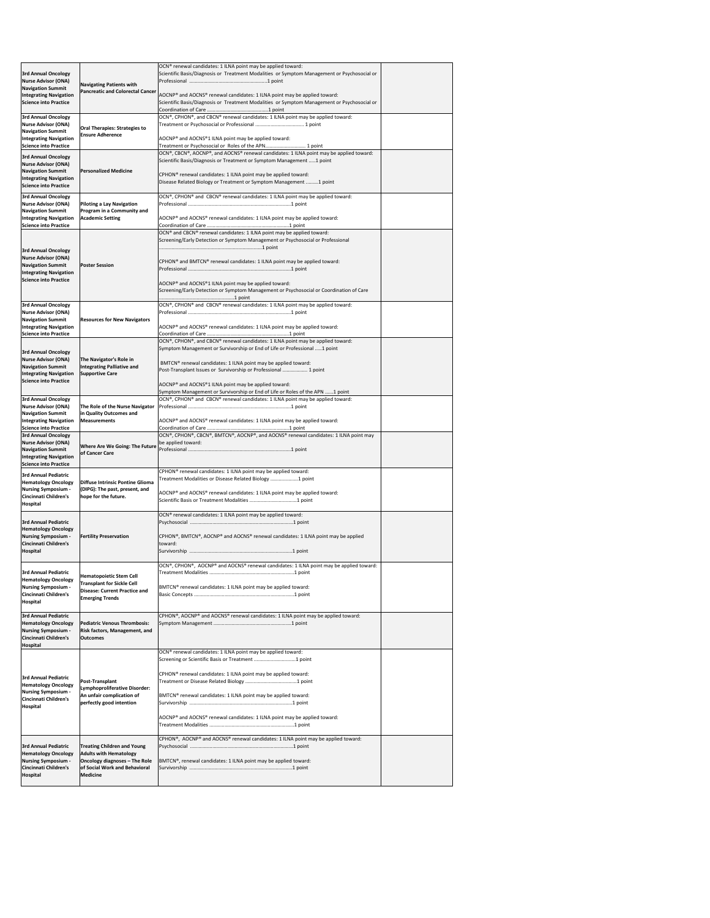| | | | |
|---|---|---|---|
| **3rd Annual Oncology Nurse Advisor (ONA) Navigation Summit Integrating Navigation Science into Practice** | **Navigating Patients with Pancreatic and Colorectal Cancer** | OCN® renewal candidates: 1 ILNA point may be applied toward:<br>Scientific Basis/Diagnosis or Treatment Modalities or Symptom Management or Psychosocial or Professional ........................................................1 point<br><br>AOCNP® and AOCNS® renewal candidates: 1 ILNA point may be applied toward:<br>Scientific Basis/Diagnosis or Treatment Modalities or Symptom Management or Psychosocial or Coordination of Care ............................................1 point | |
| **3rd Annual Oncology Nurse Advisor (ONA) Navigation Summit Integrating Navigation Science into Practice** | **Oral Therapies: Strategies to Ensure Adherence** | OCN®, CPHON®, and CBCN® renewal candidates: 1 ILNA point may be applied toward:<br>Treatment or Psychosocial or Professional ..................................... 1 point<br><br>AOCNP® and AOCNS®1 ILNA point may be applied toward:<br>Treatment or Psychosocial or Roles of the APN............................. 1 point | |
| **3rd Annual Oncology Nurse Advisor (ONA) Navigation Summit Integrating Navigation Science into Practice** | **Personalized Medicine** | OCN®, CBCN®, AOCNP®, and AOCNS® renewal candidates: 1 ILNA point may be applied toward:<br>Scientific Basis/Diagnosis or Treatment or Symptom Management .....1 point<br><br>CPHON® renewal candidates: 1 ILNA point may be applied toward:<br>Disease Related Biology or Treatment or Symptom Management .........1 point | |
| **3rd Annual Oncology Nurse Advisor (ONA) Navigation Summit Integrating Navigation Science into Practice** | **Piloting a Lay Navigation Program in a Community and Academic Setting** | OCN®, CPHON® and CBCN® renewal candidates: 1 ILNA point may be applied toward:<br>Professional ..........................................................................1 point<br><br>AOCNP® and AOCNS® renewal candidates: 1 ILNA point may be applied toward:<br>Coordination of Care ...........................................................1 point | |
| **3rd Annual Oncology Nurse Advisor (ONA) Navigation Summit Integrating Navigation Science into Practice** | **Poster Session** | OCN® and CBCN® renewal candidates: 1 ILNA point may be applied toward:<br>Screening/Early Detection or Symptom Management or Psychosocial or Professional ..........................................................................1 point<br><br>CPHON® and BMTCN® renewal candidates: 1 ILNA point may be applied toward:<br>Professional ..........................................................................1 point<br><br>AOCNP® and AOCNS®1 ILNA point may be applied toward:<br>Screening/Early Detection or Symptom Management or Psychosocial or Coordination of Care ....................................................1 point | |
| **3rd Annual Oncology Nurse Advisor (ONA) Navigation Summit Integrating Navigation Science into Practice** | **Resources for New Navigators** | OCN®, CPHON® and CBCN® renewal candidates: 1 ILNA point may be applied toward:<br>Professional ..........................................................................1 point<br><br>AOCNP® and AOCNS® renewal candidates: 1 ILNA point may be applied toward:<br>Coordination of Care ...........................................................1 point | |
| **3rd Annual Oncology Nurse Advisor (ONA) Navigation Summit Integrating Navigation Science into Practice** | **The Navigator's Role in Integrating Palliative and Supportive Care** | OCN®, CPHON®, and CBCN® renewal candidates: 1 ILNA point may be applied toward:<br>Symptom Management or Survivorship or End of Life or Professional .....1 point<br><br>BMTCN® renewal candidates: 1 ILNA point may be applied toward:<br>Post-Transplant Issues or Survivorship or Professional ................. 1 point<br><br>AOCNP® and AOCNS®1 ILNA point may be applied toward:<br>Symptom Management or Survivorship or End of Life or Roles of the APN ......1 point | |
| **3rd Annual Oncology Nurse Advisor (ONA) Navigation Summit Integrating Navigation Science into Practice** | **The Role of the Nurse Navigator in Quality Outcomes and Measurements** | OCN®, CPHON® and CBCN® renewal candidates: 1 ILNA point may be applied toward:<br>Professional ..........................................................................1 point<br><br>AOCNP® and AOCNS® renewal candidates: 1 ILNA point may be applied toward:<br>Coordination of Care ...........................................................1 point | |
| **3rd Annual Oncology Nurse Advisor (ONA) Navigation Summit Integrating Navigation Science into Practice** | **Where Are We Going: The Future of Cancer Care** | OCN®, CPHON®, CBCN®, BMTCN®, AOCNP®, and AOCNS® renewal candidates: 1 ILNA point may be applied toward:<br>Professional ..........................................................................1 point | |
| **3rd Annual Pediatric Hematology Oncology Nursing Symposium - Cincinnati Children's Hospital** | **Diffuse Intrinsic Pontine Glioma (DIPG): The past, present, and hope for the future.** | CPHON® renewal candidates: 1 ILNA point may be applied toward:<br>Treatment Modalities or Disease Related Biology ...................1 point<br><br>AOCNP® and AOCNS® renewal candidates: 1 ILNA point may be applied toward:<br>Scientific Basis or Treatment Modalities ..................................1 point | |
| **3rd Annual Pediatric Hematology Oncology Nursing Symposium - Cincinnati Children's Hospital** | **Fertility Preservation** | OCN® renewal candidates: 1 ILNA point may be applied toward:<br>Psychosocial ..........................................................................1 point<br><br>CPHON®, BMTCN®, AOCNP® and AOCNS® renewal candidates: 1 ILNA point may be applied toward:<br>Survivorship ..........................................................................1 point | |
| **3rd Annual Pediatric Hematology Oncology Nursing Symposium - Cincinnati Children's Hospital** | **Hematopoietic Stem Cell Transplant for Sickle Cell Disease: Current Practice and Emerging Trends** | OCN®, CPHON®, AOCNP® and AOCNS® renewal candidates: 1 ILNA point may be applied toward:<br>Treatment Modalities .............................................................1 point<br><br>BMTCN® renewal candidates: 1 ILNA point may be applied toward:<br>Basic Concepts .......................................................................1 point | |
| **3rd Annual Pediatric Hematology Oncology Nursing Symposium - Cincinnati Children's Hospital** | **Pediatric Venous Thrombosis: Risk factors, Management, and Outcomes** | CPHON®, AOCNP® and AOCNS® renewal candidates: 1 ILNA point may be applied toward:<br>Symptom Management ........................................................1 point | |
| **3rd Annual Pediatric Hematology Oncology Nursing Symposium - Cincinnati Children's Hospital** | **Post-Transplant Lymphoproliferative Disorder: An unfair complication of perfectly good intention** | OCN® renewal candidates: 1 ILNA point may be applied toward:<br>Screening or Scientific Basis or Treatment ..............................1 point<br><br>CPHON® renewal candidates: 1 ILNA point may be applied toward:<br>Treatment or Disease Related Biology .....................................1 point<br><br>BMTCN® renewal candidates: 1 ILNA point may be applied toward:<br>Survivorship ..........................................................................1 point<br><br>AOCNP® and AOCNS® renewal candidates: 1 ILNA point may be applied toward:<br>Treatment Modalities .............................................................1 point | |
| **3rd Annual Pediatric Hematology Oncology Nursing Symposium - Cincinnati Children's Hospital** | **Treating Children and Young Adults with Hematology Oncology diagnoses – The Role of Social Work and Behavioral Medicine** | CPHON®, AOCNP® and AOCNS® renewal candidates: 1 ILNA point may be applied toward:<br>Psychosocial ..........................................................................1 point<br><br>BMTCN®, renewal candidates: 1 ILNA point may be applied toward:<br>Survivorship ..........................................................................1 point | |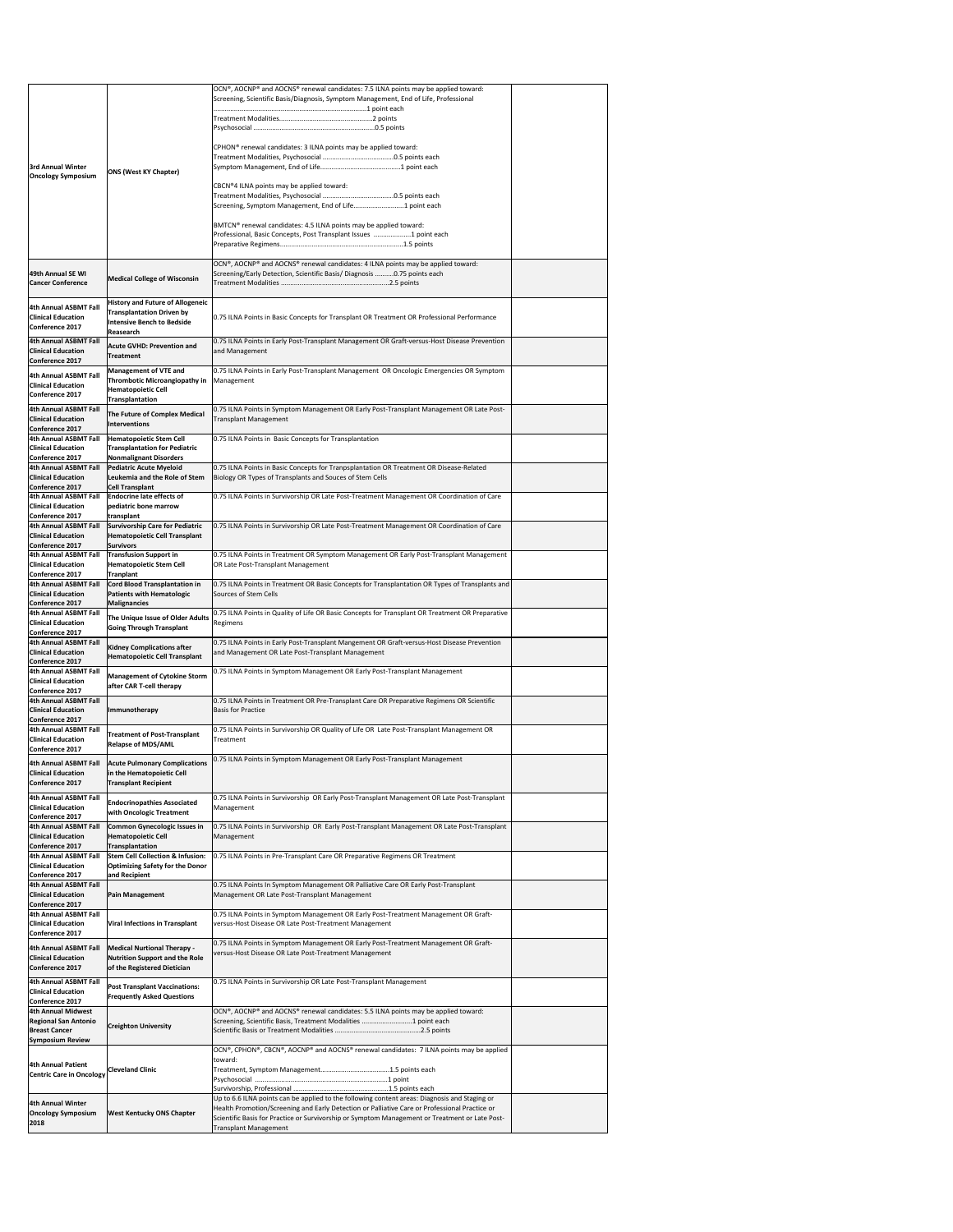| | | | |
|---|---|---|---|
| 3rd Annual Winter Oncology Symposium | ONS (West KY Chapter) | OCN®, AOCNP® and AOCNS® renewal candidates: 7.5 ILNA points may be applied toward: Screening, Scientific Basis/Diagnosis, Symptom Management, End of Life, Professional ....................................................................................1 point each<br>Treatment Modalities...................................................2 points<br>Psychosocial ...................................................................0.5 points<br><br>CPHON® renewal candidates: 3 ILNA points may be applied toward:<br>Treatment Modalities, Psychosocial .......................................0.5 points each<br>Symptom Management, End of Life...........................................1 point each<br><br>CBCN®4 ILNA points may be applied toward:<br>Treatment Modalities, Psychosocial .......................................0.5 points each<br>Screening, Symptom Management, End of Life............................1 point each<br><br>BMTCN® renewal candidates: 4.5 ILNA points may be applied toward:<br>Professional, Basic Concepts, Post Transplant Issues ....................1 point each<br>Preparative Regimens...................................................................1.5 points | |
| 49th Annual SE WI Cancer Conference | Medical College of Wisconsin | OCN®, AOCNP® and AOCNS® renewal candidates: 4 ILNA points may be applied toward: Screening/Early Detection, Scientific Basis/ Diagnosis ..........0.75 points each<br>Treatment Modalities ...........................................................2.5 points | |
| 4th Annual ASBMT Fall Clinical Education Conference 2017 | History and Future of Allogeneic Transplantation Driven by Intensive Bench to Bedside Reasearch | 0.75 ILNA Points in Basic Concepts for Transplant OR Treatment OR Professional Performance | |
| 4th Annual ASBMT Fall Clinical Education Conference 2017 | Acute GVHD: Prevention and Treatment | 0.75 ILNA Points in Early Post-Transplant Management OR Graft-versus-Host Disease Prevention and Management | |
| 4th Annual ASBMT Fall Clinical Education Conference 2017 | Management of VTE and Thrombotic Microangiopathy in Hematopoietic Cell Transplantation | 0.75 ILNA Points in Early Post-Transplant Management OR Oncologic Emergencies OR Symptom Management | |
| 4th Annual ASBMT Fall Clinical Education Conference 2017 | The Future of Complex Medical Interventions | 0.75 ILNA Points in Symptom Management OR Early Post-Transplant Management OR Late Post-Transplant Management | |
| 4th Annual ASBMT Fall Clinical Education Conference 2017 | Hematopoietic Stem Cell Transplantation for Pediatric Nonmalignant Disorders | 0.75 ILNA Points in Basic Concepts for Transplantation | |
| 4th Annual ASBMT Fall Clinical Education Conference 2017 | Pediatric Acute Myeloid Leukemia and the Role of Stem Cell Transplant | 0.75 ILNA Points in Basic Concepts for Tranpsplantation OR Treatment OR Disease-Related Biology OR Types of Transplants and Souces of Stem Cells | |
| 4th Annual ASBMT Fall Clinical Education Conference 2017 | Endocrine late effects of pediatric bone marrow transplant | 0.75 ILNA Points in Survivorship OR Late Post-Treatment Management OR Coordination of Care | |
| 4th Annual ASBMT Fall Clinical Education Conference 2017 | Survivorship Care for Pediatric Hematopoietic Cell Transplant Survivors | 0.75 ILNA Points in Survivorship OR Late Post-Treatment Management OR Coordination of Care | |
| 4th Annual ASBMT Fall Clinical Education Conference 2017 | Transfusion Support in Hematopoietic Stem Cell Tranplant | 0.75 ILNA Points in Treatment OR Symptom Management OR Early Post-Transplant Management OR Late Post-Transplant Management | |
| 4th Annual ASBMT Fall Clinical Education Conference 2017 | Cord Blood Transplantation in Patients with Hematologic Malignancies | 0.75 ILNA Points in Treatment OR Basic Concepts for Transplantation OR Types of Transplants and Sources of Stem Cells | |
| 4th Annual ASBMT Fall Clinical Education Conference 2017 | The Unique Issue of Older Adults Going Through Transplant | 0.75 ILNA Points in Quality of Life OR Basic Concepts for Transplant OR Treatment OR Preparative Regimens | |
| 4th Annual ASBMT Fall Clinical Education Conference 2017 | Kidney Complications after Hematopoietic Cell Transplant | 0.75 ILNA Points in Early Post-Transplant Mangement OR Graft-versus-Host Disease Prevention and Management OR Late Post-Transplant Management | |
| 4th Annual ASBMT Fall Clinical Education Conference 2017 | Management of Cytokine Storm after CAR T-cell therapy | 0.75 ILNA Points in Symptom Management OR Early Post-Transplant Management | |
| 4th Annual ASBMT Fall Clinical Education Conference 2017 | Immunotherapy | 0.75 ILNA Points in Treatment OR Pre-Transplant Care OR Preparative Regimens OR Scientific Basis for Practice | |
| 4th Annual ASBMT Fall Clinical Education Conference 2017 | Treatment of Post-Transplant Relapse of MDS/AML | 0.75 ILNA Points in Survivorship OR Quality of Life OR Late Post-Transplant Management OR Treatment | |
| 4th Annual ASBMT Fall Clinical Education Conference 2017 | Acute Pulmonary Complications in the Hematopoietic Cell Transplant Recipient | 0.75 ILNA Points in Symptom Management OR Early Post-Transplant Management | |
| 4th Annual ASBMT Fall Clinical Education Conference 2017 | Endocrinopathies Associated with Oncologic Treatment | 0.75 ILNA Points in Survivorship OR Early Post-Transplant Management OR Late Post-Transplant Management | |
| 4th Annual ASBMT Fall Clinical Education Conference 2017 | Common Gynecologic Issues in Hematopoietic Cell Transplantation | 0.75 ILNA Points in Survivorship OR Early Post-Transplant Management OR Late Post-Transplant Management | |
| 4th Annual ASBMT Fall Clinical Education Conference 2017 | Stem Cell Collection & Infusion: Optimizing Safety for the Donor and Recipient | 0.75 ILNA Points in Pre-Transplant Care OR Preparative Regimens OR Treatment | |
| 4th Annual ASBMT Fall Clinical Education Conference 2017 | Pain Management | 0.75 ILNA Points In Symptom Management OR Palliative Care OR Early Post-Transplant Management OR Late Post-Transplant Management | |
| 4th Annual ASBMT Fall Clinical Education Conference 2017 | Viral Infections in Transplant | 0.75 ILNA Points in Symptom Management OR Early Post-Treatment Management OR Graft-versus-Host Disease OR Late Post-Treatment Management | |
| 4th Annual ASBMT Fall Clinical Education Conference 2017 | Medical Nurtional Therapy - Nutrition Support and the Role of the Registered Dietician | 0.75 ILNA Points in Symptom Management OR Early Post-Treatment Management OR Graft-versus-Host Disease OR Late Post-Treatment Management | |
| 4th Annual ASBMT Fall Clinical Education Conference 2017 | Post Transplant Vaccinations: Frequently Asked Questions | 0.75 ILNA Points in Survivorship OR Late Post-Transplant Management | |
| 4th Annual Midwest Regional San Antonio Breast Cancer Symposium Review | Creighton University | OCN®, AOCNP® and AOCNS® renewal candidates: 5.5 ILNA points may be applied toward: Screening, Scientific Basis, Treatment Modalities ...........................1 point each<br>Scientific Basis or Treatment Modalities ...............................................2.5 points | |
| 4th Annual Patient Centric Care in Oncology | Cleveland Clinic | OCN®, CPHON®, CBCN®, AOCNP® and AOCNS® renewal candidates: 7 ILNA points may be applied toward:<br>Treatment, Symptom Management.......................................1.5 points each<br>Psychosocial ..........................................................................1 point<br>Survivorship, Professional ....................................................1.5 points each | |
| 4th Annual Winter Oncology Symposium 2018 | West Kentucky ONS Chapter | Up to 6.6 ILNA points can be applied to the following content areas: Diagnosis and Staging or Health Promotion/Screening and Early Detection or Palliative Care or Professional Practice or Scientific Basis for Practice or Survivorship or Symptom Management or Treatment or Late Post-Transplant Management | |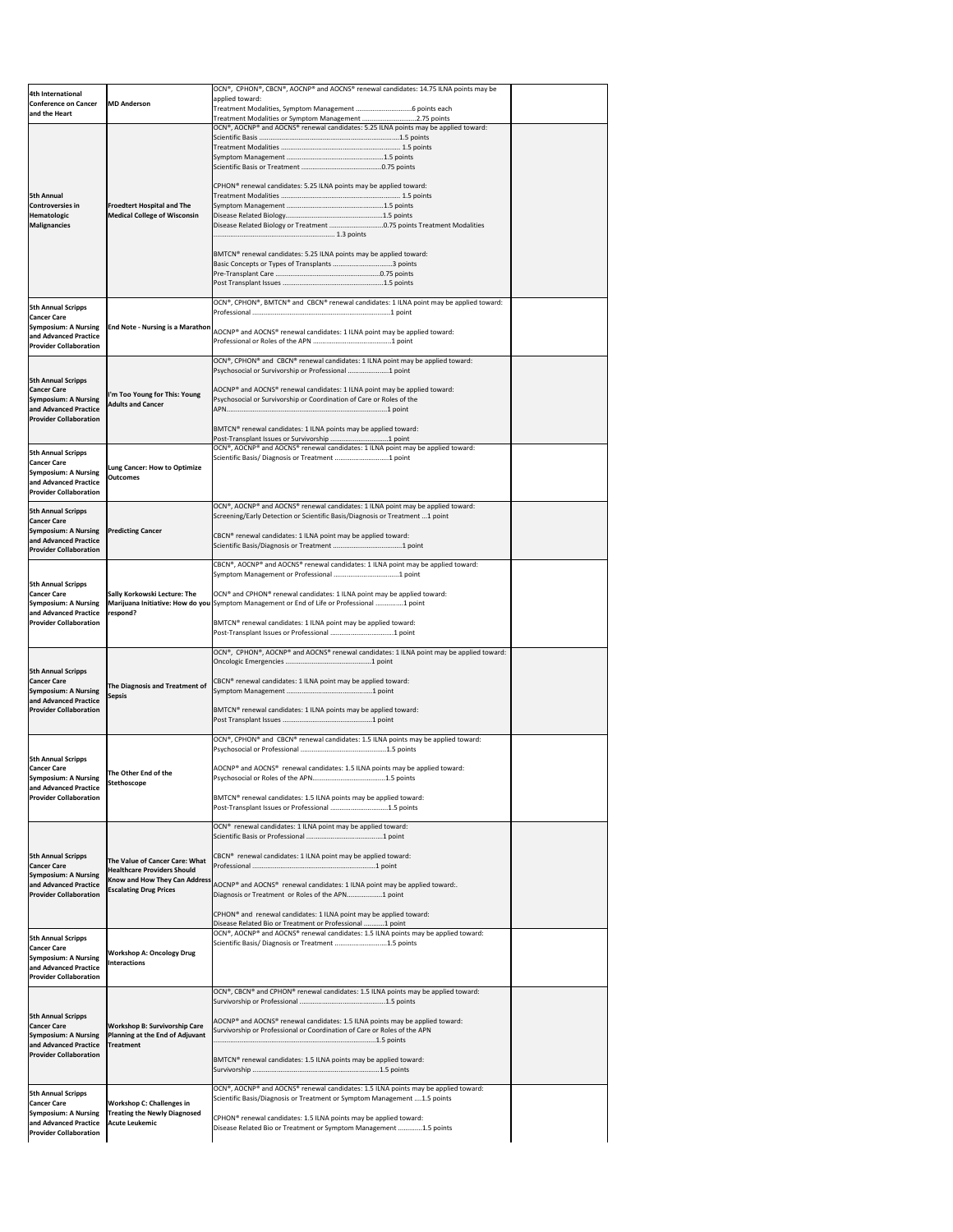| | | | |
|---|---|---|---|
| **4th International Conference on Cancer and the Heart** | **MD Anderson** | OCN®, CPHON®, CBCN®, AOCNP® and AOCNS® renewal candidates: 14.75 ILNA points may be applied toward:<br>Treatment Modalities, Symptom Management ..............................6 points each<br>Treatment Modalities or Symptom Management .............................2.75 points | |
| **5th Annual Controversies in Hematologic Malignancies** | **Froedtert Hospital and The Medical College of Wisconsin** | OCN®, AOCNP® and AOCNS® renewal candidates: 5.25 ILNA points may be applied toward:<br>Scientific Basis ..............................................................1.5 points<br>Treatment Modalities ........................................................ 1.5 points<br>Symptom Management .....................................................1.5 points<br>Scientific Basis or Treatment ............................................0.75 points<br><br>CPHON® renewal candidates: 5.25 ILNA points may be applied toward:<br>Treatment Modalities ............................................................. 1.5 points<br>Symptom Management .......................................................1.5 points<br>Disease Related Biology......................................................1.5 points<br>Disease Related Biology or Treatment ..............................0.75 points Treatment Modalities ................................................................... 1.3 points<br><br>BMTCN® renewal candidates: 5.25 ILNA points may be applied toward:<br>Basic Concepts or Types of Transplants ................................3 points<br>Pre-Transplant Care ..........................................................0.75 points<br>Post Transplant Issues .......................................................1.5 points | |
| **5th Annual Scripps Cancer Care Symposium: A Nursing and Advanced Practice Provider Collaboration** | **End Note - Nursing is a Marathon** | OCN®, CPHON®, BMTCN® and CBCN® renewal candidates: 1 ILNA point may be applied toward:<br>Professional ..........................................................................1 point<br><br>AOCNP® and AOCNS® renewal candidates: 1 ILNA point may be applied toward:<br>Professional or Roles of the APN ...........................................1 point | |
| **5th Annual Scripps Cancer Care Symposium: A Nursing and Advanced Practice Provider Collaboration** | **I'm Too Young for This: Young Adults and Cancer** | OCN®, CPHON® and CBCN® renewal candidates: 1 ILNA point may be applied toward:<br>Psychosocial or Survivorship or Professional .......................1 point<br><br>AOCNP® and AOCNS® renewal candidates: 1 ILNA point may be applied toward:<br>Psychosocial or Survivorship or Coordination of Care or Roles of the APN.........................................................................................1 point<br><br>BMTCN® renewal candidates: 1 ILNA points may be applied toward:<br>Post-Transplant Issues or Survivorship ................................1 point | |
| **5th Annual Scripps Cancer Care Symposium: A Nursing and Advanced Practice Provider Collaboration** | **Lung Cancer: How to Optimize Outcomes** | OCN®, AOCNP® and AOCNS® renewal candidates: 1 ILNA point may be applied toward:<br>Scientific Basis/ Diagnosis or Treatment .............................1 point | |
| **5th Annual Scripps Cancer Care Symposium: A Nursing and Advanced Practice Provider Collaboration** | **Predicting Cancer** | OCN®, AOCNP® and AOCNS® renewal candidates: 1 ILNA point may be applied toward:<br>Screening/Early Detection or Scientific Basis/Diagnosis or Treatment ...1 point<br><br>CBCN® renewal candidates: 1 ILNA point may be applied toward:<br>Scientific Basis/Diagnosis or Treatment .....................................1 point | |
| **5th Annual Scripps Cancer Care Symposium: A Nursing and Advanced Practice Provider Collaboration** | **Sally Korkowski Lecture: The Marijuana Initiative: How do you respond?** | CBCN®, AOCNP® and AOCNS® renewal candidates: 1 ILNA point may be applied toward:<br>Symptom Management or Professional ..................................1 point<br><br>OCN® and CPHON® renewal candidates: 1 ILNA point may be applied toward:<br>Symptom Management or End of Life or Professional ..............1 point<br><br>BMTCN® renewal candidates: 1 ILNA point may be applied toward:<br>Post-Transplant Issues or Professional ..................................1 point | |
| **5th Annual Scripps Cancer Care Symposium: A Nursing and Advanced Practice Provider Collaboration** | **The Diagnosis and Treatment of Sepsis** | OCN®, CPHON®, AOCNP® and AOCNS® renewal candidates: 1 ILNA point may be applied toward:<br>Oncologic Emergencies ...............................................1 point<br><br>CBCN® renewal candidates: 1 ILNA point may be applied toward:<br>Symptom Management ...............................................1 point<br><br>BMTCN® renewal candidates: 1 ILNA points may be applied toward:<br>Post Transplant Issues .................................................1 point | |
| **5th Annual Scripps Cancer Care Symposium: A Nursing and Advanced Practice Provider Collaboration** | **The Other End of the Stethoscope** | OCN®, CPHON® and CBCN® renewal candidates: 1.5 ILNA points may be applied toward:<br>Psychosocial or Professional ...............................................1.5 points<br><br>AOCNP® and AOCNS® renewal candidates: 1.5 ILNA points may be applied toward:<br>Psychosocial or Roles of the APN.........................................1.5 points<br><br>BMTCN® renewal candidates: 1.5 ILNA points may be applied toward:<br>Post-Transplant Issues or Professional ...............................1.5 points | |
| **5th Annual Scripps Cancer Care Symposium: A Nursing and Advanced Practice Provider Collaboration** | **The Value of Cancer Care: What Healthcare Providers Should Know and How They Can Address Escalating Drug Prices** | OCN® renewal candidates: 1 ILNA point may be applied toward:<br>Scientific Basis or Professional ..........................................1 point<br><br>CBCN® renewal candidates: 1 ILNA point may be applied toward:<br>Professional ...................................................................1 point<br><br>AOCNP® and AOCNS® renewal candidates: 1 ILNA point may be applied toward:.<br>Diagnosis or Treatment or Roles of the APN...................1 point<br><br>CPHON® and renewal candidates: 1 ILNA point may be applied toward:<br>Disease Related Bio or Treatment or Professional ...........1 point | |
| **5th Annual Scripps Cancer Care Symposium: A Nursing and Advanced Practice Provider Collaboration** | **Workshop A: Oncology Drug Interactions** | OCN®, AOCNP® and AOCNS® renewal candidates: 1.5 ILNA points may be applied toward:<br>Scientific Basis/ Diagnosis or Treatment ............................1.5 points | |
| **5th Annual Scripps Cancer Care Symposium: A Nursing and Advanced Practice Provider Collaboration** | **Workshop B: Survivorship Care Planning at the End of Adjuvant Treatment** | OCN®, CBCN® and CPHON® renewal candidates: 1.5 ILNA points may be applied toward:<br>Survivorship or Professional ...............................................1.5 points<br><br>AOCNP® and AOCNS® renewal candidates: 1.5 ILNA points may be applied toward:<br>Survivorship or Professional or Coordination of Care or Roles of the APN .........................................................................................1.5 points<br><br>BMTCN® renewal candidates: 1.5 ILNA points may be applied toward:<br>Survivorship .......................................................................1.5 points | |
| **5th Annual Scripps Cancer Care Symposium: A Nursing and Advanced Practice Provider Collaboration** | **Workshop C: Challenges in Treating the Newly Diagnosed Acute Leukemic** | OCN®, AOCNP® and AOCNS® renewal candidates: 1.5 ILNA points may be applied toward:<br>Scientific Basis/Diagnosis or Treatment or Symptom Management ....1.5 points<br><br>CPHON® renewal candidates: 1.5 ILNA points may be applied toward:<br>Disease Related Bio or Treatment or Symptom Management .............1.5 points | |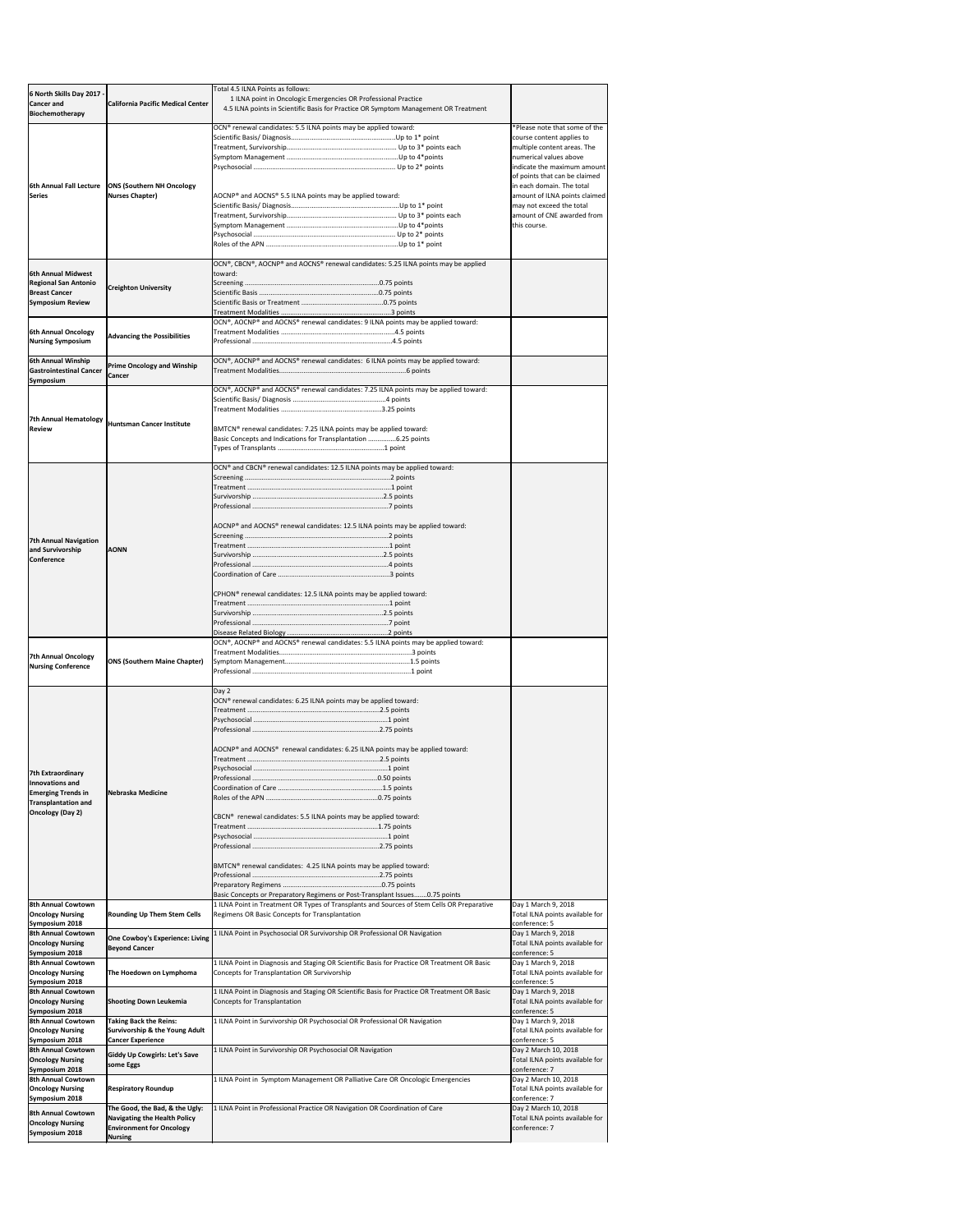| | | | |
|---|---|---|---|
| 6 North Skills Day 2017 - Cancer and Biochemotherapy | California Pacific Medical Center | Total 4.5 ILNA Points as follows:<br>1 ILNA point in Oncologic Emergencies OR Professional Practice<br>4.5 ILNA points in Scientific Basis for Practice OR Symptom Management OR Treatment | |
| 6th Annual Fall Lecture Series | ONS (Southern NH Oncology Nurses Chapter) | OCN® renewal candidates: 5.5 ILNA points may be applied toward:<br>Scientific Basis/ Diagnosis....Up to 1* point<br>Treatment, Survivorship.... Up to 3* points each<br>Symptom Management ....Up to 4*points<br>Psychosocial .... Up to 2* points<br><br>AOCNP® and AOCNS® 5.5 ILNA points may be applied toward:<br>Scientific Basis/ Diagnosis....Up to 1* point<br>Treatment, Survivorship.... Up to 3* points each<br>Symptom Management ....Up to 4*points<br>Psychosocial .... Up to 2* points<br>Roles of the APN ....Up to 1* point | *Please note that some of the course content applies to multiple content areas. The numerical values above indicate the maximum amount of points that can be claimed in each domain. The total amount of ILNA points claimed may not exceed the total amount of CNE awarded from this course. |
| 6th Annual Midwest Regional San Antonio Breast Cancer Symposium Review | Creighton University | OCN®, CBCN®, AOCNP® and AOCNS® renewal candidates: 5.25 ILNA points may be applied toward:<br>Screening ....0.75 points<br>Scientific Basis ....0.75 points<br>Scientific Basis or Treatment ....0.75 points<br>Treatment Modalities ....3 points | |
| 6th Annual Oncology Nursing Symposium | Advancing the Possibilities | OCN®, AOCNP® and AOCNS® renewal candidates: 9 ILNA points may be applied toward:<br>Treatment Modalities ....4.5 points<br>Professional ....4.5 points | |
| 6th Annual Winship Gastrointestinal Cancer Symposium | Prime Oncology and Winship Cancer | OCN®, AOCNP® and AOCNS® renewal candidates: 6 ILNA points may be applied toward:<br>Treatment Modalities....6 points | |
| 7th Annual Hematology Review | Huntsman Cancer Institute | OCN®, AOCNP® and AOCNS® renewal candidates: 7.25 ILNA points may be applied toward:<br>Scientific Basis/ Diagnosis ....4 points<br>Treatment Modalities ....3.25 points<br><br>BMTCN® renewal candidates: 7.25 ILNA points may be applied toward:<br>Basic Concepts and Indications for Transplantation ....6.25 points<br>Types of Transplants ....1 point | |
| 7th Annual Navigation and Survivorship Conference | AONN | OCN® and CBCN® renewal candidates: 12.5 ILNA points may be applied toward:<br>Screening ....2 points<br>Treatment ....1 point<br>Survivorship ....2.5 points<br>Professional ....7 points<br><br>AOCNP® and AOCNS® renewal candidates: 12.5 ILNA points may be applied toward:<br>Screening ....2 points<br>Treatment ....1 point<br>Survivorship ....2.5 points<br>Professional ....4 points<br>Coordination of Care ....3 points<br><br>CPHON® renewal candidates: 12.5 ILNA points may be applied toward:<br>Treatment ....1 point<br>Survivorship ....2.5 points<br>Professional ....7 point<br>Disease Related Biology ....2 points | |
| 7th Annual Oncology Nursing Conference | ONS (Southern Maine Chapter) | OCN®, AOCNP® and AOCNS® renewal candidates: 5.5 ILNA points may be applied toward:<br>Treatment Modalities....3 points<br>Symptom Management....1.5 points<br>Professional ....1 point | |
| 7th Extraordinary Innovations and Emerging Trends in Transplantation and Oncology (Day 2) | Nebraska Medicine | Day 2<br>OCN® renewal candidates: 6.25 ILNA points may be applied toward:<br>Treatment ....2.5 points<br>Psychosocial ....1 point<br>Professional ....2.75 points<br><br>AOCNP® and AOCNS® renewal candidates: 6.25 ILNA points may be applied toward:<br>Treatment ....2.5 points<br>Psychosocial ....1 point<br>Professional ....0.50 points<br>Coordination of Care ....1.5 points<br>Roles of the APN ....0.75 points<br><br>CBCN® renewal candidates: 5.5 ILNA points may be applied toward:<br>Treatment ....1.75 points<br>Psychosocial ....1 point<br>Professional ....2.75 points<br><br>BMTCN® renewal candidates: 4.25 ILNA points may be applied toward:<br>Professional ....2.75 points<br>Preparatory Regimens ....0.75 points<br>Basic Concepts or Preparatory Regimens or Post-Transplant Issues....0.75 points | |
| 8th Annual Cowtown Oncology Nursing Symposium 2018 | Rounding Up Them Stem Cells | 1 ILNA Point in Treatment OR Types of Transplants and Sources of Stem Cells OR Preparative Regimens OR Basic Concepts for Transplantation | Day 1 March 9, 2018<br>Total ILNA points available for conference: 5 |
| 8th Annual Cowtown Oncology Nursing Symposium 2018 | One Cowboy's Experience: Living Beyond Cancer | 1 ILNA Point in Psychosocial OR Survivorship OR Professional OR Navigation | Day 1 March 9, 2018<br>Total ILNA points available for conference: 5 |
| 8th Annual Cowtown Oncology Nursing Symposium 2018 | The Hoedown on Lymphoma | 1 ILNA Point in Diagnosis and Staging OR Scientific Basis for Practice OR Treatment OR Basic Concepts for Transplantation OR Survivorship | Day 1 March 9, 2018<br>Total ILNA points available for conference: 5 |
| 8th Annual Cowtown Oncology Nursing Symposium 2018 | Shooting Down Leukemia | 1 ILNA Point in Diagnosis and Staging OR Scientific Basis for Practice OR Treatment OR Basic Concepts for Transplantation | Day 1 March 9, 2018<br>Total ILNA points available for conference: 5 |
| 8th Annual Cowtown Oncology Nursing Symposium 2018 | Taking Back the Reins: Survivorship & the Young Adult Cancer Experience | 1 ILNA Point in Survivorship OR Psychosocial OR Professional OR Navigation | Day 1 March 9, 2018<br>Total ILNA points available for conference: 5 |
| 8th Annual Cowtown Oncology Nursing Symposium 2018 | Giddy Up Cowgirls: Let's Save some Eggs | 1 ILNA Point in Survivorship OR Psychosocial OR Navigation | Day 2 March 10, 2018<br>Total ILNA points available for conference: 7 |
| 8th Annual Cowtown Oncology Nursing Symposium 2018 | Respiratory Roundup | 1 ILNA Point in Symptom Management OR Palliative Care OR Oncologic Emergencies | Day 2 March 10, 2018<br>Total ILNA points available for conference: 7 |
| 8th Annual Cowtown Oncology Nursing Symposium 2018 | The Good, the Bad, & the Ugly: Navigating the Health Policy Environment for Oncology Nursing | 1 ILNA Point in Professional Practice OR Navigation OR Coordination of Care | Day 2 March 10, 2018<br>Total ILNA points available for conference: 7 |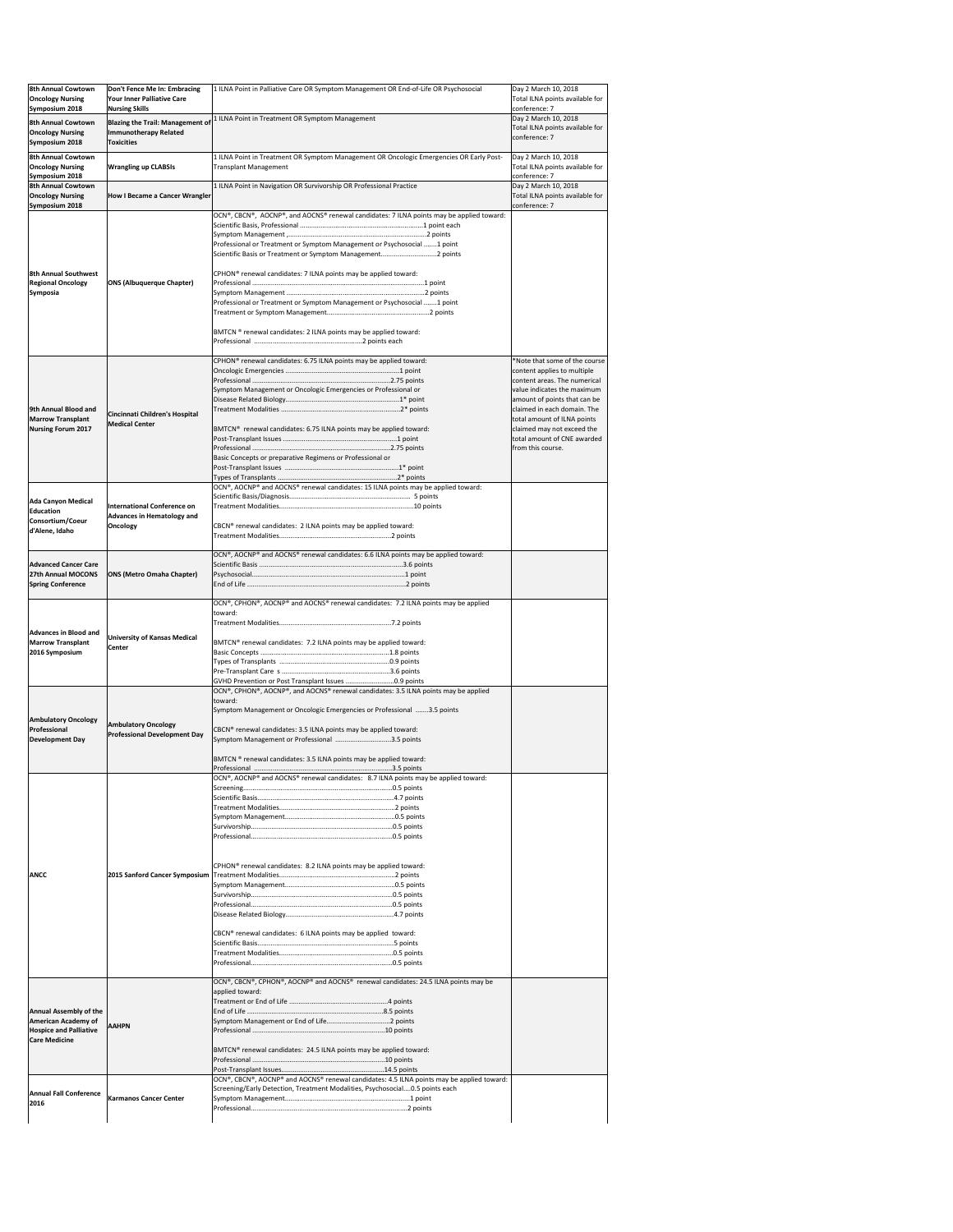| | | | |
|---|---|---|---|
| **8th Annual Cowtown Oncology Nursing Symposium 2018** | **Don't Fence Me In: Embracing Your Inner Palliative Care Nursing Skills** | 1 ILNA Point in Palliative Care OR Symptom Management OR End-of-Life OR Psychosocial | Day 2 March 10, 2018<br>Total ILNA points available for conference: 7 |
| **8th Annual Cowtown Oncology Nursing Symposium 2018** | **Blazing the Trail: Management of Immunotherapy Related Toxicities** | 1 ILNA Point in Treatment OR Symptom Management | Day 2 March 10, 2018<br>Total ILNA points available for conference: 7 |
| **8th Annual Cowtown Oncology Nursing Symposium 2018** | **Wrangling up CLABSIs** | 1 ILNA Point in Treatment OR Symptom Management OR Oncologic Emergencies OR Early Post-Transplant Management | Day 2 March 10, 2018<br>Total ILNA points available for conference: 7 |
| **8th Annual Cowtown Oncology Nursing Symposium 2018** | **How I Became a Cancer Wrangler** | 1 ILNA Point in Navigation OR Survivorship OR Professional Practice | Day 2 March 10, 2018<br>Total ILNA points available for conference: 7 |
| **8th Annual Southwest Regional Oncology Symposia** | **ONS (Albuquerque Chapter)** | OCN®, CBCN®, AOCNP®, and AOCNS® renewal candidates: 7 ILNA points may be applied toward:<br>Scientific Basis, Professional ....................1 point each<br>Symptom Management ....................2 points<br>Professional or Treatment or Symptom Management or Psychosocial .......1 point<br>Scientific Basis or Treatment or Symptom Management....................2 points<br><br>CPHON® renewal candidates: 7 ILNA points may be applied toward:<br>Professional ....................1 point<br>Symptom Management ....................2 points<br>Professional or Treatment or Symptom Management or Psychosocial .......1 point<br>Treatment or Symptom Management....................2 points<br><br>BMTCN ® renewal candidates: 2 ILNA points may be applied toward:<br>Professional ....................2 points each | |
| **9th Annual Blood and Marrow Transplant Nursing Forum 2017** | **Cincinnati Children's Hospital Medical Center** | CPHON® renewal candidates: 6.75 ILNA points may be applied toward:<br>Oncologic Emergencies ....................1 point<br>Professional ....................2.75 points<br>Symptom Management or Oncologic Emergencies or Professional or Disease Related Biology....................1* point<br>Treatment Modalities ....................2* points<br><br>BMTCN® renewal candidates: 6.75 ILNA points may be applied toward:<br>Post-Transplant Issues ....................1 point<br>Professional ....................2.75 points<br>Basic Concepts or preparative Regimens or Professional or Post-Transplant Issues ....................1* point<br>Types of Transplants ....................2* points | *Note that some of the course content applies to multiple content areas. The numerical value indicates the maximum amount of points that can be claimed in each domain. The total amount of ILNA points claimed may not exceed the total amount of CNE awarded from this course. |
| **Ada Canyon Medical Education Consortium/Coeur d'Alene, Idaho** | **International Conference on Advances in Hematology and Oncology** | OCN®, AOCNP® and AOCNS® renewal candidates: 15 ILNA points may be applied toward:<br>Scientific Basis/Diagnosis.................... 5 points<br>Treatment Modalities....................10 points<br><br>CBCN® renewal candidates: 2 ILNA points may be applied toward:<br>Treatment Modalities....................2 points | |
| **Advanced Cancer Care 27th Annual MOCONS Spring Conference** | **ONS (Metro Omaha Chapter)** | OCN®, AOCNP® and AOCNS® renewal candidates: 6.6 ILNA points may be applied toward:<br>Scientific Basis ....................3.6 points<br>Psychosocial....................1 point<br>End of Life ....................2 points | |
| **Advances in Blood and Marrow Transplant 2016 Symposium** | **University of Kansas Medical Center** | OCN®, CPHON®, AOCNP® and AOCNS® renewal candidates: 7.2 ILNA points may be applied toward:<br>Treatment Modalities....................7.2 points<br><br>BMTCN® renewal candidates: 7.2 ILNA points may be applied toward:<br>Basic Concepts ....................1.8 points<br>Types of Transplants ....................0.9 points<br>Pre-Transplant Care s ....................3.6 points<br>GVHD Prevention or Post Transplant Issues ....................0.9 points | |
| **Ambulatory Oncology Professional Development Day** | **Ambulatory Oncology Professional Development Day** | OCN®, CPHON®, AOCNP®, and AOCNS® renewal candidates: 3.5 ILNA points may be applied toward:<br>Symptom Management or Oncologic Emergencies or Professional .......3.5 points<br><br>CBCN® renewal candidates: 3.5 ILNA points may be applied toward:<br>Symptom Management or Professional ....................3.5 points<br><br>BMTCN ® renewal candidates: 3.5 ILNA points may be applied toward:<br>Professional ....................3.5 points | |
| **ANCC** | **2015 Sanford Cancer Symposium** | OCN®, AOCNP® and AOCNS® renewal candidates: 8.7 ILNA points may be applied toward:<br>Screening....................0.5 points<br>Scientific Basis....................4.7 points<br>Treatment Modalities....................2 points<br>Symptom Management....................0.5 points<br>Survivorship....................0.5 points<br>Professional....................0.5 points<br><br>CPHON® renewal candidates: 8.2 ILNA points may be applied toward:<br>Treatment Modalities....................2 points<br>Symptom Management....................0.5 points<br>Survivorship....................0.5 points<br>Professional....................0.5 points<br>Disease Related Biology....................4.7 points<br><br>CBCN® renewal candidates: 6 ILNA points may be applied toward:<br>Scientific Basis....................5 points<br>Treatment Modalities....................0.5 points<br>Professional....................0.5 points | |
| **Annual Assembly of the American Academy of Hospice and Palliative Care Medicine** | **AAHPN** | OCN®, CBCN®, CPHON®, AOCNP® and AOCNS® renewal candidates: 24.5 ILNA points may be applied toward:<br>Treatment or End of Life ....................4 points<br>End of Life ....................8.5 points<br>Symptom Management or End of Life....................2 points<br>Professional ....................10 points<br><br>BMTCN® renewal candidates: 24.5 ILNA points may be applied toward:<br>Professional ....................10 points<br>Post-Transplant Issues....................14.5 points | |
| **Annual Fall Conference 2016** | **Karmanos Cancer Center** | OCN®, CBCN®, AOCNP® and AOCNS® renewal candidates: 4.5 ILNA points may be applied toward:<br>Screening/Early Detection, Treatment Modalities, Psychosocial....0.5 points each<br>Symptom Management....................1 point<br>Professional....................2 points | |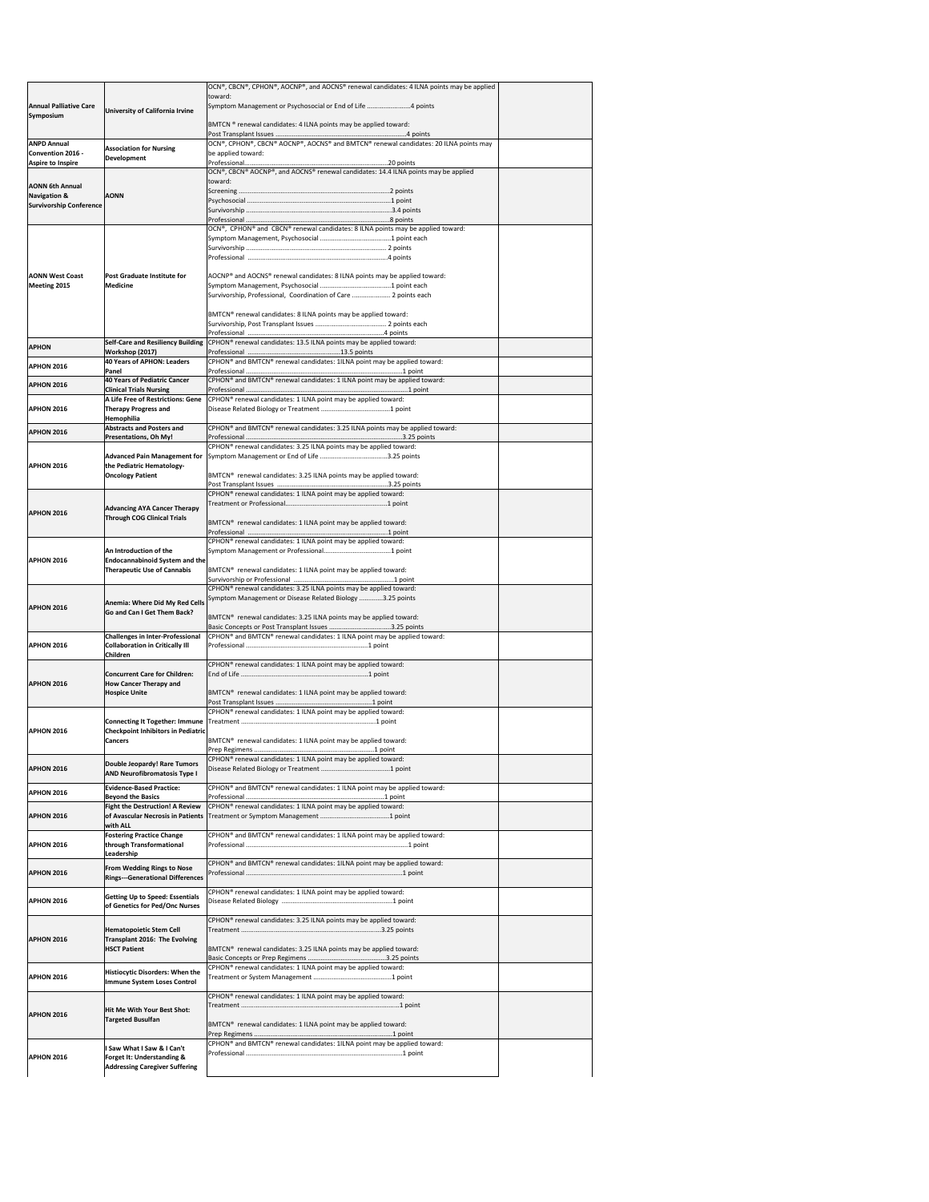| | | | |
|---|---|---|---|
| **Annual Palliative Care Symposium** | **University of California Irvine** | OCN®, CBCN®, CPHON®, AOCNP®, and AOCNS® renewal candidates: 4 ILNA points may be applied toward:<br>Symptom Management or Psychosocial or End of Life ........................4 points<br><br>BMTCN ® renewal candidates: 4 ILNA points may be applied toward:<br>Post Transplant Issues ....................................................................4 points | |
| **ANPD Annual Convention 2016 - Aspire to Inspire** | **Association for Nursing Development** | OCN®, CPHON®, CBCN® AOCNP®, AOCNS® and BMTCN® renewal candidates: 20 ILNA points may be applied toward:<br>Professional.......................................................................................20 points | |
| **AONN 6th Annual Navigation & Survivorship Conference** | **AONN** | OCN®, CBCN® AOCNP®, and AOCNS® renewal candidates: 14.4 ILNA points may be applied toward:<br>Screening ..........................................................................................2 points<br>Psychosocial .......................................................................................1 point<br>Survivorship .......................................................................................3.4 points<br>Professional .......................................................................................8 points | |
| **AONN West Coast Meeting 2015** | **Post Graduate Institute for Medicine** | OCN®, CPHON® and CBCN® renewal candidates: 8 ILNA points may be applied toward:<br>Symptom Management, Psychosocial .......................................1 point each<br>Survivorship .................................................................................. 2 points<br>Professional ..................................................................................4 points<br><br>AOCNP® and AOCNS® renewal candidates: 8 ILNA points may be applied toward:<br>Symptom Management, Psychosocial .......................................1 point each<br>Survivorship, Professional, Coordination of Care ..................... 2 points each<br><br>BMTCN® renewal candidates: 8 ILNA points may be applied toward:<br>Survivorship, Post Transplant Issues ......................................... 2 points each<br>Professional ..................................................................................4 points | |
| **APHON** | **Self-Care and Resiliency Building Workshop (2017)** | CPHON® renewal candidates: 13.5 ILNA points may be applied toward:<br>Professional ......................................................13.5 points | |
| **APHON 2016** | **40 Years of APHON: Leaders Panel** | CPHON® and BMTCN® renewal candidates: 1ILNA point may be applied toward:<br>Professional ..........................................................................................1 point | |
| **APHON 2016** | **40 Years of Pediatric Cancer Clinical Trials Nursing** | CPHON® and BMTCN® renewal candidates: 1 ILNA point may be applied toward:<br>Professional ..........................................................................................1 point | |
| **APHON 2016** | **A Life Free of Restrictions: Gene Therapy Progress and Hemophilia** | CPHON® renewal candidates: 1 ILNA point may be applied toward:<br>Disease Related Biology or Treatment ........................................1 point | |
| **APHON 2016** | **Abstracts and Posters and Presentations, Oh My!** | CPHON® and BMTCN® renewal candidates: 3.25 ILNA points may be applied toward:<br>Professional ..................................................................3.25 points | |
| **APHON 2016** | **Advanced Pain Management for the Pediatric Hematology-Oncology Patient** | CPHON® renewal candidates: 3.25 ILNA points may be applied toward:<br>Symptom Management or End of Life .......................................3.25 points<br><br>BMTCN® renewal candidates: 3.25 ILNA points may be applied toward:<br>Post Transplant Issues ..................................................................3.25 points | |
| **APHON 2016** | **Advancing AYA Cancer Therapy Through COG Clinical Trials** | CPHON® renewal candidates: 1 ILNA point may be applied toward:<br>Treatment or Professional..........................................................1 point<br><br>BMTCN® renewal candidates: 1 ILNA point may be applied toward:<br>Professional ..................................................................................1 point | |
| **APHON 2016** | **An Introduction of the Endocannabinoid System and the Therapeutic Use of Cannabis** | CPHON® renewal candidates: 1 ILNA point may be applied toward:<br>Symptom Management or Professional.......................................1 point<br><br>BMTCN® renewal candidates: 1 ILNA point may be applied toward:<br>Survivorship or Professional ..........................................................1 point | |
| **APHON 2016** | **Anemia: Where Did My Red Cells Go and Can I Get Them Back?** | CPHON® renewal candidates: 3.25 ILNA points may be applied toward:<br>Symptom Management or Disease Related Biology .............3.25 points<br><br>BMTCN® renewal candidates: 3.25 ILNA points may be applied toward:<br>Basic Concepts or Post Transplant Issues ....................................3.25 points | |
| **APHON 2016** | **Challenges in Inter-Professional Collaboration in Critically Ill Children** | CPHON® and BMTCN® renewal candidates: 1 ILNA point may be applied toward:<br>Professional .....................................................................1 point | |
| **APHON 2016** | **Concurrent Care for Children: How Cancer Therapy and Hospice Unite** | CPHON® renewal candidates: 1 ILNA point may be applied toward:<br>End of Life ......................................................................1 point<br><br>BMTCN® renewal candidates: 1 ILNA point may be applied toward:<br>Post Transplant Issues .......................................................1 point | |
| **APHON 2016** | **Connecting It Together: Immune Checkpoint Inhibitors in Pediatric Cancers** | CPHON® renewal candidates: 1 ILNA point may be applied toward:<br>Treatment ..........................................................................1 point<br><br>BMTCN® renewal candidates: 1 ILNA point may be applied toward:<br>Prep Regimens ....................................................................1 point | |
| **APHON 2016** | **Double Jeopardy! Rare Tumors AND Neurofibromatosis Type I** | CPHON® renewal candidates: 1 ILNA point may be applied toward:<br>Disease Related Biology or Treatment .......................................1 point | |
| **APHON 2016** | **Evidence-Based Practice: Beyond the Basics** | CPHON® and BMTCN® renewal candidates: 1 ILNA point may be applied toward:<br>Professional ..........................................................................1 point | |
| **APHON 2016** | **Fight the Destruction! A Review of Avascular Necrosis in Patients with ALL** | CPHON® renewal candidates: 1 ILNA point may be applied toward:<br>Treatment or Symptom Management .......................................1 point | |
| **APHON 2016** | **Fostering Practice Change through Transformational Leadership** | CPHON® and BMTCN® renewal candidates: 1 ILNA point may be applied toward:<br>Professional ..........................................................................................1 point | |
| **APHON 2016** | **From Wedding Rings to Nose Rings---Generational Differences** | CPHON® and BMTCN® renewal candidates: 1ILNA point may be applied toward:<br>Professional ..........................................................................................1 point | |
| **APHON 2016** | **Getting Up to Speed: Essentials of Genetics for Ped/Onc Nurses** | CPHON® renewal candidates: 1 ILNA point may be applied toward:<br>Disease Related Biology ..............................................................1 point | |
| **APHON 2016** | **Hematopoietic Stem Cell Transplant 2016: The Evolving HSCT Patient** | CPHON® renewal candidates: 3.25 ILNA points may be applied toward:<br>Treatment ..........................................................................3.25 points<br><br>BMTCN® renewal candidates: 3.25 ILNA points may be applied toward:<br>Basic Concepts or Prep Regimens ............................................3.25 points | |
| **APHON 2016** | **Histiocytic Disorders: When the Immune System Loses Control** | CPHON® renewal candidates: 1 ILNA point may be applied toward:<br>Treatment or System Management ...........................................1 point | |
| **APHON 2016** | **Hit Me With Your Best Shot: Targeted Busulfan** | CPHON® renewal candidates: 1 ILNA point may be applied toward:<br>Treatment ..........................................................................................1 point<br><br>BMTCN® renewal candidates: 1 ILNA point may be applied toward:<br>Prep Regimens ....................................................................................1 point | |
| **APHON 2016** | **I Saw What I Saw & I Can't Forget It: Understanding & Addressing Caregiver Suffering** | CPHON® and BMTCN® renewal candidates: 1ILNA point may be applied toward:<br>Professional ..........................................................................................1 point | |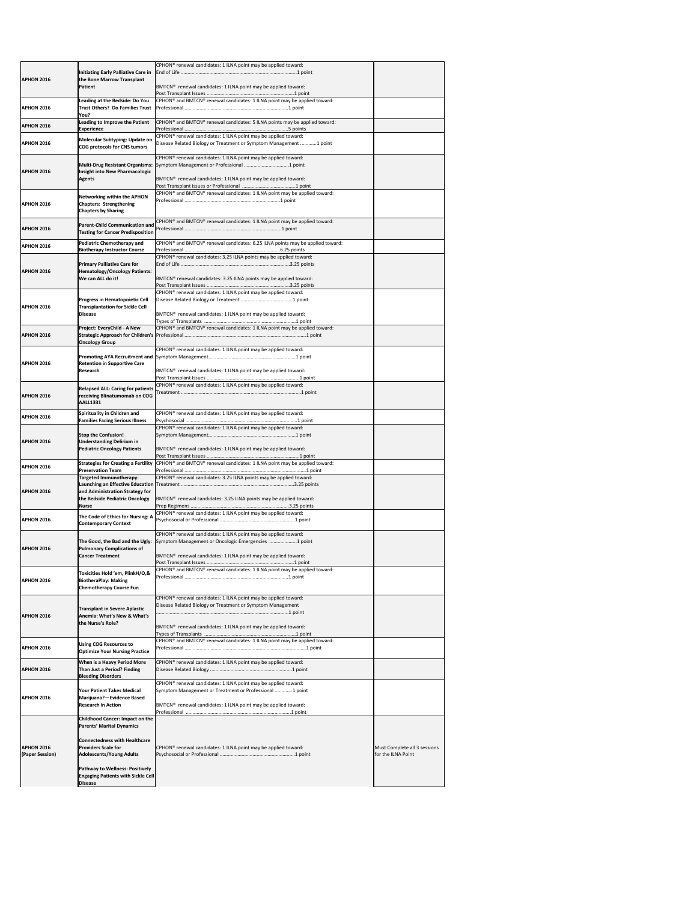| | | | |
|---|---|---|---|
| **APHON 2016** | **Initiating Early Palliative Care in the Bone Marrow Transplant Patient** | CPHON® renewal candidates: 1 ILNA point may be applied toward:<br>End of Life ........................................................1 point<br><br>BMTCN® renewal candidates: 1 ILNA point may be applied toward:<br>Post Transplant Issues ......................................1 point | |
| **APHON 2016** | **Leading at the Bedside: Do You Trust Others? Do Families Trust You?** | CPHON® and BMTCN® renewal candidates: 1 ILNA point may be applied toward:<br>Professional ........................................................1 point | |
| **APHON 2016** | **Leading to Improve the Patient Experience** | CPHON® and BMTCN® renewal candidates: 5 ILNA points may be applied toward:<br>Professional ........................................................5 points | |
| **APHON 2016** | **Molecular Subtyping: Update on COG protocols for CNS tumors** | CPHON® renewal candidates: 1 ILNA point may be applied toward:<br>Disease Related Biology or Treatment or Symptom Management ............1 point | |
| **APHON 2016** | **Multi-Drug Resistant Organisms: Insight into New Pharmacologic Agents** | CPHON® renewal candidates: 1 ILNA point may be applied toward:<br>Symptom Management or Professional ..............................1 point<br><br>BMTCN® renewal candidates: 1 ILNA point may be applied toward:<br>Post Transplant issues or Professional ..............................1 point | |
| **APHON 2016** | **Networking within the APHON Chapters: Strengthening Chapters by Sharing** | CPHON® and BMTCN® renewal candidates: 1 ILNA point may be applied toward:<br>Professional ........................................................1 point | |
| **APHON 2016** | **Parent-Child Communication and Testing for Cancer Predisposition** | CPHON® and BMTCN® renewal candidates: 1 ILNA point may be applied toward:<br>Professional ........................................................1 point | |
| **APHON 2016** | **Pediatric Chemotherapy and Biotherapy Instructor Course** | CPHON® and BMTCN® renewal candidates: 6.25 ILNA points may be applied toward:<br>Professional ........................................................6.25 points | |
| **APHON 2016** | **Primary Palliative Care for Hematology/Oncology Patients: We can ALL do it!** | CPHON® renewal candidates: 3.25 ILNA points may be applied toward:<br>End of Life ........................................................3.25 points<br><br>BMTCN® renewal candidates: 3.25 ILNA points may be applied toward:<br>Post Transplant Issues ......................................3.25 points | |
| **APHON 2016** | **Progress in Hematopoietic Cell Transplantation for Sickle Cell Disease** | CPHON® renewal candidates: 1 ILNA point may be applied toward:<br>Disease Related Biology or Treatment ..............................1 point<br><br>BMTCN® renewal candidates: 1 ILNA point may be applied toward:<br>Types of Transplants ..........................................1 point | |
| **APHON 2016** | **Project: EveryChild - A New Strategic Approach for Children's Oncology Group** | CPHON® and BMTCN® renewal candidates: 1 ILNA point may be applied toward:<br>Professional ........................................................1 point | |
| **APHON 2016** | **Promoting AYA Recruitment and Retention in Supportive Care Research** | CPHON® renewal candidates: 1 ILNA point may be applied toward:<br>Symptom Management.............................................1 point<br><br>BMTCN® renewal candidates: 1 ILNA point may be applied toward:<br>Post Transplant Issues ......................................1 point | |
| **APHON 2016** | **Relapsed ALL: Caring for patients receiving Blinatumomab on COG AALL1331** | CPHON® renewal candidates: 1 ILNA point may be applied toward:<br>Treatment ........................................................1 point | |
| **APHON 2016** | **Spirituality in Children and Families Facing Serious Illness** | CPHON® renewal candidates: 1 ILNA point may be applied toward:<br>Psychosocial ........................................................1 point | |
| **APHON 2016** | **Stop the Confusion! Understanding Delirium in Pediatric Oncology Patients** | CPHON® renewal candidates: 1 ILNA point may be applied toward:<br>Symptom Management.............................................1 point<br><br>BMTCN® renewal candidates: 1 ILNA point may be applied toward:<br>Post Transplant Issues ......................................1 point | |
| **APHON 2016** | **Strategies for Creating a Fertility Preservation Team** | CPHON® and BMTCN® renewal candidates: 1 ILNA point may be applied toward:<br>Professional ........................................................1 point | |
| **APHON 2016** | **Targeted Immunotherapy: Launching an Effective Education and Administration Strategy for the Bedside Pediatric Oncology Nurse** | CPHON® renewal candidates: 3.25 ILNA points may be applied toward:<br>Treatment ........................................................3.25 points<br><br>BMTCN® renewal candidates: 3.25 ILNA points may be applied toward:<br>Prep Regimens ....................................................3.25 points | |
| **APHON 2016** | **The Code of Ethics for Nursing: A Contemporary Context** | CPHON® renewal candidates: 1 ILNA point may be applied toward:<br>Psychosocial or Professional ......................................1 point | |
| **APHON 2016** | **The Good, the Bad and the Ugly: Pulmonary Complications of Cancer Treatment** | CPHON® renewal candidates: 1 ILNA point may be applied toward:<br>Symptom Management or Oncologic Emergencies ...................1 point<br><br>BMTCN® renewal candidates: 1 ILNA point may be applied toward:<br>Post Transplant Issues ......................................1 point | |
| **APHON 2016** | **Toxicities Hold 'em, PlinkH/O,& BiotheraPlay: Making Chemotherapy Course Fun** | CPHON® and BMTCN® renewal candidates: 1 ILNA point may be applied toward:<br>Professional ........................................................1 point | |
| **APHON 2016** | **Transplant in Severe Aplastic Anemia: What's New & What's the Nurse's Role?** | CPHON® renewal candidates: 1 ILNA point may be applied toward:<br>Disease Related Biology or Treatment or Symptom Management<br>........................................................1 point<br><br>BMTCN® renewal candidates: 1 ILNA point may be applied toward:<br>Types of Transplants ..........................................1 point | |
| **APHON 2016** | **Using COG Resources to Optimize Your Nursing Practice** | CPHON® and BMTCN® renewal candidates: 1 ILNA point may be applied toward:<br>Professional ........................................................1 point | |
| **APHON 2016** | **When is a Heavy Period More Than Just a Period? Finding Bleeding Disorders** | CPHON® renewal candidates: 1 ILNA point may be applied toward:<br>Disease Related Biology ..........................................1 point | |
| **APHON 2016** | **Your Patient Takes Medical Marijuana?—Evidence Based Research in Action** | CPHON® renewal candidates: 1 ILNA point may be applied toward:<br>Symptom Management or Treatment or Professional .............1 point<br><br>BMTCN® renewal candidates: 1 ILNA point may be applied toward:<br>Professional ........................................................1 point | |
| **APHON 2016 (Paper Session)** | **Childhood Cancer: Impact on the Parents' Marital Dynamics**<br><br>**Connectedness with Healthcare Providers Scale for Adolescents/Young Adults**<br><br>**Pathway to Wellness: Positively Engaging Patients with Sickle Cell Disease** | CPHON® renewal candidates: 1 ILNA point may be applied toward:<br>Psychosocial or Professional ......................................1 point | Must Complete all 3 sessions for the ILNA Point |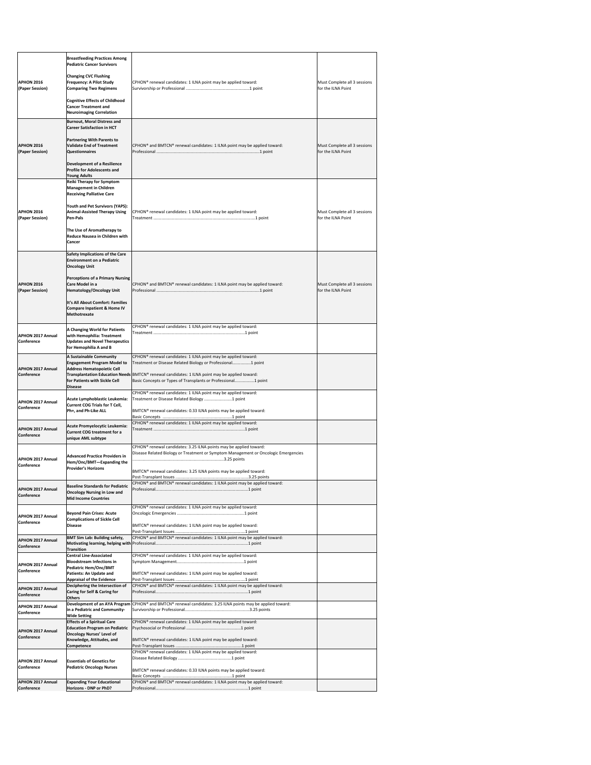| | | | |
|---|---|---|---|
| APHON 2016 (Paper Session) | **Breastfeeding Practices Among Pediatric Cancer Survivors**<br><br>**Changing CVC Flushing Frequency: A Pilot Study Comparing Two Regimens**<br><br>**Cognitive Effects of Childhood Cancer Treatment and Neuroimaging Correlation** | CPHON® renewal candidates: 1 ILNA point may be applied toward:<br>Survivorship or Professional ........................................................1 point | Must Complete all 3 sessions for the ILNA Point |
| APHON 2016 (Paper Session) | **Burnout, Moral Distress and Career Satisfaction in HCT**<br><br>**Partnering With Parents to Validate End of Treatment Questionnaires**<br><br>**Development of a Resilience Profile for Adolescents and Young Adults** | CPHON® and BMTCN® renewal candidates: 1 ILNA point may be applied toward:<br>Professional ...........................................................................................1 point | Must Complete all 3 sessions for the ILNA Point |
| APHON 2016 (Paper Session) | **Reiki Therapy for Symptom Management in Children Receiving Palliative Care**<br><br>**Youth and Pet Survivors (YAPS): Animal-Assisted Therapy Using Pen-Pals**<br><br>**The Use of Aromatherapy to Reduce Nausea in Children with Cancer** | CPHON® renewal candidates: 1 ILNA point may be applied toward:<br>Treatment ..............................................................................................1 point | Must Complete all 3 sessions for the ILNA Point |
| APHON 2016 (Paper Session) | **Safety Implications of the Care Environment on a Pediatric Oncology Unit**<br><br>**Perceptions of a Primary Nursing Care Model in a Hematology/Oncology Unit**<br><br>**It's All About Comfort: Families Compare Inpatient & Home IV Methotrexate** | CPHON® and BMTCN® renewal candidates: 1 ILNA point may be applied toward:<br>Professional ...........................................................................................1 point | Must Complete all 3 sessions for the ILNA Point |
| APHON 2017 Annual Conference | **A Changing World for Patients with Hemophilia: Treatment Updates and Novel Therapeutics for Hemophilia A and B** | CPHON® renewal candidates: 1 ILNA point may be applied toward:<br>Treatment ..............................................................................1 point | |
| APHON 2017 Annual Conference | **A Sustainable Community Engagement Program Model to Address Hematopoietic Cell Transplantation Education Needs for Patients with Sickle Cell Disease** | CPHON® renewal candidates: 1 ILNA point may be applied toward:<br>Treatment or Disease Related Biology or Professional................1 point<br><br>BMTCN® renewal candidates: 1 ILNA point may be applied toward:<br>Basic Concepts or Types of Transplants or Professional.................1 point | |
| APHON 2017 Annual Conference | **Acute Lymphoblastic Leukemia: Current COG Trials for T Cell, Ph+, and Ph-Like ALL** | CPHON® renewal candidates: 1 ILNA point may be applied toward:<br>Treatment or Disease Related Biology ........................1 point<br><br>BMTCN® renewal candidates: 0.33 ILNA points may be applied toward:<br>Basic Concepts .............................................................1 point | |
| APHON 2017 Annual Conference | **Acute Promyelocytic Leukemia: Current COG treatment for a unique AML subtype** | CPHON® renewal candidates: 1 ILNA point may be applied toward:<br>Treatment ..............................................................................1 point | |
| APHON 2017 Annual Conference | **Advanced Practice Providers in Hem/Onc/BMT—Expanding the Provider's Horizons** | CPHON® renewal candidates: 3.25 ILNA points may be applied toward:<br>Disease Related Biology or Treatment or Symptom Management or Oncologic Emergencies<br>...............................................................................3.25 points<br><br>BMTCN® renewal candidates: 3.25 ILNA points may be applied toward:<br>Post-Transplant Issues ..............................................................3.25 points | |
| APHON 2017 Annual Conference | **Baseline Standards for Pediatric Oncology Nursing in Low and Mid Income Countries** | CPHON® and BMTCN® renewal candidates: 1 ILNA point may be applied toward:<br>Professional...............................................................................1 point | |
| APHON 2017 Annual Conference | **Beyond Pain Crises: Acute Complications of Sickle Cell Disease** | CPHON® renewal candidates: 1 ILNA point may be applied toward:<br>Oncologic Emergencies ...........................................................1 point<br><br>BMTCN® renewal candidates: 1 ILNA point may be applied toward:<br>Post-Transplant Issues ..............................................................1 point | |
| APHON 2017 Annual Conference | **BMT Sim Lab: Building safety, Motivating learning, helping with Transition** | CPHON® and BMTCN® renewal candidates: 1 ILNA point may be applied toward:<br>Professional...............................................................................1 point | |
| APHON 2017 Annual Conference | **Central Line-Associated Bloodstream Infections in Pediatric Hem/Onc/BMT Patients: An Update and Appraisal of the Evidence** | CPHON® renewal candidates: 1 ILNA point may be applied toward:<br>Symptom Management.............................................................1 point<br><br>BMTCN® renewal candidates: 1 ILNA point may be applied toward:<br>Post-Transplant Issues ..............................................................1 point | |
| APHON 2017 Annual Conference | **Deciphering the Intersection of Caring for Self & Caring for Others** | CPHON® and BMTCN® renewal candidates: 1 ILNA point may be applied toward:<br>Professional...............................................................................1 point | |
| APHON 2017 Annual Conference | **Development of an AYA Program in a Pediatric and Community-Wide Setting** | CPHON® and BMTCN® renewal candidates: 3.25 ILNA points may be applied toward:<br>Survivorship or Professional.........................................................3.25 points | |
| APHON 2017 Annual Conference | **Effects of a Spiritual Care Education Program on Pediatric Oncology Nurses' Level of Knowledge, Attitudes, and Competence** | CPHON® renewal candidates: 1 ILNA point may be applied toward:<br>Psychosocial or Professional ................................................1 point<br><br>BMTCN® renewal candidates: 1 ILNA point may be applied toward:<br>Post-Transplant Issues ............................................................1 point | |
| APHON 2017 Annual Conference | **Essentials of Genetics for Pediatric Oncology Nurses** | CPHON® renewal candidates: 1 ILNA point may be applied toward:<br>Disease Related Biology .............................................1 point<br><br>BMTCN® renewal candidates: 0.33 ILNA points may be applied toward:<br>Basic Concepts .............................................................1 point | |
| APHON 2017 Annual Conference | **Expanding Your Educational Horizons - DNP or PhD?** | CPHON® and BMTCN® renewal candidates: 1 ILNA point may be applied toward:<br>Professional...............................................................................1 point | |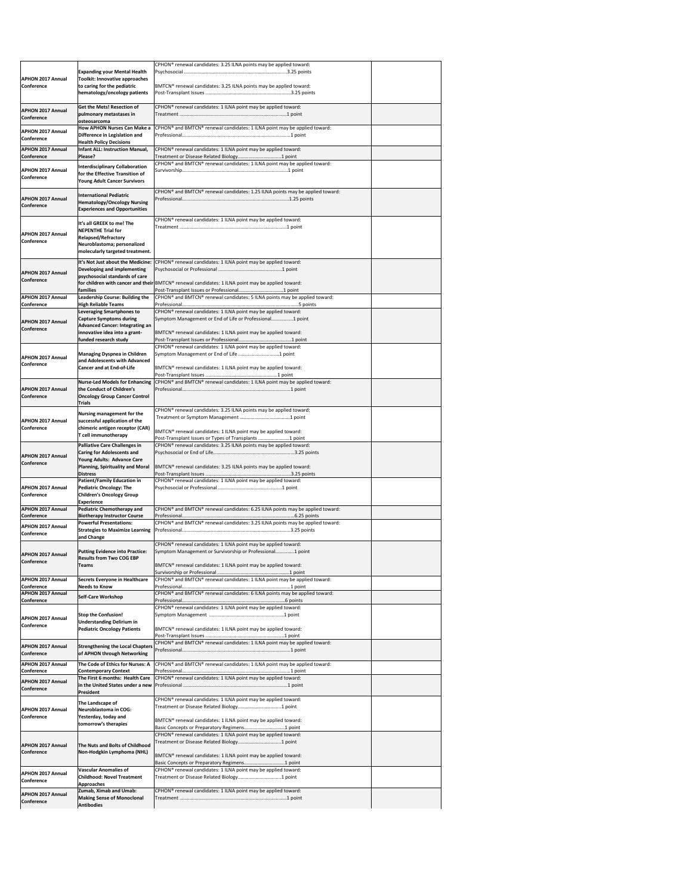| | | | |
|---|---|---|---|
| APHON 2017 Annual Conference | Expanding your Mental Health Toolkit: Innovative approaches to caring for the pediatric hematology/oncology patients | CPHON® renewal candidates: 3.25 ILNA points may be applied toward:<br>Psychosocial ..........3.25 points<br><br>BMTCN® renewal candidates: 3.25 ILNA points may be applied toward:<br>Post-Transplant Issues ..........3.25 points | |
| APHON 2017 Annual Conference | Get the Mets! Resection of pulmonary metastases in osteosarcoma | CPHON® renewal candidates: 1 ILNA point may be applied toward:<br>Treatment ..........1 point | |
| APHON 2017 Annual Conference | How APHON Nurses Can Make a Difference in Legislation and Health Policy Decisions | CPHON® and BMTCN® renewal candidates: 1 ILNA point may be applied toward:<br>Professional..........1 point | |
| APHON 2017 Annual Conference | Infant ALL: Instruction Manual, Please? | CPHON® renewal candidates: 1 ILNA point may be applied toward:<br>Treatment or Disease Related Biology..........1 point | |
| APHON 2017 Annual Conference | Interdisciplinary Collaboration for the Effective Transition of Young Adult Cancer Survivors | CPHON® and BMTCN® renewal candidates: 1 ILNA point may be applied toward:<br>Survivorship..........1 point | |
| APHON 2017 Annual Conference | International Pediatric Hematology/Oncology Nursing Experiences and Opportunities | CPHON® and BMTCN® renewal candidates: 1.25 ILNA points may be applied toward:<br>Professional..........1.25 points | |
| APHON 2017 Annual Conference | It's all GREEK to me! The NEPENTHE Trial for Relapsed/Refractory Neuroblastoma; personalized molecularly targeted treatment. | CPHON® renewal candidates: 1 ILNA point may be applied toward:<br>Treatment ..........1 point | |
| APHON 2017 Annual Conference | It's Not Just about the Medicine: Developing and implementing psychosocial standards of care for children with cancer and their families | CPHON® renewal candidates: 1 ILNA point may be applied toward:<br>Psychosocial or Professional ..........1 point<br><br>BMTCN® renewal candidates: 1 ILNA point may be applied toward:<br>Post-Transplant Issues or Professional..........1 point | |
| APHON 2017 Annual Conference | Leadership Course: Building the High Reliable Teams | CPHON® and BMTCN® renewal candidates: 5 ILNA points may be applied toward:<br>Professional..........5 points | |
| APHON 2017 Annual Conference | Leveraging Smartphones to Capture Symptoms during Advanced Cancer: Integrating an innovative idea into a grant-funded research study | CPHON® renewal candidates: 1 ILNA point may be applied toward:<br>Symptom Management or End of Life or Professional..........1 point<br><br>BMTCN® renewal candidates: 1 ILNA point may be applied toward:<br>Post-Transplant Issues or Professional..........1 point | |
| APHON 2017 Annual Conference | Managing Dyspnea in Children and Adolescents with Advanced Cancer and at End-of-Life | CPHON® renewal candidates: 1 ILNA point may be applied toward:<br>Symptom Management or End of Life ..........1 point<br><br>BMTCN® renewal candidates: 1 ILNA point may be applied toward:<br>Post-Transplant Issues ..........1 point | |
| APHON 2017 Annual Conference | Nurse-Led Models for Enhancing the Conduct of Children's Oncology Group Cancer Control Trials | CPHON® and BMTCN® renewal candidates: 1 ILNA point may be applied toward:<br>Professional..........1 point | |
| APHON 2017 Annual Conference | Nursing management for the successful application of the chimeric antigen receptor (CAR) T cell immunotherapy | CPHON® renewal candidates: 3.25 ILNA points may be applied toward:<br>Treatment or Symptom Management ..........1 point<br><br>BMTCN® renewal candidates: 1 ILNA point may be applied toward:<br>Post-Transplant Issues or Types of Transplants ..........1 point | |
| APHON 2017 Annual Conference | Palliative Care Challenges in Caring for Adolescents and Young Adults: Advance Care Planning, Spirituality and Moral Distress | CPHON® renewal candidates: 3.25 ILNA points may be applied toward:<br>Psychosocial or End of Life..........3.25 points<br><br>BMTCN® renewal candidates: 3.25 ILNA points may be applied toward:<br>Post-Transplant Issues ..........3.25 points | |
| APHON 2017 Annual Conference | Patient/Family Education in Pediatric Oncology: The Children's Oncology Group Experience | CPHON® renewal candidates: 1 ILNA point may be applied toward:<br>Psychosocial or Professional ..........1 point | |
| APHON 2017 Annual Conference | Pediatric Chemotherapy and Biotherapy Instructor Course | CPHON® and BMTCN® renewal candidates: 6.25 ILNA points may be applied toward:<br>Professional..........6.25 points | |
| APHON 2017 Annual Conference | Powerful Presentations: Strategies to Maximize Learning and Change | CPHON® and BMTCN® renewal candidates: 3.25 ILNA points may be applied toward:<br>Professional..........3.25 points | |
| APHON 2017 Annual Conference | Putting Evidence into Practice: Results from Two COG EBP Teams | CPHON® renewal candidates: 1 ILNA point may be applied toward:<br>Symptom Management or Survivorship or Professional..........1 point<br><br>BMTCN® renewal candidates: 1 ILNA point may be applied toward:<br>Survivorship or Professional ..........1 point | |
| APHON 2017 Annual Conference | Secrets Everyone in Healthcare Needs to Know | CPHON® and BMTCN® renewal candidates: 1 ILNA point may be applied toward:<br>Professional..........1 point | |
| APHON 2017 Annual Conference | Self-Care Workshop | CPHON® and BMTCN® renewal candidates: 6 ILNA points may be applied toward:<br>Professional..........6 points | |
| APHON 2017 Annual Conference | Stop the Confusion! Understanding Delirium in Pediatric Oncology Patients | CPHON® renewal candidates: 1 ILNA point may be applied toward:<br>Symptom Management ..........1 point<br><br>BMTCN® renewal candidates: 1 ILNA point may be applied toward:<br>Post-Transplant Issues ..........1 point | |
| APHON 2017 Annual Conference | Strengthening the Local Chapters of APHON through Networking | CPHON® and BMTCN® renewal candidates: 1 ILNA point may be applied toward:<br>Professional..........1 point | |
| APHON 2017 Annual Conference | The Code of Ethics for Nurses: A Contemporary Context | CPHON® and BMTCN® renewal candidates: 1 ILNA point may be applied toward:<br>Professional..........1 point | |
| APHON 2017 Annual Conference | The First 6 months: Health Care in the United States under a new President | CPHON® renewal candidates: 1 ILNA point may be applied toward:<br>Professional ..........1 point | |
| APHON 2017 Annual Conference | The Landscape of Neuroblastoma in COG: Yesterday, today and tomorrow's therapies | CPHON® renewal candidates: 1 ILNA point may be applied toward:<br>Treatment or Disease Related Biology..........1 point<br><br>BMTCN® renewal candidates: 1 ILNA point may be applied toward:<br>Basic Concepts or Preparatory Regimens..........1 point | |
| APHON 2017 Annual Conference | The Nuts and Bolts of Childhood Non-Hodgkin Lymphoma (NHL) | CPHON® renewal candidates: 1 ILNA point may be applied toward:<br>Treatment or Disease Related Biology..........1 point<br><br>BMTCN® renewal candidates: 1 ILNA point may be applied toward:<br>Basic Concepts or Preparatory Regimens..........1 point | |
| APHON 2017 Annual Conference | Vascular Anomalies of Childhood: Novel Treatment Approaches | CPHON® renewal candidates: 1 ILNA point may be applied toward:<br>Treatment or Disease Related Biology..........1 point | |
| APHON 2017 Annual Conference | Zumab, Ximab and Umab: Making Sense of Monoclonal Antibodies | CPHON® renewal candidates: 1 ILNA point may be applied toward:<br>Treatment ..........1 point | |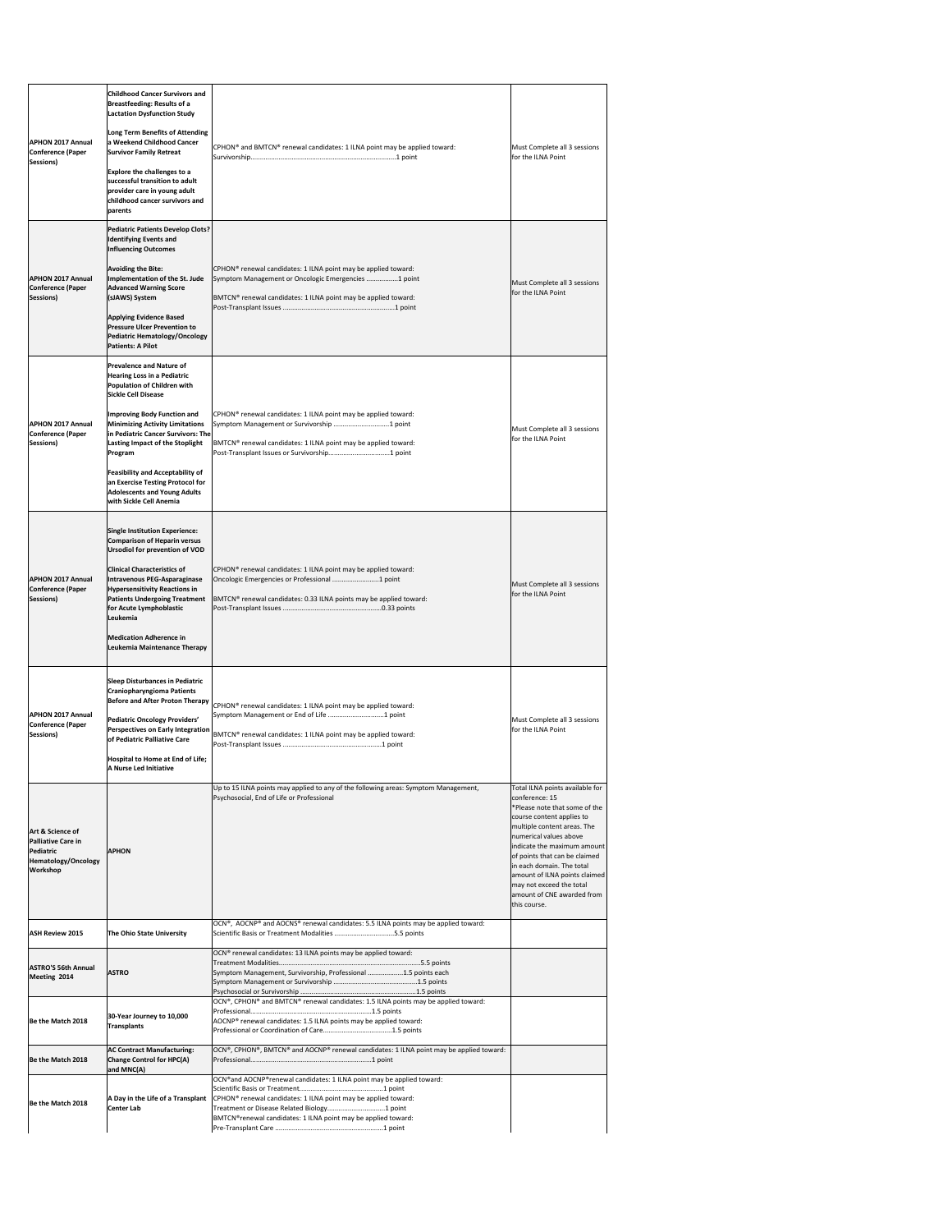| | | | |
|---|---|---|---|
| APHON 2017 Annual Conference (Paper Sessions) | **Childhood Cancer Survivors and Breastfeeding: Results of a Lactation Dysfunction Study**<br><br>**Long Term Benefits of Attending a Weekend Childhood Cancer Survivor Family Retreat**<br><br>**Explore the challenges to a successful transition to adult provider care in young adult childhood cancer survivors and parents** | CPHON® and BMTCN® renewal candidates: 1 ILNA point may be applied toward:<br>Survivorship.....................................................................................1 point | Must Complete all 3 sessions for the ILNA Point |
| APHON 2017 Annual Conference (Paper Sessions) | **Pediatric Patients Develop Clots? Identifying Events and Influencing Outcomes**<br><br>**Avoiding the Bite: Implementation of the St. Jude Advanced Warning Score (sJAWS) System**<br><br>**Applying Evidence Based Pressure Ulcer Prevention to Pediatric Hematology/Oncology Patients: A Pilot** | CPHON® renewal candidates: 1 ILNA point may be applied toward:<br>Symptom Management or Oncologic Emergencies .................1 point<br><br>BMTCN® renewal candidates: 1 ILNA point may be applied toward:<br>Post-Transplant Issues ..............................................................1 point | Must Complete all 3 sessions for the ILNA Point |
| APHON 2017 Annual Conference (Paper Sessions) | **Prevalence and Nature of Hearing Loss in a Pediatric Population of Children with Sickle Cell Disease**<br><br>**Improving Body Function and Minimizing Activity Limitations in Pediatric Cancer Survivors: The Lasting Impact of the Stoplight Program**<br><br>**Feasibility and Acceptability of an Exercise Testing Protocol for Adolescents and Young Adults with Sickle Cell Anemia** | CPHON® renewal candidates: 1 ILNA point may be applied toward:<br>Symptom Management or Survivorship ..............................1 point<br><br>BMTCN® renewal candidates: 1 ILNA point may be applied toward:<br>Post-Transplant Issues or Survivorship.................................1 point | Must Complete all 3 sessions for the ILNA Point |
| APHON 2017 Annual Conference (Paper Sessions) | **Single Institution Experience: Comparison of Heparin versus Ursodiol for prevention of VOD**<br><br>**Clinical Characteristics of Intravenous PEG-Asparaginase Hypersensitivity Reactions in Patients Undergoing Treatment for Acute Lymphoblastic Leukemia**<br><br>**Medication Adherence in Leukemia Maintenance Therapy** | CPHON® renewal candidates: 1 ILNA point may be applied toward:<br>Oncologic Emergencies or Professional ..........................1 point<br><br>BMTCN® renewal candidates: 0.33 ILNA points may be applied toward:<br>Post-Transplant Issues .......................................................0.33 points | Must Complete all 3 sessions for the ILNA Point |
| APHON 2017 Annual Conference (Paper Sessions) | **Sleep Disturbances in Pediatric Craniopharyngioma Patients Before and After Proton Therapy**<br><br>**Pediatric Oncology Providers' Perspectives on Early Integration of Pediatric Palliative Care**<br><br>**Hospital to Home at End of Life; A Nurse Led Initiative** | CPHON® renewal candidates: 1 ILNA point may be applied toward:<br>Symptom Management or End of Life ..............................1 point<br><br>BMTCN® renewal candidates: 1 ILNA point may be applied toward:<br>Post-Transplant Issues .......................................................1 point | Must Complete all 3 sessions for the ILNA Point |
| Art & Science of Palliative Care in Pediatric Hematology/Oncology Workshop | **APHON** | Up to 15 ILNA points may applied to any of the following areas: Symptom Management, Psychosocial, End of Life or Professional | Total ILNA points available for conference: 15<br>*Please note that some of the course content applies to multiple content areas. The numerical values above indicate the maximum amount of points that can be claimed in each domain. The total amount of ILNA points claimed may not exceed the total amount of CNE awarded from this course. |
| ASH Review 2015 | **The Ohio State University** | OCN®, AOCNP® and AOCNS® renewal candidates: 5.5 ILNA points may be applied toward:<br>Scientific Basis or Treatment Modalities ..................................5.5 points | |
| ASTRO'S 56th Annual Meeting 2014 | **ASTRO** | OCN® renewal candidates: 13 ILNA points may be applied toward:<br>Treatment Modalities...............................................................................5.5 points<br>Symptom Management, Survivorship, Professional ....................1.5 points each<br>Symptom Management or Survivorship ..............................................1.5 points<br>Psychosocial or Survivorship .................................................................1.5 points | |
| Be the Match 2018 | **30-Year Journey to 10,000 Transplants** | OCN®, CPHON® and BMTCN® renewal candidates: 1.5 ILNA points may be applied toward:<br>Professional.......................................................................1.5 points<br>AOCNP® renewal candidates: 1.5 ILNA points may be applied toward:<br>Professional or Coordination of Care.......................................1.5 points | |
| Be the Match 2018 | **AC Contract Manufacturing: Change Control for HPC(A) and MNC(A)** | OCN®, CPHON®, BMTCN® and AOCNP® renewal candidates: 1 ILNA point may be applied toward:<br>Professional.......................................................................1 point | |
| Be the Match 2018 | **A Day in the Life of a Transplant Center Lab** | OCN®and AOCNP®renewal candidates: 1 ILNA point may be applied toward:<br>Scientific Basis or Treatment...............................................1 point<br>CPHON® renewal candidates: 1 ILNA point may be applied toward:<br>Treatment or Disease Related Biology................................1 point<br>BMTCN®renewal candidates: 1 ILNA point may be applied toward:<br>Pre-Transplant Care ...........................................................1 point | |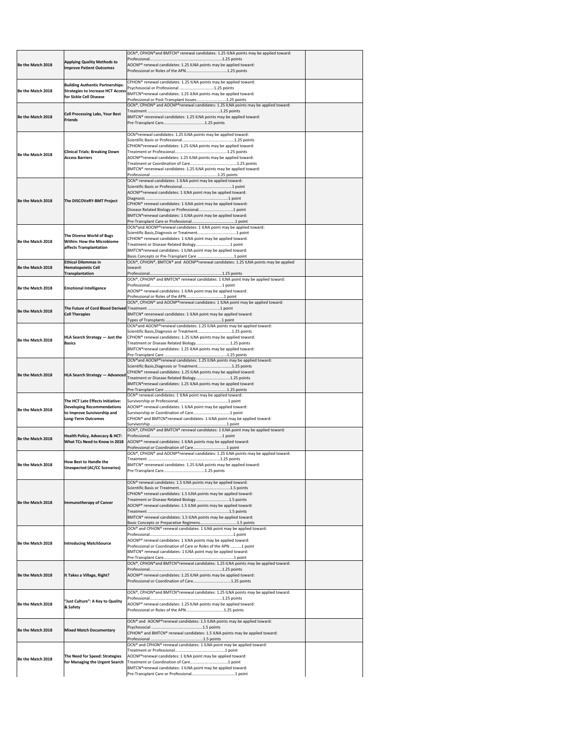| | | | |
|---|---|---|---|
| Be the Match 2018 | Applying Quality Methods to Improve Patient Outcomes | OCN®, CPHON®and BMTCN® renewal candidates: 1.25 ILNA points may be applied toward:<br>Professional.....................................................................1.25 points<br>AOCNP® renewal candidates: 1.25 ILNA points may be applied toward:<br>Professional or Roles of the APN......................................1.25 points | |
| Be the Match 2018 | Building Authentic Partnerships: Strategies to Increase HCT Access for Sickle Cell Disease | CPHON® renewal candidates: 1.25 ILNA points may be applied toward:<br>Psychosocial or Professional ...............................1.25 points<br>BMTCN®renewal candidates: 1.25 ILNA points may be applied toward:<br>Professional or Post-Transplant Issues............................1.25 points | |
| Be the Match 2018 | Cell Processing Labs, Your Best Friends | OCN®, CPHON® and AOCNP®renewal candidates: 1.25 ILNA points may be applied toward:<br>Treatment ...........................................................................1.25 points<br>BMTCN® renenewal candidates: 1.25 ILNA points may be applied toward:<br>Pre-Transplant Care.......................................1.25 points | |
| Be the Match 2018 | Clinical Trials: Breaking Down Access Barriers | OCN®renewal candidates: 1.25 ILNA points may be applied toward:<br>Scientific Basis or Professional................................................1.25 points<br>CPHON®renewal candidates: 1.25 ILNA points may be applied toward:<br>Treatment or Professional.........................................................1.25 points<br>AOCNP®renewal candidates: 1.25 ILNA points may be applied toward:<br>Treatment or Coordination of Care..........................................1.25 points<br>BMTCN® renenewal candidates: 1.25 ILNA points may be applied toward:<br>Professional ...............................................................1.25 points | |
| Be the Match 2018 | The DISCOVeRY-BMT Project | OCN® renewal candidates: 1 ILNA point may be applied toward:<br>Scientific Basis or Professional..............................................1 point<br>AOCNP®renewal candidates: 1 ILNA point may be applied toward:<br>Diagnosis .....................................................................................1 point<br>CPHON® renewal candidates: 1 ILNA point may be applied toward:<br>Disease Related Biology or Professional.................................1 point<br>BMTCN®renewal candidates: 1 ILNA point may be applied toward:<br>Pre-Transplant Care or Professional.........................................1 point | |
| Be the Match 2018 | The Diverse World of Bugs Within: How the Microbiome affects Transplantation | OCN®and AOCNP®renewal candidates: 1 ILNA point may be applied toward:<br>Scientific Basis,Diagnosis or Treatment..................................1 point<br>CPHON® renewal candidates: 1 ILNA point may be applied toward:<br>Treatment or Disease Related Biology................................1 point<br>BMTCN®renewal candidates: 1 ILNA point may be applied toward:<br>Basis Concepts or Pre-Transplant Care .................................1 point | |
| Be the Match 2018 | Ethical Dilemmas in Hematopoietic Cell Transplantation | OCN®, CPHON®, BMTCN® and AOCNP®renewal candidates: 1.25 ILNA points may be applied toward:<br>Professional.....................................................................1.25 points | |
| Be the Match 2018 | Emotional Intelligence | OCN®, CPHON® and BMTCN® renewal candidates: 1 ILNA point may be applied toward:<br>Professional.....................................................................1 point<br>AOCNP® renewal candidates: 1 ILNA point may be applied toward:<br>Professional or Roles of the APN...................................1 point | |
| Be the Match 2018 | The Future of Cord Blood Derived Cell Therapies | OCN®, CPHON® and AOCNP®renewal candidates: 1 ILNA point may be applied toward:<br>Treatment ...........................................................................1 point<br>BMTCN® renenewal candidates: 1 ILNA point may be applied toward:<br>Types of Transplants ....................................................1 point | |
| Be the Match 2018 | HLA Search Strategy — Just the Basics | OCN®and AOCNP®renewal candidates: 1.25 ILNA points may be applied toward:<br>Scientific Basis,Diagnosis or Treatment................................1.25 points<br>CPHON® renewal candidates: 1.25 ILNA points may be applied toward:<br>Treatment or Disease Related Biology..............................1.25 points<br>BMTCN®renewal candidates: 1.25 ILNA points may be applied toward:<br>Pre-Transplant Care ..........................................................1.25 points | |
| Be the Match 2018 | HLA Search Strategy — Advanced | OCN®and AOCNP®renewal candidates: 1.25 ILNA points may be applied toward:<br>Scientific Basis,Diagnosis or Treatment................................1.25 points<br>CPHON® renewal candidates: 1.25 ILNA points may be applied toward:<br>Treatment or Disease Related Biology..............................1.25 points<br>BMTCN®renewal candidates: 1.25 ILNA points may be applied toward:<br>Pre-Transplant Care ..........................................................1.25 points | |
| Be the Match 2018 | The HCT Late Effects Initiative: Developing Recommendations to Improve Survivorship and Long-Term Outcomes | OCN® renewal candidates: 1 ILNA point may be applied toward:<br>Survivorship or Professional.............................................1 point<br>AOCNP® renewal candidates: 1 ILNA point may be applied toward:<br>Survivorship or Coordination of Care...................................1 point<br>CPHON® and BMTCN®renewal candidates: 1 ILNA point may be applied toward:<br>Survivorship ......................................................................1 point | |
| Be the Match 2018 | Health Policy, Advocacy & HCT: What TCs Need to Know in 2018 | OCN®, CPHON® and BMTCN® renewal candidates: 1 ILNA point may be applied toward:<br>Professional.....................................................................1 point<br>AOCNP® renewal candidates: 1 ILNA points may be applied toward:<br>Professional or Coordination of Care................................1 point | |
| Be the Match 2018 | How Best to Handle the Unexpected (AC/CC Scenarios) | OCN®, CPHON® and AOCNP®renewal candidates: 1.25 ILNA points may be applied toward:<br>Treatment ...........................................................................1.25 points<br>BMTCN® renenewal candidates: 1.25 ILNA points may be applied toward:<br>Pre-Transplant Care.......................................1.25 points | |
| Be the Match 2018 | Immunotherapy of Cancer | OCN® renewal candidates: 1.5 ILNA points may be applied toward:<br>Scientific Basis or Treatment...............................................1.5 points<br>CPHON® renewal candidates: 1.5 ILNA points may be applied toward:<br>Treatment or Disease Related Biology ..............................1.5 points<br>AOCNP® renewal candidates: 1.5 ILNA points may be applied toward:<br>Treatment .........................................................................1.5 points<br>BMTCN® renewal candidates: 1.5 ILNA points may be applied toward:<br>Basic Concepts or Preparative Regimens.................................1.5 points | |
| Be the Match 2018 | Introducing MatchSource | OCN® and CPHON® renewal candidates: 1 ILNA point may be applied toward:<br>Professional.....................................................................1 point<br>AOCNP® renewal candidates: 1 ILNA point may be applied toward:<br>Professional or Coordination of Care or Roles of the APN ..........1 point<br>BMTCN® renewal candidates: 1 ILNA point may be applied toward:<br>Pre-Transplant Care...............................................................1 point | |
| Be the Match 2018 | It Takes a Village, Right? | OCN®, CPHON®and BMTCN®renewal candidates: 1.25 ILNA points may be applied toward:<br>Professional.....................................................................1.25 points<br>AOCNP® renewal candidates: 1.25 ILNA points may be applied toward:<br>Professional or Coordination of Care...................................1.25 points | |
| Be the Match 2018 | "Just Culture": A Key to Quality & Safety | OCN®, CPHON®and BMTCN®renewal candidates: 1.25 ILNA points may be applied toward:<br>Professional.....................................................................1.25 points<br>AOCNP® renewal candidates: 1.25 ILNA points may be applied toward:<br>Professional or Roles of the APN...................................1.25 points | |
| Be the Match 2018 | Mixed Match Documentary | OCN® and AOCNP®renewal candidates: 1.5 ILNA points may be applied toward:<br>Psychosocial ................................................1.5 points<br>CPHON® and BMTCN® renewal candidates: 1.5 ILNA points may be applied toward:<br>Professional ................................................1.5 points | |
| Be the Match 2018 | The Need for Speed: Strategies for Managing the Urgent Search | OCN® and CPHON® renewal candidates: 1 ILNA point may be applied toward:<br>Treatment or Professional.............................................1 point<br>AOCNP®renewal candidates: 1 ILNA point may be applied toward:<br>Treatment or Coordination of Care..................................1 point<br>BMTCN®renewal candidates: 1 ILNA point may be applied toward:<br>Pre-Transplant Care or Professional.......................................1 point | |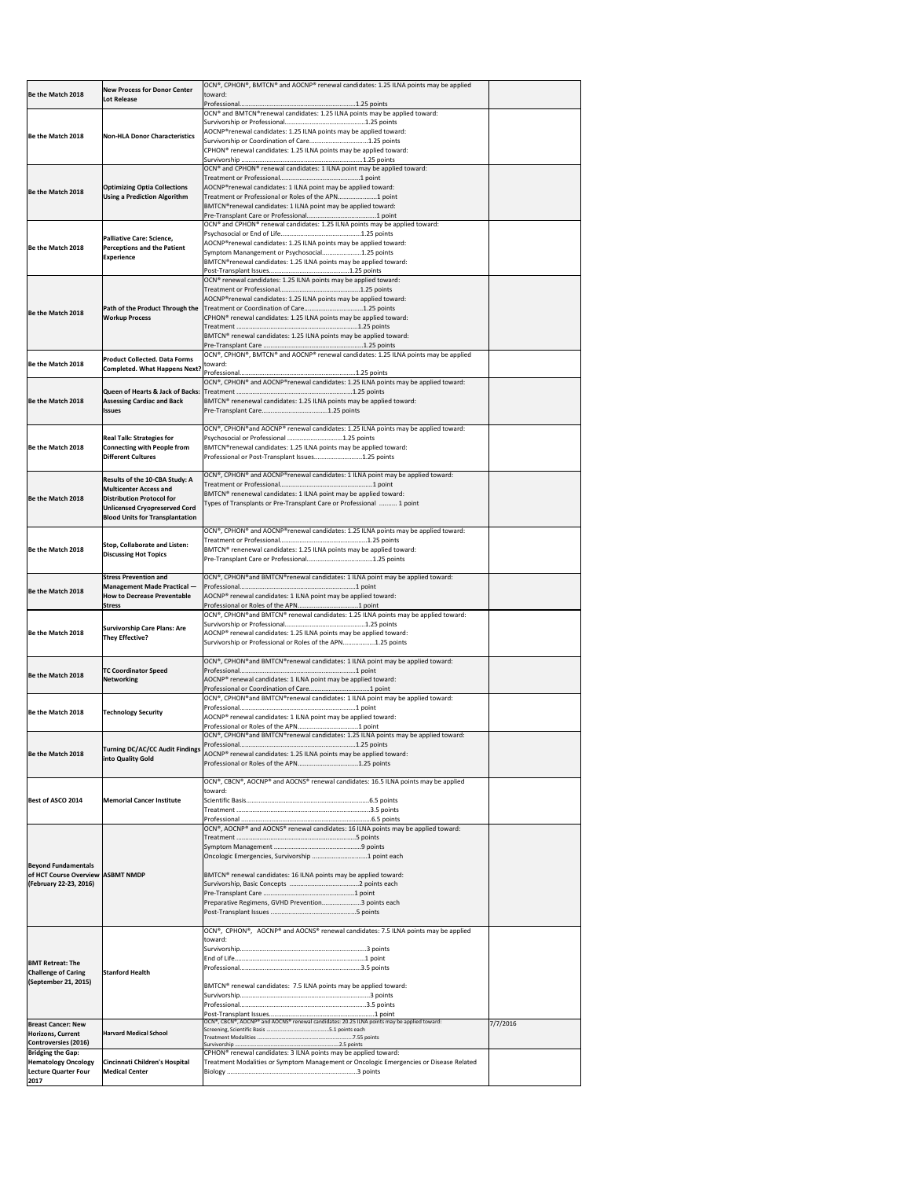| | | | |
|---|---|---|---|
| Be the Match 2018 | New Process for Donor Center Lot Release | OCN®, CPHON®, BMTCN® and AOCNP® renewal candidates: 1.25 ILNA points may be applied toward:<br>Professional..........................................................1.25 points | |
| Be the Match 2018 | Non-HLA Donor Characteristics | OCN® and BMTCN®renewal candidates: 1.25 ILNA points may be applied toward:<br>Survivorship or Professional...........................................1.25 points<br>AOCNP®renewal candidates: 1.25 ILNA points may be applied toward:<br>Survivorship or Coordination of Care...............................1.25 points<br>CPHON® renewal candidates: 1.25 ILNA points may be applied toward:<br>Survivorship ..........................................................1.25 points | |
| Be the Match 2018 | Optimizing Optia Collections Using a Prediction Algorithm | OCN® and CPHON® renewal candidates: 1 ILNA point may be applied toward:<br>Treatment or Professional...........................................1 point<br>AOCNP®renewal candidates: 1 ILNA point may be applied toward:<br>Treatment or Professional or Roles of the APN.....................1 point<br>BMTCN®renewal candidates: 1 ILNA point may be applied toward:<br>Pre-Transplant Care or Professional.................................1 point | |
| Be the Match 2018 | Palliative Care: Science, Perceptions and the Patient Experience | OCN® and CPHON® renewal candidates: 1.25 ILNA points may be applied toward:<br>Psychosocial or End of Life...........................................1.25 points<br>AOCNP®renewal candidates: 1.25 ILNA points may be applied toward:<br>Symptom Manangement or Psychosocial.............................1.25 points<br>BMTCN®renewal candidates: 1.25 ILNA points may be applied toward:<br>Post-Transplant Issues...............................................1.25 points | |
| Be the Match 2018 | Path of the Product Through the Workup Process | OCN® renewal candidates: 1.25 ILNA points may be applied toward:<br>Treatment or Professional...........................................1.25 points<br>AOCNP®renewal candidates: 1.25 ILNA points may be applied toward:<br>Treatment or Coordination of Care..................................1.25 points<br>CPHON® renewal candidates: 1.25 ILNA points may be applied toward:<br>Treatment ..........................................................1.25 points<br>BMTCN® renewal candidates: 1.25 ILNA points may be applied toward:<br>Pre-Transplant Care ................................................1.25 points | |
| Be the Match 2018 | Product Collected. Data Forms Completed. What Happens Next? | OCN®, CPHON®, BMTCN® and AOCNP® renewal candidates: 1.25 ILNA points may be applied toward:<br>Professional..........................................................1.25 points | |
| Be the Match 2018 | Queen of Hearts & Jack of Backs: Assessing Cardiac and Back Issues | OCN®, CPHON® and AOCNP®renewal candidates: 1.25 ILNA points may be applied toward:<br>Treatment ..........................................................1.25 points<br>BMTCN® renenewal candidates: 1.25 ILNA points may be applied toward:<br>Pre-Transplant Care.....................................1.25 points | |
| Be the Match 2018 | Real Talk: Strategies for Connecting with People from Different Cultures | OCN®, CPHON®and AOCNP® renewal candidates: 1.25 ILNA points may be applied toward:<br>Psychosocial or Professional ..............................1.25 points<br>BMTCN®renewal candidates: 1.25 ILNA points may be applied toward:<br>Professional or Post-Transplant Issues...........................1.25 points | |
| Be the Match 2018 | Results of the 10-CBA Study: A Multicenter Access and Distribution Protocol for Unlicensed Cryopreserved Cord Blood Units for Transplantation | OCN®, CPHON® and AOCNP®renewal candidates: 1 ILNA point may be applied toward:<br>Treatment or Professional...........................................1 point<br>BMTCN® renenewal candidates: 1 ILNA point may be applied toward:<br>Types of Transplants or Pre-Transplant Care or Professional .......... 1 point | |
| Be the Match 2018 | Stop, Collaborate and Listen: Discussing Hot Topics | OCN®, CPHON® and AOCNP®renewal candidates: 1.25 ILNA points may be applied toward:<br>Treatment or Professional...........................................1.25 points<br>BMTCN® renenewal candidates: 1.25 ILNA points may be applied toward:<br>Pre-Transplant Care or Professional.................................1.25 points | |
| Be the Match 2018 | Stress Prevention and Management Made Practical — How to Decrease Preventable Stress | OCN®, CPHON®and BMTCN®renewal candidates: 1 ILNA point may be applied toward:<br>Professional..........................................................1 point<br>AOCNP® renewal candidates: 1 ILNA point may be applied toward:<br>Professional or Roles of the APN...................................1 point | |
| Be the Match 2018 | Survivorship Care Plans: Are They Effective? | OCN®, CPHON®and BMTCN® renewal candidates: 1.25 ILNA points may be applied toward:<br>Survivorship or Professional...........................................1.25 points<br>AOCNP® renewal candidates: 1.25 ILNA points may be applied toward:<br>Survivorship or Professional or Roles of the APN..................1.25 points | |
| Be the Match 2018 | TC Coordinator Speed Networking | OCN®, CPHON®and BMTCN®renewal candidates: 1 ILNA point may be applied toward:<br>Professional..........................................................1 point<br>AOCNP® renewal candidates: 1 ILNA point may be applied toward:<br>Professional or Coordination of Care...............................1 point | |
| Be the Match 2018 | Technology Security | OCN®, CPHON®and BMTCN®renewal candidates: 1 ILNA point may be applied toward:<br>Professional..........................................................1 point<br>AOCNP® renewal candidates: 1 ILNA point may be applied toward:<br>Professional or Roles of the APN...................................1 point | |
| Be the Match 2018 | Turning DC/AC/CC Audit Findings into Quality Gold | OCN®, CPHON®and BMTCN®renewal candidates: 1.25 ILNA points may be applied toward:<br>Professional..........................................................1.25 points<br>AOCNP® renewal candidates: 1.25 ILNA points may be applied toward:<br>Professional or Roles of the APN...................................1.25 points | |
| Best of ASCO 2014 | Memorial Cancer Institute | OCN®, CBCN®, AOCNP® and AOCNS® renewal candidates: 16.5 ILNA points may be applied toward:<br>Scientific Basis..........................................................6.5 points<br>Treatment ..........................................................3.5 points<br>Professional ..........................................................6.5 points | |
| Beyond Fundamentals of HCT Course Overview (February 22-23, 2016) | ASBMT NMDP | OCN®, AOCNP® and AOCNS® renewal candidates: 16 ILNA points may be applied toward:<br>Treatment ..........................................................5 points<br>Symptom Management ................................................9 points<br>Oncologic Emergencies, Survivorship ..............................1 point each<br><br>BMTCN® renewal candidates: 16 ILNA points may be applied toward:<br>Survivorship, Basic Concepts ......................................2 points each<br>Pre-Transplant Care ................................................1 point<br>Preparative Regimens, GVHD Prevention.....................3 points each<br>Post-Transplant Issues ................................................5 points | |
| BMT Retreat: The Challenge of Caring (September 21, 2015) | Stanford Health | OCN®, CPHON®, AOCNP® and AOCNS® renewal candidates: 7.5 ILNA points may be applied toward:<br>Survivorship..........................................................3 points<br>End of Life..........................................................1 point<br>Professional..........................................................3.5 points<br><br>BMTCN® renewal candidates: 7.5 ILNA points may be applied toward:<br>Survivorship..........................................................3 points<br>Professional..........................................................3.5 points<br>Post-Transplant Issues..............................................1 point | |
| Breast Cancer: New Horizons, Current Controversies (2016) | Harvard Medical School | OCN®, CBCN®, AOCNP® and AOCNS® renewal candidates: 20.25 ILNA points may be applied toward:<br>Screening, Scientific Basis ......................................5.1 points each<br>Treatment Modalities ................................................7.55 points<br>Survivorship ..........................................................2.5 points | 7/7/2016 |
| Bridging the Gap: Hematology Oncology Lecture Quarter Four 2017 | Cincinnati Children's Hospital Medical Center | CPHON® renewal candidates: 3 ILNA points may be applied toward:<br>Treatment Modalities or Symptom Management or Oncologic Emergencies or Disease Related Biology ..........................................................3 points | |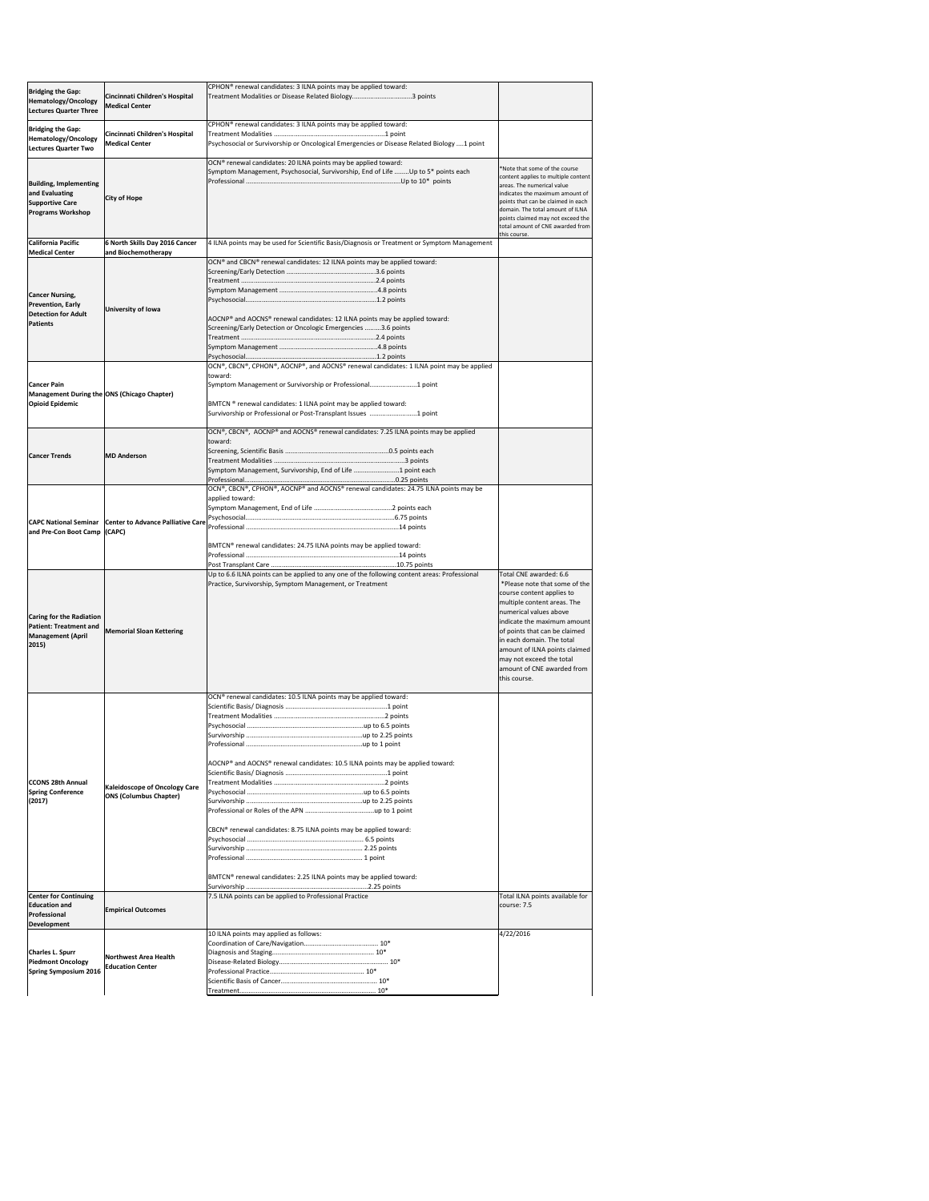| | | | |
|---|---|---|---|
| **Bridging the Gap: Hematology/Oncology Lectures Quarter Three** | **Cincinnati Children's Hospital Medical Center** | CPHON® renewal candidates: 3 ILNA points may be applied toward:<br>Treatment Modalities or Disease Related Biology.................................3 points | |
| **Bridging the Gap: Hematology/Oncology Lectures Quarter Two** | **Cincinnati Children's Hospital Medical Center** | CPHON® renewal candidates: 3 ILNA points may be applied toward:<br>Treatment Modalities ...........................................................1 point<br>Psychosocial or Survivorship or Oncological Emergencies or Disease Related Biology ....1 point | |
| **Building, Implementing and Evaluating Supportive Care Programs Workshop** | **City of Hope** | OCN® renewal candidates: 20 ILNA points may be applied toward:<br>Symptom Management, Psychosocial, Survivorship, End of Life ........Up to 5* points each<br>Professional ......................................................................................Up to 10* points | *Note that some of the course content applies to multiple content areas. The numerical value indicates the maximum amount of points that can be claimed in each domain. The total amount of ILNA points claimed may not exceed the total amount of CNE awarded from this course. |
| **California Pacific Medical Center** | **6 North Skills Day 2016 Cancer and Biochemotherapy** | 4 ILNA points may be used for Scientific Basis/Diagnosis or Treatment or Symptom Management | |
| **Cancer Nursing, Prevention, Early Detection for Adult Patients** | **University of Iowa** | OCN® and CBCN® renewal candidates: 12 ILNA points may be applied toward:<br>Screening/Early Detection ................................................3.6 points<br>Treatment ........................................................................2.4 points<br>Symptom Management ....................................................4.8 points<br>Psychosocial.....................................................................1.2 points<br><br>AOCNP® and AOCNS® renewal candidates: 12 ILNA points may be applied toward:<br>Screening/Early Detection or Oncologic Emergencies .........3.6 points<br>Treatment ........................................................................2.4 points<br>Symptom Management ....................................................4.8 points<br>Psychosocial.....................................................................1.2 points | |
| **Cancer Pain Management During the Opioid Epidemic** | **ONS (Chicago Chapter)** | OCN®, CBCN®, CPHON®, AOCNP®, and AOCNS® renewal candidates: 1 ILNA point may be applied toward:<br>Symptom Management or Survivorship or Professional..........................1 point<br><br>BMTCN ® renewal candidates: 1 ILNA point may be applied toward:<br>Survivorship or Professional or Post-Transplant Issues ..........................1 point | |
| **Cancer Trends** | **MD Anderson** | OCN®, CBCN®, AOCNP® and AOCNS® renewal candidates: 7.25 ILNA points may be applied toward:<br>Screening, Scientific Basis ..........................................................0.5 points each<br>Treatment Modalities ..................................................................3 points<br>Symptom Management, Survivorship, End of Life .........................1 point each<br>Professional.................................................................................0.25 points | |
| **CAPC National Seminar and Pre-Con Boot Camp** | **Center to Advance Palliative Care (CAPC)** | OCN®, CBCN®, CPHON®, AOCNP® and AOCNS® renewal candidates: 24.75 ILNA points may be applied toward:<br>Symptom Management, End of Life ...........................................2 points each<br>Psychosocial................................................................................6.75 points<br>Professional ...............................................................................14 points<br><br>BMTCN® renewal candidates: 24.75 ILNA points may be applied toward:<br>Professional ...............................................................................14 points<br>Post Transplant Care ...................................................................10.75 points | |
| **Caring for the Radiation Patient: Treatment and Management (April 2015)** | **Memorial Sloan Kettering** | Up to 6.6 ILNA points can be applied to any one of the following content areas: Professional Practice, Survivorship, Symptom Management, or Treatment | Total CNE awarded: 6.6<br>*Please note that some of the course content applies to multiple content areas. The numerical values above indicate the maximum amount of points that can be claimed in each domain. The total amount of ILNA points claimed may not exceed the total amount of CNE awarded from this course. |
| **CCONS 28th Annual Spring Conference (2017)** | **Kaleidoscope of Oncology Care ONS (Columbus Chapter)** | OCN® renewal candidates: 10.5 ILNA points may be applied toward:<br>Scientific Basis/ Diagnosis .........................................................1 point<br>Treatment Modalities .................................................................2 points<br>Psychosocial ...................................................................up to 6.5 points<br>Survivorship ...................................................................up to 2.25 points<br>Professional ...................................................................up to 1 point<br><br>AOCNP® and AOCNS® renewal candidates: 10.5 ILNA points may be applied toward:<br>Scientific Basis/ Diagnosis .........................................................1 point<br>Treatment Modalities .................................................................2 points<br>Psychosocial ...................................................................up to 6.5 points<br>Survivorship ...................................................................up to 2.25 points<br>Professional or Roles of the APN .........................................up to 1 point<br><br>CBCN® renewal candidates: 8.75 ILNA points may be applied toward:<br>Psychosocial ........................................................................ 6.5 points<br>Survivorship ........................................................................ 2.25 points<br>Professional ......................................................................... 1 point<br><br>BMTCN® renewal candidates: 2.25 ILNA points may be applied toward:<br>Survivorship ........................................................................2.25 points | |
| **Center for Continuing Education and Professional Development** | **Empirical Outcomes** | 7.5 ILNA points can be applied to Professional Practice | Total ILNA points available for course: 7.5 |
| **Charles L. Spurr Piedmont Oncology Spring Symposium 2016** | **Northwest Area Health Education Center** | 10 ILNA points may applied as follows:<br>Coordination of Care/Navigation........................................ 10*<br>Diagnosis and Staging....................................................... 10*<br>Disease-Related Biology..................................................... 10*<br>Professional Practice........................................................ 10*<br>Scientific Basis of Cancer.................................................. 10*<br>Treatment........................................................................ 10* | 4/22/2016 |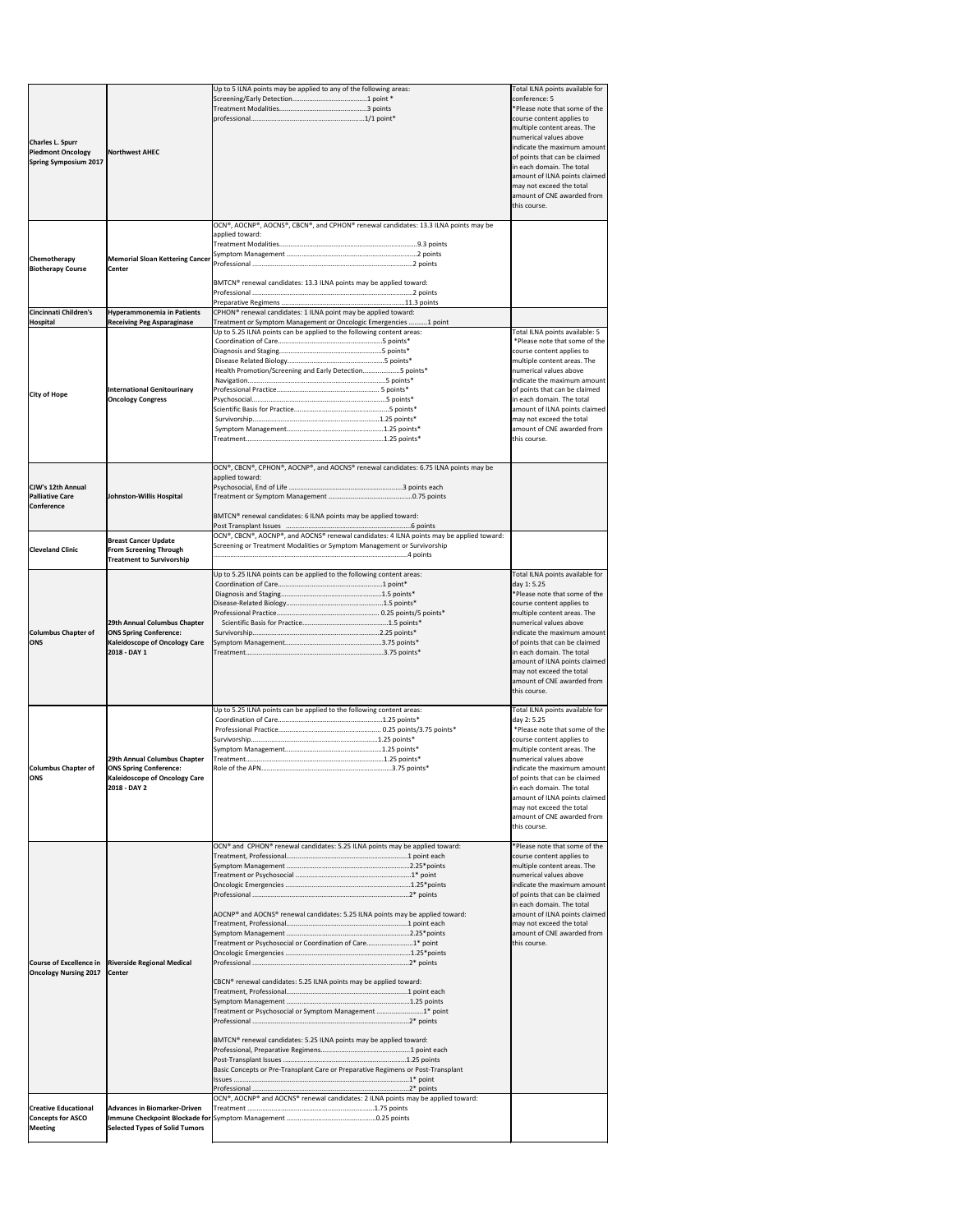| | | | |
|---|---|---|---|
| **Charles L. Spurr Piedmont Oncology Spring Symposium 2017** | **Northwest AHEC** | Up to 5 ILNA points may be applied to any of the following areas:<br>Screening/Early Detection.........................................1 point *<br>Treatment Modalities.................................................3 points<br>professional..............................................................1/1 point* | Total ILNA points available for conference: 5<br>*Please note that some of the course content applies to multiple content areas. The numerical values above indicate the maximum amount of points that can be claimed in each domain. The total amount of ILNA points claimed may not exceed the total amount of CNE awarded from this course. |
| **Chemotherapy Biotherapy Course** | **Memorial Sloan Kettering Cancer Center** | OCN®, AOCNP®, AOCNS®, CBCN®, and CPHON® renewal candidates: 13.3 ILNA points may be applied toward:<br>Treatment Modalities...............................................................9.3 points<br>Symptom Management ..............................................................2 points<br>Professional ...............................................................................2 points<br><br>BMTCN® renewal candidates: 13.3 ILNA points may be applied toward:<br>Professional ...............................................................................2 points<br>Preparative Regimens ...............................................................11.3 points | |
| **Cincinnati Children's Hospital** | **Hyperammonemia in Patients Receiving Peg Asparaginase** | CPHON® renewal candidates: 1 ILNA point may be applied toward:<br>Treatment or Symptom Management or Oncologic Emergencies ..........1 point | |
| **City of Hope** | **International Genitourinary Oncology Congress** | Up to 5.25 ILNA points can be applied to the following content areas:<br>Coordination of Care.......................................................5 points*<br>Diagnosis and Staging.......................................................5 points*<br>Disease Related Biology.....................................................5 points*<br>Health Promotion/Screening and Early Detection...................5 points*<br>Navigation...........................................................................5 points*<br>Professional Practice............................................................5 points*<br>Psychosocial.........................................................................5 points*<br>Scientific Basis for Practice..................................................5 points*<br>Survivorship.....................................................................1.25 points*<br>Symptom Management....................................................1.25 points*<br>Treatment.........................................................................1.25 points* | Total ILNA points available: 5<br>*Please note that some of the course content applies to multiple content areas. The numerical values above indicate the maximum amount of points that can be claimed in each domain. The total amount of ILNA points claimed may not exceed the total amount of CNE awarded from this course. |
| **CJW's 12th Annual Palliative Care Conference** | **Johnston-Willis Hospital** | OCN®, CBCN®, CPHON®, AOCNP®, and AOCNS® renewal candidates: 6.75 ILNA points may be applied toward:<br>Psychosocial, End of Life ..............................................3 points each<br>Treatment or Symptom Management .............................................0.75 points<br><br>BMTCN® renewal candidates: 6 ILNA points may be applied toward:<br>Post Transplant Issues .......................................................................6 points | |
| **Cleveland Clinic** | **Breast Cancer Update From Screening Through Treatment to Survivorship** | OCN®, CBCN®, AOCNP®, and AOCNS® renewal candidates: 4 ILNA points may be applied toward:<br>Screening or Treatment Modalities or Symptom Management or Survivorship<br>....................................................................................................4 points | |
| **Columbus Chapter of ONS** | **29th Annual Columbus Chapter ONS Spring Conference: Kaleidoscope of Oncology Care 2018 - DAY 1** | Up to 5.25 ILNA points can be applied to the following content areas:<br>Coordination of Care.......................................................1 point*<br>Diagnosis and Staging.......................................................1.5 points*<br>Disease-Related Biology.....................................................1.5 points*<br>Professional Practice......................................................... 0.25 points/5 points*<br>Scientific Basis for Practice...............................................1.5 points*<br>Survivorship.......................................................................2.25 points*<br>Symptom Management.......................................................3.75 points*<br>Treatment...........................................................................3.75 points* | Total ILNA points available for day 1: 5.25<br>*Please note that some of the course content applies to multiple content areas. The numerical values above indicate the maximum amount of points that can be claimed in each domain. The total amount of ILNA points claimed may not exceed the total amount of CNE awarded from this course. |
| **Columbus Chapter of ONS** | **29th Annual Columbus Chapter ONS Spring Conference: Kaleidoscope of Oncology Care 2018 - DAY 2** | Up to 5.25 ILNA points can be applied to the following content areas:<br>Coordination of Care.......................................................1.25 points*<br>Professional Practice......................................................... 0.25 points/3.75 points*<br>Survivorship.......................................................................1.25 points*<br>Symptom Management.......................................................1.25 points*<br>Treatment...........................................................................1.25 points*<br>Role of the APN....................................................................3.75 points* | Total ILNA points available for day 2: 5.25<br>*Please note that some of the course content applies to multiple content areas. The numerical values above indicate the maximum amount of points that can be claimed in each domain. The total amount of ILNA points claimed may not exceed the total amount of CNE awarded from this course. |
| **Course of Excellence in Oncology Nursing 2017** | **Riverside Regional Medical Center** | OCN® and CPHON® renewal candidates: 5.25 ILNA points may be applied toward:<br>Treatment, Professional...........................................................1 point each<br>Symptom Management ...........................................................2.25*points<br>Treatment or Psychosocial .......................................................1* point<br>Oncologic Emergencies ...........................................................1.25*points<br>Professional ............................................................................2* points<br><br>AOCNP® and AOCNS® renewal candidates: 5.25 ILNA points may be applied toward:<br>Treatment, Professional...........................................................1 point each<br>Symptom Management ...........................................................2.25*points<br>Treatment or Psychosocial or Coordination of Care.......................1* point<br>Oncologic Emergencies ...........................................................1.25*points<br>Professional ............................................................................2* points<br><br>CBCN® renewal candidates: 5.25 ILNA points may be applied toward:<br>Treatment, Professional...........................................................1 point each<br>Symptom Management ...........................................................1.25 points<br>Treatment or Psychosocial or Symptom Management .....................1* point<br>Professional ............................................................................2* points<br><br>BMTCN® renewal candidates: 5.25 ILNA points may be applied toward:<br>Professional, Preparative Regimens...........................................1 point each<br>Post-Transplant Issues ...........................................................1.25 points<br>Basic Concepts or Pre-Transplant Care or Preparative Regimens or Post-Transplant Issues ....................................................................................1* point<br>Professional ............................................................................2* points | *Please note that some of the course content applies to multiple content areas. The numerical values above indicate the maximum amount of points that can be claimed in each domain. The total amount of ILNA points claimed may not exceed the total amount of CNE awarded from this course. |
| **Creative Educational Concepts for ASCO Meeting** | **Advances in Biomarker-Driven Immune Checkpoint Blockade for Selected Types of Solid Tumors** | OCN®, AOCNP® and AOCNS® renewal candidates: 2 ILNA points may be applied toward:<br>Treatment .................................................................................1.75 points<br>Symptom Management ...............................................................0.25 points | |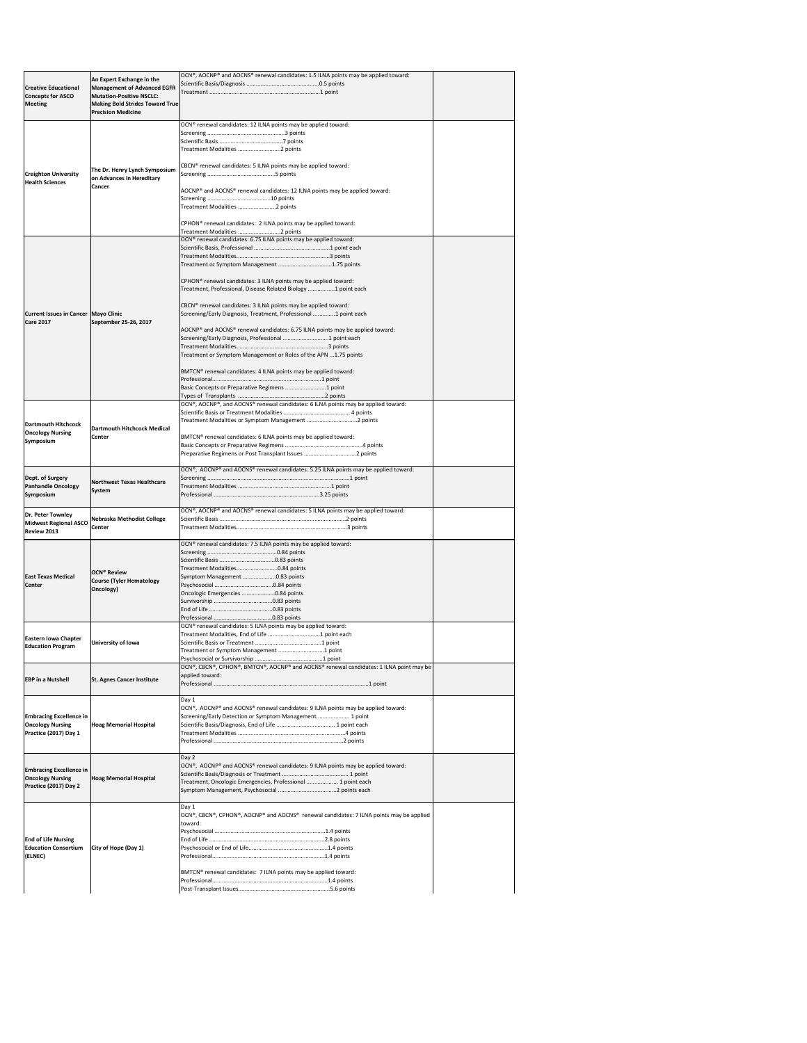| | | | |
|---|---|---|---|
| **Creative Educational Concepts for ASCO Meeting** | **An Expert Exchange in the Management of Advanced EGFR Mutation-Positive NSCLC: Making Bold Strides Toward True Precision Medicine** | OCN®, AOCNP® and AOCNS® renewal candidates: 1.5 ILNA points may be applied toward:<br>Scientific Basis/Diagnosis ..............................................0.5 points<br>Treatment ......................................................................1 point | |
| **Creighton University Health Sciences** | **The Dr. Henry Lynch Symposium on Advances in Hereditary Cancer** | OCN® renewal candidates: 12 ILNA points may be applied toward:<br>Screening .................................................3 points<br>Scientific Basis ........................................7 points<br>Treatment Modalities ..........................2 points<br><br>CBCN® renewal candidates: 5 ILNA points may be applied toward:<br>Screening ...........................................5 points<br><br>AOCNP® and AOCNS® renewal candidates: 12 ILNA points may be applied toward:<br>Screening .......................................10 points<br>Treatment Modalities .......................2 points<br><br>CPHON® renewal candidates: 2 ILNA points may be applied toward:<br>Treatment Modalities ..........................2 points | |
| **Current Issues in Cancer Care 2017** | **Mayo Clinic September 25-26, 2017** | OCN® renewal candidates: 6.75 ILNA points may be applied toward:<br>Scientific Basis, Professional ................................................1 point each<br>Treatment Modalities..........................................................3 points<br>Treatment or Symptom Management .................................1.75 points<br><br>CPHON® renewal candidates: 3 ILNA points may be applied toward:<br>Treatment, Professional, Disease Related Biology ................1 point each<br><br>CBCN® renewal candidates: 3 ILNA points may be applied toward:<br>Screening/Early Diagnosis, Treatment, Professional .............1 point each<br><br>AOCNP® and AOCNS® renewal candidates: 6.75 ILNA points may be applied toward:<br>Screening/Early Diagnosis, Professional ............................1 point each<br>Treatment Modalities..........................................................3 points<br>Treatment or Symptom Management or Roles of the APN ...1.75 points<br><br>BMTCN® renewal candidates: 4 ILNA points may be applied toward:<br>Professional.......................................................................1 point<br>Basic Concepts or Preparative Regimens ........................1 point<br>Types of Transplants .........................................................2 points | |
| **Dartmouth Hitchcock Oncology Nursing Symposium** | **Dartmouth Hitchcock Medical Center** | OCN®, AOCNP®, and AOCNS® renewal candidates: 6 ILNA points may be applied toward:<br>Scientific Basis or Treatment Modalities .......................................... 4 points<br>Treatment Modalities or Symptom Management ................................2 points<br><br>BMTCN® renewal candidates: 6 ILNA points may be applied toward:<br>Basic Concepts or Preparative Regimens ..................................................4 points<br>Preparative Regimens or Post Transplant Issues .................................2 points | |
| **Dept. of Surgery Panhandle Oncology Symposium** | **Northwest Texas Healthcare System** | OCN®, AOCNP® and AOCNS® renewal candidates: 5.25 ILNA points may be applied toward:<br>Screening ........................................................................................1 point<br>Treatment Modalities ............................................................1 point<br>Professional ........................................................................3.25 points | |
| **Dr. Peter Townley Midwest Regional ASCO Review 2013** | **Nebraska Methodist College Center** | OCN®, AOCNP® and AOCNS® renewal candidates: 5 ILNA points may be applied toward:<br>Scientific Basis ................................................................................2 points<br>Treatment Modalities.......................................................................3 points | |
| **East Texas Medical Center** | **OCN® Review Course (Tyler Hematology Oncology)** | OCN® renewal candidates: 7.5 ILNA points may be applied toward:<br>Screening ............................................0.84 points<br>Scientific Basis ...................................0.83 points<br>Treatment Modalities..........................0.84 points<br>Symptom Management ....................0.83 points<br>Psychosocial .....................................0.84 points<br>Oncologic Emergencies ....................0.84 points<br>Survivorship .....................................0.83 points<br>End of Life .........................................0.83 points<br>Professional .....................................0.83 points | |
| **Eastern Iowa Chapter Education Program** | **University of Iowa** | OCN® renewal candidates: 5 ILNA points may be applied toward:<br>Treatment Modalities, End of Life ................................1 point each<br>Scientific Basis or Treatment ..........................................1 point<br>Treatment or Symptom Management .............................1 point<br>Psychosocial or Survivorship ...........................................1 point | |
| **EBP in a Nutshell** | **St. Agnes Cancer Institute** | OCN®, CBCN®, CPHON®, BMTCN®, AOCNP® and AOCNS® renewal candidates: 1 ILNA point may be applied toward:<br>Professional ..................................................................................................1 point | |
| **Embracing Excellence in Oncology Nursing Practice (2017) Day 1** | **Hoag Memorial Hospital** | Day 1<br>OCN®, AOCNP® and AOCNS® renewal candidates: 9 ILNA points may be applied toward:<br>Screening/Early Detection or Symptom Management.................... 1 point<br>Scientific Basis/Diagnosis, End of Life ..................................... 1 point each<br>Treatment Modalities ....................................................................4 points<br>Professional ...................................................................................2 points | |
| **Embracing Excellence in Oncology Nursing Practice (2017) Day 2** | **Hoag Memorial Hospital** | Day 2<br>OCN®, AOCNP® and AOCNS® renewal candidates: 9 ILNA points may be applied toward:<br>Scientific Basis/Diagnosis or Treatment .......................................... 1 point<br>Treatment, Oncologic Emergencies, Professional ................... 1 point each<br>Symptom Management, Psychosocial .....................................2 points each | |
| **End of Life Nursing Education Consortium (ELNEC)** | **City of Hope (Day 1)** | Day 1<br>OCN®, CBCN®, CPHON®, AOCNP® and AOCNS® renewal candidates: 7 ILNA points may be applied toward:<br>Psychosocial .......................................................................1.4 points<br>End of Life ..........................................................................2.8 points<br>Psychosocial or End of Life.................................................1.4 points<br>Professional.........................................................................1.4 points<br><br>BMTCN® renewal candidates: 7 ILNA points may be applied toward:<br>Professional.........................................................................1.4 points<br>Post-Transplant Issues..........................................................5.6 points | |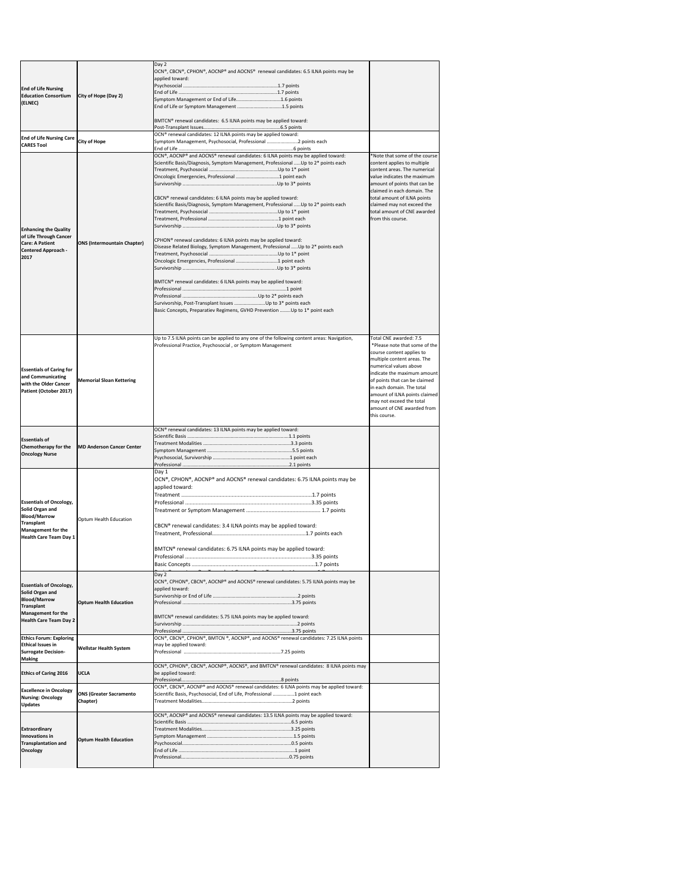| | | | |
|---|---|---|---|
| **End of Life Nursing Education Consortium (ELNEC)** | **City of Hope (Day 2)** | Day 2<br>OCN®, CBCN®, CPHON®, AOCNP® and AOCNS® renewal candidates: 6.5 ILNA points may be applied toward:<br>Psychosocial ......................................................................1.7 points<br>End of Life .........................................................................1.7 points<br>Symptom Management or End of Life.................................1.6 points<br>End of Life or Symptom Management .................................1.5 points<br><br>BMTCN® renewal candidates: 6.5 ILNA points may be applied toward:<br>Post-Transplant Issues........................................................6.5 points | |
| **End of Life Nursing Care CARES Tool** | **City of Hope** | OCN® renewal candidates: 12 ILNA points may be applied toward:<br>Symptom Management, Psychosocial, Professional ......................2 points each<br>End of Life ..........................................................................6 points | |
| **Enhancing the Quality of Life Through Cancer Care: A Patient Centered Approach - 2017** | **ONS (Intermountain Chapter)** | OCN®, AOCNP® and AOCNS® renewal candidates: 6 ILNA points may be applied toward:<br>Scientific Basis/Diagnosis, Symptom Management, Professional .....Up to 2* points each<br>Treatment, Psychosocial ..................................................Up to 1* point<br>Oncologic Emergencies, Professional ...............................1 point each<br>Survivorship .......................................................................Up to 3* points<br><br>CBCN® renewal candidates: 6 ILNA points may be applied toward:<br>Scientific Basis/Diagnosis, Symptom Management, Professional .....Up to 2* points each<br>Treatment, Psychosocial ..................................................Up to 1* point<br>Treatment, Professional ...................................................1 point each<br>Survivorship .......................................................................Up to 3* points<br><br>CPHON® renewal candidates: 6 ILNA points may be applied toward:<br>Disease Related Biology, Symptom Management, Professional .....Up to 2* points each<br>Treatment, Psychosocial ..................................................Up to 1* point<br>Oncologic Emergencies, Professional ...............................1 point each<br>Survivorship .......................................................................Up to 3* points<br><br>BMTCN® renewal candidates: 6 ILNA points may be applied toward:<br>Professional ............................................................................1 point<br>Professional ........................................................Up to 2* points each<br>Survivorship, Post-Transplant Issues .......................Up to 3* points each<br>Basic Concepts, Preparatiev Regimens, GVHD Prevention ........Up to 1* point each | *Note that some of the course content applies to multiple content areas. The numerical value indicates the maximum amount of points that can be claimed in each domain. The total amount of ILNA points claimed may not exceed the total amount of CNE awarded from this course. |
| **Essentials of Caring for and Communicating with the Older Cancer Patient (October 2017)** | **Memorial Sloan Kettering** | Up to 7.5 ILNA points can be applied to any one of the following content areas: Navigation, Professional Practice, Psychosocial , or Symptom Management | Total CNE awarded: 7.5<br>*Please note that some of the course content applies to multiple content areas. The numerical values above indicate the maximum amount of points that can be claimed in each domain. The total amount of ILNA points claimed may not exceed the total amount of CNE awarded from this course. |
| **Essentials of Chemotherapy for the Oncology Nurse** | **MD Anderson Cancer Center** | OCN® renewal candidates: 13 ILNA points may be applied toward:<br>Scientific Basis ..........................................................................1.1 points<br>Treatment Modalities .................................................................3.3 points<br>Symptom Management ..............................................................5.5 points<br>Psychosocial, Survivorship ..........................................................1 point each<br>Professional ..............................................................................2.1 points | |
| **Essentials of Oncology, Solid Organ and Blood/Marrow Transplant Management for the Health Care Team Day 1** | Optum Health Education | Day 1<br>OCN®, CPHON®, AOCNP® and AOCNS® renewal candidates: 6.75 ILNA points may be applied toward:<br>Treatment .........................................................................................1.7 points<br>Professional .......................................................................................3.35 points<br>Treatment or Symptom Management .................................................. 1.7 points<br><br>CBCN® renewal candidates: 3.4 ILNA points may be applied toward:<br>Treatment, Professional...............................................................1.7 points each<br><br>BMTCN® renewal candidates: 6.75 ILNA points may be applied toward:<br>Professional .......................................................................................3.35 points<br>Basic Concepts ...................................................................................1.7 points | |
| **Essentials of Oncology, Solid Organ and Blood/Marrow Transplant Management for the Health Care Team Day 2** | **Optum Health Education** | Day 2<br>OCN®, CPHON®, CBCN®, AOCNP® and AOCNS® renewal candidates: 5.75 ILNA points may be applied toward:<br>Survivorship or End of Life ..............................................................2 points<br>Professional .......................................................................................3.75 points<br><br>BMTCN® renewal candidates: 5.75 ILNA points may be applied toward:<br>Survivorship ........................................................................................2 points<br>Professional .......................................................................................3.75 points | |
| **Ethics Forum: Exploring Ethical Issues in Surrogate Decision-Making** | **Wellstar Health System** | OCN®, CBCN®, CPHON®, BMTCN ®, AOCNP®, and AOCNS® renewal candidates: 7.25 ILNA points may be applied toward:<br>Professional .......................................................................7.25 points | |
| **Ethics of Caring 2016** | **UCLA** | OCN®, CPHON®, CBCN®, AOCNP®, AOCNS®, and BMTCN® renewal candidates: 8 ILNA points may be applied toward:<br>Professional...........................................................................8 points | |
| **Excellence in Oncology Nursing: Oncology Updates** | **ONS (Greater Sacramento Chapter)** | OCN®, CBCN®, AOCNP® and AOCNS® renewal candidates: 6 ILNA points may be applied toward:<br>Scientific Basis, Psychosocial, End of Life, Professional ...............1 point each<br>Treatment Modalities.........................................................................2 points | |
| **Extraordinary Innovations in Transplantation and Oncology** | **Optum Health Education** | OCN®, AOCNP® and AOCNS® renewal candidates: 13.5 ILNA points may be applied toward:<br>Scientific Basis ..........................................................................6.5 points<br>Treatment Modalities..................................................................3.25 points<br>Symptom Management ..............................................................1.5 points<br>Psychosocial...............................................................................0.5 points<br>End of Life .................................................................................1 point<br>Professional...............................................................................0.75 points | |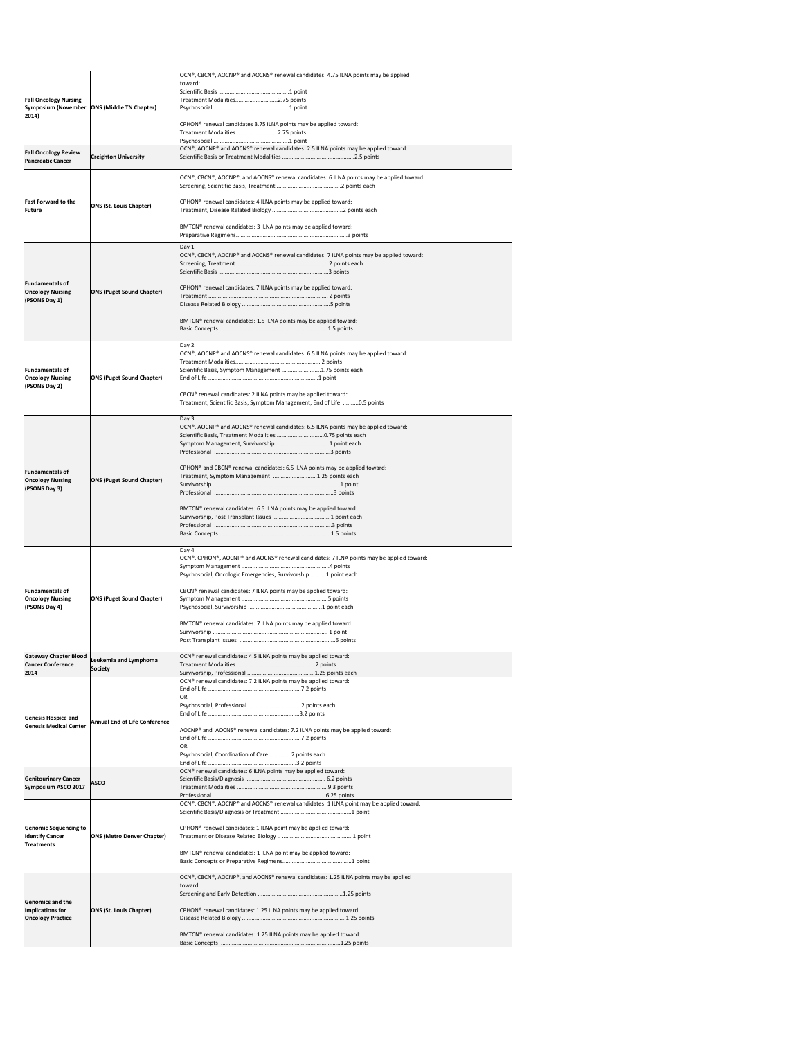| | | | |
|---|---|---|---|
| Fall Oncology Nursing Symposium (November 2014) | ONS (Middle TN Chapter) | OCN®, CBCN®, AOCNP® and AOCNS® renewal candidates: 4.75 ILNA points may be applied toward:<br>Scientific Basis ..........................................1 point<br>Treatment Modalities...........................2.75 points<br>Psychosocial..................................................1 point<br><br>CPHON® renewal candidates 3.75 ILNA points may be applied toward:<br>Treatment Modalities...........................2.75 points<br>Psychosocial ..................................................1 point | |
| Fall Oncology Review Pancreatic Cancer | Creighton University | OCN®, AOCNP® and AOCNS® renewal candidates: 2.5 ILNA points may be applied toward:<br>Scientific Basis or Treatment Modalities ................................................2.5 points | |
| Fast Forward to the Future | ONS (St. Louis Chapter) | OCN®, CBCN®, AOCNP®, and AOCNS® renewal candidates: 6 ILNA points may be applied toward:<br>Screening, Scientific Basis, Treatment...........................................2 points each<br><br>CPHON® renewal candidates: 4 ILNA points may be applied toward:<br>Treatment, Disease Related Biology ..............................................2 points each<br><br>BMTCN® renewal candidates: 3 ILNA points may be applied toward:<br>Preparative Regimens.......................................................................3 points | |
| Fundamentals of Oncology Nursing (PSONS Day 1) | ONS (Puget Sound Chapter) | Day 1<br>OCN®, CBCN®, AOCNP® and AOCNS® renewal candidates: 7 ILNA points may be applied toward:<br>Screening, Treatment ........................................................... 2 points each<br>Scientific Basis .......................................................................3 points<br><br>CPHON® renewal candidates: 7 ILNA points may be applied toward:<br>Treatment .............................................................................. 2 points<br>Disease Related Biology ..........................................................5 points<br><br>BMTCN® renewal candidates: 1.5 ILNA points may be applied toward:<br>Basic Concepts ...................................................................... 1.5 points | |
| Fundamentals of Oncology Nursing (PSONS Day 2) | ONS (Puget Sound Chapter) | Day 2<br>OCN®, AOCNP® and AOCNS® renewal candidates: 6.5 ILNA points may be applied toward:<br>Treatment Modalities....................................................... 2 points<br>Scientific Basis, Symptom Management .........................1.75 points each<br>End of Life ........................................................................1 point<br><br>CBCN® renewal candidates: 2 ILNA points may be applied toward:<br>Treatment, Scientific Basis, Symptom Management, End of Life ..........0.5 points | |
| Fundamentals of Oncology Nursing (PSONS Day 3) | ONS (Puget Sound Chapter) | Day 3<br>OCN®, AOCNP® and AOCNS® renewal candidates: 6.5 ILNA points may be applied toward:<br>Scientific Basis, Treatment Modalities ..............................0.75 points each<br>Symptom Management, Survivorship .................................1 point each<br>Professional ..........................................................................3 points<br><br>CPHON® and CBCN® renewal candidates: 6.5 ILNA points may be applied toward:<br>Treatment, Symptom Management ............................1.25 points each<br>Survivorship ..........................................................................1 point<br>Professional ..........................................................................3 points<br><br>BMTCN® renewal candidates: 6.5 ILNA points may be applied toward:<br>Survivorship, Post Transplant Issues ....................................1 point each<br>Professional ..........................................................................3 points<br>Basic Concepts ...................................................................... 1.5 points | |
| Fundamentals of Oncology Nursing (PSONS Day 4) | ONS (Puget Sound Chapter) | Day 4<br>OCN®, CPHON®, AOCNP® and AOCNS® renewal candidates: 7 ILNA points may be applied toward:<br>Symptom Management .........................................................4 points<br>Psychosocial, Oncologic Emergencies, Survivorship ..........1 point each<br><br>CBCN® renewal candidates: 7 ILNA points may be applied toward:<br>Symptom Management .......................................................5 points<br>Psychosocial, Survivorship ................................................1 point each<br><br>BMTCN® renewal candidates: 7 ILNA points may be applied toward:<br>Survivorship .......................................................................... 1 point<br>Post Transplant Issues ..........................................................6 points | |
| Gateway Chapter Blood Cancer Conference 2014 | Leukemia and Lymphoma Society | OCN® renewal candidates: 4.5 ILNA points may be applied toward:<br>Treatment Modalities.....................................................2 points<br>Survivorship, Professional ..............................................1.25 points each | |
| Genesis Hospice and Genesis Medical Center | Annual End of Life Conference | OCN® renewal candidates: 7.2 ILNA points may be applied toward:<br>End of Life ...........................................................7.2 points<br>OR<br>Psychosocial, Professional ..................................2 points each<br>End of Life ...........................................................3.2 points<br><br>AOCNP® and AOCNS® renewal candidates: 7.2 ILNA points may be applied toward:<br>End of Life ...........................................................7.2 points<br>OR<br>Psychosocial, Coordination of Care ..............2 points each<br>End of Life ...........................................................3.2 points | |
| Genitourinary Cancer Symposium ASCO 2017 | ASCO | OCN® renewal candidates: 6 ILNA points may be applied toward:<br>Scientific Basis/Diagnosis ................................................... 6.2 points<br>Treatment Modalities ...........................................................9.3 points<br>Professional ........................................................................6.25 points | |
| Genomic Sequencing to Identify Cancer Treatments | ONS (Metro Denver Chapter) | OCN®, CBCN®, AOCNP® and AOCNS® renewal candidates: 1 ILNA point may be applied toward:<br>Scientific Basis/Diagnosis or Treatment .............................................1 point<br><br>CPHON® renewal candidates: 1 ILNA point may be applied toward:<br>Treatment or Disease Related Biology .. ...............................................1 point<br><br>BMTCN® renewal candidates: 1 ILNA point may be applied toward:<br>Basic Concepts or Preparative Regimens............................................1 point | |
| Genomics and the Implications for Oncology Practice | ONS (St. Louis Chapter) | OCN®, CBCN®, AOCNP®, and AOCNS® renewal candidates: 1.25 ILNA points may be applied toward:<br>Screening and Early Detection .......................................................1.25 points<br><br>CPHON® renewal candidates: 1.25 ILNA points may be applied toward:<br>Disease Related Biology ....................................................................1.25 points<br><br>BMTCN® renewal candidates: 1.25 ILNA points may be applied toward:<br>Basic Concepts ..............................................................................1.25 points | |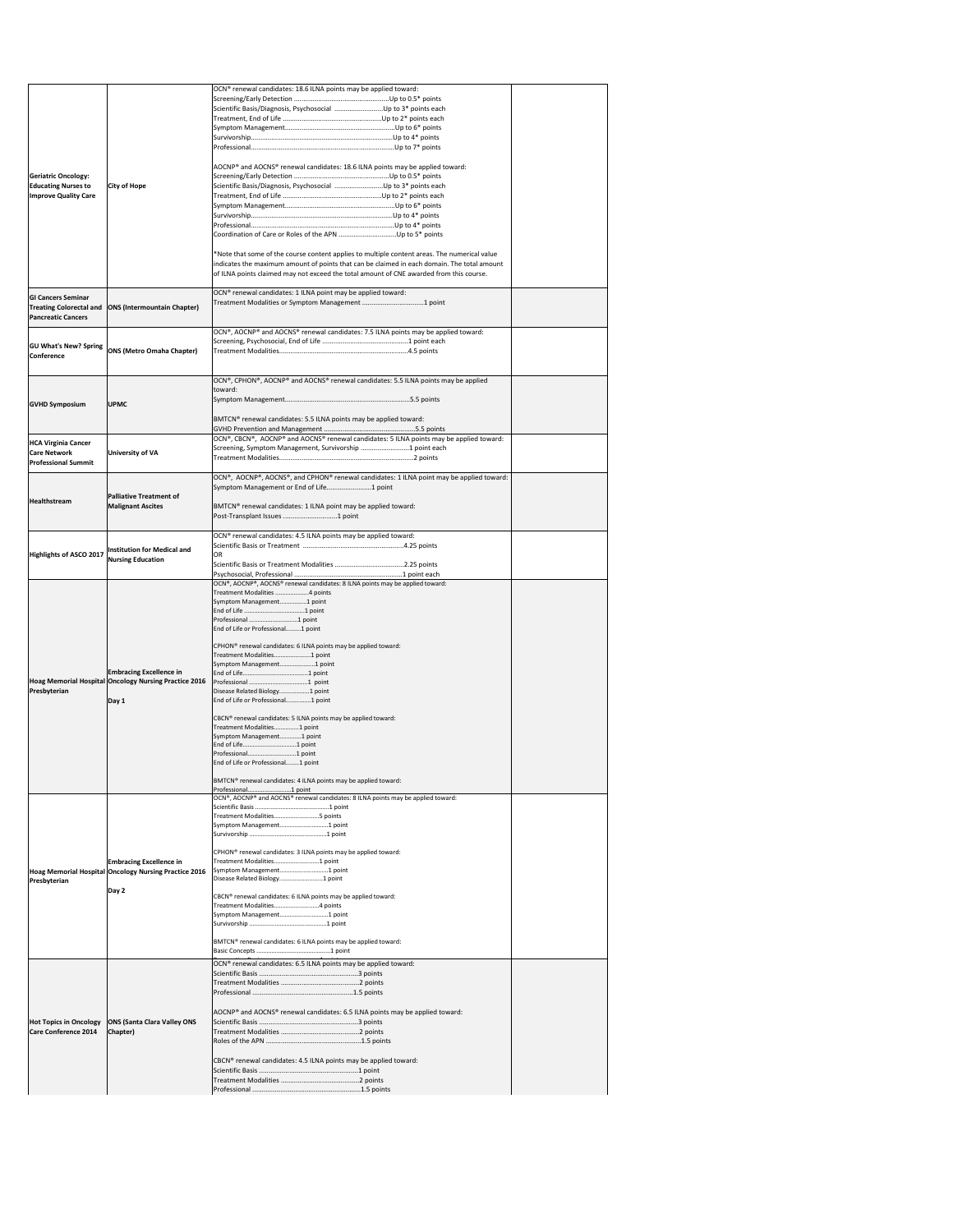| | | | |
|---|---|---|---|
| **Geriatric Oncology: Educating Nurses to Improve Quality Care** | **City of Hope** | OCN® renewal candidates: 18.6 ILNA points may be applied toward:<br>Screening/Early Detection ....................................................Up to 0.5* points<br>Scientific Basis/Diagnosis, Psychosocial ...........................Up to 3* points each<br>Treatment, End of Life ........................................................Up to 2* points each<br>Symptom Management.........................................................Up to 6* points<br>Survivorship..........................................................................Up to 4* points<br>Professional..........................................................................Up to 7* points<br><br>AOCNP® and AOCNS® renewal candidates: 18.6 ILNA points may be applied toward:<br>Screening/Early Detection ....................................................Up to 0.5* points<br>Scientific Basis/Diagnosis, Psychosocial ...........................Up to 3* points each<br>Treatment, End of Life ........................................................Up to 2* points each<br>Symptom Management.........................................................Up to 6* points<br>Survivorship..........................................................................Up to 4* points<br>Professional..........................................................................Up to 4* points<br>Coordination of Care or Roles of the APN ...............................Up to 5* points<br><br>*Note that some of the course content applies to multiple content areas. The numerical value indicates the maximum amount of points that can be claimed in each domain. The total amount of ILNA points claimed may not exceed the total amount of CNE awarded from this course. | |
| **GI Cancers Seminar Treating Colorectal and Pancreatic Cancers** | **ONS (Intermountain Chapter)** | OCN® renewal candidates: 1 ILNA point may be applied toward:<br>Treatment Modalities or Symptom Management ..................................1 point | |
| **GU What's New? Spring Conference** | **ONS (Metro Omaha Chapter)** | OCN®, AOCNP® and AOCNS® renewal candidates: 7.5 ILNA points may be applied toward:<br>Screening, Psychosocial, End of Life ..............................................1 point each<br>Treatment Modalities.........................................................................4.5 points | |
| **GVHD Symposium** | **UPMC** | OCN®, CPHON®, AOCNP® and AOCNS® renewal candidates: 5.5 ILNA points may be applied toward:<br>Symptom Management.......................................................................5.5 points<br><br>BMTCN® renewal candidates: 5.5 ILNA points may be applied toward:<br>GVHD Prevention and Management ..................................................5.5 points | |
| **HCA Virginia Cancer Care Network Professional Summit** | **University of VA** | OCN®, CBCN®, AOCNP® and AOCNS® renewal candidates: 5 ILNA points may be applied toward:<br>Screening, Symptom Management, Survivorship ...........................1 point each<br>Treatment Modalities.........................................................................2 points | |
| **Healthstream** | **Palliative Treatment of Malignant Ascites** | OCN®, AOCNP®, AOCNS®, and CPHON® renewal candidates: 1 ILNA point may be applied toward:<br>Symptom Management or End of Life.........................1 point<br><br>BMTCN® renewal candidates: 1 ILNA point may be applied toward:<br>Post-Transplant Issues ..............................1 point | |
| **Highlights of ASCO 2017** | **Institution for Medical and Nursing Education** | OCN® renewal candidates: 4.5 ILNA points may be applied toward:<br>Scientific Basis or Treatment .......................................................4.25 points<br>OR<br>Scientific Basis or Treatment Modalities ......................................2.25 points<br>Psychosocial, Professional ..........................................................1 point each | |
| **Hoag Memorial Hospital Presbyterian** | **Embracing Excellence in Oncology Nursing Practice 2016**<br><br>**Day 1** | OCN®, AOCNP®, AOCNS® renewal candidates: 8 ILNA points may be applied toward:<br>Treatment Modalities ....................4 points<br>Symptom Management.................1 point<br>End of Life ....................................1 point<br>Professional ..................................1 point<br>End of Life or Professional.........1 point<br><br>CPHON® renewal candidates: 6 ILNA points may be applied toward:<br>Treatment Modalities......................1 point<br>Symptom Management....................1 point<br>End of Life........................................1 point<br>Professional ....................................1 point<br>Disease Related Biology..................1 point<br>End of Life or Professional..............1 point<br><br>CBCN® renewal candidates: 5 ILNA points may be applied toward:<br>Treatment Modalities...............1 point<br>Symptom Management.............1 point<br>End of Life................................1 point<br>Professional.............................1 point<br>End of Life or Professional........1 point<br><br>BMTCN® renewal candidates: 4 ILNA points may be applied toward:<br>Professional...........................1 point | |
| **Hoag Memorial Hospital Presbyterian** | **Embracing Excellence in Oncology Nursing Practice 2016**<br><br>**Day 2** | OCN®, AOCNP® and AOCNS® renewal candidates: 8 ILNA points may be applied toward:<br>Scientific Basis .............................................1 point<br>Treatment Modalities.............................5 points<br>Symptom Management............................1 point<br>Survivorship ..............................................1 point<br><br>CPHON® renewal candidates: 3 ILNA points may be applied toward:<br>Treatment Modalities...........................1 point<br>Symptom Management............................1 point<br>Disease Related Biology..........................1 point<br><br>CBCN® renewal candidates: 6 ILNA points may be applied toward:<br>Treatment Modalities...........................4 points<br>Symptom Management............................1 point<br>Survivorship ..............................................1 point<br><br>BMTCN® renewal candidates: 6 ILNA points may be applied toward:<br>Basic Concepts ............................................1 point | |
| **Hot Topics in Oncology Care Conference 2014** | **ONS (Santa Clara Valley ONS Chapter)** | OCN® renewal candidates: 6.5 ILNA points may be applied toward:<br>Scientific Basis ........................................................3 points<br>Treatment Modalities ............................................2 points<br>Professional ..........................................................1.5 points<br><br>AOCNP® and AOCNS® renewal candidates: 6.5 ILNA points may be applied toward:<br>Scientific Basis ........................................................3 points<br>Treatment Modalities ............................................2 points<br>Roles of the APN ......................................................1.5 points<br><br>CBCN® renewal candidates: 4.5 ILNA points may be applied toward:<br>Scientific Basis ........................................................1 point<br>Treatment Modalities ............................................2 points<br>Professional ...............................................................1.5 points | |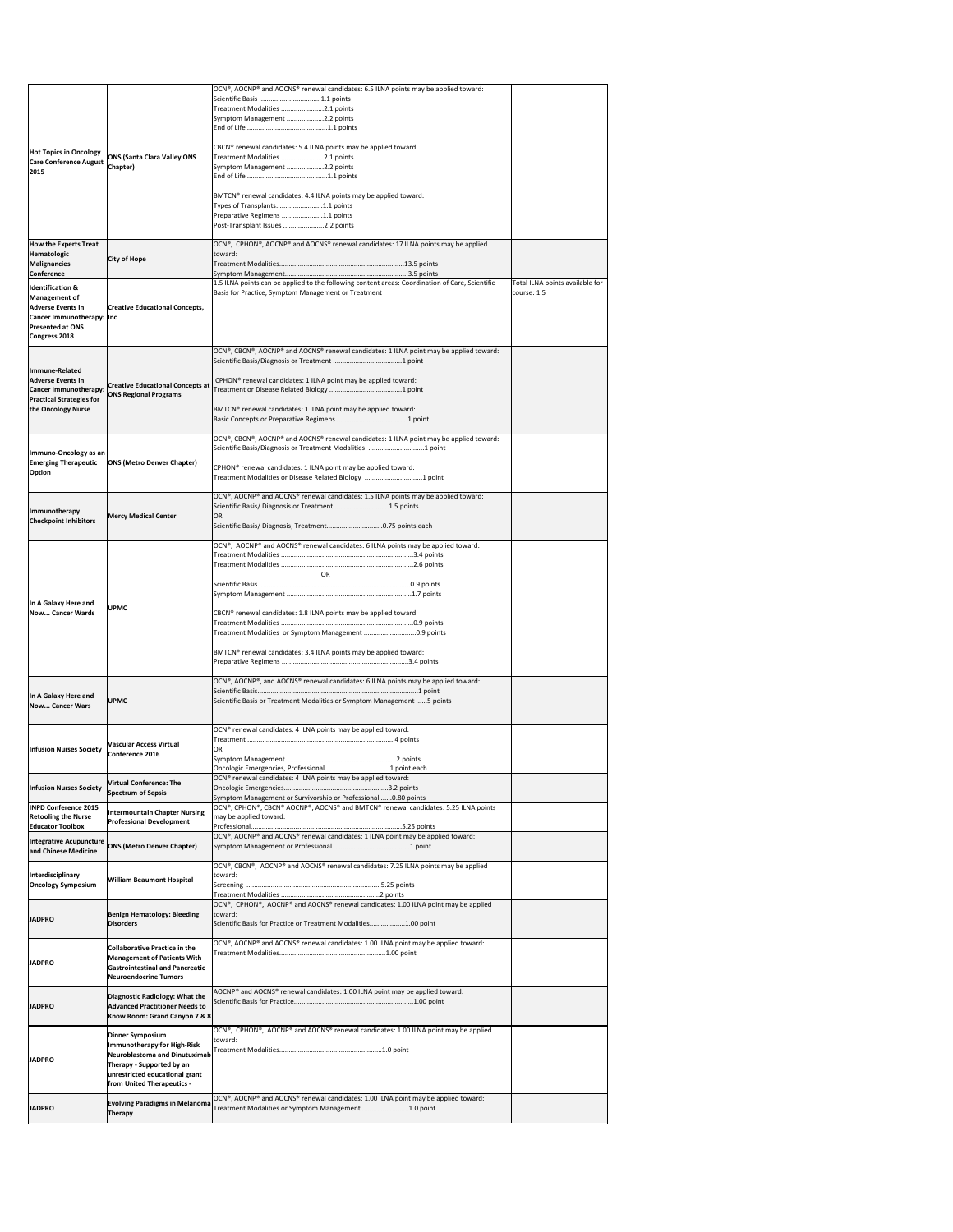| | | | |
|---|---|---|---|
| **Hot Topics in Oncology Care Conference August 2015** | **ONS (Santa Clara Valley ONS Chapter)** | OCN®, AOCNP® and AOCNS® renewal candidates: 6.5 ILNA points may be applied toward:<br>Scientific Basis ..................................1.1 points<br>Treatment Modalities ........................2.1 points<br>Symptom Management ....................2.2 points<br>End of Life ..............................................1.1 points<br><br>CBCN® renewal candidates: 5.4 ILNA points may be applied toward:<br>Treatment Modalities ........................2.1 points<br>Symptom Management ....................2.2 points<br>End of Life ..............................................1.1 points<br><br>BMTCN® renewal candidates: 4.4 ILNA points may be applied toward:<br>Types of Transplants..........................1.1 points<br>Preparative Regimens ........................1.1 points<br>Post-Transplant Issues .......................2.2 points | |
| **How the Experts Treat Hematologic Malignancies Conference** | **City of Hope** | OCN®, CPHON®, AOCNP® and AOCNS® renewal candidates: 17 ILNA points may be applied toward:<br>Treatment Modalities.......................................................................13.5 points<br>Symptom Management.....................................................................3.5 points | |
| **Identification & Management of Adverse Events in Cancer Immunotherapy: Presented at ONS Congress 2018** | **Creative Educational Concepts, Inc** | 1.5 ILNA points can be applied to the following content areas: Coordination of Care, Scientific Basis for Practice, Symptom Management or Treatment | Total ILNA points available for course: 1.5 |
| **Immune-Related Adverse Events in Cancer Immunotherapy: Practical Strategies for the Oncology Nurse** | **Creative Educational Concepts at ONS Regional Programs** | OCN®, CBCN®, AOCNP® and AOCNS® renewal candidates: 1 ILNA point may be applied toward:<br>Scientific Basis/Diagnosis or Treatment .......................................1 point<br><br>CPHON® renewal candidates: 1 ILNA point may be applied toward:<br>Treatment or Disease Related Biology ........................................1 point<br><br>BMTCN® renewal candidates: 1 ILNA point may be applied toward:<br>Basic Concepts or Preparative Regimens ........................................1 point | |
| **Immuno-Oncology as an Emerging Therapeutic Option** | **ONS (Metro Denver Chapter)** | OCN®, CBCN®, AOCNP® and AOCNS® renewal candidates: 1 ILNA point may be applied toward:<br>Scientific Basis/Diagnosis or Treatment Modalities ..............................1 point<br><br>CPHON® renewal candidates: 1 ILNA point may be applied toward:<br>Treatment Modalities or Disease Related Biology ................................1 point | |
| **Immunotherapy Checkpoint Inhibitors** | **Mercy Medical Center** | OCN®, AOCNP® and AOCNS® renewal candidates: 1.5 ILNA points may be applied toward:<br>Scientific Basis/ Diagnosis or Treatment .............................1.5 points<br>OR<br>Scientific Basis/ Diagnosis, Treatment..............................0.75 points each | |
| **In A Galaxy Here and Now... Cancer Wards** | **UPMC** | OCN®, AOCNP® and AOCNS® renewal candidates: 6 ILNA points may be applied toward:<br>Treatment Modalities ..........................................................................3.4 points<br>Treatment Modalities ..........................................................................2.6 points<br>OR<br>Scientific Basis .....................................................................................0.9 points<br>Symptom Management .......................................................................1.7 points<br><br>CBCN® renewal candidates: 1.8 ILNA points may be applied toward:<br>Treatment Modalities ..........................................................................0.9 points<br>Treatment Modalities or Symptom Management ............................0.9 points<br><br>BMTCN® renewal candidates: 3.4 ILNA points may be applied toward:<br>Preparative Regimens .........................................................................3.4 points | |
| **In A Galaxy Here and Now... Cancer Wars** | **UPMC** | OCN®, AOCNP®, and AOCNS® renewal candidates: 6 ILNA points may be applied toward:<br>Scientific Basis.........................................................................................1 point<br>Scientific Basis or Treatment Modalities or Symptom Management .......5 points | |
| **Infusion Nurses Society** | **Vascular Access Virtual Conference 2016** | OCN® renewal candidates: 4 ILNA points may be applied toward:<br>Treatment ..................................................................................4 points<br>OR<br>Symptom Management ...........................................................2 points<br>Oncologic Emergencies, Professional ..................................1 point each | |
| **Infusion Nurses Society** | **Virtual Conference: The Spectrum of Sepsis** | OCN® renewal candidates: 4 ILNA points may be applied toward:<br>Oncologic Emergencies..........................................................3.2 points<br>Symptom Management or Survivorship or Professional ......0.80 points | |
| **INPD Conference 2015 Retooling the Nurse Educator Toolbox** | **Intermountain Chapter Nursing Professional Development** | OCN®, CPHON®, CBCN® AOCNP®, AOCNS® and BMTCN® renewal candidates: 5.25 ILNA points may be applied toward:<br>Professional.....................................................................................5.25 points | |
| **Integrative Acupuncture and Chinese Medicine** | **ONS (Metro Denver Chapter)** | OCN®, AOCNP® and AOCNS® renewal candidates: 1 ILNA point may be applied toward:<br>Symptom Management or Professional .........................................1 point | |
| **Interdisciplinary Oncology Symposium** | **William Beaumont Hospital** | OCN®, CBCN®, AOCNP® and AOCNS® renewal candidates: 7.25 ILNA points may be applied toward:<br>Screening .................................................................................5.25 points<br>Treatment Modalities .......................................................2 points | |
| **JADPRO** | **Benign Hematology: Bleeding Disorders** | OCN®, CPHON®, AOCNP® and AOCNS® renewal candidates: 1.00 ILNA point may be applied toward:<br>Scientific Basis for Practice or Treatment Modalities...................1.00 point | |
| **JADPRO** | **Collaborative Practice in the Management of Patients With Gastrointestinal and Pancreatic Neuroendocrine Tumors** | OCN®, AOCNP® and AOCNS® renewal candidates: 1.00 ILNA point may be applied toward:<br>Treatment Modalities.........................................................1.00 point | |
| **JADPRO** | **Diagnostic Radiology: What the Advanced Practitioner Needs to Know Room: Grand Canyon 7 & 8** | AOCNP® and AOCNS® renewal candidates: 1.00 ILNA point may be applied toward:<br>Scientific Basis for Practice..................................................................1.00 point | |
| **JADPRO** | **Dinner Symposium Immunotherapy for High-Risk Neuroblastoma and Dinutuximab Therapy - Supported by an unrestricted educational grant from United Therapeutics -** | OCN®, CPHON®, AOCNP® and AOCNS® renewal candidates: 1.00 ILNA point may be applied toward:<br>Treatment Modalities.........................................................1.0 point | |
| **JADPRO** | **Evolving Paradigms in Melanoma Therapy** | OCN®, AOCNP® and AOCNS® renewal candidates: 1.00 ILNA point may be applied toward:<br>Treatment Modalities or Symptom Management .........................1.0 point | |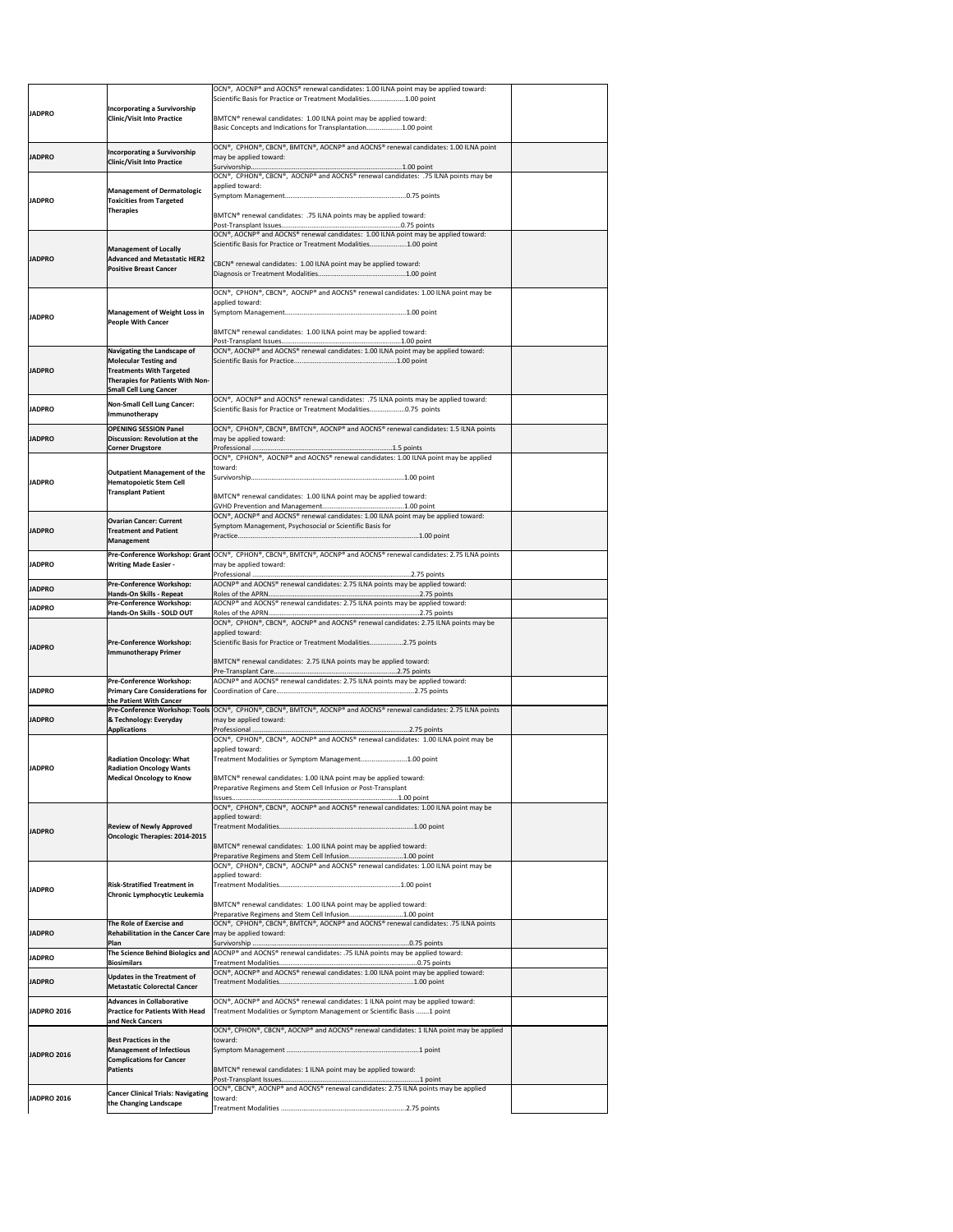| | | | |
|---|---|---|---|
| JADPRO | Incorporating a Survivorship Clinic/Visit Into Practice | OCN®, AOCNP® and AOCNS® renewal candidates: 1.00 ILNA point may be applied toward: Scientific Basis for Practice or Treatment Modalities....................1.00 point<br><br>BMTCN® renewal candidates: 1.00 ILNA point may be applied toward: Basic Concepts and Indications for Transplantation....................1.00 point | |
| JADPRO | Incorporating a Survivorship Clinic/Visit Into Practice | OCN®, CPHON®, CBCN®, BMTCN®, AOCNP® and AOCNS® renewal candidates: 1.00 ILNA point may be applied toward: Survivorship....................1.00 point | |
| JADPRO | Management of Dermatologic Toxicities from Targeted Therapies | OCN®, CPHON®, CBCN®, AOCNP® and AOCNS® renewal candidates: .75 ILNA points may be applied toward: Symptom Management....................0.75 points<br><br>BMTCN® renewal candidates: .75 ILNA points may be applied toward: Post-Transplant Issues....................0.75 points | |
| JADPRO | Management of Locally Advanced and Metastatic HER2 Positive Breast Cancer | OCN®, AOCNP® and AOCNS® renewal candidates: 1.00 ILNA point may be applied toward: Scientific Basis for Practice or Treatment Modalities....................1.00 point<br><br>CBCN® renewal candidates: 1.00 ILNA point may be applied toward: Diagnosis or Treatment Modalities....................1.00 point | |
| JADPRO | Management of Weight Loss in People With Cancer | OCN®, CPHON®, CBCN®, AOCNP® and AOCNS® renewal candidates: 1.00 ILNA point may be applied toward: Symptom Management....................1.00 point<br><br>BMTCN® renewal candidates: 1.00 ILNA point may be applied toward: Post-Transplant Issues....................1.00 point | |
| JADPRO | Navigating the Landscape of Molecular Testing and Treatments With Targeted Therapies for Patients With Non-Small Cell Lung Cancer | OCN®, AOCNP® and AOCNS® renewal candidates: 1.00 ILNA point may be applied toward: Scientific Basis for Practice....................1.00 point | |
| JADPRO | Non-Small Cell Lung Cancer: Immunotherapy | OCN®, AOCNP® and AOCNS® renewal candidates: .75 ILNA points may be applied toward: Scientific Basis for Practice or Treatment Modalities....................0.75 points | |
| JADPRO | OPENING SESSION Panel Discussion: Revolution at the Corner Drugstore | OCN®, CPHON®, CBCN®, BMTCN®, AOCNP® and AOCNS® renewal candidates: 1.5 ILNA points may be applied toward: Professional....................1.5 points | |
| JADPRO | Outpatient Management of the Hematopoietic Stem Cell Transplant Patient | OCN®, CPHON®, AOCNP® and AOCNS® renewal candidates: 1.00 ILNA point may be applied toward: Survivorship....................1.00 point<br><br>BMTCN® renewal candidates: 1.00 ILNA point may be applied toward: GVHD Prevention and Management....................1.00 point | |
| JADPRO | Ovarian Cancer: Current Treatment and Patient Management | OCN®, AOCNP® and AOCNS® renewal candidates: 1.00 ILNA point may be applied toward: Symptom Management, Psychosocial or Scientific Basis for Practice....................1.00 point | |
| JADPRO | Pre-Conference Workshop: Grant Writing Made Easier - | OCN®, CPHON®, CBCN®, BMTCN®, AOCNP® and AOCNS® renewal candidates: 2.75 ILNA points may be applied toward: Professional....................2.75 points | |
| JADPRO | Pre-Conference Workshop: Hands-On Skills - Repeat | AOCNP® and AOCNS® renewal candidates: 2.75 ILNA points may be applied toward: Roles of the APRN....................2.75 points | |
| JADPRO | Pre-Conference Workshop: Hands-On Skills - SOLD OUT | AOCNP® and AOCNS® renewal candidates: 2.75 ILNA points may be applied toward: Roles of the APRN....................2.75 points | |
| JADPRO | Pre-Conference Workshop: Immunotherapy Primer | OCN®, CPHON®, CBCN®, AOCNP® and AOCNS® renewal candidates: 2.75 ILNA points may be applied toward: Scientific Basis for Practice or Treatment Modalities....................2.75 points<br><br>BMTCN® renewal candidates: 2.75 ILNA points may be applied toward: Pre-Transplant Care....................2.75 points | |
| JADPRO | Pre-Conference Workshop: Primary Care Considerations for the Patient With Cancer | AOCNP® and AOCNS® renewal candidates: 2.75 ILNA points may be applied toward: Coordination of Care....................2.75 points | |
| JADPRO | Pre-Conference Workshop: Tools & Technology: Everyday Applications | OCN®, CPHON®, CBCN®, BMTCN®, AOCNP® and AOCNS® renewal candidates: 2.75 ILNA points may be applied toward: Professional....................2.75 points | |
| JADPRO | Radiation Oncology: What Radiation Oncology Wants Medical Oncology to Know | OCN®, CPHON®, CBCN®, AOCNP® and AOCNS® renewal candidates: 1.00 ILNA point may be applied toward: Treatment Modalities or Symptom Management....................1.00 point<br><br>BMTCN® renewal candidates: 1.00 ILNA point may be applied toward: Preparative Regimens and Stem Cell Infusion or Post-Transplant Issues....................1.00 point | |
| JADPRO | Review of Newly Approved Oncologic Therapies: 2014-2015 | OCN®, CPHON®, CBCN®, AOCNP® and AOCNS® renewal candidates: 1.00 ILNA point may be applied toward: Treatment Modalities....................1.00 point<br><br>BMTCN® renewal candidates: 1.00 ILNA point may be applied toward: Preparative Regimens and Stem Cell Infusion....................1.00 point | |
| JADPRO | Risk-Stratified Treatment in Chronic Lymphocytic Leukemia | OCN®, CPHON®, CBCN®, AOCNP® and AOCNS® renewal candidates: 1.00 ILNA point may be applied toward: Treatment Modalities....................1.00 point<br><br>BMTCN® renewal candidates: 1.00 ILNA point may be applied toward: Preparative Regimens and Stem Cell Infusion....................1.00 point | |
| JADPRO | The Role of Exercise and Rehabilitation in the Cancer Care Plan | OCN®, CPHON®, CBCN®, BMTCN®, AOCNP® and AOCNS® renewal candidates: .75 ILNA points may be applied toward: Survivorship....................0.75 points | |
| JADPRO | The Science Behind Biologics and Biosimilars | AOCNP® and AOCNS® renewal candidates: .75 ILNA points may be applied toward: Treatment Modalities....................0.75 points | |
| JADPRO | Updates in the Treatment of Metastatic Colorectal Cancer | OCN®, AOCNP® and AOCNS® renewal candidates: 1.00 ILNA point may be applied toward: Treatment Modalities....................1.00 point | |
| JADPRO 2016 | Advances in Collaborative Practice for Patients With Head and Neck Cancers | OCN®, AOCNP® and AOCNS® renewal candidates: 1 ILNA point may be applied toward: Treatment Modalities or Symptom Management or Scientific Basis .......1 point | |
| JADPRO 2016 | Best Practices in the Management of Infectious Complications for Cancer Patients | OCN®, CPHON®, CBCN®, AOCNP® and AOCNS® renewal candidates: 1 ILNA point may be applied toward: Symptom Management....................1 point<br><br>BMTCN® renewal candidates: 1 ILNA point may be applied toward: Post-Transplant Issues....................1 point | |
| JADPRO 2016 | Cancer Clinical Trials: Navigating the Changing Landscape | OCN®, CBCN®, AOCNP® and AOCNS® renewal candidates: 2.75 ILNA points may be applied toward: Treatment Modalities....................2.75 points | |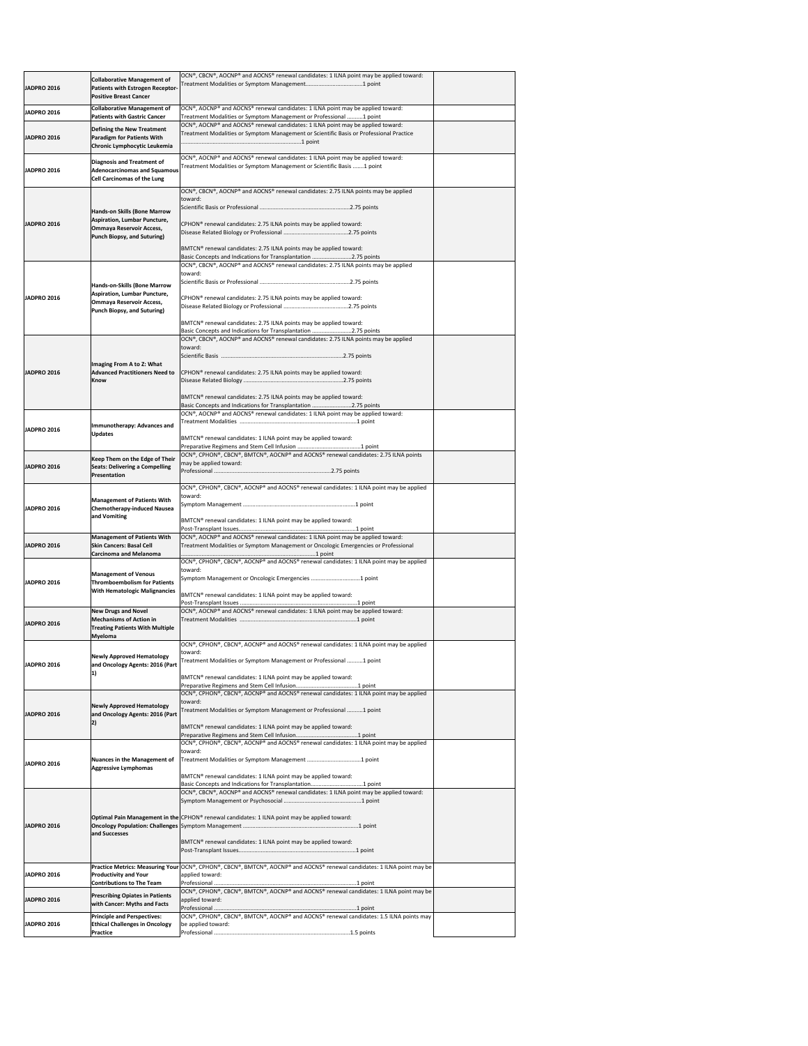| | | | |
|---|---|---|---|
| JADPRO 2016 | Collaborative Management of Patients with Estrogen Receptor-Positive Breast Cancer | OCN®, CBCN®, AOCNP® and AOCNS® renewal candidates: 1 ILNA point may be applied toward:<br>Treatment Modalities or Symptom Management.....................................1 point | |
| JADPRO 2016 | Collaborative Management of Patients with Gastric Cancer | OCN®, AOCNP® and AOCNS® renewal candidates: 1 ILNA point may be applied toward:<br>Treatment Modalities or Symptom Management or Professional ..........1 point | |
| JADPRO 2016 | Defining the New Treatment Paradigm for Patients With Chronic Lymphocytic Leukemia | OCN®, AOCNP® and AOCNS® renewal candidates: 1 ILNA point may be applied toward:<br>Treatment Modalities or Symptom Management or Scientific Basis or Professional Practice ...............................................................1 point | |
| JADPRO 2016 | Diagnosis and Treatment of Adenocarcinomas and Squamous Cell Carcinomas of the Lung | OCN®, AOCNP® and AOCNS® renewal candidates: 1 ILNA point may be applied toward:<br>Treatment Modalities or Symptom Management or Scientific Basis ........1 point | |
| JADPRO 2016 | Hands-on Skills (Bone Marrow Aspiration, Lumbar Puncture, Ommaya Reservoir Access, Punch Biopsy, and Suturing) | OCN®, CBCN®, AOCNP® and AOCNS® renewal candidates: 2.75 ILNA points may be applied toward:<br>Scientific Basis or Professional ...........................................................2.75 points<br><br>CPHON® renewal candidates: 2.75 ILNA points may be applied toward:<br>Disease Related Biology or Professional ..........................................2.75 points<br><br>BMTCN® renewal candidates: 2.75 ILNA points may be applied toward:<br>Basic Concepts and Indications for Transplantation ..........................2.75 points | |
| JADPRO 2016 | Hands-on-Skills (Bone Marrow Aspiration, Lumbar Puncture, Ommaya Reservoir Access, Punch Biopsy, and Suturing) | OCN®, CBCN®, AOCNP® and AOCNS® renewal candidates: 2.75 ILNA points may be applied toward:<br>Scientific Basis or Professional ...........................................................2.75 points<br><br>CPHON® renewal candidates: 2.75 ILNA points may be applied toward:<br>Disease Related Biology or Professional ..........................................2.75 points<br><br>BMTCN® renewal candidates: 2.75 ILNA points may be applied toward:<br>Basic Concepts and Indications for Transplantation ..........................2.75 points | |
| JADPRO 2016 | Imaging From A to Z: What Advanced Practitioners Need to Know | OCN®, CBCN®, AOCNP® and AOCNS® renewal candidates: 2.75 ILNA points may be applied toward:<br>Scientific Basis ...............................................................................2.75 points<br><br>CPHON® renewal candidates: 2.75 ILNA points may be applied toward:<br>Disease Related Biology ..................................................................2.75 points<br><br>BMTCN® renewal candidates: 2.75 ILNA points may be applied toward:<br>Basic Concepts and Indications for Transplantation ..........................2.75 points | |
| JADPRO 2016 | Immunotherapy: Advances and Updates | OCN®, AOCNP® and AOCNS® renewal candidates: 1 ILNA point may be applied toward:<br>Treatment Modalities ...........................................................................1 point<br><br>BMTCN® renewal candidates: 1 ILNA point may be applied toward:<br>Preparative Regimens and Stem Cell Infusion .........................................1 point | |
| JADPRO 2016 | Keep Them on the Edge of Their Seats: Delivering a Compelling Presentation | OCN®, CPHON®, CBCN®, BMTCN®, AOCNP® and AOCNS® renewal candidates: 2.75 ILNA points may be applied toward:<br>Professional ...........................................................................2.75 points | |
| JADPRO 2016 | Management of Patients With Chemotherapy-induced Nausea and Vomiting | OCN®, CPHON®, CBCN®, AOCNP® and AOCNS® renewal candidates: 1 ILNA point may be applied toward:<br>Symptom Management ..........................................................................1 point<br><br>BMTCN® renewal candidates: 1 ILNA point may be applied toward:<br>Post-Transplant Issues.............................................................................1 point | |
| JADPRO 2016 | Management of Patients With Skin Cancers: Basal Cell Carcinoma and Melanoma | OCN®, AOCNP® and AOCNS® renewal candidates: 1 ILNA point may be applied toward:<br>Treatment Modalities or Symptom Management or Oncologic Emergencies or Professional ..................................................................................1 point | |
| JADPRO 2016 | Management of Venous Thromboembolism for Patients With Hematologic Malignancies | OCN®, CPHON®, CBCN®, AOCNP® and AOCNS® renewal candidates: 1 ILNA point may be applied toward:<br>Symptom Management or Oncologic Emergencies ................................1 point<br><br>BMTCN® renewal candidates: 1 ILNA point may be applied toward:<br>Post-Transplant Issues ............................................................................1 point | |
| JADPRO 2016 | New Drugs and Novel Mechanisms of Action in Treating Patients With Multiple Myeloma | OCN®, AOCNP® and AOCNS® renewal candidates: 1 ILNA point may be applied toward:<br>Treatment Modalities ...........................................................................1 point | |
| JADPRO 2016 | Newly Approved Hematology and Oncology Agents: 2016 (Part 1) | OCN®, CPHON®, CBCN®, AOCNP® and AOCNS® renewal candidates: 1 ILNA point may be applied toward:<br>Treatment Modalities or Symptom Management or Professional ..........1 point<br><br>BMTCN® renewal candidates: 1 ILNA point may be applied toward:<br>Preparative Regimens and Stem Cell Infusion.........................................1 point | |
| JADPRO 2016 | Newly Approved Hematology and Oncology Agents: 2016 (Part 2) | OCN®, CPHON®, CBCN®, AOCNP® and AOCNS® renewal candidates: 1 ILNA point may be applied toward:<br>Treatment Modalities or Symptom Management or Professional ..........1 point<br><br>BMTCN® renewal candidates: 1 ILNA point may be applied toward:<br>Preparative Regimens and Stem Cell Infusion.........................................1 point | |
| JADPRO 2016 | Nuances in the Management of Aggressive Lymphomas | OCN®, CPHON®, CBCN®, AOCNP® and AOCNS® renewal candidates: 1 ILNA point may be applied toward:<br>Treatment Modalities or Symptom Management ....................................1 point<br><br>BMTCN® renewal candidates: 1 ILNA point may be applied toward:<br>Basic Concepts and Indications for Transplantation.................................1 point | |
| JADPRO 2016 | Optimal Pain Management in the Oncology Population: Challenges and Successes | OCN®, CBCN®, AOCNP® and AOCNS® renewal candidates: 1 ILNA point may be applied toward:<br>Symptom Management or Psychosocial ...................................................1 point<br><br>CPHON® renewal candidates: 1 ILNA point may be applied toward:<br>Symptom Management ..........................................................................1 point<br><br>BMTCN® renewal candidates: 1 ILNA point may be applied toward:<br>Post-Transplant Issues.............................................................................1 point | |
| JADPRO 2016 | Practice Metrics: Measuring Your Productivity and Your Contributions to The Team | OCN®, CPHON®, CBCN®, BMTCN®, AOCNP® and AOCNS® renewal candidates: 1 ILNA point may be applied toward:<br>Professional ...........................................................................................1 point | |
| JADPRO 2016 | Prescribing Opiates in Patients with Cancer: Myths and Facts | OCN®, CPHON®, CBCN®, BMTCN®, AOCNP® and AOCNS® renewal candidates: 1 ILNA point may be applied toward:<br>Professional ...........................................................................................1 point | |
| JADPRO 2016 | Principle and Perspectives: Ethical Challenges in Oncology Practice | OCN®, CPHON®, CBCN®, BMTCN®, AOCNP® and AOCNS® renewal candidates: 1.5 ILNA points may be applied toward:<br>Professional .......................................................................................1.5 points | |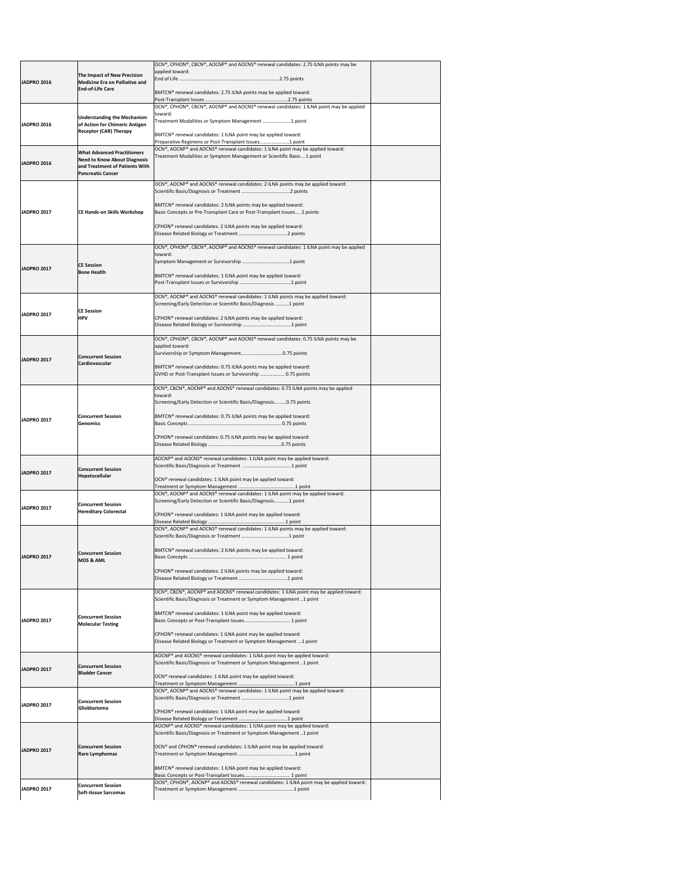| | | | |
|---|---|---|---|
| JADPRO 2016 | The Impact of New Precision Medicine Era on Palliative and End-of-Life Care | OCN®, CPHON®, CBCN®, AOCNP® and AOCNS® renewal candidates: 2.75 ILNA points may be applied toward:<br>End of Life ........................................................................2.75 points<br><br>BMTCN® renewal candidates: 2.75 ILNA points may be applied toward:<br>Post-Transplant Issues .......................................................2.75 points | |
| JADPRO 2016 | Understanding the Mechanism of Action for Chimeric Antigen Receptor (CAR) Therapy | OCN®, CPHON®, CBCN®, AOCNP® and AOCNS® renewal candidates: 1 ILNA point may be applied toward:<br>Treatment Modalities or Symptom Management .....................1 point<br><br>BMTCN® renewal candidates: 1 ILNA point may be applied toward:<br>Preparative Regimens or Post-Transplant Issues.....................1 point | |
| JADPRO 2016 | What Advanced Practitioners Need to Know About Diagnosis and Treatment of Patients With Pancreatic Cancer | OCN®, AOCNP® and AOCNS® renewal candidates: 1 ILNA point may be applied toward:<br>Treatment Modalities or Symptom Management or Scientific Basis ...1 point | |
| JADPRO 2017 | CE Hands-on Skills Workshop | OCN®, AOCNP® and AOCNS® renewal candidates: 2 ILNA points may be applied toward:<br>Scientific Basis/Diagnosis or Treatment ....................................2 points<br><br>BMTCN® renewal candidates: 2 ILNA points may be applied toward:<br>Basic Concepts or Pre-Transplant Care or Post-Transplant Issues.... 2 points<br><br>CPHON® renewal candidates: 2 ILNA points may be applied toward:<br>Disease Related Biology or Treatment ....................................2 points | |
| JADPRO 2017 | CE Session<br>Bone Health | OCN®, CPHON®, CBCN®, AOCNP® and AOCNS® renewal candidates: 1 ILNA point may be applied toward:<br>Symptom Management or Survivorship ....................................1 point<br><br>BMTCN® renewal candidates: 1 ILNA point may be applied toward:<br>Post-Transplant Issues or Survivorship .....................................1 point | |
| JADPRO 2017 | CE Session<br>HPV | OCN®, AOCNP® and AOCNS® renewal candidates: 1 ILNA points may be applied toward:<br>Screening/Early Detection or Scientific Basis/Diagnosis ..........1 point<br><br>CPHON® renewal candidates: 2 ILNA points may be applied toward:<br>Disease Related Biology or Survivorship ....................................1 point | |
| JADPRO 2017 | Concurrent Session<br>Cardiovascular | OCN®, CPHON®, CBCN®, AOCNP® and AOCNS® renewal candidates: 0.75 ILNA points may be applied toward:<br>Survivorship or Symptom Management..............................0.75 points<br><br>BMTCN® renewal candidates: 0.75 ILNA points may be applied toward:<br>GVHD or Post-Transplant Issues or Survivorship .................. 0.75 points | |
| JADPRO 2017 | Concurrent Session<br>Genomics | OCN®, CBCN®, AOCNP® and AOCNS® renewal candidates: 0.75 ILNA points may be applied toward:<br>Screening/Early Detection or Scientific Basis/Diagnosis.........0.75 points<br><br>BMTCN® renewal candidates: 0.75 ILNA points may be applied toward:<br>Basic Concepts .................................................................... 0.75 points<br><br>CPHON® renewal candidates: 0.75 ILNA points may be applied toward:<br>Disease Related Biology ......................................................0.75 points | |
| JADPRO 2017 | Concurrent Session<br>Hepatocellular | AOCNP® and AOCNS® renewal candidates: 1 ILNA point may be applied toward:<br>Scientific Basis/Diagnosis or Treatment ....................................1 point<br><br>OCN® renewal candidates: 1 ILNA point may be applied toward:<br>Treatment or Symptom Management ..........................................1 point | |
| JADPRO 2017 | Concurrent Session<br>Hereditary Colorectal | OCN®, AOCNP® and AOCNS® renewal candidates: 1 ILNA point may be applied toward:<br>Screening/Early Detection or Scientific Basis/Diagnosis...........1 point<br><br>CPHON® renewal candidates: 1 ILNA point may be applied toward:<br>Disease Related Biology ..........................................................1 point | |
| JADPRO 2017 | Concurrent Session<br>MDS & AML | OCN®, AOCNP® and AOCNS® renewal candidates: 1 ILNA points may be applied toward:<br>Scientific Basis/Diagnosis or Treatment ....................................1 point<br><br>BMTCN® renewal candidates: 2 ILNA points may be applied toward:<br>Basic Concepts ....................................................................... 1 point<br><br>CPHON® renewal candidates: 2 ILNA points may be applied toward:<br>Disease Related Biology or Treatment ....................................1 point | |
| JADPRO 2017 | Concurrent Session<br>Molecular Testing | OCN®, CBCN®, AOCNP® and AOCNS® renewal candidates: 1 ILNA point may be applied toward:<br>Scientific Basis/Diagnosis or Treatment or Symptom Management ..1 point<br><br>BMTCN® renewal candidates: 1 ILNA point may be applied toward:<br>Basic Concepts or Post-Transplant Issues................................. 1 point<br><br>CPHON® renewal candidates: 1 ILNA point may be applied toward:<br>Disease Related Biology or Treatment or Symptom Management ...1 point | |
| JADPRO 2017 | Concurrent Session<br>Bladder Cancer | AOCNP® and AOCNS® renewal candidates: 1 ILNA point may be applied toward:<br>Scientific Basis/Diagnosis or Treatment or Symptom Management ..1 point<br><br>OCN® renewal candidates: 1 ILNA point may be applied toward:<br>Treatment or Symptom Management ..........................................1 point | |
| JADPRO 2017 | Concurrent Session<br>Glioblastoma | OCN®, AOCNP® and AOCNS® renewal candidates: 1 ILNA point may be applied toward:<br>Scientific Basis/Diagnosis or Treatment ....................................1 point<br><br>CPHON® renewal candidates: 1 ILNA point may be applied toward:<br>Disease Related Biology or Treatment ....................................1 point | |
| JADPRO 2017 | Concurrent Session<br>Rare Lymphomas | AOCNP® and AOCNS® renewal candidates: 1 ILNA point may be applied toward:<br>Scientific Basis/Diagnosis or Treatment or Symptom Management ..1 point<br><br>OCN® and CPHON® renewal candidates: 1 ILNA point may be applied toward:<br>Treatment or Symptom Management ..........................................1 point<br><br>BMTCN® renewal candidates: 1 ILNA point may be applied toward:<br>Basic Concepts or Post-Transplant Issues................................. 1 point | |
| JADPRO 2017 | Concurrent Session<br>Soft-tissue Sarcomas | OCN®, CPHON®, AOCNP® and AOCNS® renewal candidates: 1 ILNA point may be applied toward:<br>Treatment or Symptom Management ..........................................1 point | |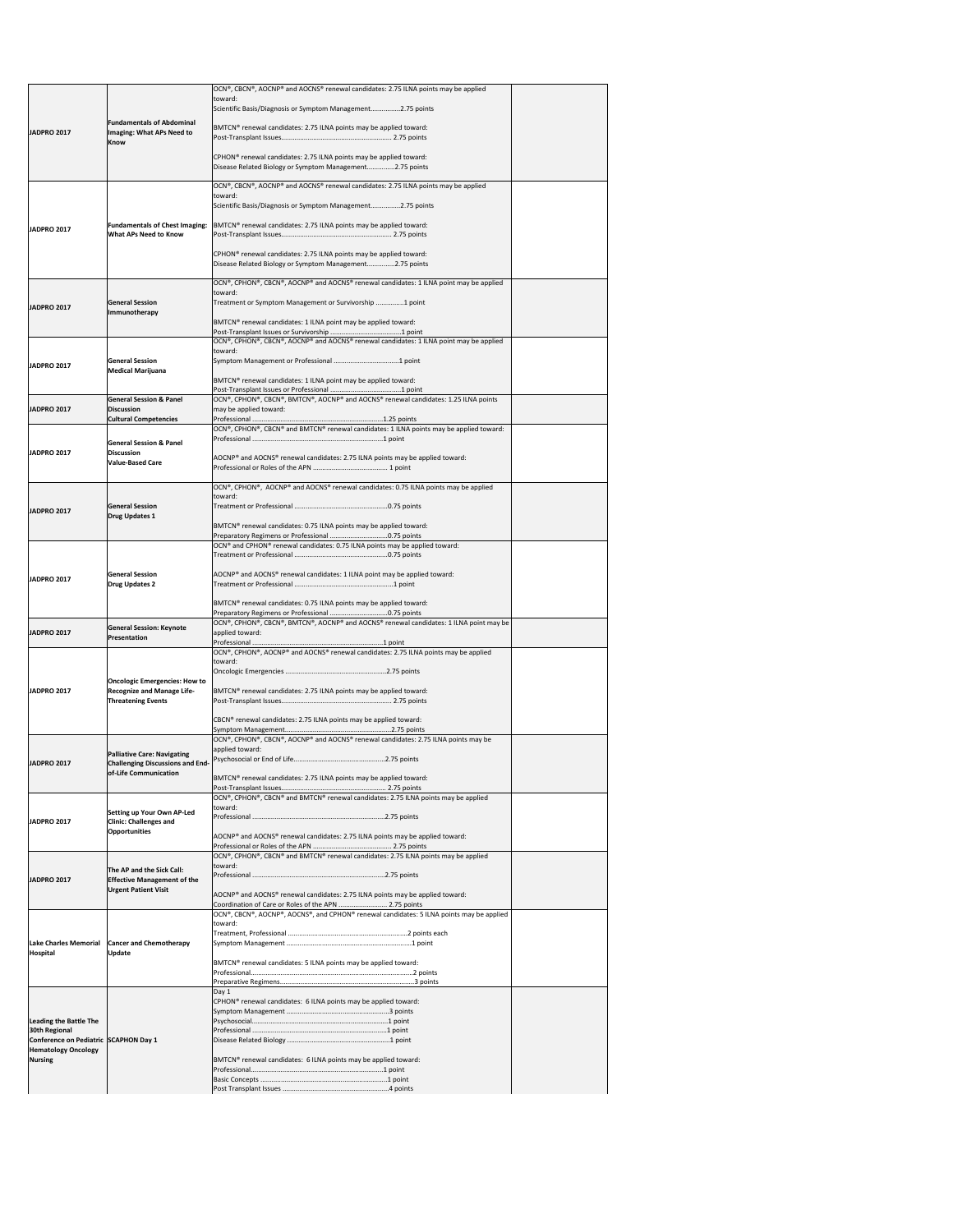| | | | |
|---|---|---|---|
| JADPRO 2017 | Fundamentals of Abdominal Imaging: What APs Need to Know | OCN®, CBCN®, AOCNP® and AOCNS® renewal candidates: 2.75 ILNA points may be applied toward:<br>Scientific Basis/Diagnosis or Symptom Management................2.75 points<br><br>BMTCN® renewal candidates: 2.75 ILNA points may be applied toward:<br>Post-Transplant Issues............................................................ 2.75 points<br><br>CPHON® renewal candidates: 2.75 ILNA points may be applied toward:<br>Disease Related Biology or Symptom Management...............2.75 points | |
| JADPRO 2017 | Fundamentals of Chest Imaging: What APs Need to Know | OCN®, CBCN®, AOCNP® and AOCNS® renewal candidates: 2.75 ILNA points may be applied toward:<br>Scientific Basis/Diagnosis or Symptom Management................2.75 points<br><br>BMTCN® renewal candidates: 2.75 ILNA points may be applied toward:<br>Post-Transplant Issues............................................................ 2.75 points<br><br>CPHON® renewal candidates: 2.75 ILNA points may be applied toward:<br>Disease Related Biology or Symptom Management...............2.75 points | |
| JADPRO 2017 | General Session<br>Immunotherapy | OCN®, CPHON®, CBCN®, AOCNP® and AOCNS® renewal candidates: 1 ILNA point may be applied toward:<br>Treatment or Symptom Management or Survivorship ...............1 point<br><br>BMTCN® renewal candidates: 1 ILNA point may be applied toward:<br>Post-Transplant Issues or Survivorship ....................................1 point | |
| JADPRO 2017 | General Session<br>Medical Marijuana | OCN®, CPHON®, CBCN®, AOCNP® and AOCNS® renewal candidates: 1 ILNA point may be applied toward:<br>Symptom Management or Professional ....................................1 point<br><br>BMTCN® renewal candidates: 1 ILNA point may be applied toward:<br>Post-Transplant Issues or Professional .....................................1 point | |
| JADPRO 2017 | General Session & Panel Discussion<br>Cultural Competencies | OCN®, CPHON®, CBCN®, BMTCN®, AOCNP® and AOCNS® renewal candidates: 1.25 ILNA points may be applied toward:<br>Professional .........................................................................1.25 points | |
| JADPRO 2017 | General Session & Panel Discussion<br>Value-Based Care | OCN®, CPHON®, CBCN® and BMTCN® renewal candidates: 1 ILNA points may be applied toward:<br>Professional .........................................................................1 point<br><br>AOCNP® and AOCNS® renewal candidates: 2.75 ILNA points may be applied toward:<br>Professional or Roles of the APN .......................................... 1 point | |
| JADPRO 2017 | General Session<br>Drug Updates 1 | OCN®, CPHON®, AOCNP® and AOCNS® renewal candidates: 0.75 ILNA points may be applied toward:<br>Treatment or Professional ...................................................0.75 points<br><br>BMTCN® renewal candidates: 0.75 ILNA points may be applied toward:<br>Preparatory Regimens or Professional ................................0.75 points | |
| JADPRO 2017 | General Session<br>Drug Updates 2 | OCN® and CPHON® renewal candidates: 0.75 ILNA points may be applied toward:<br>Treatment or Professional ...................................................0.75 points<br><br>AOCNP® and AOCNS® renewal candidates: 1 ILNA point may be applied toward:<br>Treatment or Professional ......................................................1 point<br><br>BMTCN® renewal candidates: 0.75 ILNA points may be applied toward:<br>Preparatory Regimens or Professional ................................0.75 points | |
| JADPRO 2017 | General Session: Keynote Presentation | OCN®, CPHON®, CBCN®, BMTCN®, AOCNP® and AOCNS® renewal candidates: 1 ILNA point may be applied toward:<br>Professional .........................................................................1 point | |
| JADPRO 2017 | Oncologic Emergencies: How to Recognize and Manage Life-Threatening Events | OCN®, CPHON®, AOCNP® and AOCNS® renewal candidates: 2.75 ILNA points may be applied toward:<br>Oncologic Emergencies .......................................................2.75 points<br><br>BMTCN® renewal candidates: 2.75 ILNA points may be applied toward:<br>Post-Transplant Issues............................................................ 2.75 points<br><br>CBCN® renewal candidates: 2.75 ILNA points may be applied toward:<br>Symptom Management..........................................................2.75 points | |
| JADPRO 2017 | Palliative Care: Navigating Challenging Discussions and End-of-Life Communication | OCN®, CPHON®, CBCN®, AOCNP® and AOCNS® renewal candidates: 2.75 ILNA points may be applied toward:<br>Psychosocial or End of Life..................................................2.75 points<br><br>BMTCN® renewal candidates: 2.75 ILNA points may be applied toward:<br>Post-Transplant Issues......................................................... 2.75 points | |
| JADPRO 2017 | Setting up Your Own AP-Led Clinic: Challenges and Opportunities | OCN®, CPHON®, CBCN® and BMTCN® renewal candidates: 2.75 ILNA points may be applied toward:<br>Professional ..........................................................................2.75 points<br><br>AOCNP® and AOCNS® renewal candidates: 2.75 ILNA points may be applied toward:<br>Professional or Roles of the APN .......................................... 2.75 points | |
| JADPRO 2017 | The AP and the Sick Call: Effective Management of the Urgent Patient Visit | OCN®, CPHON®, CBCN® and BMTCN® renewal candidates: 2.75 ILNA points may be applied toward:<br>Professional ..........................................................................2.75 points<br><br>AOCNP® and AOCNS® renewal candidates: 2.75 ILNA points may be applied toward:<br>Coordination of Care or Roles of the APN .......................... 2.75 points | |
| Lake Charles Memorial Hospital | Cancer and Chemotherapy Update | OCN®, CBCN®, AOCNP®, AOCNS®, and CPHON® renewal candidates: 5 ILNA points may be applied toward:<br>Treatment, Professional .........................................................................2 points each<br>Symptom Management ...........................................................................1 point<br><br>BMTCN® renewal candidates: 5 ILNA points may be applied toward:<br>Professional..............................................................................................2 points<br>Preparative Regimens..............................................................................3 points | |
| Leading the Battle The 30th Regional Conference on Pediatric Hematology Oncology Nursing | SCAPHON Day 1 | Day 1<br>CPHON® renewal candidates: 6 ILNA points may be applied toward:<br>Symptom Management ........................................................3 points<br>Psychosocial..........................................................................1 point<br>Professional ...........................................................................1 point<br>Disease Related Biology .........................................................1 point<br><br>BMTCN® renewal candidates: 6 ILNA points may be applied toward:<br>Professional............................................................................1 point<br>Basic Concepts .......................................................................1 point<br>Post Transplant Issues ...........................................................4 points | |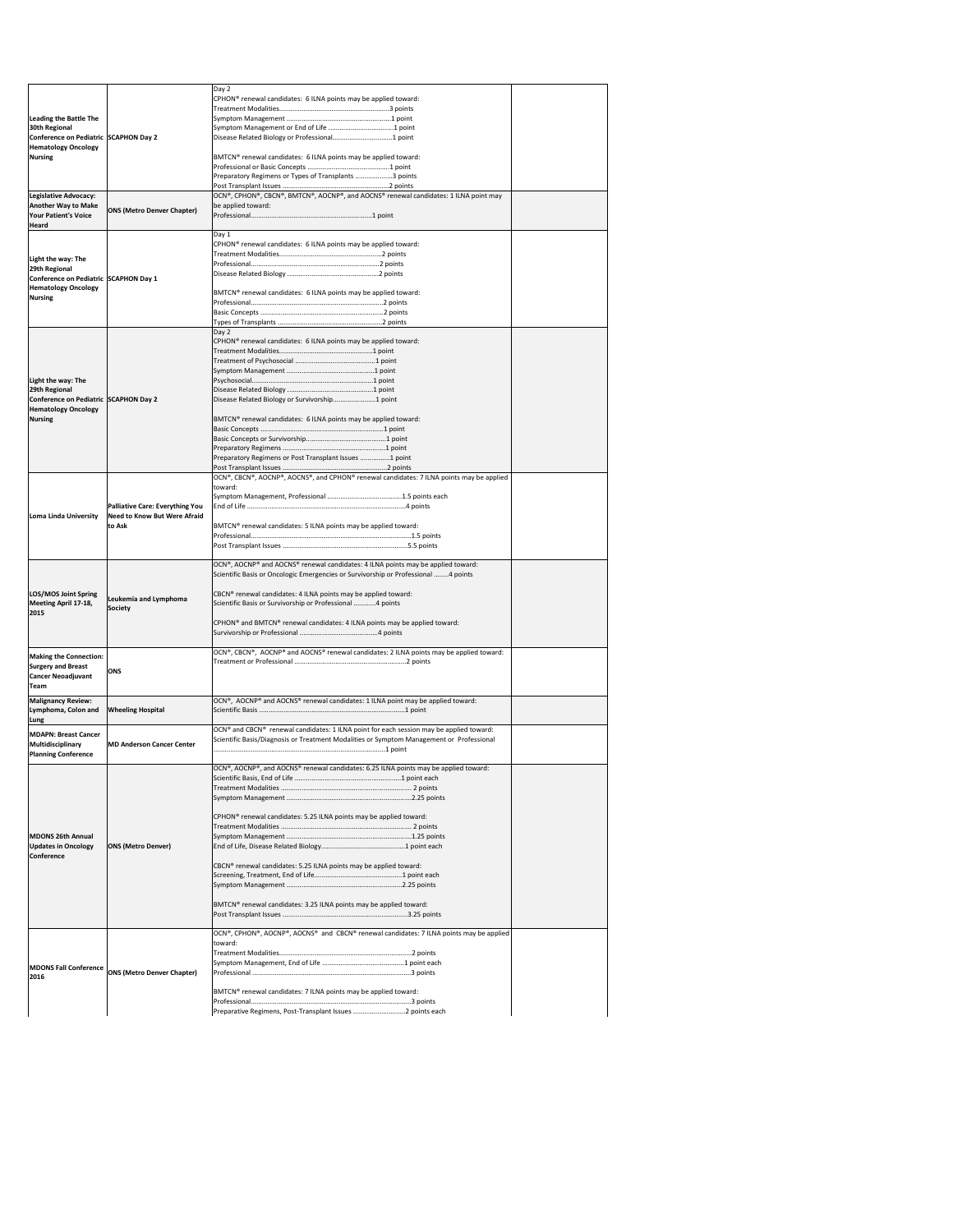| | | | |
|---|---|---|---|
| **Leading the Battle The 30th Regional Conference on Pediatric Hematology Oncology Nursing** | **SCAPHON Day 2** | Day 2<br>CPHON® renewal candidates: 6 ILNA points may be applied toward:<br>Treatment Modalities............................................................3 points<br>Symptom Management .........................................................1 point<br>Symptom Management or End of Life ....................................1 point<br>Disease Related Biology or Professional.................................1 point<br><br>BMTCN® renewal candidates: 6 ILNA points may be applied toward:<br>Professional or Basic Concepts .............................................1 point<br>Preparatory Regimens or Types of Transplants ....................3 points<br>Post Transplant Issues ..........................................................2 points | |
| **Legislative Advocacy: Another Way to Make Your Patient's Voice Heard** | **ONS (Metro Denver Chapter)** | OCN®, CPHON®, CBCN®, BMTCN®, AOCNP®, and AOCNS® renewal candidates: 1 ILNA point may be applied toward:<br>Professional..................................................................1 point | |
| **Light the way: The 29th Regional Conference on Pediatric Hematology Oncology Nursing** | **SCAPHON Day 1** | Day 1<br>CPHON® renewal candidates: 6 ILNA points may be applied toward:<br>Treatment Modalities.........................................................2 points<br>Professional.......................................................................2 points<br>Disease Related Biology ....................................................2 points<br><br>BMTCN® renewal candidates: 6 ILNA points may be applied toward:<br>Professional.......................................................................2 points<br>Basic Concepts ..................................................................2 points<br>Types of Transplants ..........................................................2 points | |
| **Light the way: The 29th Regional Conference on Pediatric Hematology Oncology Nursing** | **SCAPHON Day 2** | Day 2<br>CPHON® renewal candidates: 6 ILNA points may be applied toward:<br>Treatment Modalities..................................................1 point<br>Treatment of Psychosocial ...........................................1 point<br>Symptom Management ................................................1 point<br>Psychosocial...............................................................1 point<br>Disease Related Biology ..............................................1 point<br>Disease Related Biology or Survivorship......................1 point<br><br>BMTCN® renewal candidates: 6 ILNA points may be applied toward:<br>Basic Concepts ...........................................................1 point<br>Basic Concepts or Survivorship....................................1 point<br>Preparatory Regimens ................................................1 point<br>Preparatory Regimens or Post Transplant Issues ................1 point<br>Post Transplant Issues ..........................................................2 points | |
| **Loma Linda University** | **Palliative Care: Everything You Need to Know But Were Afraid to Ask** | OCN®, CBCN®, AOCNP®, AOCNS®, and CPHON® renewal candidates: 7 ILNA points may be applied toward:<br>Symptom Management, Professional ........................................1.5 points each<br>End of Life .............................................................................4 points<br><br>BMTCN® renewal candidates: 5 ILNA points may be applied toward:<br>Professional.............................................................................1.5 points<br>Post Transplant Issues ...........................................................5.5 points | |
| **LOS/MOS Joint Spring Meeting April 17-18, 2015** | **Leukemia and Lymphoma Society** | OCN®, AOCNP® and AOCNS® renewal candidates: 4 ILNA points may be applied toward:<br>Scientific Basis or Oncologic Emergencies or Survivorship or Professional .........4 points<br><br>CBCN® renewal candidates: 4 ILNA points may be applied toward:<br>Scientific Basis or Survivorship or Professional ............4 points<br><br>CPHON® and BMTCN® renewal candidates: 4 ILNA points may be applied toward:<br>Survivorship or Professional ..........................................4 points | |
| **Making the Connection: Surgery and Breast Cancer Neoadjuvant Team** | **ONS** | OCN®, CBCN®, AOCNP® and AOCNS® renewal candidates: 2 ILNA points may be applied toward:<br>Treatment or Professional ............................................................2 points | |
| **Malignancy Review: Lymphoma, Colon and Lung** | **Wheeling Hospital** | OCN®, AOCNP® and AOCNS® renewal candidates: 1 ILNA point may be applied toward:<br>Scientific Basis ...............................................................................1 point | |
| **MDAPN: Breast Cancer Multidisciplinary Planning Conference** | **MD Anderson Cancer Center** | OCN® and CBCN® renewal candidates: 1 ILNA point for each session may be applied toward:<br>Scientific Basis/Diagnosis or Treatment Modalities or Symptom Management or Professional<br>..............................................................................1 point | |
| **MDONS 26th Annual Updates in Oncology Conference** | **ONS (Metro Denver)** | OCN®, AOCNP®, and AOCNS® renewal candidates: 6.25 ILNA points may be applied toward:<br>Scientific Basis, End of Life .........................................................1 point each<br>Treatment Modalities ..................................................................... 2 points<br>Symptom Management ...................................................................2.25 points<br><br>CPHON® renewal candidates: 5.25 ILNA points may be applied toward:<br>Treatment Modalities ..................................................................... 2 points<br>Symptom Management ...................................................................1.25 points<br>End of Life, Disease Related Biology..............................................1 point each<br><br>CBCN® renewal candidates: 5.25 ILNA points may be applied toward:<br>Screening, Treatment, End of Life................................................1 point each<br>Symptom Management ...............................................................2.25 points<br><br>BMTCN® renewal candidates: 3.25 ILNA points may be applied toward:<br>Post Transplant Issues ..................................................................3.25 points | |
| **MDONS Fall Conference 2016** | **ONS (Metro Denver Chapter)** | OCN®, CPHON®, AOCNP®, AOCNS® and CBCN® renewal candidates: 7 ILNA points may be applied toward:<br>Treatment Modalities.......................................................................2 points<br>Symptom Management, End of Life ............................................1 point each<br>Professional .....................................................................................3 points<br><br>BMTCN® renewal candidates: 7 ILNA points may be applied toward:<br>Professional.......................................................................................3 points<br>Preparative Regimens, Post-Transplant Issues ............................2 points each | |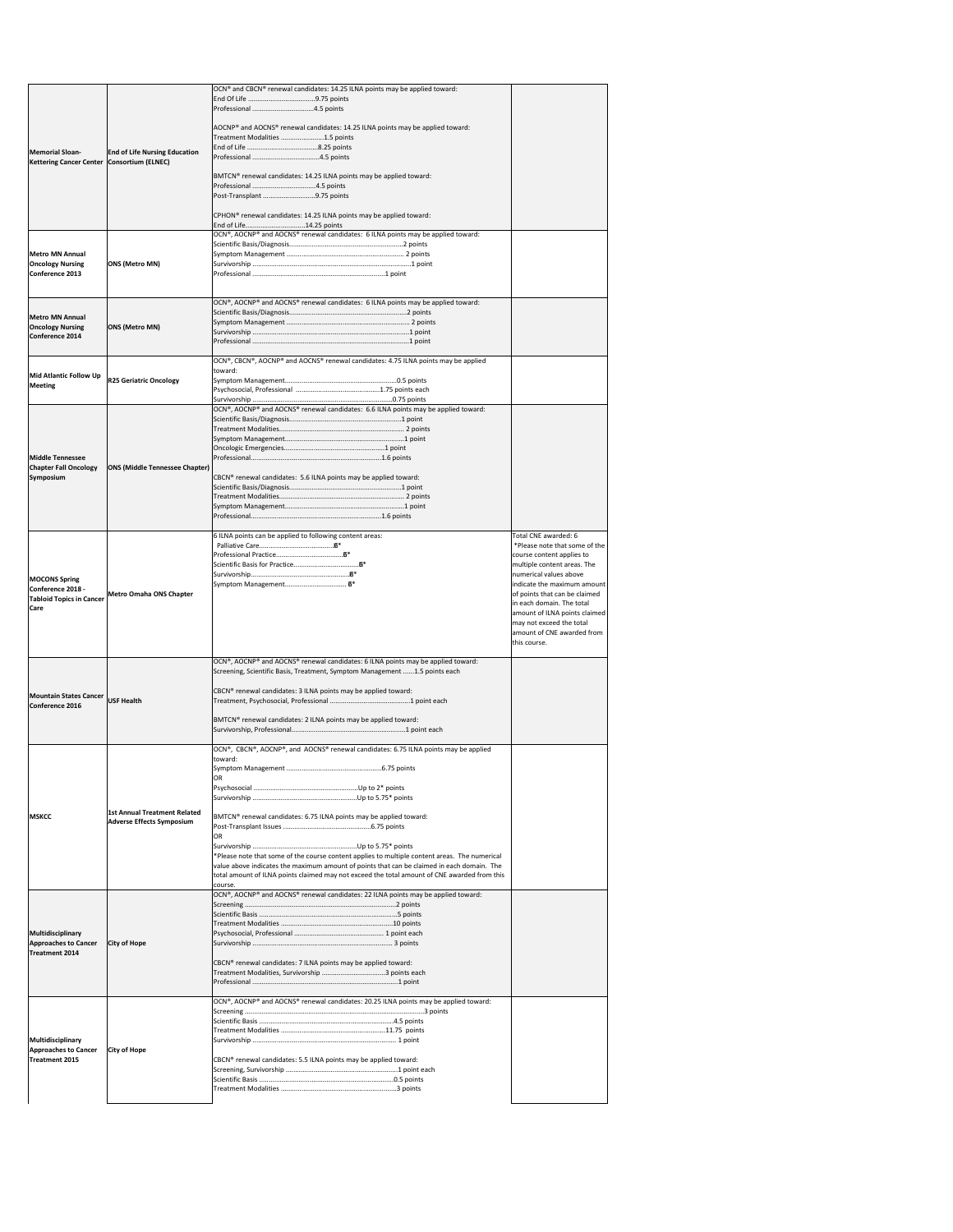| | | | |
|---|---|---|---|
| **Memorial Sloan-Kettering Cancer Center** | **End of Life Nursing Education Consortium (ELNEC)** | OCN® and CBCN® renewal candidates: 14.25 ILNA points may be applied toward:<br>End Of Life ....................................9.75 points<br>Professional ..................................4.5 points<br><br>AOCNP® and AOCNS® renewal candidates: 14.25 ILNA points may be applied toward:<br>Treatment Modalities .......................1.5 points<br>End of Life ......................................8.25 points<br>Professional .....................................4.5 points<br><br>BMTCN® renewal candidates: 14.25 ILNA points may be applied toward:<br>Professional ....................................4.5 points<br>Post-Transplant ..............................9.75 points<br><br>CPHON® renewal candidates: 14.25 ILNA points may be applied toward:<br>End of Life.................................14.25 points | |
| **Metro MN Annual Oncology Nursing Conference 2013** | **ONS (Metro MN)** | OCN®, AOCNP® and AOCNS® renewal candidates: 6 ILNA points may be applied toward:<br>Scientific Basis/Diagnosis..............................................................2 points<br>Symptom Management ................................................................. 2 points<br>Survivorship ......................................................................................1 point<br>Professional ........................................................................1 point | |
| **Metro MN Annual Oncology Nursing Conference 2014** | **ONS (Metro MN)** | OCN®, AOCNP® and AOCNS® renewal candidates: 6 ILNA points may be applied toward:<br>Scientific Basis/Diagnosis..............................................................2 points<br>Symptom Management ................................................................. 2 points<br>Survivorship ......................................................................................1 point<br>Professional ........................................................................................1 point | |
| **Mid Atlantic Follow Up Meeting** | **R25 Geriatric Oncology** | OCN®, CBCN®, AOCNP® and AOCNS® renewal candidates: 4.75 ILNA points may be applied toward:<br>Symptom Management.............................................................0.5 points<br>Psychosocial, Professional .........................................1.75 points each<br>Survivorship ..................................................................0.75 points | |
| **Middle Tennessee Chapter Fall Oncology Symposium** | **ONS (Middle Tennessee Chapter)** | OCN®, AOCNP® and AOCNS® renewal candidates: 6.6 ILNA points may be applied toward:<br>Scientific Basis/Diagnosis.............................................................1 point<br>Treatment Modalities..................................................................... 2 points<br>Symptom Management...................................................................1 point<br>Oncologic Emergencies.......................................................1 point<br>Professional...........................................................................1.6 points<br><br>CBCN® renewal candidates: 5.6 ILNA points may be applied toward:<br>Scientific Basis/Diagnosis.............................................................1 point<br>Treatment Modalities..................................................................... 2 points<br>Symptom Management...................................................................1 point<br>Professional..........................................................................1.6 points | |
| **MOCONS Spring Conference 2018 - Tabloid Topics in Cancer Care** | **Metro Omaha ONS Chapter** | 6 ILNA points can be applied to following content areas:<br>Palliative Care........................................6*<br>Professional Practice....................................6*<br>Scientific Basis for Practice................................6*<br>Survivorship.....................................................6*<br>Symptom Management................................ 6* | Total CNE awarded: 6<br>*Please note that some of the course content applies to multiple content areas. The numerical values above indicate the maximum amount of points that can be claimed in each domain. The total amount of ILNA points claimed may not exceed the total amount of CNE awarded from this course. |
| **Mountain States Cancer Conference 2016** | **USF Health** | OCN®, AOCNP® and AOCNS® renewal candidates: 6 ILNA points may be applied toward:<br>Screening, Scientific Basis, Treatment, Symptom Management ......1.5 points each<br><br>CBCN® renewal candidates: 3 ILNA points may be applied toward:<br>Treatment, Psychosocial, Professional ..........................................1 point each<br><br>BMTCN® renewal candidates: 2 ILNA points may be applied toward:<br>Survivorship, Professional.............................................................1 point each | |
| **MSKCC** | **1st Annual Treatment Related Adverse Effects Symposium** | OCN®, CBCN®, AOCNP®, and AOCNS® renewal candidates: 6.75 ILNA points may be applied toward:<br>Symptom Management ...................................................6.75 points<br>OR<br>Psychosocial .........................................................Up to 2* points<br>Survivorship .........................................................Up to 5.75* points<br><br>BMTCN® renewal candidates: 6.75 ILNA points may be applied toward:<br>Post-Transplant Issues ...............................................6.75 points<br>OR<br>Survivorship .........................................................Up to 5.75* points<br>*Please note that some of the course content applies to multiple content areas. The numerical value above indicates the maximum amount of points that can be claimed in each domain. The total amount of ILNA points claimed may not exceed the total amount of CNE awarded from this course. | |
| **Multidisciplinary Approaches to Cancer Treatment 2014** | **City of Hope** | OCN®, AOCNP® and AOCNS® renewal candidates: 22 ILNA points may be applied toward:<br>Screening ....................................................................................2 points<br>Scientific Basis ...........................................................................5 points<br>Treatment Modalities ..........................................................10 points<br>Psychosocial, Professional ................................................. 1 point each<br>Survivorship ............................................................................... 3 points<br><br>CBCN® renewal candidates: 7 ILNA points may be applied toward:<br>Treatment Modalities, Survivorship ..................................3 points each<br>Professional ..................................................................................1 point | |
| **Multidisciplinary Approaches to Cancer Treatment 2015** | **City of Hope** | OCN®, AOCNP® and AOCNS® renewal candidates: 20.25 ILNA points may be applied toward:<br>Screening .............................................................................................3 points<br>Scientific Basis ...............................................................4.5 points<br>Treatment Modalities .........................................................11.75 points<br>Survivorship .............................................................................. 1 point<br><br>CBCN® renewal candidates: 5.5 ILNA points may be applied toward:<br>Screening, Survivorship ..............................................................1 point each<br>Scientific Basis ..........................................................................0.5 points<br>Treatment Modalities ..............................................................3 points | |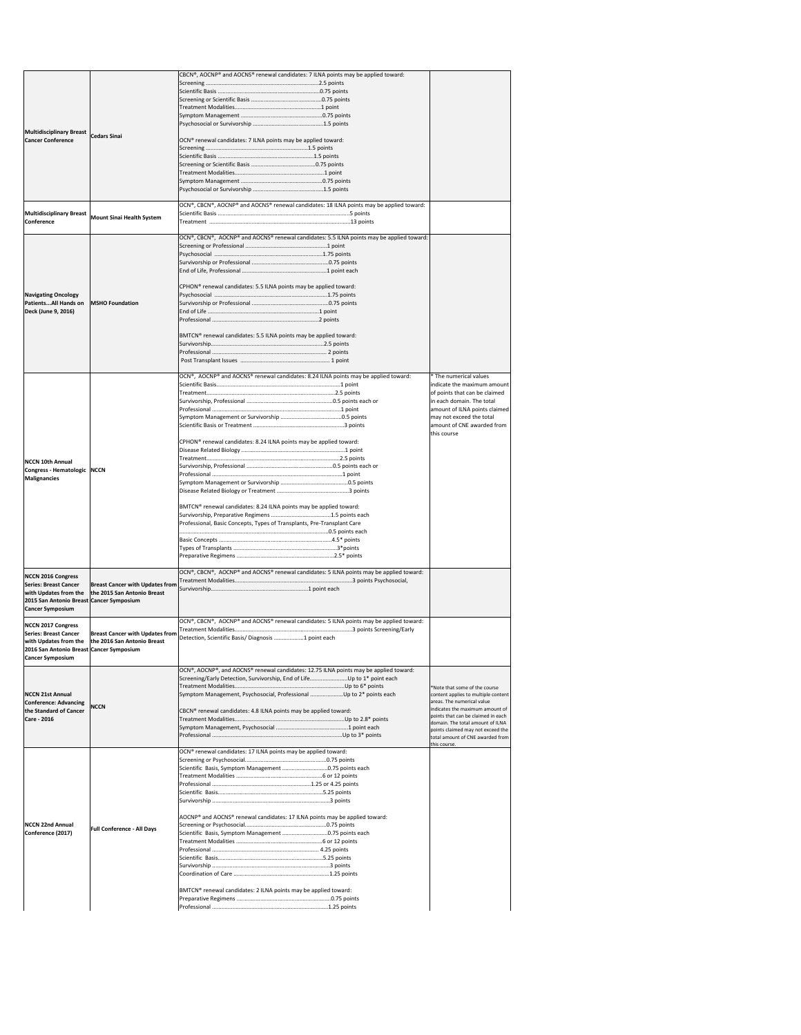| | | | |
|---|---|---|---|
| **Multidisciplinary Breast Cancer Conference** | **Cedars Sinai** | CBCN®, AOCNP® and AOCNS® renewal candidates: 7 ILNA points may be applied toward:<br>Screening ....................................................2.5 points<br>Scientific Basis ....................................................0.75 points<br>Screening or Scientific Basis ....................................................0.75 points<br>Treatment Modalities....................................................1 point<br>Symptom Management ....................................................0.75 points<br>Psychosocial or Survivorship ....................................................1.5 points<br><br>OCN® renewal candidates: 7 ILNA points may be applied toward:<br>Screening ....................................................1.5 points<br>Scientific Basis ....................................................1.5 points<br>Screening or Scientific Basis ....................................................0.75 points<br>Treatment Modalities....................................................1 point<br>Symptom Management ....................................................0.75 points<br>Psychosocial or Survivorship ....................................................1.5 points | |
| **Multidisciplinary Breast Conference** | **Mount Sinai Health System** | OCN®, CBCN®, AOCNP® and AOCNS® renewal candidates: 18 ILNA points may be applied toward:<br>Scientific Basis ....................................................5 points<br>Treatment ....................................................13 points | |
| **Navigating Oncology Patients...All Hands on Deck (June 9, 2016)** | **MSHO Foundation** | OCN®, CBCN®, AOCNP® and AOCNS® renewal candidates: 5.5 ILNA points may be applied toward:<br>Screening or Professional ....................................................1 point<br>Psychosocial ....................................................1.75 points<br>Survivorship or Professional ....................................................0.75 points<br>End of Life, Professional ....................................................1 point each<br><br>CPHON® renewal candidates: 5.5 ILNA points may be applied toward:<br>Psychosocial ....................................................1.75 points<br>Survivorship or Professional ....................................................0.75 points<br>End of Life ....................................................1 point<br>Professional ....................................................2 points<br><br>BMTCN® renewal candidates: 5.5 ILNA points may be applied toward:<br>Survivorship....................................................2.5 points<br>Professional .................................................... 2 points<br>Post Transplant Issues .................................................... 1 point | |
| **NCCN 10th Annual Congress - Hematologic Malignancies** | **NCCN** | OCN®, AOCNP® and AOCNS® renewal candidates: 8.24 ILNA points may be applied toward:<br>Scientific Basis....................................................1 point<br>Treatment....................................................2.5 points<br>Survivorship, Professional ....................................................0.5 points each or<br>Professional ....................................................1 point<br>Symptom Management or Survivorship ....................................................0.5 points<br>Scientific Basis or Treatment ....................................................3 points<br><br>CPHON® renewal candidates: 8.24 ILNA points may be applied toward:<br>Disease Related Biology ....................................................1 point<br>Treatment....................................................2.5 points<br>Survivorship, Professional ....................................................0.5 points each or<br>Professional ....................................................1 point<br>Symptom Management or Survivorship ....................................................0.5 points<br>Disease Related Biology or Treatment ....................................................3 points<br><br>BMTCN® renewal candidates: 8.24 ILNA points may be applied toward:<br>Survivorship, Preparative Regimens ....................................................1.5 points each<br>Professional, Basic Concepts, Types of Transplants, Pre-Transplant Care<br>....................................................0.5 points each<br>Basic Concepts ....................................................4.5* points<br>Types of Transplants ....................................................3*points<br>Preparative Regimens ....................................................2.5* points | * The numerical values indicate the maximum amount of points that can be claimed in each domain. The total amount of ILNA points claimed may not exceed the total amount of CNE awarded from this course |
| **NCCN 2016 Congress Series: Breast Cancer with Updates from the 2015 San Antonio Breast Cancer Symposium** | **Breast Cancer with Updates from the 2015 San Antonio Breast Cancer Symposium** | OCN®, CBCN®, AOCNP® and AOCNS® renewal candidates: 5 ILNA points may be applied toward:<br>Treatment Modalities....................................................3 points Psychosocial,<br>Survivorship....................................................1 point each | |
| **NCCN 2017 Congress Series: Breast Cancer with Updates from the 2016 San Antonio Breast Cancer Symposium** | **Breast Cancer with Updates from the 2016 San Antonio Breast Cancer Symposium** | OCN®, CBCN®, AOCNP® and AOCNS® renewal candidates: 5 ILNA points may be applied toward:<br>Treatment Modalities....................................................3 points Screening/Early<br>Detection, Scientific Basis/ Diagnosis ....................1 point each | |
| **NCCN 21st Annual Conference: Advancing the Standard of Cancer Care - 2016** | **NCCN** | OCN®, AOCNP®, and AOCNS® renewal candidates: 12.75 ILNA points may be applied toward:<br>Screening/Early Detection, Survivorship, End of Life........................Up to 1* point each<br>Treatment Modalities....................................................Up to 6* points<br>Symptom Management, Psychosocial, Professional ......................Up to 2* points each<br><br>CBCN® renewal candidates: 4.8 ILNA points may be applied toward:<br>Treatment Modalities....................................................Up to 2.8* points<br>Symptom Management, Psychosocial ....................................................1 point each<br>Professional ....................................................Up to 3* points | *Note that some of the course content applies to multiple content areas. The numerical value indicates the maximum amount of points that can be claimed in each domain. The total amount of ILNA points claimed may not exceed the total amount of CNE awarded from this course. |
| **NCCN 22nd Annual Conference (2017)** | **Full Conference - All Days** | OCN® renewal candidates: 17 ILNA points may be applied toward:<br>Screening or Psychosocial....................................................0.75 points<br>Scientific Basis, Symptom Management ....................................................0.75 points each<br>Treatment Modalities ....................................................6 or 12 points<br>Professional ....................................................1.25 or 4.25 points<br>Scientific Basis....................................................5.25 points<br>Survivorship ....................................................3 points<br><br>AOCNP® and AOCNS® renewal candidates: 17 ILNA points may be applied toward:<br>Screening or Psychosocial....................................................0.75 points<br>Scientific Basis, Symptom Management ....................................................0.75 points each<br>Treatment Modalities ....................................................6 or 12 points<br>Professional .................................................... 4.25 points<br>Scientific Basis....................................................5.25 points<br>Survivorship ....................................................3 points<br>Coordination of Care ....................................................1.25 points<br><br>BMTCN® renewal candidates: 2 ILNA points may be applied toward:<br>Preparative Regimens ....................................................0.75 points<br>Professional ....................................................1.25 points | |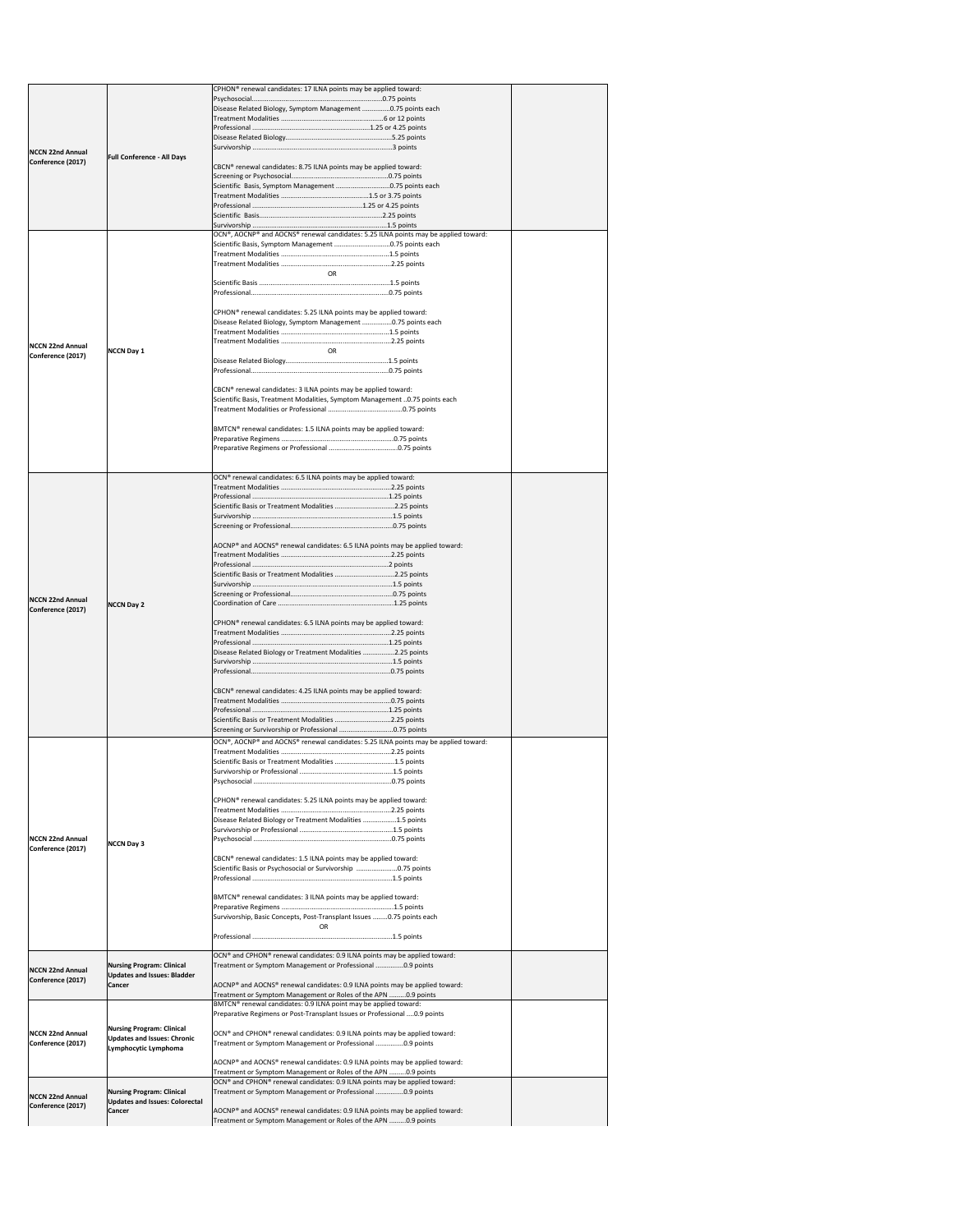| | | | |
|---|---|---|---|
| NCCN 22nd Annual Conference (2017) | Full Conference - All Days | CPHON® renewal candidates: 17 ILNA points may be applied toward:<br>Psychosocial.........................................................................0.75 points<br>Disease Related Biology, Symptom Management ...............0.75 points each<br>Treatment Modalities .........................................................6 or 12 points<br>Professional ...................................................................1.25 or 4.25 points<br>Disease Related Biology...........................................................5.25 points<br>Survivorship ..........................................................................3 points<br><br>CBCN® renewal candidates: 8.75 ILNA points may be applied toward:<br>Screening or Psychosocial.....................................................0.75 points<br>Scientific Basis, Symptom Management ..............................0.75 points each<br>Treatment Modalities ...............................................1.5 or 3.75 points<br>Professional ...........................................................1.25 or 4.25 points<br>Scientific Basis.........................................................................2.25 points<br>Survivorship ..........................................................................1.5 points | |
| NCCN 22nd Annual Conference (2017) | NCCN Day 1 | OCN®, AOCNP® and AOCNS® renewal candidates: 5.25 ILNA points may be applied toward:<br>Scientific Basis, Symptom Management ..............................0.75 points each<br>Treatment Modalities ...........................................................1.5 points<br>Treatment Modalities ...........................................................2.25 points<br>OR<br>Scientific Basis .......................................................................1.5 points<br>Professional............................................................................0.75 points<br><br>CPHON® renewal candidates: 5.25 ILNA points may be applied toward:<br>Disease Related Biology, Symptom Management ................0.75 points each<br>Treatment Modalities ...........................................................1.5 points<br>Treatment Modalities ...........................................................2.25 points<br>OR<br>Disease Related Biology.........................................................1.5 points<br>Professional............................................................................0.75 points<br><br>CBCN® renewal candidates: 3 ILNA points may be applied toward:<br>Scientific Basis, Treatment Modalities, Symptom Management ..0.75 points each<br>Treatment Modalities or Professional .........................................0.75 points<br><br>BMTCN® renewal candidates: 1.5 ILNA points may be applied toward:<br>Preparative Regimens ..............................................................0.75 points<br>Preparative Regimens or Professional ......................................0.75 points | |
| NCCN 22nd Annual Conference (2017) | NCCN Day 2 | OCN® renewal candidates: 6.5 ILNA points may be applied toward:<br>Treatment Modalities ............................................................2.25 points<br>Professional ...........................................................................1.25 points<br>Scientific Basis or Treatment Modalities .................................2.25 points<br>Survivorship ...........................................................................1.5 points<br>Screening or Professional.........................................................0.75 points<br><br>AOCNP® and AOCNS® renewal candidates: 6.5 ILNA points may be applied toward:<br>Treatment Modalities ............................................................2.25 points<br>Professional ...........................................................................2 points<br>Scientific Basis or Treatment Modalities .................................2.25 points<br>Survivorship ...........................................................................1.5 points<br>Screening or Professional.........................................................0.75 points<br>Coordination of Care ...............................................................1.25 points<br><br>CPHON® renewal candidates: 6.5 ILNA points may be applied toward:<br>Treatment Modalities ............................................................2.25 points<br>Professional ...........................................................................1.25 points<br>Disease Related Biology or Treatment Modalities .................2.25 points<br>Survivorship ...........................................................................1.5 points<br>Professional............................................................................0.75 points<br><br>CBCN® renewal candidates: 4.25 ILNA points may be applied toward:<br>Treatment Modalities ............................................................0.75 points<br>Professional ...........................................................................1.25 points<br>Scientific Basis or Treatment Modalities ...............................2.25 points<br>Screening or Survivorship or Professional .............................0.75 points | |
| NCCN 22nd Annual Conference (2017) | NCCN Day 3 | OCN®, AOCNP® and AOCNS® renewal candidates: 5.25 ILNA points may be applied toward:<br>Treatment Modalities ............................................................2.25 points<br>Scientific Basis or Treatment Modalities ...............................1.5 points<br>Survivorship or Professional ..................................................1.5 points<br>Psychosocial ...........................................................................0.75 points<br><br>CPHON® renewal candidates: 5.25 ILNA points may be applied toward:<br>Treatment Modalities ............................................................2.25 points<br>Disease Related Biology or Treatment Modalities ..................1.5 points<br>Survivorship or Professional ..................................................1.5 points<br>Psychosocial ...........................................................................0.75 points<br><br>CBCN® renewal candidates: 1.5 ILNA points may be applied toward:<br>Scientific Basis or Psychosocial or Survivorship .....................0.75 points<br>Professional ............................................................................1.5 points<br><br>BMTCN® renewal candidates: 3 ILNA points may be applied toward:<br>Preparative Regimens ............................................................1.5 points<br>Survivorship, Basic Concepts, Post-Transplant Issues ........0.75 points each<br>OR<br>Professional ............................................................................1.5 points | |
| NCCN 22nd Annual Conference (2017) | Nursing Program: Clinical Updates and Issues: Bladder Cancer | OCN® and CPHON® renewal candidates: 0.9 ILNA points may be applied toward:<br>Treatment or Symptom Management or Professional ...............0.9 points<br><br>AOCNP® and AOCNS® renewal candidates: 0.9 ILNA points may be applied toward:<br>Treatment or Symptom Management or Roles of the APN .........0.9 points | |
| NCCN 22nd Annual Conference (2017) | Nursing Program: Clinical Updates and Issues: Chronic Lymphocytic Lymphoma | BMTCN® renewal candidates: 0.9 ILNA point may be applied toward:<br>Preparative Regimens or Post-Transplant Issues or Professional ....0.9 points<br><br>OCN® and CPHON® renewal candidates: 0.9 ILNA points may be applied toward:<br>Treatment or Symptom Management or Professional ...............0.9 points<br><br>AOCNP® and AOCNS® renewal candidates: 0.9 ILNA points may be applied toward:<br>Treatment or Symptom Management or Roles of the APN .........0.9 points | |
| NCCN 22nd Annual Conference (2017) | Nursing Program: Clinical Updates and Issues: Colorectal Cancer | OCN® and CPHON® renewal candidates: 0.9 ILNA points may be applied toward:<br>Treatment or Symptom Management or Professional ...............0.9 points<br><br>AOCNP® and AOCNS® renewal candidates: 0.9 ILNA points may be applied toward:<br>Treatment or Symptom Management or Roles of the APN .........0.9 points | |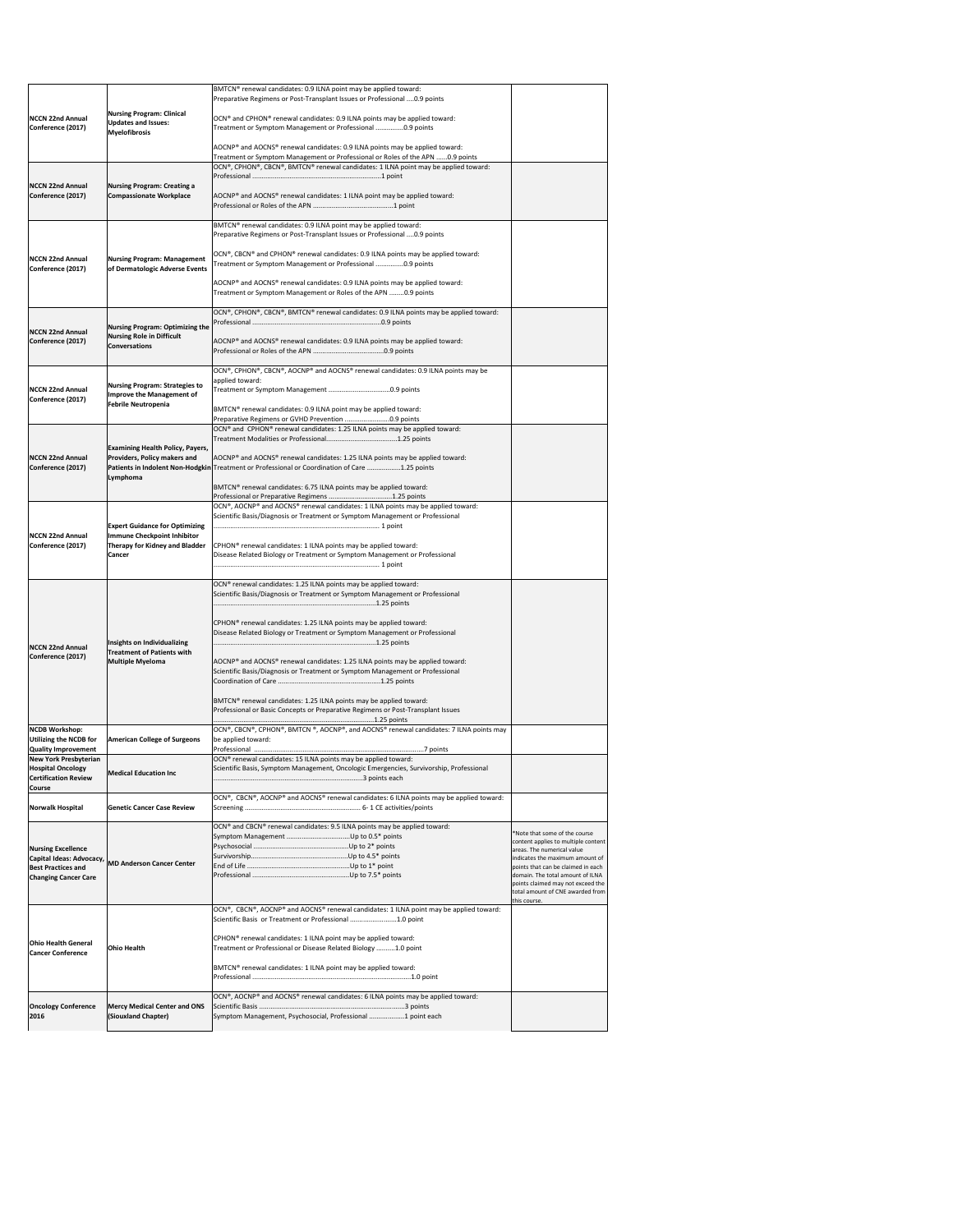| | | | |
|---|---|---|---|
| NCCN 22nd Annual Conference (2017) | Nursing Program: Clinical Updates and Issues: Myelofibrosis | BMTCN® renewal candidates: 0.9 ILNA point may be applied toward:<br>Preparative Regimens or Post-Transplant Issues or Professional ....0.9 points<br><br>OCN® and CPHON® renewal candidates: 0.9 ILNA points may be applied toward:<br>Treatment or Symptom Management or Professional ...............0.9 points<br><br>AOCNP® and AOCNS® renewal candidates: 0.9 ILNA points may be applied toward:<br>Treatment or Symptom Management or Professional or Roles of the APN .......0.9 points | |
| NCCN 22nd Annual Conference (2017) | Nursing Program: Creating a Compassionate Workplace | OCN®, CPHON®, CBCN®, BMTCN® renewal candidates: 1 ILNA point may be applied toward:<br>Professional ........................................................................1 point<br><br>AOCNP® and AOCNS® renewal candidates: 1 ILNA point may be applied toward:<br>Professional or Roles of the APN ...........................................1 point | |
| NCCN 22nd Annual Conference (2017) | Nursing Program: Management of Dermatologic Adverse Events | BMTCN® renewal candidates: 0.9 ILNA point may be applied toward:<br>Preparative Regimens or Post-Transplant Issues or Professional ....0.9 points<br><br>OCN®, CBCN® and CPHON® renewal candidates: 0.9 ILNA points may be applied toward:<br>Treatment or Symptom Management or Professional ...............0.9 points<br><br>AOCNP® and AOCNS® renewal candidates: 0.9 ILNA points may be applied toward:<br>Treatment or Symptom Management or Roles of the APN .........0.9 points | |
| NCCN 22nd Annual Conference (2017) | Nursing Program: Optimizing the Nursing Role in Difficult Conversations | OCN®, CPHON®, CBCN®, BMTCN® renewal candidates: 0.9 ILNA points may be applied toward:<br>Professional ........................................................................0.9 points<br><br>AOCNP® and AOCNS® renewal candidates: 0.9 ILNA points may be applied toward:<br>Professional or Roles of the APN .......................................0.9 points | |
| NCCN 22nd Annual Conference (2017) | Nursing Program: Strategies to Improve the Management of Febrile Neutropenia | OCN®, CPHON®, CBCN®, AOCNP® and AOCNS® renewal candidates: 0.9 ILNA points may be applied toward:<br>Treatment or Symptom Management ..................................0.9 points<br><br>BMTCN® renewal candidates: 0.9 ILNA point may be applied toward:<br>Preparative Regimens or GVHD Prevention .........................0.9 points | |
| NCCN 22nd Annual Conference (2017) | Examining Health Policy, Payers, Providers, Policy makers and Patients in Indolent Non-Hodgkin Lymphoma | OCN® and CPHON® renewal candidates: 1.25 ILNA points may be applied toward:<br>Treatment Modalities or Professional.......................................1.25 points<br><br>AOCNP® and AOCNS® renewal candidates: 1.25 ILNA points may be applied toward:<br>Treatment or Professional or Coordination of Care ..................1.25 points<br><br>BMTCN® renewal candidates: 6.75 ILNA points may be applied toward:<br>Professional or Preparative Regimens ...................................1.25 points | |
| NCCN 22nd Annual Conference (2017) | Expert Guidance for Optimizing Immune Checkpoint Inhibitor Therapy for Kidney and Bladder Cancer | OCN®, AOCNP® and AOCNS® renewal candidates: 1 ILNA points may be applied toward:<br>Scientific Basis/Diagnosis or Treatment or Symptom Management or Professional<br>........................................................................................ 1 point<br><br>CPHON® renewal candidates: 1 ILNA points may be applied toward:<br>Disease Related Biology or Treatment or Symptom Management or Professional<br>........................................................................................ 1 point | |
| NCCN 22nd Annual Conference (2017) | Insights on Individualizing Treatment of Patients with Multiple Myeloma | OCN® renewal candidates: 1.25 ILNA points may be applied toward:<br>Scientific Basis/Diagnosis or Treatment or Symptom Management or Professional<br>..........................................................................1.25 points<br><br>CPHON® renewal candidates: 1.25 ILNA points may be applied toward:<br>Disease Related Biology or Treatment or Symptom Management or Professional<br>..........................................................................1.25 points<br><br>AOCNP® and AOCNS® renewal candidates: 1.25 ILNA points may be applied toward:<br>Scientific Basis/Diagnosis or Treatment or Symptom Management or Professional<br>Coordination of Care .........................................................1.25 points<br><br>BMTCN® renewal candidates: 1.25 ILNA points may be applied toward:<br>Professional or Basic Concepts or Preparative Regimens or Post-Transplant Issues<br>..........................................................................1.25 points | |
| NCDB Workshop: Utilizing the NCDB for Quality Improvement | American College of Surgeons | OCN®, CBCN®, CPHON®, BMTCN ®, AOCNP®, and AOCNS® renewal candidates: 7 ILNA points may be applied toward:<br>Professional .......................................................................................7 points | |
| New York Presbyterian Hospital Oncology Certification Review Course | Medical Education Inc | OCN® renewal candidates: 15 ILNA points may be applied toward:<br>Scientific Basis, Symptom Management, Oncologic Emergencies, Survivorship, Professional<br>..........................................................................3 points each | |
| Norwalk Hospital | Genetic Cancer Case Review | OCN®, CBCN®, AOCNP® and AOCNS® renewal candidates: 6 ILNA points may be applied toward:<br>Screening ................................................................ 6- 1 CE activities/points | |
| Nursing Excellence Capital Ideas: Advocacy, Best Practices and Changing Cancer Care | MD Anderson Cancer Center | OCN® and CBCN® renewal candidates: 9.5 ILNA points may be applied toward:<br>Symptom Management ..................................Up to 0.5* points<br>Psychosocial ....................................................Up to 2* points<br>Survivorship.....................................................Up to 4.5* points<br>End of Life .......................................................Up to 1* point<br>Professional .....................................................Up to 7.5* points | *Note that some of the course content applies to multiple content areas. The numerical value indicates the maximum amount of points that can be claimed in each domain. The total amount of ILNA points claimed may not exceed the total amount of CNE awarded from this course. |
| Ohio Health General Cancer Conference | Ohio Health | OCN®, CBCN®, AOCNP® and AOCNS® renewal candidates: 1 ILNA point may be applied toward:<br>Scientific Basis or Treatment or Professional ..........................1.0 point<br><br>CPHON® renewal candidates: 1 ILNA point may be applied toward:<br>Treatment or Professional or Disease Related Biology ..........1.0 point<br><br>BMTCN® renewal candidates: 1 ILNA point may be applied toward:<br>Professional ........................................................................................1.0 point | |
| Oncology Conference 2016 | Mercy Medical Center and ONS (Siouxland Chapter) | OCN®, AOCNP® and AOCNS® renewal candidates: 6 ILNA points may be applied toward:<br>Scientific Basis ...............................................................................3 points<br>Symptom Management, Psychosocial, Professional ...................1 point each | |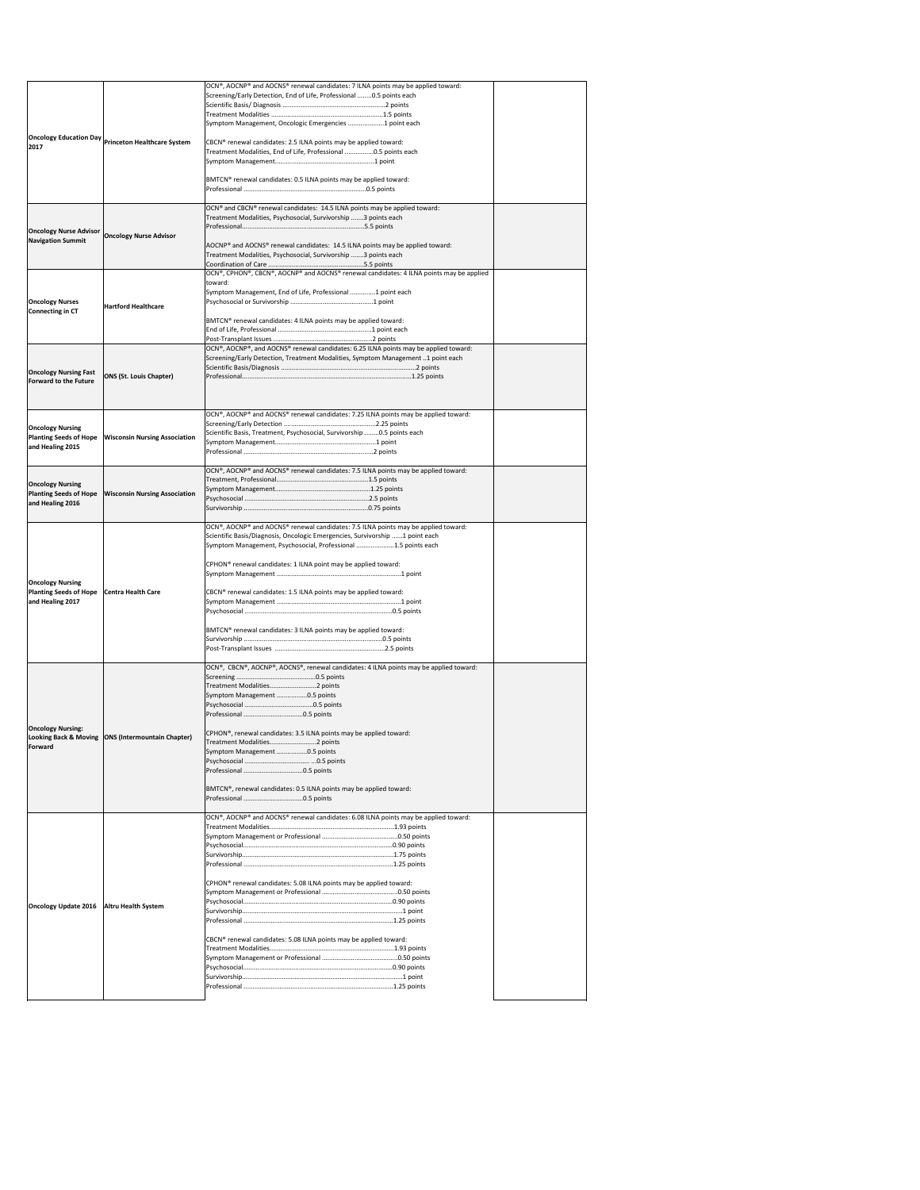| | | | |
|---|---|---|---|
| **Oncology Education Day 2017** | **Princeton Healthcare System** | OCN®, AOCNP® and AOCNS® renewal candidates: 7 ILNA points may be applied toward:<br>Screening/Early Detection, End of Life, Professional ........0.5 points each<br>Scientific Basis/ Diagnosis ..........................................................2 points<br>Treatment Modalities ...............................................................1.5 points<br>Symptom Management, Oncologic Emergencies ....................1 point each<br><br>CBCN® renewal candidates: 2.5 ILNA points may be applied toward:<br>Treatment Modalities, End of Life, Professional ................0.5 points each<br>Symptom Management.......................................................1 point<br><br>BMTCN® renewal candidates: 0.5 ILNA points may be applied toward:<br>Professional .....................................................................0.5 points | |
| **Oncology Nurse Advisor Navigation Summit** | **Oncology Nurse Advisor** | OCN® and CBCN® renewal candidates: 14.5 ILNA points may be applied toward:<br>Treatment Modalities, Psychosocial, Survivorship .......3 points each<br>Professional.......................................................................5.5 points<br><br>AOCNP® and AOCNS® renewal candidates: 14.5 ILNA points may be applied toward:<br>Treatment Modalities, Psychosocial, Survivorship .......3 points each<br>Coordination of Care .......................................................5.5 points | |
| **Oncology Nurses Connecting in CT** | **Hartford Healthcare** | OCN®, CPHON®, CBCN®, AOCNP® and AOCNS® renewal candidates: 4 ILNA points may be applied toward:<br>Symptom Management, End of Life, Professional ..............1 point each<br>Psychosocial or Survivorship ...............................................1 point<br><br>BMTCN® renewal candidates: 4 ILNA points may be applied toward:<br>End of Life, Professional .....................................................1 point each<br>Post-Transplant Issues ........................................................2 points | |
| **Oncology Nursing Fast Forward to the Future** | **ONS (St. Louis Chapter)** | OCN®, AOCNP®, and AOCNS® renewal candidates: 6.25 ILNA points may be applied toward:<br>Screening/Early Detection, Treatment Modalities, Symptom Management ..1 point each<br>Scientific Basis/Diagnosis ...........................................................................2 points<br>Professional.......................................................................................1.25 points | |
| **Oncology Nursing Planting Seeds of Hope and Healing 2015** | **Wisconsin Nursing Association** | OCN®, AOCNP® and AOCNS® renewal candidates: 7.25 ILNA points may be applied toward:<br>Screening/Early Detection .....................................................2.25 points<br>Scientific Basis, Treatment, Psychosocial, Survivorship ........0.5 points each<br>Symptom Management.........................................................1 point<br>Professional ..........................................................................2 points | |
| **Oncology Nursing Planting Seeds of Hope and Healing 2016** | **Wisconsin Nursing Association** | OCN®, AOCNP® and AOCNS® renewal candidates: 7.5 ILNA points may be applied toward:<br>Treatment, Professional.....................................................1.5 points<br>Symptom Management.......................................................1.25 points<br>Psychosocial .........................................................................2.5 points<br>Survivorship .........................................................................0.75 points | |
| **Oncology Nursing Planting Seeds of Hope and Healing 2017** | **Centra Health Care** | OCN®, AOCNP® and AOCNS® renewal candidates: 7.5 ILNA points may be applied toward:<br>Scientific Basis/Diagnosis, Oncologic Emergencies, Survivorship ......1 point each<br>Symptom Management, Psychosocial, Professional .....................1.5 points each<br><br>CPHON® renewal candidates: 1 ILNA point may be applied toward:<br>Symptom Management .......................................................................1 point<br><br>CBCN® renewal candidates: 1.5 ILNA points may be applied toward:<br>Symptom Management .......................................................................1 point<br>Psychosocial .......................................................................................0.5 points<br><br>BMTCN® renewal candidates: 3 ILNA points may be applied toward:<br>Survivorship .................................................................................0.5 points<br>Post-Transplant Issues ................................................................2.5 points | |
| **Oncology Nursing: Looking Back & Moving Forward** | **ONS (Intermountain Chapter)** | OCN®, CBCN®, AOCNP®, AOCNS®, renewal candidates: 4 ILNA points may be applied toward:<br>Screening .............................................0.5 points<br>Treatment Modalities..........................2 points<br>Symptom Management ................0.5 points<br>Psychosocial ......................................0.5 points<br>Professional ..................................0.5 points<br><br>CPHON®, renewal candidates: 3.5 ILNA points may be applied toward:<br>Treatment Modalities..........................2 points<br>Symptom Management ................0.5 points<br>Psychosocial ...................................... ...0.5 points<br>Professional ..................................0.5 points<br><br>BMTCN®, renewal candidates: 0.5 ILNA points may be applied toward:<br>Professional ..................................0.5 points | |
| **Oncology Update 2016** | **Altru Health System** | OCN®, AOCNP® and AOCNS® renewal candidates: 6.08 ILNA points may be applied toward:<br>Treatment Modalities.......................................................................1.93 points<br>Symptom Management or Professional ..........................................0.50 points<br>Psychosocial.......................................................................................0.90 points<br>Survivorship.......................................................................................1.75 points<br>Professional .......................................................................................1.25 points<br><br>CPHON® renewal candidates: 5.08 ILNA points may be applied toward:<br>Symptom Management or Professional ..........................................0.50 points<br>Psychosocial.......................................................................................0.90 points<br>Survivorship.......................................................................................1 point<br>Professional .......................................................................................1.25 points<br><br>CBCN® renewal candidates: 5.08 ILNA points may be applied toward:<br>Treatment Modalities.......................................................................1.93 points<br>Symptom Management or Professional ..........................................0.50 points<br>Psychosocial.......................................................................................0.90 points<br>Survivorship.......................................................................................1 point<br>Professional .......................................................................................1.25 points | |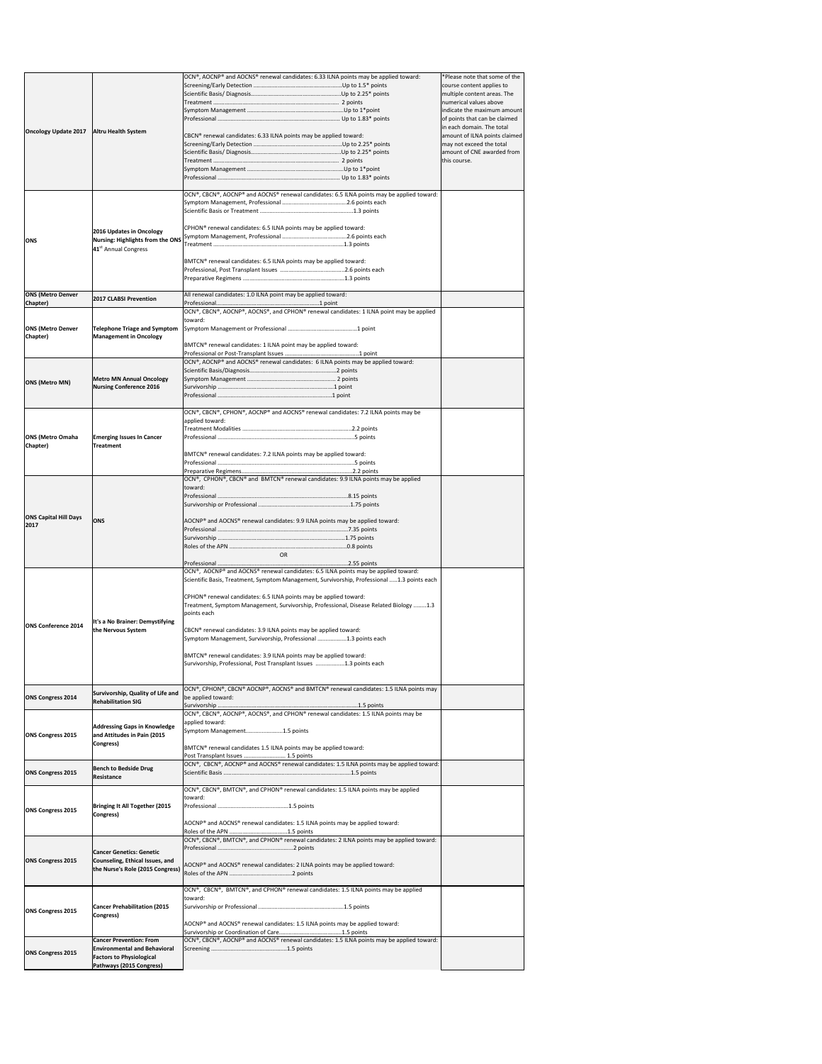| | | | |
|---|---|---|---|
| Oncology Update 2017 | Altru Health System | OCN®, AOCNP® and AOCNS® renewal candidates: 6.33 ILNA points may be applied toward:<br>Screening/Early Detection ........................................................Up to 1.5* points<br>Scientific Basis/ Diagnosis.........................................................Up to 2.25* points<br>Treatment ..................................................................................... 2 points<br>Symptom Management ..............................................................Up to 1*point<br>Professional ................................................................................. Up to 1.83* points<br><br>CBCN® renewal candidates: 6.33 ILNA points may be applied toward:<br>Screening/Early Detection ........................................................Up to 2.25* points<br>Scientific Basis/ Diagnosis.........................................................Up to 2.25* points<br>Treatment ..................................................................................... 2 points<br>Symptom Management ..............................................................Up to 1*point<br>Professional ................................................................................. Up to 1.83* points | *Please note that some of the course content applies to multiple content areas. The numerical values above indicate the maximum amount of points that can be claimed in each domain. The total amount of ILNA points claimed may not exceed the total amount of CNE awarded from this course. |
| ONS | 2016 Updates in Oncology Nursing: Highlights from the ONS 41st Annual Congress | OCN®, CBCN®, AOCNP® and AOCNS® renewal candidates: 6.5 ILNA points may be applied toward:<br>Symptom Management, Professional .........................................2.6 points each<br>Scientific Basis or Treatment ............................................................1.3 points<br><br>CPHON® renewal candidates: 6.5 ILNA points may be applied toward:<br>Symptom Management, Professional .........................................2.6 points each<br>Treatment ...........................................................................................1.3 points<br><br>BMTCN® renewal candidates: 6.5 ILNA points may be applied toward:<br>Professional, Post Transplant Issues .........................................2.6 points each<br>Preparative Regimens .......................................................................1.3 points | |
| ONS (Metro Denver Chapter) | 2017 CLABSI Prevention | All renewal candidates: 1.0 ILNA point may be applied toward:<br>Professional.................................................................1 point | |
| ONS (Metro Denver Chapter) | Telephone Triage and Symptom Management in Oncology | OCN®, CBCN®, AOCNP®, AOCNS®, and CPHON® renewal candidates: 1 ILNA point may be applied toward:<br>Symptom Management or Professional ...........................................1 point<br><br>BMTCN® renewal candidates: 1 ILNA point may be applied toward:<br>Professional or Post-Transplant Issues ...............................................1 point | |
| ONS (Metro MN) | Metro MN Annual Oncology Nursing Conference 2016 | OCN®, AOCNP® and AOCNS® renewal candidates: 6 ILNA points may be applied toward:<br>Scientific Basis/Diagnosis......................................................2 points<br>Symptom Management ........................................................ 2 points<br>Survivorship ........................................................................... 1 point<br>Professional ............................................................................1 point | |
| ONS (Metro Omaha Chapter) | Emerging Issues In Cancer Treatment | OCN®, CBCN®, CPHON®, AOCNP® and AOCNS® renewal candidates: 7.2 ILNA points may be applied toward:<br>Treatment Modalities .......................................................................2.2 points<br>Professional ........................................................................................5 points<br><br>BMTCN® renewal candidates: 7.2 ILNA points may be applied toward:<br>Professional ........................................................................................5 points<br>Preparative Regimens.......................................................................2.2 points | |
| ONS Capital Hill Days 2017 | ONS | OCN®, CPHON®, CBCN® and BMTCN® renewal candidates: 9.9 ILNA points may be applied toward:<br>Professional ........................................................................................8.15 points<br>Survivorship or Professional .............................................................1.75 points<br><br>AOCNP® and AOCNS® renewal candidates: 9.9 ILNA points may be applied toward:<br>Professional .........................................................................................7.35 points<br>Survivorship .........................................................................................1.75 points<br>Roles of the APN .................................................................................0.8 points<br>OR<br>Professional ..........................................................................................2.55 points | |
| ONS Conference 2014 | It's a No Brainer: Demystifying the Nervous System | OCN®, AOCNP® and AOCNS® renewal candidates: 6.5 ILNA points may be applied toward:<br>Scientific Basis, Treatment, Symptom Management, Survivorship, Professional .....1.3 points each<br><br>CPHON® renewal candidates: 6.5 ILNA points may be applied toward:<br>Treatment, Symptom Management, Survivorship, Professional, Disease Related Biology ........1.3 points each<br><br>CBCN® renewal candidates: 3.9 ILNA points may be applied toward:<br>Symptom Management, Survivorship, Professional ..................1.3 points each<br><br>BMTCN® renewal candidates: 3.9 ILNA points may be applied toward:<br>Survivorship, Professional, Post Transplant Issues ..................1.3 points each | |
| ONS Congress 2014 | Survivorship, Quality of Life and Rehabilitation SIG | OCN®, CPHON®, CBCN® AOCNP®, AOCNS® and BMTCN® renewal candidates: 1.5 ILNA points may be applied toward:<br>Survivorship ................................................................................................1.5 points | |
| ONS Congress 2015 | Addressing Gaps in Knowledge and Attitudes in Pain (2015 Congress) | OCN®, CBCN®, AOCNP®, AOCNS® and CPHON® renewal candidates: 1.5 ILNA points may be applied toward:<br>Symptom Management.......................1.5 points<br><br>BMTCN® renewal candidates 1.5 ILNA points may be applied toward:<br>Post Transplant Issues .......................... 1.5 points | |
| ONS Congress 2015 | Bench to Bedside Drug Resistance | OCN®, CBCN®, AOCNP® and AOCNS® renewal candidates: 1.5 ILNA points may be applied toward:<br>Scientific Basis ...............................................................................1.5 points | |
| ONS Congress 2015 | Bringing It All Together (2015 Congress) | OCN®, CBCN®, BMTCN®, and CPHON® renewal candidates: 1.5 ILNA points may be applied toward:<br>Professional .............................................1.5 points<br><br>AOCNP® and AOCNS® renewal candidates: 1.5 ILNA points may be applied toward:<br>Roles of the APN .....................................1.5 points | |
| ONS Congress 2015 | Cancer Genetics: Genetic Counseling, Ethical Issues, and the Nurse's Role (2015 Congress) | OCN®, CBCN®, BMTCN®, and CPHON® renewal candidates: 2 ILNA points may be applied toward:<br>Professional ..............................................2 points<br><br>AOCNP® and AOCNS® renewal candidates: 2 ILNA points may be applied toward:<br>Roles of the APN ........................................2 points | |
| ONS Congress 2015 | Cancer Prehabilitation (2015 Congress) | OCN®, CBCN®, BMTCN®, and CPHON® renewal candidates: 1.5 ILNA points may be applied toward:<br>Survivorship or Professional .......................................................1.5 points<br><br>AOCNP® and AOCNS® renewal candidates: 1.5 ILNA points may be applied toward:<br>Survivorship or Coordination of Care.........................................1.5 points | |
| ONS Congress 2015 | Cancer Prevention: From Environmental and Behavioral Factors to Physiological Pathways (2015 Congress) | OCN®, CBCN®, AOCNP® and AOCNS® renewal candidates: 1.5 ILNA points may be applied toward:<br>Screening ................................................1.5 points | |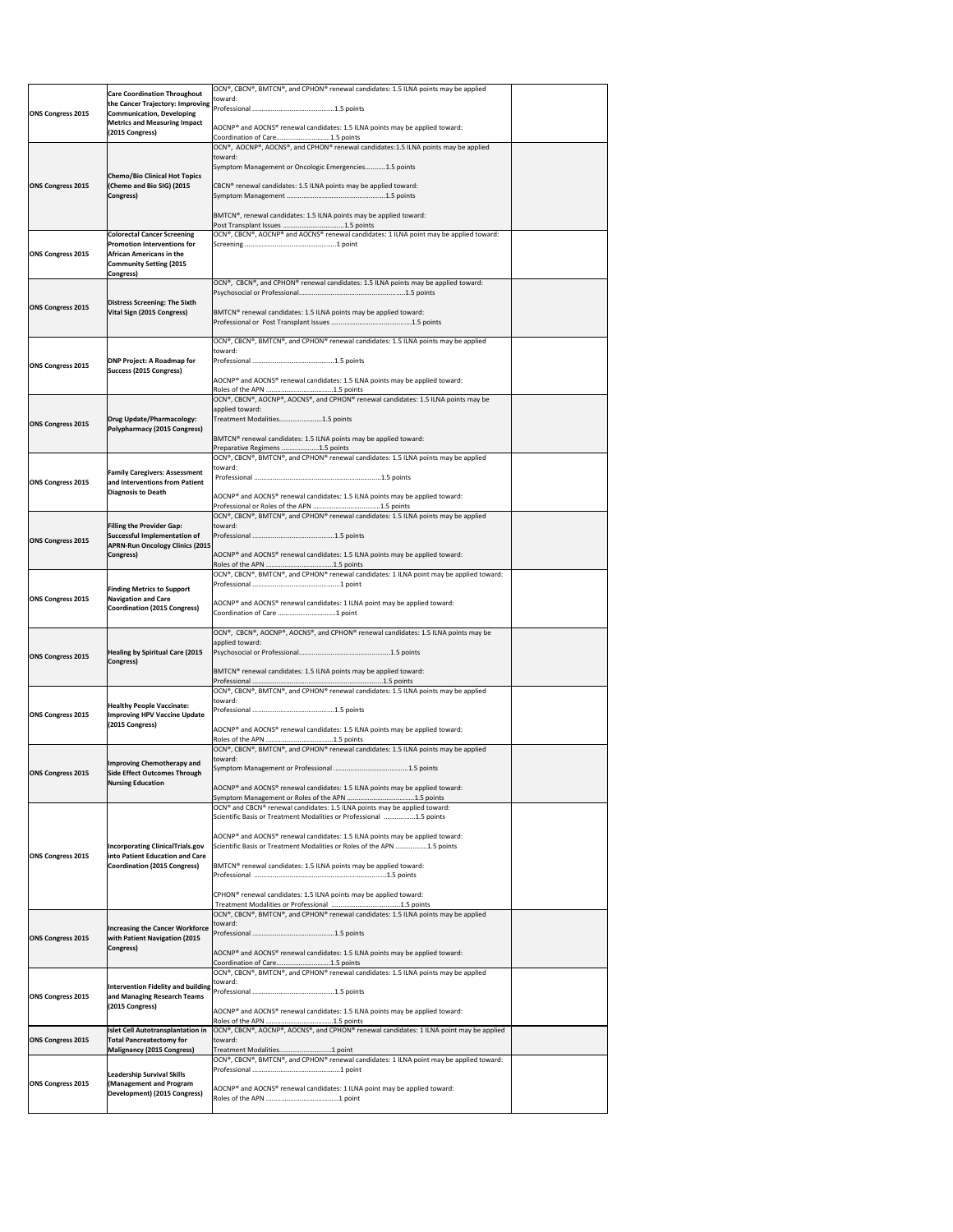| ONS Congress 2015 | Care Coordination Throughout the Cancer Trajectory: Improving Communication, Developing Metrics and Measuring Impact (2015 Congress) | OCN®, CBCN®, BMTCN®, and CPHON® renewal candidates: 1.5 ILNA points may be applied toward:<br>Professional ..........................................1.5 points<br><br>AOCNP® and AOCNS® renewal candidates: 1.5 ILNA points may be applied toward:<br>Coordination of Care............................1.5 points | |
|---|---|---|---|
| ONS Congress 2015 | Chemo/Bio Clinical Hot Topics (Chemo and Bio SIG) (2015 Congress) | OCN®, AOCNP®, AOCNS®, and CPHON® renewal candidates:1.5 ILNA points may be applied toward:<br>Symptom Management or Oncologic Emergencies...........1.5 points<br><br>CBCN® renewal candidates: 1.5 ILNA points may be applied toward:<br>Symptom Management ..................................................1.5 points<br><br>BMTCN®, renewal candidates: 1.5 ILNA points may be applied toward:<br>Post Transplant Issues ................................1.5 points | |
| ONS Congress 2015 | Colorectal Cancer Screening Promotion Interventions for African Americans in the Community Setting (2015 Congress) | OCN®, CBCN®, AOCNP® and AOCNS® renewal candidates: 1 ILNA point may be applied toward:<br>Screening ................................................1 point | |
| ONS Congress 2015 | Distress Screening: The Sixth Vital Sign (2015 Congress) | OCN®, CBCN®, and CPHON® renewal candidates: 1.5 ILNA points may be applied toward:<br>Psychosocial or Professional.........................................................1.5 points<br><br>BMTCN® renewal candidates: 1.5 ILNA points may be applied toward:<br>Professional or Post Transplant Issues ..........................................1.5 points | |
| ONS Congress 2015 | DNP Project: A Roadmap for Success (2015 Congress) | OCN®, CBCN®, BMTCN®, and CPHON® renewal candidates: 1.5 ILNA points may be applied toward:<br>Professional ..........................................1.5 points<br><br>AOCNP® and AOCNS® renewal candidates: 1.5 ILNA points may be applied toward:<br>Roles of the APN ..................................1.5 points | |
| ONS Congress 2015 | Drug Update/Pharmacology: Polypharmacy (2015 Congress) | OCN®, CBCN®, AOCNP®, AOCNS®, and CPHON® renewal candidates: 1.5 ILNA points may be applied toward:<br>Treatment Modalities......................1.5 points<br><br>BMTCN® renewal candidates: 1.5 ILNA points may be applied toward:<br>Preparative Regimens ...................1.5 points | |
| ONS Congress 2015 | Family Caregivers: Assessment and Interventions from Patient Diagnosis to Death | OCN®, CBCN®, BMTCN®, and CPHON® renewal candidates: 1.5 ILNA points may be applied toward:<br>Professional ....................................................................1.5 points<br><br>AOCNP® and AOCNS® renewal candidates: 1.5 ILNA points may be applied toward:<br>Professional or Roles of the APN ....................................1.5 points | |
| ONS Congress 2015 | Filling the Provider Gap: Successful Implementation of APRN-Run Oncology Clinics (2015 Congress) | OCN®, CBCN®, BMTCN®, and CPHON® renewal candidates: 1.5 ILNA points may be applied toward:<br>Professional ..........................................1.5 points<br><br>AOCNP® and AOCNS® renewal candidates: 1.5 ILNA points may be applied toward:<br>Roles of the APN ..................................1.5 points | |
| ONS Congress 2015 | Finding Metrics to Support Navigation and Care Coordination (2015 Congress) | OCN®, CBCN®, BMTCN®, and CPHON® renewal candidates: 1 ILNA point may be applied toward:<br>Professional ..............................................1 point<br><br>AOCNP® and AOCNS® renewal candidates: 1 ILNA point may be applied toward:<br>Coordination of Care ...............................1 point | |
| ONS Congress 2015 | Healing by Spiritual Care (2015 Congress) | OCN®, CBCN®, AOCNP®, AOCNS®, and CPHON® renewal candidates: 1.5 ILNA points may be applied toward:<br>Psychosocial or Professional..................................................1.5 points<br><br>BMTCN® renewal candidates: 1.5 ILNA points may be applied toward:<br>Professional .......................................................................1.5 points | |
| ONS Congress 2015 | Healthy People Vaccinate: Improving HPV Vaccine Update (2015 Congress) | OCN®, CBCN®, BMTCN®, and CPHON® renewal candidates: 1.5 ILNA points may be applied toward:<br>Professional ..........................................1.5 points<br><br>AOCNP® and AOCNS® renewal candidates: 1.5 ILNA points may be applied toward:<br>Roles of the APN ..................................1.5 points | |
| ONS Congress 2015 | Improving Chemotherapy and Side Effect Outcomes Through Nursing Education | OCN®, CBCN®, BMTCN®, and CPHON® renewal candidates: 1.5 ILNA points may be applied toward:<br>Symptom Management or Professional ........................................1.5 points<br><br>AOCNP® and AOCNS® renewal candidates: 1.5 ILNA points may be applied toward:<br>Symptom Management or Roles of the APN ...................................1.5 points | |
| ONS Congress 2015 | Incorporating ClinicalTrials.gov into Patient Education and Care Coordination (2015 Congress) | OCN® and CBCN® renewal candidates: 1.5 ILNA points may be applied toward:<br>Scientific Basis or Treatment Modalities or Professional ................1.5 points<br><br>AOCNP® and AOCNS® renewal candidates: 1.5 ILNA points may be applied toward:<br>Scientific Basis or Treatment Modalities or Roles of the APN ................1.5 points<br><br>BMTCN® renewal candidates: 1.5 ILNA points may be applied toward:<br>Professional ......................................................................1.5 points<br><br>CPHON® renewal candidates: 1.5 ILNA points may be applied toward:<br>Treatment Modalities or Professional .....................................1.5 points | |
| ONS Congress 2015 | Increasing the Cancer Workforce with Patient Navigation (2015 Congress) | OCN®, CBCN®, BMTCN®, and CPHON® renewal candidates: 1.5 ILNA points may be applied toward:<br>Professional ..........................................1.5 points<br><br>AOCNP® and AOCNS® renewal candidates: 1.5 ILNA points may be applied toward:<br>Coordination of Care............................1.5 points | |
| ONS Congress 2015 | Intervention Fidelity and building and Managing Research Teams (2015 Congress) | OCN®, CBCN®, BMTCN®, and CPHON® renewal candidates: 1.5 ILNA points may be applied toward:<br>Professional ..........................................1.5 points<br><br>AOCNP® and AOCNS® renewal candidates: 1.5 ILNA points may be applied toward:<br>Roles of the APN ..................................1.5 points | |
| ONS Congress 2015 | Islet Cell Autotransplantation in Total Pancreatectomy for Malignancy (2015 Congress) | OCN®, CBCN®, AOCNP®, AOCNS®, and CPHON® renewal candidates: 1 ILNA point may be applied toward:<br>Treatment Modalities............................1 point | |
| ONS Congress 2015 | Leadership Survival Skills (Management and Program Development) (2015 Congress) | OCN®, CBCN®, BMTCN®, and CPHON® renewal candidates: 1 ILNA point may be applied toward:<br>Professional ..............................................1 point<br><br>AOCNP® and AOCNS® renewal candidates: 1 ILNA point may be applied toward:<br>Roles of the APN .......................................1 point | |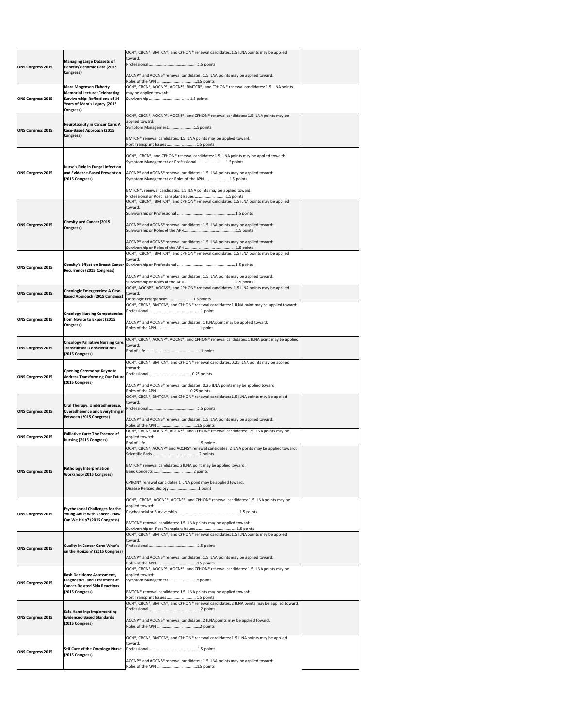| | | | |
|---|---|---|---|
| ONS Congress 2015 | **Managing Large Datasets of Genetic/Genomic Data (2015 Congress)** | OCN®, CBCN®, BMTCN®, and CPHON® renewal candidates: 1.5 ILNA points may be applied toward:<br>Professional ............................................1.5 points<br><br>AOCNP® and AOCNS® renewal candidates: 1.5 ILNA points may be applied toward:<br>Roles of the APN ....................................1.5 points | |
| ONS Congress 2015 | **Mara Mogensen Flaherty Memorial Lecture: Celebrating Survivorship: Reflections of 34 Years of Mara's Legacy (2015 Congress)** | OCN®, CBCN®, AOCNP®, AOCNS®, BMTCN®, and CPHON® renewal candidates: 1.5 ILNA points may be applied toward:<br>Survivorship...................................... 1.5 points | |
| ONS Congress 2015 | **Neurotoxicity in Cancer Care: A Case-Based Approach (2015 Congress)** | OCN®, CBCN®, AOCNP®, AOCNS®, and CPHON® renewal candidates: 1.5 ILNA points may be applied toward:<br>Symptom Management.......................1.5 points<br><br>BMTCN® renewal candidates: 1.5 ILNA points may be applied toward:<br>Post Transplant Issues .......................... 1.5 points | |
| ONS Congress 2015 | **Nurse's Role in Fungal Infection and Evidence-Based Prevention (2015 Congress)** | OCN®, CBCN®, and CPHON® renewal candidates: 1.5 ILNA points may be applied toward:<br>Symptom Management or Professional ..........................1.5 points<br><br>AOCNP® and AOCNS® renewal candidates: 1.5 ILNA points may be applied toward:<br>Symptom Management or Roles of the APN.......................1.5 points<br><br>BMTCN®, renewal candidates: 1.5 ILNA points may be applied toward:<br>Professional or Post Transplant Issues ..........................1.5 points | |
| ONS Congress 2015 | **Obesity and Cancer (2015 Congress)** | OCN®, CBCN®, BMTCN®, and CPHON® renewal candidates: 1.5 ILNA points may be applied toward:<br>Survivorship or Professional ......................................................1.5 points<br><br>AOCNP® and AOCNS® renewal candidates: 1.5 ILNA points may be applied toward:<br>Survivorship or Roles of the APN...............................................1.5 points<br><br>AOCNP® and AOCNS® renewal candidates: 1.5 ILNA points may be applied toward:<br>Survivorship or Roles of the APN ..............................................1.5 points | |
| ONS Congress 2015 | **Obesity's Effect on Breast Cancer Recurrence (2015 Congress)** | OCN®, CBCN®, BMTCN®, and CPHON® renewal candidates: 1.5 ILNA points may be applied toward:<br>Survivorship or Professional ......................................................1.5 points<br><br>AOCNP® and AOCNS® renewal candidates: 1.5 ILNA points may be applied toward:<br>Survivorship or Roles of the APN ..............................................1.5 points | |
| ONS Congress 2015 | **Oncologic Emergencies: A Case-Based Approach (2015 Congress)** | OCN®, AOCNP®, AOCNS®, and CPHON® renewal candidates: 1.5 ILNA points may be applied toward:<br>Oncologic Emergencies......................1.5 points | |
| ONS Congress 2015 | **Oncology Nursing Competencies from Novice to Expert (2015 Congress)** | OCN®, CBCN®, BMTCN®, and CPHON® renewal candidates: 1 ILNA point may be applied toward:<br>Professional ...............................................1 point<br><br>AOCNP® and AOCNS® renewal candidates: 1 ILNA point may be applied toward:<br>Roles of the APN .......................................1 point | |
| ONS Congress 2015 | **Oncology Palliative Nursing Care: Transcultural Considerations (2015 Congress)** | OCN®, CBCN®, AOCNP®, AOCNS®, and CPHON® renewal candidates: 1 ILNA point may be applied toward:<br>End of Life...................................................1 point | |
| ONS Congress 2015 | **Opening Ceremony: Keynote Address Transforming Our Future (2015 Congress)** | OCN®, CBCN®, BMTCN®, and CPHON® renewal candidates: 0.25 ILNA points may be applied toward:<br>Professional .......................................0.25 points<br><br>AOCNP® and AOCNS® renewal candidates: 0.25 ILNA points may be applied toward:<br>Roles of the APN ..............................0.25 points | |
| ONS Congress 2015 | **Oral Therapy: Underadherence, Overadherence and Everything in Between (2015 Congress)** | OCN®, CBCN®, BMTCN®, and CPHON® renewal candidates: 1.5 ILNA points may be applied toward:<br>Professional ............................................1.5 points<br><br>AOCNP® and AOCNS® renewal candidates: 1.5 ILNA points may be applied toward:<br>Roles of the APN ....................................1.5 points | |
| ONS Congress 2015 | **Palliative Care: The Essence of Nursing (2015 Congress)** | OCN®, CBCN®, AOCNP®, AOCNS®, and CPHON® renewal candidates: 1.5 ILNA points may be applied toward:<br>End of Life...............................................1.5 points | |
| ONS Congress 2015 | **Pathology Interpretation Workshop (2015 Congress)** | OCN®, CBCN®, AOCNP® and AOCNS® renewal candidates: 2 ILNA points may be applied toward:<br>Scientific Basis ..........................................2 points<br><br>BMTCN® renewal candidates: 2 ILNA point may be applied toward:<br>Basic Concepts .................................. 2 points<br><br>CPHON® renewal candidates 1 ILNA point may be applied toward:<br>Disease Related Biology...........................1 point | |
| ONS Congress 2015 | **Psychosocial Challenges for the Young Adult with Cancer - How Can We Help? (2015 Congress)** | OCN®, CBCN®, AOCNP®, AOCNS®, and CPHON® renewal candidates: 1.5 ILNA points may be applied toward:<br>Psychosocial or Survivorship.........................................................1.5 points<br><br>BMTCN® renewal candidates: 1.5 ILNA points may be applied toward:<br>Survivorship or Post Transplant Issues ......................................1.5 points | |
| ONS Congress 2015 | **Quality in Cancer Care: What's on the Horizon? (2015 Congress)** | OCN®, CBCN®, BMTCN®, and CPHON® renewal candidates: 1.5 ILNA points may be applied toward:<br>Professional ............................................1.5 points<br><br>AOCNP® and AOCNS® renewal candidates: 1.5 ILNA points may be applied toward:<br>Roles of the APN ....................................1.5 points | |
| ONS Congress 2015 | **Rash Decisions: Assessment, Diagnostics, and Treatment of Cancer-Related Skin Reactions (2015 Congress)** | OCN®, CBCN®, AOCNP®, AOCNS®, and CPHON® renewal candidates: 1.5 ILNA points may be applied toward:<br>Symptom Management.......................1.5 points<br><br>BMTCN® renewal candidates: 1.5 ILNA points may be applied toward:<br>Post Transplant Issues .......................... 1.5 points | |
| ONS Congress 2015 | **Safe Handling: Implementing Evidenced-Based Standards (2015 Congress)** | OCN®, CBCN®, BMTCN®, and CPHON® renewal candidates: 2 ILNA points may be applied toward:<br>Professional ...............................................2 points<br><br>AOCNP® and AOCNS® renewal candidates: 2 ILNA points may be applied toward:<br>Roles of the APN .......................................2 points | |
| ONS Congress 2015 | **Self Care of the Oncology Nurse (2015 Congress)** | OCN®, CBCN®, BMTCN®, and CPHON® renewal candidates: 1.5 ILNA points may be applied toward:<br>Professional ............................................1.5 points<br><br>AOCNP® and AOCNS® renewal candidates: 1.5 ILNA points may be applied toward:<br>Roles of the APN ....................................1.5 points | |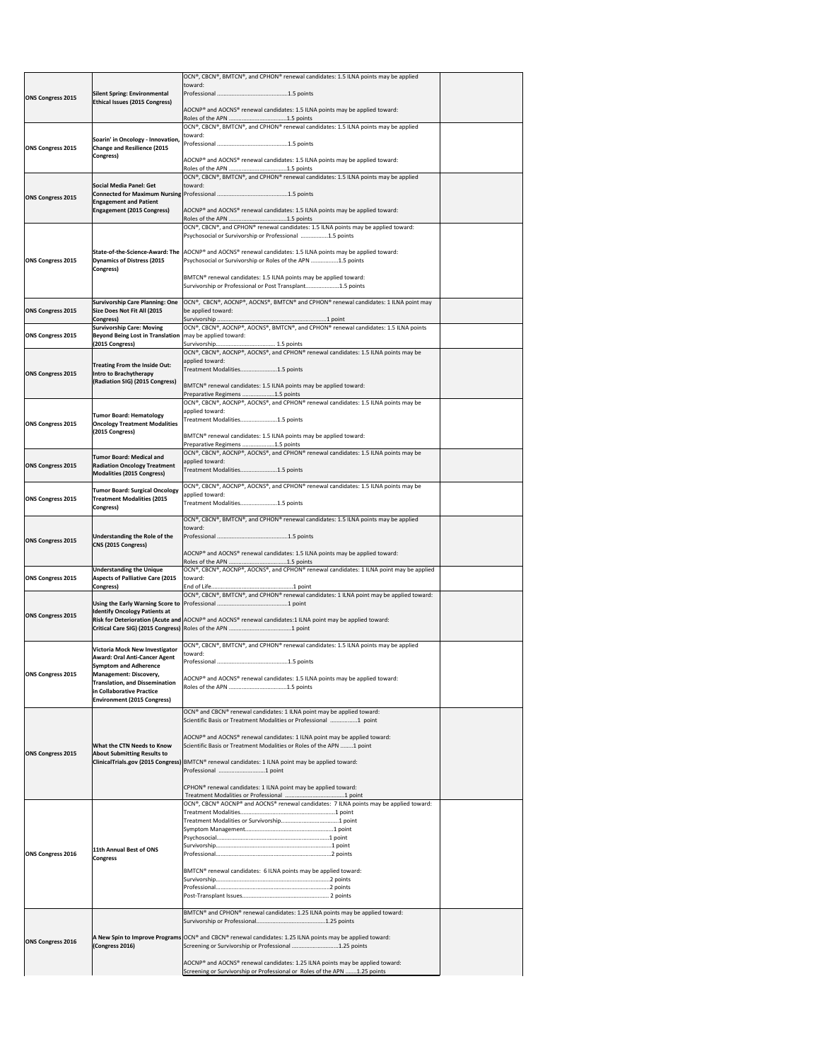| | | | |
|---|---|---|---|
| ONS Congress 2015 | Silent Spring: Environmental Ethical Issues (2015 Congress) | OCN®, CBCN®, BMTCN®, and CPHON® renewal candidates: 1.5 ILNA points may be applied toward:<br>Professional ............................................1.5 points<br><br>AOCNP® and AOCNS® renewal candidates: 1.5 ILNA points may be applied toward:<br>Roles of the APN ....................................1.5 points | |
| ONS Congress 2015 | Soarin' in Oncology - Innovation, Change and Resilience (2015 Congress) | OCN®, CBCN®, BMTCN®, and CPHON® renewal candidates: 1.5 ILNA points may be applied toward:<br>Professional ............................................1.5 points<br><br>AOCNP® and AOCNS® renewal candidates: 1.5 ILNA points may be applied toward:<br>Roles of the APN ....................................1.5 points | |
| ONS Congress 2015 | Social Media Panel: Get Connected for Maximum Nursing Engagement and Patient Engagement (2015 Congress) | OCN®, CBCN®, BMTCN®, and CPHON® renewal candidates: 1.5 ILNA points may be applied toward:<br>Professional ............................................1.5 points<br><br>AOCNP® and AOCNS® renewal candidates: 1.5 ILNA points may be applied toward:<br>Roles of the APN ....................................1.5 points | |
| ONS Congress 2015 | State-of-the-Science-Award: The Dynamics of Distress (2015 Congress) | OCN®, CBCN®, and CPHON® renewal candidates: 1.5 ILNA points may be applied toward:<br>Psychosocial or Survivorship or Professional ................1.5 points<br><br>AOCNP® and AOCNS® renewal candidates: 1.5 ILNA points may be applied toward:<br>Psychosocial or Survivorship or Roles of the APN ................1.5 points<br><br>BMTCN® renewal candidates: 1.5 ILNA points may be applied toward:<br>Survivorship or Professional or Post Transplant....................1.5 points | |
| ONS Congress 2015 | Survivorship Care Planning: One Size Does Not Fit All (2015 Congress) | OCN®, CBCN®, AOCNP®, AOCNS®, BMTCN® and CPHON® renewal candidates: 1 ILNA point may be applied toward:<br>Survivorship ..................................................................1 point | |
| ONS Congress 2015 | Survivorship Care: Moving Beyond Being Lost in Translation (2015 Congress) | OCN®, CBCN®, AOCNP®, AOCNS®, BMTCN®, and CPHON® renewal candidates: 1.5 ILNA points may be applied toward:<br>Survivorship.................................... 1.5 points | |
| ONS Congress 2015 | Treating From the Inside Out: Intro to Brachytherapy (Radiation SIG) (2015 Congress) | OCN®, CBCN®, AOCNP®, AOCNS®, and CPHON® renewal candidates: 1.5 ILNA points may be applied toward:<br>Treatment Modalities......................1.5 points<br><br>BMTCN® renewal candidates: 1.5 ILNA points may be applied toward:<br>Preparative Regimens ....................1.5 points | |
| ONS Congress 2015 | Tumor Board: Hematology Oncology Treatment Modalities (2015 Congress) | OCN®, CBCN®, AOCNP®, AOCNS®, and CPHON® renewal candidates: 1.5 ILNA points may be applied toward:<br>Treatment Modalities......................1.5 points<br><br>BMTCN® renewal candidates: 1.5 ILNA points may be applied toward:<br>Preparative Regimens ....................1.5 points | |
| ONS Congress 2015 | Tumor Board: Medical and Radiation Oncology Treatment Modalities (2015 Congress) | OCN®, CBCN®, AOCNP®, AOCNS®, and CPHON® renewal candidates: 1.5 ILNA points may be applied toward:<br>Treatment Modalities......................1.5 points | |
| ONS Congress 2015 | Tumor Board: Surgical Oncology Treatment Modalities (2015 Congress) | OCN®, CBCN®, AOCNP®, AOCNS®, and CPHON® renewal candidates: 1.5 ILNA points may be applied toward:<br>Treatment Modalities......................1.5 points | |
| ONS Congress 2015 | Understanding the Role of the CNS (2015 Congress) | OCN®, CBCN®, BMTCN®, and CPHON® renewal candidates: 1.5 ILNA points may be applied toward:<br>Professional ............................................1.5 points<br><br>AOCNP® and AOCNS® renewal candidates: 1.5 ILNA points may be applied toward:<br>Roles of the APN ....................................1.5 points | |
| ONS Congress 2015 | Understanding the Unique Aspects of Palliative Care (2015 Congress) | OCN®, CBCN®, AOCNP®, AOCNS®, and CPHON® renewal candidates: 1 ILNA point may be applied toward:<br>End of Life....................................................1 point | |
| ONS Congress 2015 | Using the Early Warning Score to Identify Oncology Patients at Risk for Deterioration (Acute and Critical Care SIG) (2015 Congress) | OCN®, CBCN®, BMTCN®, and CPHON® renewal candidates: 1 ILNA point may be applied toward:<br>Professional ...........................................1 point<br><br>AOCNP® and AOCNS® renewal candidates:1 ILNA point may be applied toward:<br>Roles of the APN ......................................1 point | |
| ONS Congress 2015 | Victoria Mock New Investigator Award: Oral Anti-Cancer Agent Symptom and Adherence Management: Discovery, Translation, and Dissemination in Collaborative Practice Environment (2015 Congress) | OCN®, CBCN®, BMTCN®, and CPHON® renewal candidates: 1.5 ILNA points may be applied toward:<br>Professional ............................................1.5 points<br><br>AOCNP® and AOCNS® renewal candidates: 1.5 ILNA points may be applied toward:<br>Roles of the APN ....................................1.5 points | |
| ONS Congress 2015 | What the CTN Needs to Know About Submitting Results to ClinicalTrials.gov (2015 Congress) | OCN® and CBCN® renewal candidates: 1 ILNA point may be applied toward:<br>Scientific Basis or Treatment Modalities or Professional ................1 point<br><br>AOCNP® and AOCNS® renewal candidates: 1 ILNA point may be applied toward:<br>Scientific Basis or Treatment Modalities or Roles of the APN ........1 point<br><br>BMTCN® renewal candidates: 1 ILNA point may be applied toward:<br>Professional ............................1 point<br><br>CPHON® renewal candidates: 1 ILNA point may be applied toward:<br>Treatment Modalities or Professional ....................................1 point | |
| ONS Congress 2016 | 11th Annual Best of ONS Congress | OCN®, CBCN® AOCNP® and AOCNS® renewal candidates: 7 ILNA points may be applied toward:<br>Treatment Modalities..........................................................1 point<br>Treatment Modalities or Survivorship....................................1 point<br>Symptom Management.......................................................1 point<br>Psychosocial.......................................................................1 point<br>Survivorship........................................................................1 point<br>Professional........................................................................2 points<br><br>BMTCN® renewal candidates: 6 ILNA points may be applied toward:<br>Survivorship........................................................................2 points<br>Professional........................................................................2 points<br>Post-Transplant Issues....................................................... 2 points | |
| ONS Congress 2016 | A New Spin to Improve Programs (Congress 2016) | BMTCN® and CPHON® renewal candidates: 1.25 ILNA points may be applied toward:<br>Survivorship or Professional...........................................1.25 points<br><br>OCN® and CBCN® renewal candidates: 1.25 ILNA points may be applied toward:<br>Screening or Survivorship or Professional ............................1.25 points<br><br>AOCNP® and AOCNS® renewal candidates: 1.25 ILNA points may be applied toward:<br>Screening or Survivorship or Professional or Roles of the APN .......1.25 points | |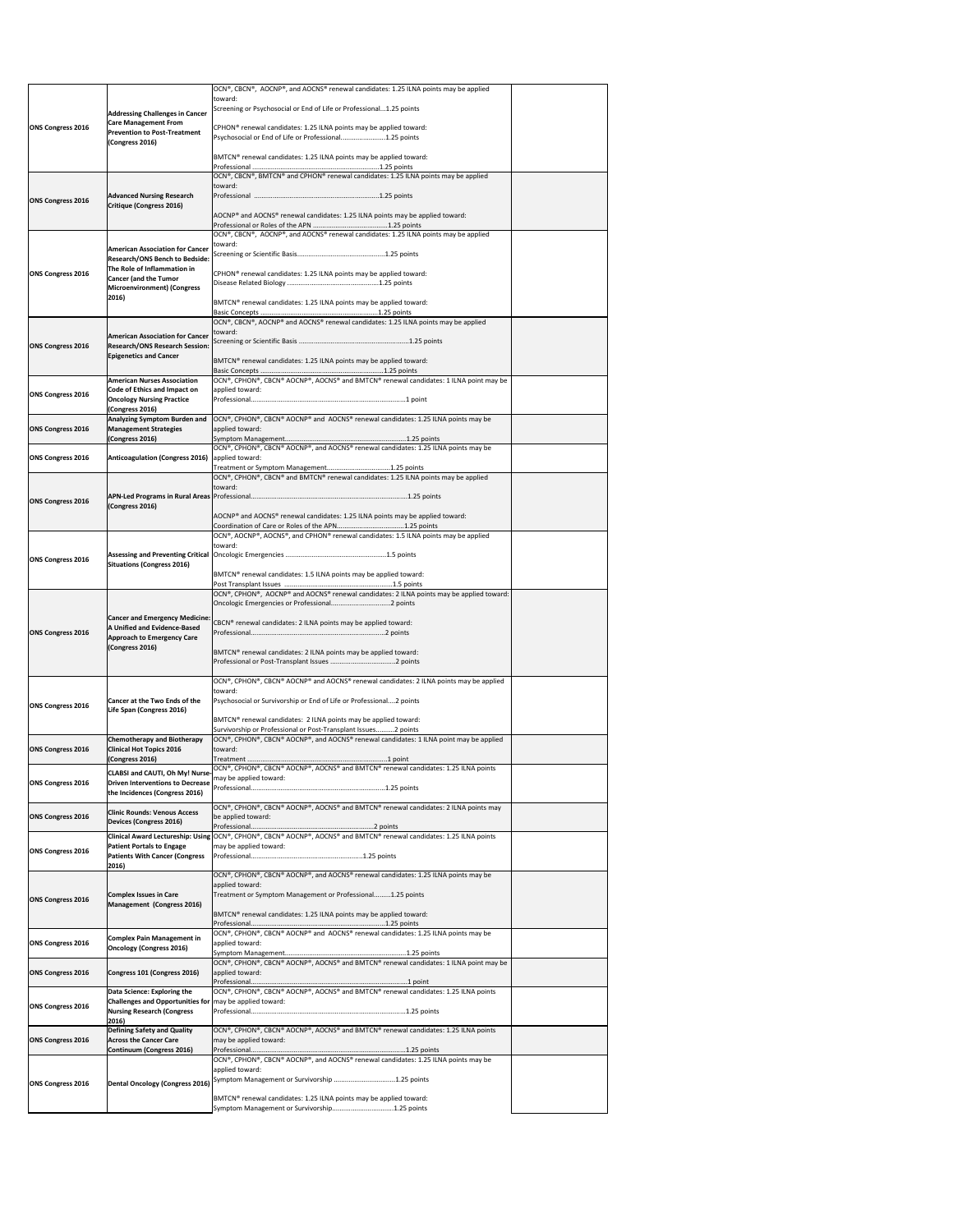| ONS Congress 2016 | Addressing Challenges in Cancer Care Management From Prevention to Post-Treatment (Congress 2016) | OCN®, CBCN®, AOCNP®, and AOCNS® renewal candidates: 1.25 ILNA points may be applied toward:<br>Screening or Psychosocial or End of Life or Professional...1.25 points<br><br>CPHON® renewal candidates: 1.25 ILNA points may be applied toward:<br>Psychosocial or End of Life or Professional.........................1.25 points<br><br>BMTCN® renewal candidates: 1.25 ILNA points may be applied toward:<br>Professional .......................................................................1.25 points | |
|---|---|---|---|
| ONS Congress 2016 | Advanced Nursing Research Critique (Congress 2016) | OCN®, CBCN®, BMTCN® and CPHON® renewal candidates: 1.25 ILNA points may be applied toward:<br>Professional ....................................................................1.25 points<br><br>AOCNP® and AOCNS® renewal candidates: 1.25 ILNA points may be applied toward:<br>Professional or Roles of the APN .........................................1.25 points | |
| ONS Congress 2016 | American Association for Cancer Research/ONS Bench to Bedside: The Role of Inflammation in Cancer (and the Tumor Microenvironment) (Congress 2016) | OCN®, CBCN®, AOCNP®, and AOCNS® renewal candidates: 1.25 ILNA points may be applied toward:<br>Screening or Scientific Basis...............................................1.25 points<br><br>CPHON® renewal candidates: 1.25 ILNA points may be applied toward:<br>Disease Related Biology .................................................1.25 points<br><br>BMTCN® renewal candidates: 1.25 ILNA points may be applied toward:<br>Basic Concepts ...............................................................1.25 points | |
| ONS Congress 2016 | American Association for Cancer Research/ONS Research Session: Epigenetics and Cancer | OCN®, CBCN®, AOCNP® and AOCNS® renewal candidates: 1.25 ILNA points may be applied toward:<br>Screening or Scientific Basis ............................................................1.25 points<br><br>BMTCN® renewal candidates: 1.25 ILNA points may be applied toward:<br>Basic Concepts ...................................................................1.25 points | |
| ONS Congress 2016 | American Nurses Association Code of Ethics and Impact on Oncology Nursing Practice (Congress 2016) | OCN®, CPHON®, CBCN® AOCNP®, AOCNS® and BMTCN® renewal candidates: 1 ILNA point may be applied toward:<br>Professional.....................................................................................1 point | |
| ONS Congress 2016 | Analyzing Symptom Burden and Management Strategies (Congress 2016) | OCN®, CPHON®, CBCN® AOCNP® and AOCNS® renewal candidates: 1.25 ILNA points may be applied toward:<br>Symptom Management.............................................................1.25 points | |
| ONS Congress 2016 | Anticoagulation (Congress 2016) | OCN®, CPHON®, CBCN® AOCNP®, and AOCNS® renewal candidates: 1.25 ILNA points may be applied toward:<br>Treatment or Symptom Management..................................1.25 points | |
| ONS Congress 2016 | APN-Led Programs in Rural Areas (Congress 2016) | OCN®, CPHON®, CBCN® and BMTCN® renewal candidates: 1.25 ILNA points may be applied toward:<br>Professional.......................................................................................1.25 points<br><br>AOCNP® and AOCNS® renewal candidates: 1.25 ILNA points may be applied toward:<br>Coordination of Care or Roles of the APN....................................1.25 points | |
| ONS Congress 2016 | Assessing and Preventing Critical Situations (Congress 2016) | OCN®, AOCNP®, AOCNS®, and CPHON® renewal candidates: 1.5 ILNA points may be applied toward:<br>Oncologic Emergencies .......................................................1.5 points<br><br>BMTCN® renewal candidates: 1.5 ILNA points may be applied toward:<br>Post Transplant Issues ...........................................................1.5 points | |
| ONS Congress 2016 | Cancer and Emergency Medicine: A Unified and Evidence-Based Approach to Emergency Care (Congress 2016) | OCN®, CPHON®, AOCNP® and AOCNS® renewal candidates: 2 ILNA points may be applied toward:<br>Oncologic Emergencies or Professional................................2 points<br><br>CBCN® renewal candidates: 2 ILNA points may be applied toward:<br>Professional.........................................................................2 points<br><br>BMTCN® renewal candidates: 2 ILNA points may be applied toward:<br>Professional or Post-Transplant Issues ...................................2 points | |
| ONS Congress 2016 | Cancer at the Two Ends of the Life Span (Congress 2016) | OCN®, CPHON®, CBCN® AOCNP® and AOCNS® renewal candidates: 2 ILNA points may be applied toward:<br>Psychosocial or Survivorship or End of Life or Professional....2 points<br><br>BMTCN® renewal candidates: 2 ILNA points may be applied toward:<br>Survivorship or Professional or Post-Transplant Issues..........2 points | |
| ONS Congress 2016 | Chemotherapy and Biotherapy Clinical Hot Topics 2016 (Congress 2016) | OCN®, CPHON®, CBCN® AOCNP®, and AOCNS® renewal candidates: 1 ILNA point may be applied toward:<br>Treatment .............................................................................1 point | |
| ONS Congress 2016 | CLABSI and CAUTI, Oh My! Nurse-Driven Interventions to Decrease the Incidences (Congress 2016) | OCN®, CPHON®, CBCN® AOCNP®, AOCNS® and BMTCN® renewal candidates: 1.25 ILNA points may be applied toward:<br>Professional...........................................................................1.25 points | |
| ONS Congress 2016 | Clinic Rounds: Venous Access Devices (Congress 2016) | OCN®, CPHON®, CBCN® AOCNP®, AOCNS® and BMTCN® renewal candidates: 2 ILNA points may be applied toward:<br>Professional.....................................................................2 points | |
| ONS Congress 2016 | Clinical Award Lectureship: Using Patient Portals to Engage Patients With Cancer (Congress 2016) | OCN®, CPHON®, CBCN® AOCNP®, AOCNS® and BMTCN® renewal candidates: 1.25 ILNA points may be applied toward:<br>Professional.............................................................1.25 points | |
| ONS Congress 2016 | Complex Issues in Care Management (Congress 2016) | OCN®, CPHON®, CBCN® AOCNP®, and AOCNS® renewal candidates: 1.25 ILNA points may be applied toward:<br>Treatment or Symptom Management or Professional.........1.25 points<br><br>BMTCN® renewal candidates: 1.25 ILNA points may be applied toward:<br>Professional........................................................................1.25 points | |
| ONS Congress 2016 | Complex Pain Management in Oncology (Congress 2016) | OCN®, CPHON®, CBCN® AOCNP® and AOCNS® renewal candidates: 1.25 ILNA points may be applied toward:<br>Symptom Management..............................................................1.25 points | |
| ONS Congress 2016 | Congress 101 (Congress 2016) | OCN®, CPHON®, CBCN® AOCNP®, AOCNS® and BMTCN® renewal candidates: 1 ILNA point may be applied toward:<br>Professional......................................................................................1 point | |
| ONS Congress 2016 | Data Science: Exploring the Challenges and Opportunities for Nursing Research (Congress 2016) | OCN®, CPHON®, CBCN® AOCNP®, AOCNS® and BMTCN® renewal candidates: 1.25 ILNA points may be applied toward:<br>Professional.....................................................................................1.25 points | |
| ONS Congress 2016 | Defining Safety and Quality Across the Cancer Care Continuum (Congress 2016) | OCN®, CPHON®, CBCN® AOCNP®, AOCNS® and BMTCN® renewal candidates: 1.25 ILNA points may be applied toward:<br>Professional.....................................................................................1.25 points | |
| ONS Congress 2016 | Dental Oncology (Congress 2016) | OCN®, CPHON®, CBCN® AOCNP®, and AOCNS® renewal candidates: 1.25 ILNA points may be applied toward:<br>Symptom Management or Survivorship ................................1.25 points<br><br>BMTCN® renewal candidates: 1.25 ILNA points may be applied toward:<br>Symptom Management or Survivorship................................1.25 points | |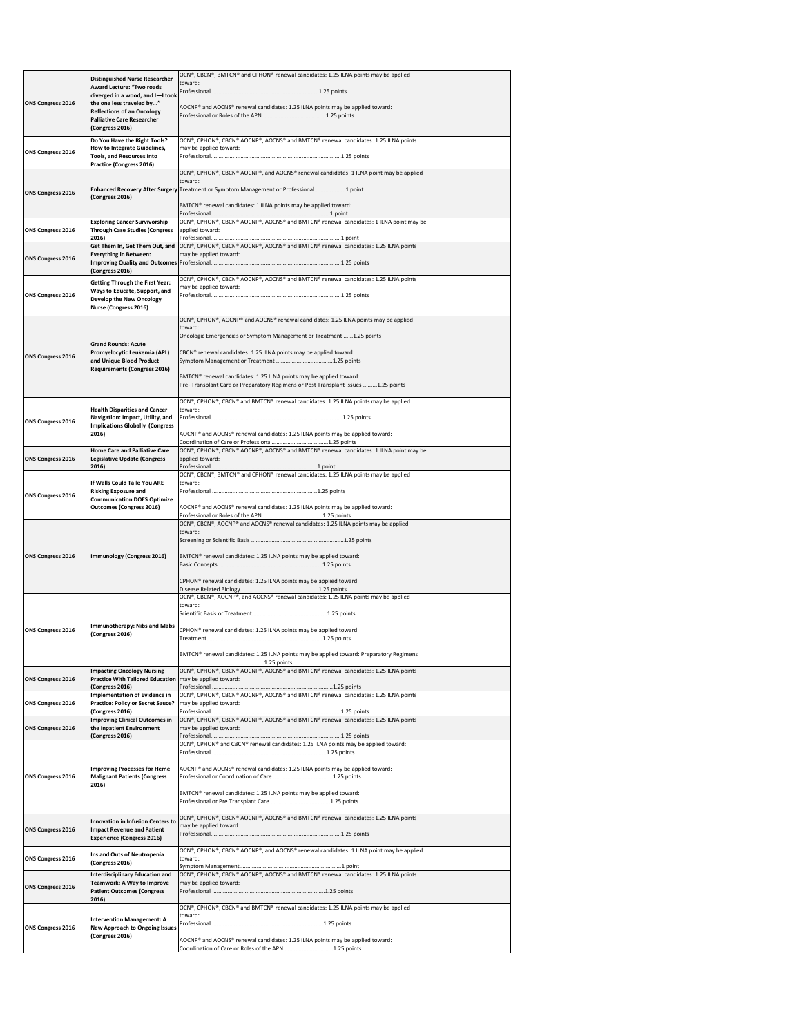| ONS Congress 2016 | Distinguished Nurse Researcher Award Lecture: "Two roads diverged in a wood, and I—I took the one less traveled by…" Reflections of an Oncology Palliative Care Researcher (Congress 2016) | OCN®, CBCN®, BMTCN® and CPHON® renewal candidates: 1.25 ILNA points may be applied toward:<br>Professional ......................................................................1.25 points<br><br>AOCNP® and AOCNS® renewal candidates: 1.25 ILNA points may be applied toward:<br>Professional or Roles of the APN ..........................................1.25 points | |
|---|---|---|---|
| ONS Congress 2016 | Do You Have the Right Tools? How to Integrate Guidelines, Tools, and Resources Into Practice (Congress 2016) | OCN®, CPHON®, CBCN® AOCNP®, AOCNS® and BMTCN® renewal candidates: 1.25 ILNA points may be applied toward:<br>Professional..........................................................................................1.25 points | |
| ONS Congress 2016 | Enhanced Recovery After Surgery (Congress 2016) | OCN®, CPHON®, CBCN® AOCNP®, and AOCNS® renewal candidates: 1 ILNA point may be applied toward:<br>Treatment or Symptom Management or Professional....................1 point<br><br>BMTCN® renewal candidates: 1 ILNA points may be applied toward:<br>Professional..........................................................................1 point | |
| ONS Congress 2016 | Exploring Cancer Survivorship Through Case Studies (Congress 2016) | OCN®, CPHON®, CBCN® AOCNP®, AOCNS® and BMTCN® renewal candidates: 1 ILNA point may be applied toward:<br>Professional..........................................................................................1 point | |
| ONS Congress 2016 | Get Them In, Get Them Out, and Everything in Between: Improving Quality and Outcomes (Congress 2016) | OCN®, CPHON®, CBCN® AOCNP®, AOCNS® and BMTCN® renewal candidates: 1.25 ILNA points may be applied toward:<br>Professional..........................................................................................1.25 points | |
| ONS Congress 2016 | Getting Through the First Year: Ways to Educate, Support, and Develop the New Oncology Nurse (Congress 2016) | OCN®, CPHON®, CBCN® AOCNP®, AOCNS® and BMTCN® renewal candidates: 1.25 ILNA points may be applied toward:<br>Professional..........................................................................................1.25 points | |
| ONS Congress 2016 | Grand Rounds: Acute Promyelocytic Leukemia (APL) and Unique Blood Product Requirements (Congress 2016) | OCN®, CPHON®, AOCNP® and AOCNS® renewal candidates: 1.25 ILNA points may be applied toward:<br>Oncologic Emergencies or Symptom Management or Treatment ......1.25 points<br><br>CBCN® renewal candidates: 1.25 ILNA points may be applied toward:<br>Symptom Management or Treatment ......................................1.25 points<br><br>BMTCN® renewal candidates: 1.25 ILNA points may be applied toward:<br>Pre- Transplant Care or Preparatory Regimens or Post Transplant Issues .........1.25 points | |
| ONS Congress 2016 | Health Disparities and Cancer Navigation: Impact, Utility, and Implications Globally (Congress 2016) | OCN®, CPHON®, CBCN® and BMTCN® renewal candidates: 1.25 ILNA points may be applied toward:<br>Professional..........................................................................................1.25 points<br><br>AOCNP® and AOCNS® renewal candidates: 1.25 ILNA points may be applied toward:<br>Coordination of Care or Professional.......................................1.25 points | |
| ONS Congress 2016 | Home Care and Palliative Care Legislative Update (Congress 2016) | OCN®, CPHON®, CBCN® AOCNP®, AOCNS® and BMTCN® renewal candidates: 1 ILNA point may be applied toward:<br>Professional..........................................................................................1 point | |
| ONS Congress 2016 | If Walls Could Talk: You ARE Risking Exposure and Communication DOES Optimize Outcomes (Congress 2016) | OCN®, CBCN®, BMTCN® and CPHON® renewal candidates: 1.25 ILNA points may be applied toward:<br>Professional ......................................................................1.25 points<br><br>AOCNP® and AOCNS® renewal candidates: 1.25 ILNA points may be applied toward:<br>Professional or Roles of the APN ..........................................1.25 points | |
| ONS Congress 2016 | Immunology (Congress 2016) | OCN®, CBCN®, AOCNP® and AOCNS® renewal candidates: 1.25 ILNA points may be applied toward:<br>Screening or Scientific Basis .................................................................1.25 points<br><br>BMTCN® renewal candidates: 1.25 ILNA points may be applied toward:<br>Basic Concepts .....................................................................1.25 points<br><br>CPHON® renewal candidates: 1.25 ILNA points may be applied toward:<br>Disease Related Biology......................................................1.25 points | |
| ONS Congress 2016 | Immunotherapy: Nibs and Mabs (Congress 2016) | OCN®, CBCN®, AOCNP®, and AOCNS® renewal candidates: 1.25 ILNA points may be applied toward:<br>Scientific Basis or Treatment..................................................1.25 points<br><br>CPHON® renewal candidates: 1.25 ILNA points may be applied toward:<br>Treatment.......................................................................1.25 points<br><br>BMTCN® renewal candidates: 1.25 ILNA points may be applied toward: Preparatory Regimens .......................................................1.25 points | |
| ONS Congress 2016 | Impacting Oncology Nursing Practice With Tailored Education (Congress 2016) | OCN®, CPHON®, CBCN® AOCNP®, AOCNS® and BMTCN® renewal candidates: 1.25 ILNA points may be applied toward:<br>Professional ..........................................................................................1.25 points | |
| ONS Congress 2016 | Implementation of Evidence in Practice: Policy or Secret Sauce? (Congress 2016) | OCN®, CPHON®, CBCN® AOCNP®, AOCNS® and BMTCN® renewal candidates: 1.25 ILNA points may be applied toward:<br>Professional..........................................................................................1.25 points | |
| ONS Congress 2016 | Improving Clinical Outcomes in the Inpatient Environment (Congress 2016) | OCN®, CPHON®, CBCN® AOCNP®, AOCNS® and BMTCN® renewal candidates: 1.25 ILNA points may be applied toward:<br>Professional..........................................................................................1.25 points | |
| ONS Congress 2016 | Improving Processes for Heme Malignant Patients (Congress 2016) | OCN®, CPHON® and CBCN® renewal candidates: 1.25 ILNA points may be applied toward:<br>Professional ..........................................................................1.25 points<br><br>AOCNP® and AOCNS® renewal candidates: 1.25 ILNA points may be applied toward:<br>Professional or Coordination of Care .......................................1.25 points<br><br>BMTCN® renewal candidates: 1.25 ILNA points may be applied toward:<br>Professional or Pre Transplant Care .......................................1.25 points | |
| ONS Congress 2016 | Innovation in Infusion Centers to Impact Revenue and Patient Experience (Congress 2016) | OCN®, CPHON®, CBCN® AOCNP®, AOCNS® and BMTCN® renewal candidates: 1.25 ILNA points may be applied toward:<br>Professional..........................................................................................1.25 points | |
| ONS Congress 2016 | Ins and Outs of Neutropenia (Congress 2016) | OCN®, CPHON®, CBCN® AOCNP®, and AOCNS® renewal candidates: 1 ILNA point may be applied toward:<br>Symptom Management......................................................................1 point | |
| ONS Congress 2016 | Interdisciplinary Education and Teamwork: A Way to Improve Patient Outcomes (Congress 2016) | OCN®, CPHON®, CBCN® AOCNP®, AOCNS® and BMTCN® renewal candidates: 1.25 ILNA points may be applied toward:<br>Professional ..........................................................................1.25 points | |
| ONS Congress 2016 | Intervention Management: A New Approach to Ongoing Issues (Congress 2016) | OCN®, CPHON®, CBCN® and BMTCN® renewal candidates: 1.25 ILNA points may be applied toward:<br>Professional ..........................................................................1.25 points<br><br>AOCNP® and AOCNS® renewal candidates: 1.25 ILNA points may be applied toward:<br>Coordination of Care or Roles of the APN ..................................1.25 points | |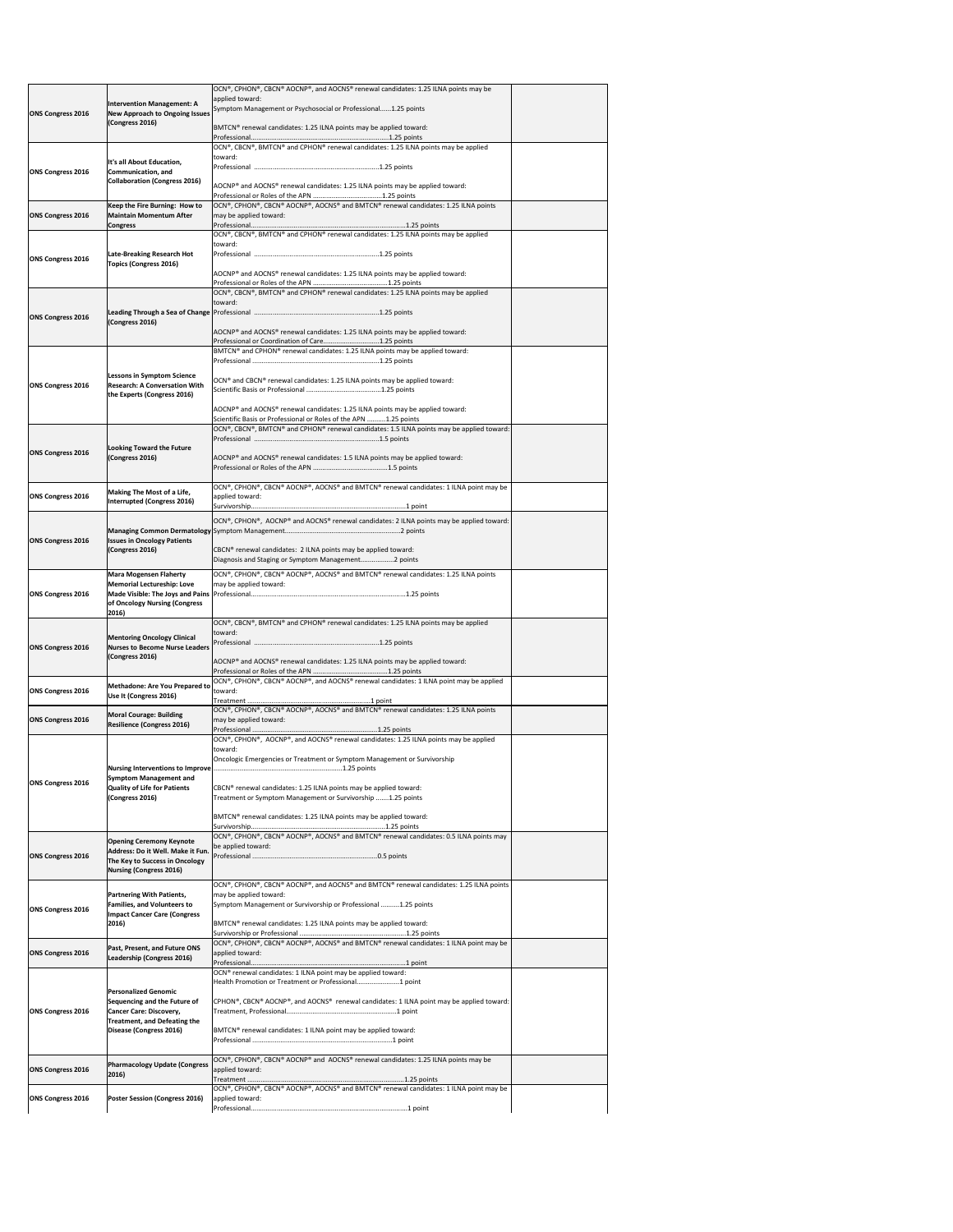| | | | |
|---|---|---|---|
| ONS Congress 2016 | **Intervention Management: A New Approach to Ongoing Issues (Congress 2016)** | OCN®, CPHON®, CBCN® AOCNP®, and AOCNS® renewal candidates: 1.25 ILNA points may be applied toward:<br>Symptom Management or Psychosocial or Professional......1.25 points<br><br>BMTCN® renewal candidates: 1.25 ILNA points may be applied toward:<br>Professional.......................................................................1.25 points | |
| ONS Congress 2016 | **It's all About Education, Communication, and Collaboration (Congress 2016)** | OCN®, CBCN®, BMTCN® and CPHON® renewal candidates: 1.25 ILNA points may be applied toward:<br>Professional ....................................................................1.25 points<br><br>AOCNP® and AOCNS® renewal candidates: 1.25 ILNA points may be applied toward:<br>Professional or Roles of the APN .......................................1.25 points | |
| ONS Congress 2016 | **Keep the Fire Burning: How to Maintain Momentum After Congress** | OCN®, CPHON®, CBCN® AOCNP®, AOCNS® and BMTCN® renewal candidates: 1.25 ILNA points may be applied toward:<br>Professional.......................................................................1.25 points | |
| ONS Congress 2016 | **Late-Breaking Research Hot Topics (Congress 2016)** | OCN®, CBCN®, BMTCN® and CPHON® renewal candidates: 1.25 ILNA points may be applied toward:<br>Professional ....................................................................1.25 points<br><br>AOCNP® and AOCNS® renewal candidates: 1.25 ILNA points may be applied toward:<br>Professional or Roles of the APN .......................................1.25 points | |
| ONS Congress 2016 | **Leading Through a Sea of Change (Congress 2016)** | OCN®, CBCN®, BMTCN® and CPHON® renewal candidates: 1.25 ILNA points may be applied toward:<br>Professional ....................................................................1.25 points<br><br>AOCNP® and AOCNS® renewal candidates: 1.25 ILNA points may be applied toward:<br>Professional or Coordination of Care.................................1.25 points | |
| ONS Congress 2016 | **Lessons in Symptom Science Research: A Conversation With the Experts (Congress 2016)** | BMTCN® and CPHON® renewal candidates: 1.25 ILNA points may be applied toward:<br>Professional ....................................................................1.25 points<br><br>OCN® and CBCN® renewal candidates: 1.25 ILNA points may be applied toward:<br>Scientific Basis or Professional .........................................1.25 points<br><br>AOCNP® and AOCNS® renewal candidates: 1.25 ILNA points may be applied toward:<br>Scientific Basis or Professional or Roles of the APN ..........1.25 points | |
| ONS Congress 2016 | **Looking Toward the Future (Congress 2016)** | OCN®, CBCN®, BMTCN® and CPHON® renewal candidates: 1.5 ILNA points may be applied toward:<br>Professional ....................................................................1.5 points<br><br>AOCNP® and AOCNS® renewal candidates: 1.5 ILNA points may be applied toward:<br>Professional or Roles of the APN .......................................1.5 points | |
| ONS Congress 2016 | **Making The Most of a Life, Interrupted (Congress 2016)** | OCN®, CPHON®, CBCN® AOCNP®, AOCNS® and BMTCN® renewal candidates: 1 ILNA point may be applied toward:<br>Survivorship.......................................................................1 point | |
| ONS Congress 2016 | **Managing Common Dermatology Issues in Oncology Patients (Congress 2016)** | OCN®, CPHON®, AOCNP® and AOCNS® renewal candidates: 2 ILNA points may be applied toward:<br>Symptom Management.......................................................2 points<br><br>CBCN® renewal candidates: 2 ILNA points may be applied toward:<br>Diagnosis and Staging or Symptom Management.................2 points | |
| ONS Congress 2016 | **Mara Mogensen Flaherty Memorial Lectureship: Love Made Visible: The Joys and Pains of Oncology Nursing (Congress 2016)** | OCN®, CPHON®, CBCN® AOCNP®, AOCNS® and BMTCN® renewal candidates: 1.25 ILNA points may be applied toward:<br>Professional.......................................................................1.25 points | |
| ONS Congress 2016 | **Mentoring Oncology Clinical Nurses to Become Nurse Leaders (Congress 2016)** | OCN®, CBCN®, BMTCN® and CPHON® renewal candidates: 1.25 ILNA points may be applied toward:<br>Professional ....................................................................1.25 points<br><br>AOCNP® and AOCNS® renewal candidates: 1.25 ILNA points may be applied toward:<br>Professional or Roles of the APN .......................................1.25 points | |
| ONS Congress 2016 | **Methadone: Are You Prepared to Use It (Congress 2016)** | OCN®, CPHON®, CBCN® AOCNP®, and AOCNS® renewal candidates: 1 ILNA point may be applied toward:<br>Treatment .........................................................................1 point | |
| ONS Congress 2016 | **Moral Courage: Building Resilience (Congress 2016)** | OCN®, CPHON®, CBCN® AOCNP®, AOCNS® and BMTCN® renewal candidates: 1.25 ILNA points may be applied toward:<br>Professional ....................................................................1.25 points | |
| ONS Congress 2016 | **Nursing Interventions to Improve Symptom Management and Quality of Life for Patients (Congress 2016)** | OCN®, CPHON®, AOCNP®, and AOCNS® renewal candidates: 1.25 ILNA points may be applied toward:<br>Oncologic Emergencies or Treatment or Symptom Management or Survivorship ....................................................................1.25 points<br><br>CBCN® renewal candidates: 1.25 ILNA points may be applied toward:<br>Treatment or Symptom Management or Survivorship .......1.25 points<br><br>BMTCN® renewal candidates: 1.25 ILNA points may be applied toward:<br>Survivorship.......................................................................1.25 points | |
| ONS Congress 2016 | **Opening Ceremony Keynote Address: Do it Well. Make it Fun. The Key to Success in Oncology Nursing (Congress 2016)** | OCN®, CPHON®, CBCN® AOCNP®, AOCNS® and BMTCN® renewal candidates: 0.5 ILNA points may be applied toward:<br>Professional ....................................................................0.5 points | |
| ONS Congress 2016 | **Partnering With Patients, Families, and Volunteers to Impact Cancer Care (Congress 2016)** | OCN®, CPHON®, CBCN® AOCNP®, and AOCNS® and BMTCN® renewal candidates: 1.25 ILNA points may be applied toward:<br>Symptom Management or Survivorship or Professional ..........1.25 points<br><br>BMTCN® renewal candidates: 1.25 ILNA points may be applied toward:<br>Survivorship or Professional .............................................1.25 points | |
| ONS Congress 2016 | **Past, Present, and Future ONS Leadership (Congress 2016)** | OCN®, CPHON®, CBCN® AOCNP®, AOCNS® and BMTCN® renewal candidates: 1 ILNA point may be applied toward:<br>Professional.......................................................................1 point | |
| ONS Congress 2016 | **Personalized Genomic Sequencing and the Future of Cancer Care: Discovery, Treatment, and Defeating the Disease (Congress 2016)** | OCN® renewal candidates: 1 ILNA point may be applied toward:<br>Health Promotion or Treatment or Professional......................1 point<br><br>CPHON®, CBCN® AOCNP®, and AOCNS® renewal candidates: 1 ILNA point may be applied toward:<br>Treatment, Professional.......................................................1 point<br><br>BMTCN® renewal candidates: 1 ILNA point may be applied toward:<br>Professional .......................................................................1 point | |
| ONS Congress 2016 | **Pharmacology Update (Congress 2016)** | OCN®, CPHON®, CBCN® AOCNP® and AOCNS® renewal candidates: 1.25 ILNA points may be applied toward:<br>Treatment ..........................................................................1.25 points | |
| ONS Congress 2016 | **Poster Session (Congress 2016)** | OCN®, CPHON®, CBCN® AOCNP®, AOCNS® and BMTCN® renewal candidates: 1 ILNA point may be applied toward:<br>Professional.......................................................................1 point | |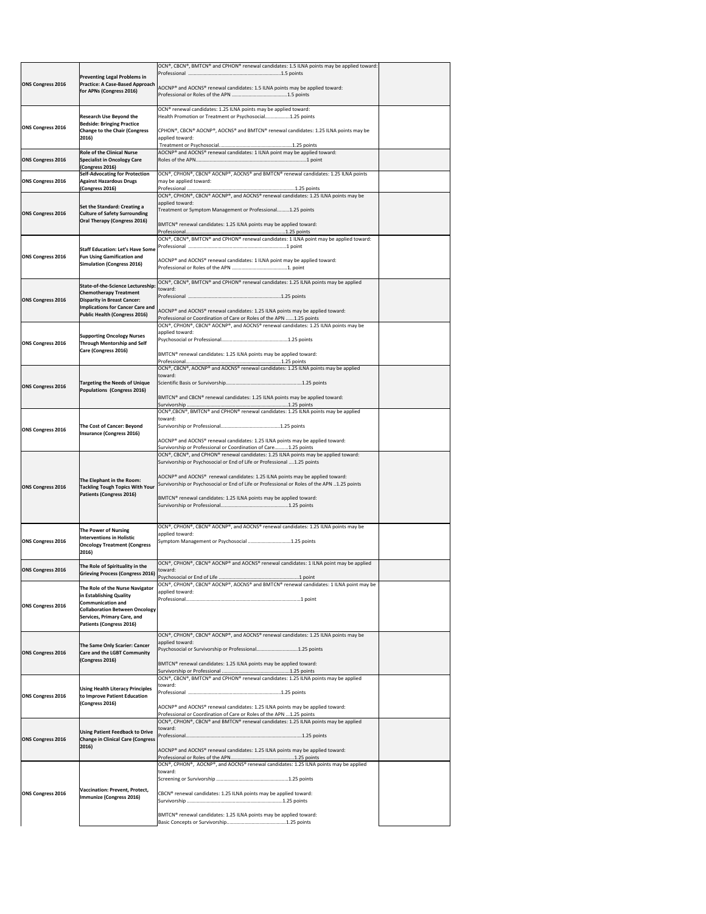| | | | |
|---|---|---|---|
| ONS Congress 2016 | Preventing Legal Problems in Practice: A Case-Based Approach for APNs (Congress 2016) | OCN®, CBCN®, BMTCN® and CPHON® renewal candidates: 1.5 ILNA points may be applied toward:<br>Professional ......................................................................1.5 points<br><br>AOCNP® and AOCNS® renewal candidates: 1.5 ILNA points may be applied toward:<br>Professional or Roles of the APN .........................................1.5 points | |
| ONS Congress 2016 | Research Use Beyond the Bedside: Bringing Practice Change to the Chair (Congress 2016) | OCN® renewal candidates: 1.25 ILNA points may be applied toward:<br>Health Promotion or Treatment or Psychosocial...................1.25 points<br><br>CPHON®, CBCN® AOCNP®, AOCNS® and BMTCN® renewal candidates: 1.25 ILNA points may be applied toward:<br>Treatment or Psychosocial.......................................................1.25 points | |
| ONS Congress 2016 | Role of the Clinical Nurse Specialist in Oncology Care (Congress 2016) | AOCNP® and AOCNS® renewal candidates: 1 ILNA point may be applied toward:<br>Roles of the APN.......................................................................................1 point | |
| ONS Congress 2016 | Self-Advocating for Protection Against Hazardous Drugs (Congress 2016) | OCN®, CPHON®, CBCN® AOCNP®, AOCNS® and BMTCN® renewal candidates: 1.25 ILNA points may be applied toward:<br>Professional ..............................................................................1.25 points | |
| ONS Congress 2016 | Set the Standard: Creating a Culture of Safety Surrounding Oral Therapy (Congress 2016) | OCN®, CPHON®, CBCN® AOCNP®, and AOCNS® renewal candidates: 1.25 ILNA points may be applied toward:<br>Treatment or Symptom Management or Professional.........1.25 points<br><br>BMTCN® renewal candidates: 1.25 ILNA points may be applied toward:<br>Professional..........................................................................1.25 points | |
| ONS Congress 2016 | Staff Education: Let's Have Some Fun Using Gamification and Simulation (Congress 2016) | OCN®, CBCN®, BMTCN® and CPHON® renewal candidates: 1 ILNA point may be applied toward:<br>Professional .........................................................................1 point<br><br>AOCNP® and AOCNS® renewal candidates: 1 ILNA point may be applied toward:<br>Professional or Roles of the APN .........................................1. point | |
| ONS Congress 2016 | State-of-the-Science Lectureship: Chemotherapy Treatment Disparity in Breast Cancer: Implications for Cancer Care and Public Health (Congress 2016) | OCN®, CBCN®, BMTCN® and CPHON® renewal candidates: 1.25 ILNA points may be applied toward:<br>Professional ......................................................................1.25 points<br><br>AOCNP® and AOCNS® renewal candidates: 1.25 ILNA points may be applied toward:<br>Professional or Coordination of Care or Roles of the APN ......1.25 points | |
| ONS Congress 2016 | Supporting Oncology Nurses Through Mentorship and Self Care (Congress 2016) | OCN®, CPHON®, CBCN® AOCNP®, and AOCNS® renewal candidates: 1.25 ILNA points may be applied toward:<br>Psychosocial or Professional..................................................1.25 points<br><br>BMTCN® renewal candidates: 1.25 ILNA points may be applied toward:<br>Professional.......................................................................1.25 points | |
| ONS Congress 2016 | Targeting the Needs of Unique Populations (Congress 2016) | OCN®, CBCN®, AOCNP® and AOCNS® renewal candidates: 1.25 ILNA points may be applied toward:<br>Scientific Basis or Survivorship..........................................................1.25 points<br><br>BMTCN® and CBCN® renewal candidates: 1.25 ILNA points may be applied toward:<br>Survivorship .........................................................................1.25 points | |
| ONS Congress 2016 | The Cost of Cancer: Beyond Insurance (Congress 2016) | OCN®,CBCN®, BMTCN® and CPHON® renewal candidates: 1.25 ILNA points may be applied toward:<br>Survivorship or Professional...........................................1.25 points<br><br>AOCNP® and AOCNS® renewal candidates: 1.25 ILNA points may be applied toward:<br>Survivorship or Professional or Coordination of Care..........1.25 points | |
| ONS Congress 2016 | The Elephant in the Room: Tackling Tough Topics With Your Patients (Congress 2016) | OCN®, CBCN®, and CPHON® renewal candidates: 1.25 ILNA points may be applied toward:<br>Survivorship or Psychosocial or End of Life or Professional ....1.25 points<br><br>AOCNP® and AOCNS® renewal candidates: 1.25 ILNA points may be applied toward:<br>Survivorship or Psychosocial or End of Life or Professional or Roles of the APN ..1.25 points<br><br>BMTCN® renewal candidates: 1.25 ILNA points may be applied toward:<br>Survivorship or Professional..................................................1.25 points | |
| ONS Congress 2016 | The Power of Nursing Interventions in Holistic Oncology Treatment (Congress 2016) | OCN®, CPHON®, CBCN® AOCNP®, and AOCNS® renewal candidates: 1.25 ILNA points may be applied toward:<br>Symptom Management or Psychosocial ................................1.25 points | |
| ONS Congress 2016 | The Role of Spirituality in the Grieving Process (Congress 2016) | OCN®, CPHON®, CBCN® AOCNP® and AOCNS® renewal candidates: 1 ILNA point may be applied toward:<br>Psychosocial or End of Life ..........................................................1 point | |
| ONS Congress 2016 | The Role of the Nurse Navigator in Establishing Quality Communication and Collaboration Between Oncology Services, Primary Care, and Patients (Congress 2016) | OCN®, CPHON®, CBCN® AOCNP®, AOCNS® and BMTCN® renewal candidates: 1 ILNA point may be applied toward:<br>Professional.................................................................................1 point | |
| ONS Congress 2016 | The Same Only Scarier: Cancer Care and the LGBT Community (Congress 2016) | OCN®, CPHON®, CBCN® AOCNP®, and AOCNS® renewal candidates: 1.25 ILNA points may be applied toward:<br>Psychosocial or Survivorship or Professional..............................1.25 points<br><br>BMTCN® renewal candidates: 1.25 ILNA points may be applied toward:<br>Survivorship or Professional ..................................................1.25 points | |
| ONS Congress 2016 | Using Health Literacy Principles to Improve Patient Education (Congress 2016) | OCN®, CBCN®, BMTCN® and CPHON® renewal candidates: 1.25 ILNA points may be applied toward:<br>Professional ......................................................................1.25 points<br><br>AOCNP® and AOCNS® renewal candidates: 1.25 ILNA points may be applied toward:<br>Professional or Coordination of Care or Roles of the APN ...1.25 points | |
| ONS Congress 2016 | Using Patient Feedback to Drive Change in Clinical Care (Congress 2016) | OCN®, CPHON®, CBCN® and BMTCN® renewal candidates: 1.25 ILNA points may be applied toward:<br>Professional.........................................................................................1.25 points<br><br>AOCNP® and AOCNS® renewal candidates: 1.25 ILNA points may be applied toward:<br>Professional or Roles of the APN...............................................1.25 points | |
| ONS Congress 2016 | Vaccination: Prevent, Protect, Immunize (Congress 2016) | OCN®, CPHON®, AOCNP®, and AOCNS® renewal candidates: 1.25 ILNA points may be applied toward:<br>Screening or Survivorship .....................................................1.25 points<br><br>CBCN® renewal candidates: 1.25 ILNA points may be applied toward:<br>Survivorship .......................................................................1.25 points<br><br>BMTCN® renewal candidates: 1.25 ILNA points may be applied toward:<br>Basic Concepts or Survivorship............................................1.25 points | |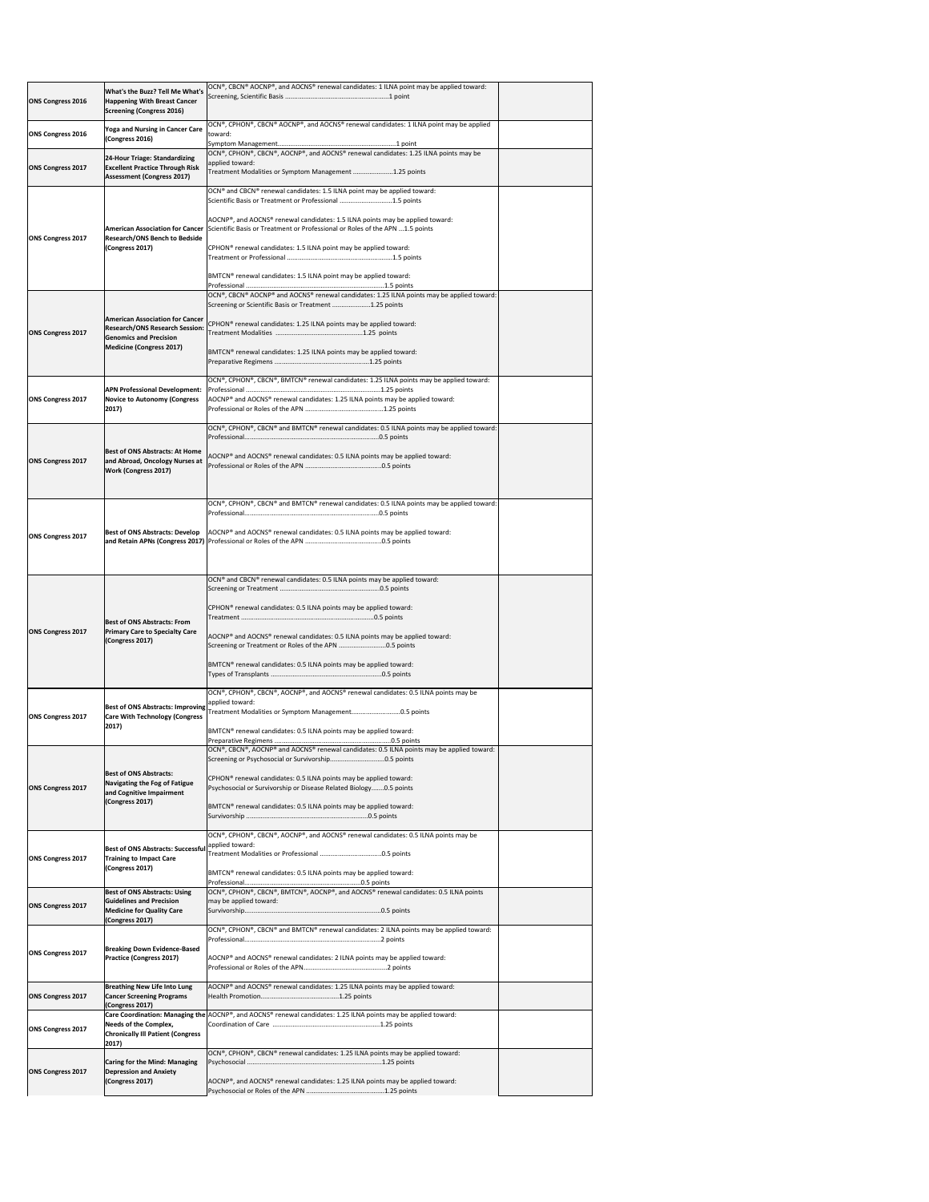| | | | |
|---|---|---|---|
| ONS Congress 2016 | What's the Buzz? Tell Me What's Happening With Breast Cancer Screening (Congress 2016) | OCN®, CBCN® AOCNP®, and AOCNS® renewal candidates: 1 ILNA point may be applied toward:<br>Screening, Scientific Basis ........................................................1 point | |
| ONS Congress 2016 | Yoga and Nursing in Cancer Care (Congress 2016) | OCN®, CPHON®, CBCN® AOCNP®, and AOCNS® renewal candidates: 1 ILNA point may be applied toward:<br>Symptom Management.................................................................1 point | |
| ONS Congress 2017 | 24-Hour Triage: Standardizing Excellent Practice Through Risk Assessment (Congress 2017) | OCN®, CPHON®, CBCN®, AOCNP®, and AOCNS® renewal candidates: 1.25 ILNA points may be applied toward:<br>Treatment Modalities or Symptom Management ......................1.25 points | |
| ONS Congress 2017 | American Association for Cancer Research/ONS Bench to Bedside (Congress 2017) | OCN® and CBCN® renewal candidates: 1.5 ILNA point may be applied toward:<br>Scientific Basis or Treatment or Professional .............................1.5 points<br><br>AOCNP®, and AOCNS® renewal candidates: 1.5 ILNA points may be applied toward:<br>Scientific Basis or Treatment or Professional or Roles of the APN ...1.5 points<br><br>CPHON® renewal candidates: 1.5 ILNA point may be applied toward:<br>Treatment or Professional ..........................................................1.5 points<br><br>BMTCN® renewal candidates: 1.5 ILNA point may be applied toward:<br>Professional ..............................................................................1.5 points | |
| ONS Congress 2017 | American Association for Cancer Research/ONS Research Session: Genomics and Precision Medicine (Congress 2017) | OCN®, CBCN® AOCNP® and AOCNS® renewal candidates: 1.25 ILNA points may be applied toward:<br>Screening or Scientific Basis or Treatment .....................1.25 points<br><br>CPHON® renewal candidates: 1.25 ILNA points may be applied toward:<br>Treatment Modalities ................................................1.25 points<br><br>BMTCN® renewal candidates: 1.25 ILNA points may be applied toward:<br>Preparative Regimens .....................................................1.25 points | |
| ONS Congress 2017 | APN Professional Development: Novice to Autonomy (Congress 2017) | OCN®, CPHON®, CBCN®, BMTCN® renewal candidates: 1.25 ILNA points may be applied toward:<br>Professional ..............................................................................1.25 points<br>AOCNP® and AOCNS® renewal candidates: 1.25 ILNA points may be applied toward:<br>Professional or Roles of the APN ............................................1.25 points | |
| ONS Congress 2017 | Best of ONS Abstracts: At Home and Abroad, Oncology Nurses at Work (Congress 2017) | OCN®, CPHON®, CBCN® and BMTCN® renewal candidates: 0.5 ILNA points may be applied toward:<br>Professional.............................................................................0.5 points<br><br>AOCNP® and AOCNS® renewal candidates: 0.5 ILNA points may be applied toward:<br>Professional or Roles of the APN ...........................................0.5 points | |
| ONS Congress 2017 | Best of ONS Abstracts: Develop and Retain APNs (Congress 2017) | OCN®, CPHON®, CBCN® and BMTCN® renewal candidates: 0.5 ILNA points may be applied toward:<br>Professional.............................................................................0.5 points<br><br>AOCNP® and AOCNS® renewal candidates: 0.5 ILNA points may be applied toward:<br>Professional or Roles of the APN ...........................................0.5 points | |
| ONS Congress 2017 | Best of ONS Abstracts: From Primary Care to Specialty Care (Congress 2017) | OCN® and CBCN® renewal candidates: 0.5 ILNA points may be applied toward:<br>Screening or Treatment .........................................................0.5 points<br><br>CPHON® renewal candidates: 0.5 ILNA points may be applied toward:<br>Treatment ................................................................................0.5 points<br><br>AOCNP® and AOCNS® renewal candidates: 0.5 ILNA points may be applied toward:<br>Screening or Treatment or Roles of the APN ..........................0.5 points<br><br>BMTCN® renewal candidates: 0.5 ILNA points may be applied toward:<br>Types of Transplants ..............................................................0.5 points | |
| ONS Congress 2017 | Best of ONS Abstracts: Improving Care With Technology (Congress 2017) | OCN®, CPHON®, CBCN®, AOCNP®, and AOCNS® renewal candidates: 0.5 ILNA points may be applied toward:<br>Treatment Modalities or Symptom Management...........................0.5 points<br><br>BMTCN® renewal candidates: 0.5 ILNA points may be applied toward:<br>Preparative Regimens .............................................................0.5 points | |
| ONS Congress 2017 | Best of ONS Abstracts: Navigating the Fog of Fatigue and Cognitive Impairment (Congress 2017) | OCN®, CBCN®, AOCNP® and AOCNS® renewal candidates: 0.5 ILNA points may be applied toward:<br>Screening or Psychosocial or Survivorship..............................0.5 points<br><br>CPHON® renewal candidates: 0.5 ILNA points may be applied toward:<br>Psychosocial or Survivorship or Disease Related Biology.......0.5 points<br><br>BMTCN® renewal candidates: 0.5 ILNA points may be applied toward:<br>Survivorship ..................................................................0.5 points | |
| ONS Congress 2017 | Best of ONS Abstracts: Successful Training to Impact Care (Congress 2017) | OCN®, CPHON®, CBCN®, AOCNP®, and AOCNS® renewal candidates: 0.5 ILNA points may be applied toward:<br>Treatment Modalities or Professional .................................0.5 points<br><br>BMTCN® renewal candidates: 0.5 ILNA points may be applied toward:<br>Professional.................................................................0.5 points | |
| ONS Congress 2017 | Best of ONS Abstracts: Using Guidelines and Precision Medicine for Quality Care (Congress 2017) | OCN®, CPHON®, CBCN®, BMTCN®, AOCNP®, and AOCNS® renewal candidates: 0.5 ILNA points may be applied toward:<br>Survivorship.............................................................................0.5 points | |
| ONS Congress 2017 | Breaking Down Evidence-Based Practice (Congress 2017) | OCN®, CPHON®, CBCN® and BMTCN® renewal candidates: 2 ILNA points may be applied toward:<br>Professional.............................................................................2 points<br><br>AOCNP® and AOCNS® renewal candidates: 2 ILNA points may be applied toward:<br>Professional or Roles of the APN..............................................2 points | |
| ONS Congress 2017 | Breathing New Life Into Lung Cancer Screening Programs (Congress 2017) | AOCNP® and AOCNS® renewal candidates: 1.25 ILNA points may be applied toward:<br>Health Promotion............................................1.25 points | |
| ONS Congress 2017 | Care Coordination: Managing the Needs of the Complex, Chronically Ill Patient (Congress 2017) | AOCNP®, and AOCNS® renewal candidates: 1.25 ILNA points may be applied toward:<br>Coordination of Care ...........................................................1.25 points | |
| ONS Congress 2017 | Caring for the Mind: Managing Depression and Anxiety (Congress 2017) | OCN®, CPHON®, CBCN® renewal candidates: 1.25 ILNA points may be applied toward:<br>Psychosocial ..............................................................................1.25 points<br><br>AOCNP®, and AOCNS® renewal candidates: 1.25 ILNA points may be applied toward:<br>Psychosocial or Roles of the APN ............................................1.25 points | |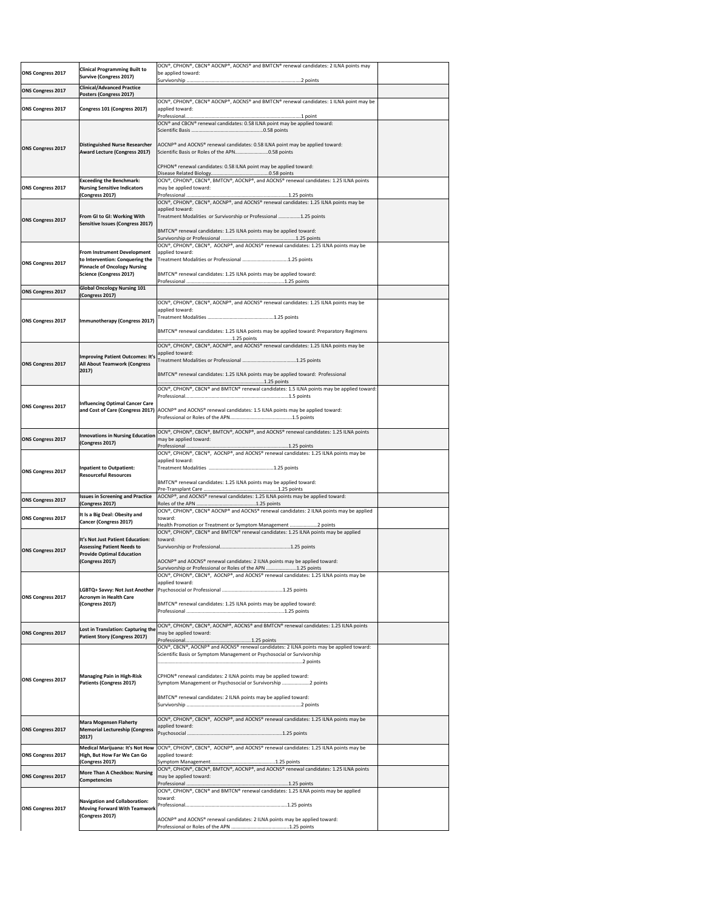| | | | |
|---|---|---|---|
| **ONS Congress 2017** | **Clinical Programming Built to Survive (Congress 2017)** | OCN®, CPHON®, CBCN® AOCNP®, AOCNS® and BMTCN® renewal candidates: 2 ILNA points may be applied toward:<br>Survivorship ..........................................................................2 points | |
| **ONS Congress 2017** | **Clinical/Advanced Practice Posters (Congress 2017)** | | |
| **ONS Congress 2017** | **Congress 101 (Congress 2017)** | OCN®, CPHON®, CBCN® AOCNP®, AOCNS® and BMTCN® renewal candidates: 1 ILNA point may be applied toward:<br>Professional..........................................................................1 point | |
| **ONS Congress 2017** | **Distinguished Nurse Researcher Award Lecture (Congress 2017)** | OCN® and CBCN® renewal candidates: 0.58 ILNA point may be applied toward:<br>Scientific Basis ...................................................0.58 points<br><br>AOCNP® and AOCNS® renewal candidates: 0.58 ILNA point may be applied toward:<br>Scientific Basis or Roles of the APN.......................0.58 points<br><br>CPHON® renewal candidates: 0.58 ILNA point may be applied toward:<br>Disease Related Biology...........................................0.58 points | |
| **ONS Congress 2017** | **Exceeding the Benchmark: Nursing Sensitive Indicators (Congress 2017)** | OCN®, CPHON®, CBCN®, BMTCN®, AOCNP®, and AOCNS® renewal candidates: 1.25 ILNA points may be applied toward:<br>Professional ..........................................................................1.25 points | |
| **ONS Congress 2017** | **From GI to GI: Working With Sensitive Issues (Congress 2017)** | OCN®, CPHON®, CBCN®, AOCNP®, and AOCNS® renewal candidates: 1.25 ILNA points may be applied toward:<br>Treatment Modalities or Survivorship or Professional ...............1.25 points<br><br>BMTCN® renewal candidates: 1.25 ILNA points may be applied toward:<br>Survivorship or Professional ...................................................1.25 points | |
| **ONS Congress 2017** | **From Instrument Development to Intervention: Conquering the Pinnacle of Oncology Nursing Science (Congress 2017)** | OCN®, CPHON®, CBCN®, AOCNP®, and AOCNS® renewal candidates: 1.25 ILNA points may be applied toward:<br>Treatment Modalities or Professional ................................1.25 points<br><br>BMTCN® renewal candidates: 1.25 ILNA points may be applied toward:<br>Professional ..........................................................................1.25 points | |
| **ONS Congress 2017** | **Global Oncology Nursing 101 (Congress 2017)** | | |
| **ONS Congress 2017** | **Immunotherapy (Congress 2017)** | OCN®, CPHON®, CBCN®, AOCNP®, and AOCNS® renewal candidates: 1.25 ILNA points may be applied toward:<br>Treatment Modalities .................................................1.25 points<br><br>BMTCN® renewal candidates: 1.25 ILNA points may be applied toward: Preparatory Regimens ........................................................1.25 points | |
| **ONS Congress 2017** | **Improving Patient Outcomes: It's All About Teamwork (Congress 2017)** | OCN®, CPHON®, CBCN®, AOCNP®, and AOCNS® renewal candidates: 1.25 ILNA points may be applied toward:<br>Treatment Modalities or Professional ......................................1.25 points<br><br>BMTCN® renewal candidates: 1.25 ILNA points may be applied toward: Professional ..........................................................................1.25 points | |
| **ONS Congress 2017** | **Influencing Optimal Cancer Care and Cost of Care (Congress 2017)** | OCN®, CPHON®, CBCN® and BMTCN® renewal candidates: 1.5 ILNA points may be applied toward:<br>Professional..........................................................................1.5 points<br><br>AOCNP® and AOCNS® renewal candidates: 1.5 ILNA points may be applied toward:<br>Professional or Roles of the APN............................................1.5 points | |
| **ONS Congress 2017** | **Innovations in Nursing Education (Congress 2017)** | OCN®, CPHON®, CBCN®, BMTCN®, AOCNP®, and AOCNS® renewal candidates: 1.25 ILNA points may be applied toward:<br>Professional ..........................................................................1.25 points | |
| **ONS Congress 2017** | **Inpatient to Outpatient: Resourceful Resources** | OCN®, CPHON®, CBCN®, AOCNP®, and AOCNS® renewal candidates: 1.25 ILNA points may be applied toward:<br>Treatment Modalities ................................................1.25 points<br><br>BMTCN® renewal candidates: 1.25 ILNA points may be applied toward:<br>Pre-Transplant Care .......................................................1.25 points | |
| **ONS Congress 2017** | **Issues in Screening and Practice (Congress 2017)** | AOCNP®, and AOCNS® renewal candidates: 1.25 ILNA points may be applied toward:<br>Roles of the APN ..........................................1.25 points | |
| **ONS Congress 2017** | **It Is a Big Deal: Obesity and Cancer (Congress 2017)** | OCN®, CPHON®, CBCN® AOCNP® and AOCNS® renewal candidates: 2 ILNA points may be applied toward:<br>Health Promotion or Treatment or Symptom Management ...................2 points | |
| **ONS Congress 2017** | **It's Not Just Patient Education: Assessing Patient Needs to Provide Optimal Education (Congress 2017)** | OCN®, CPHON®, CBCN® and BMTCN® renewal candidates: 1.25 ILNA points may be applied toward:<br>Survivorship or Professional...................................................1.25 points<br><br>AOCNP® and AOCNS® renewal candidates: 2 ILNA points may be applied toward:<br>Survivorship or Professional or Roles of the APN .....................1.25 points | |
| **ONS Congress 2017** | **LGBTQ+ Savvy: Not Just Another Acronym in Health Care (Congress 2017)** | OCN®, CPHON®, CBCN®, AOCNP®, and AOCNS® renewal candidates: 1.25 ILNA points may be applied toward:<br>Psychosocial or Professional ............................................1.25 points<br><br>BMTCN® renewal candidates: 1.25 ILNA points may be applied toward:<br>Professional ..........................................................................1.25 points | |
| **ONS Congress 2017** | **Lost in Translation: Capturing the Patient Story (Congress 2017)** | OCN®, CPHON®, CBCN®, AOCNP®, AOCNS® and BMTCN® renewal candidates: 1.25 ILNA points may be applied toward:<br>Professional................................................1.25 points | |
| **ONS Congress 2017** | **Managing Pain in High-Risk Patients (Congress 2017)** | OCN®, CBCN®, AOCNP® and AOCNS® renewal candidates: 2 ILNA points may be applied toward:<br>Scientific Basis or Symptom Management or Psychosocial or Survivorship ..........................................................................................2 points<br><br>CPHON® renewal candidates: 2 ILNA points may be applied toward:<br>Symptom Management or Psychosocial or Survivorship ...................2 points<br><br>BMTCN® renewal candidates: 2 ILNA points may be applied toward:<br>Survivorship ..........................................................................2 points | |
| **ONS Congress 2017** | **Mara Mogensen Flaherty Memorial Lectureship (Congress 2017)** | OCN®, CPHON®, CBCN®, AOCNP®, and AOCNS® renewal candidates: 1.25 ILNA points may be applied toward:<br>Psychosocial ..........................................................................1.25 points | |
| **ONS Congress 2017** | **Medical Marijuana: It's Not How High, But How Far We Can Go (Congress 2017)** | OCN®, CPHON®, CBCN®, AOCNP®, and AOCNS® renewal candidates: 1.25 ILNA points may be applied toward:<br>Symptom Management...............................................1.25 points | |
| **ONS Congress 2017** | **More Than A Checkbox: Nursing Competencies** | OCN®, CPHON®, CBCN®, BMTCN®, AOCNP®, and AOCNS® renewal candidates: 1.25 ILNA points may be applied toward:<br>Professional ..........................................................................1.25 points | |
| **ONS Congress 2017** | **Navigation and Collaboration: Moving Forward With Teamwork (Congress 2017)** | OCN®, CPHON®, CBCN® and BMTCN® renewal candidates: 1.25 ILNA points may be applied toward:<br>Professional..........................................................................1.25 points<br><br>AOCNP® and AOCNS® renewal candidates: 2 ILNA points may be applied toward:<br>Professional or Roles of the APN ..........................................1.25 points | |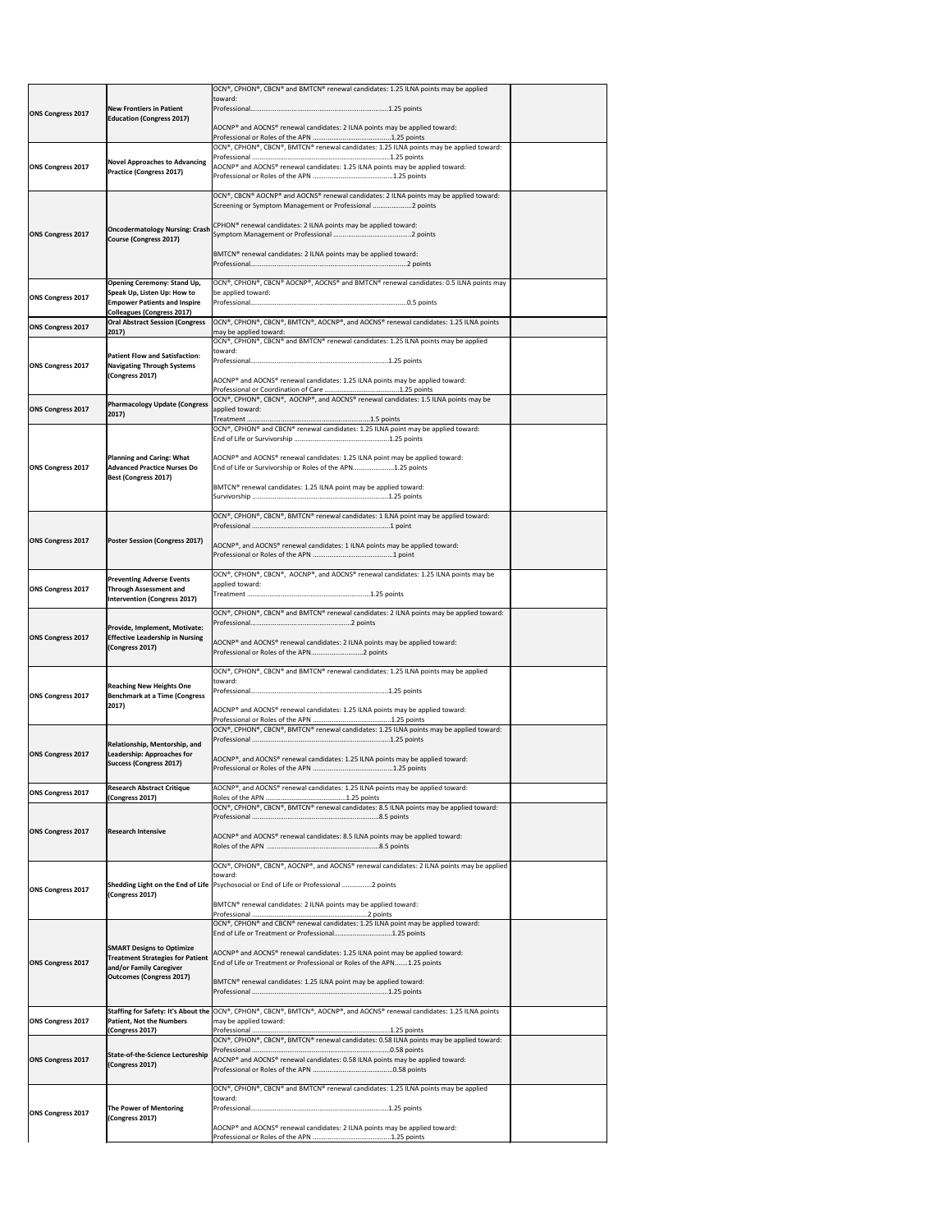| ONS Congress 2017 | New Frontiers in Patient Education (Congress 2017) | OCN®, CPHON®, CBCN® and BMTCN® renewal candidates: 1.25 ILNA points may be applied toward:<br>Professional..........................................................................1.25 points<br><br>AOCNP® and AOCNS® renewal candidates: 2 ILNA points may be applied toward:<br>Professional or Roles of the APN ..........................................1.25 points | |
|---|---|---|---|
| ONS Congress 2017 | Novel Approaches to Advancing Practice (Congress 2017) | OCN®, CPHON®, CBCN®, BMTCN® renewal candidates: 1.25 ILNA points may be applied toward:<br>Professional ..........................................................................1.25 points<br>AOCNP® and AOCNS® renewal candidates: 1.25 ILNA points may be applied toward:<br>Professional or Roles of the APN ..........................................1.25 points | |
| ONS Congress 2017 | Oncodermatology Nursing: Crash Course (Congress 2017) | OCN®, CBCN® AOCNP® and AOCNS® renewal candidates: 2 ILNA points may be applied toward:<br>Screening or Symptom Management or Professional ....................2 points<br><br>CPHON® renewal candidates: 2 ILNA points may be applied toward:<br>Symptom Management or Professional ..........................................2 points<br><br>BMTCN® renewal candidates: 2 ILNA points may be applied toward:<br>Professional..........................................................................................2 points | |
| ONS Congress 2017 | Opening Ceremony: Stand Up, Speak Up, Listen Up: How to Empower Patients and Inspire Colleagues (Congress 2017) | OCN®, CPHON®, CBCN® AOCNP®, AOCNS® and BMTCN® renewal candidates: 0.5 ILNA points may be applied toward:<br>Professional..........................................................................................0.5 points | |
| ONS Congress 2017 | Oral Abstract Session (Congress 2017) | OCN®, CPHON®, CBCN®, BMTCN®, AOCNP®, and AOCNS® renewal candidates: 1.25 ILNA points may be applied toward: | |
| ONS Congress 2017 | Patient Flow and Satisfaction: Navigating Through Systems (Congress 2017) | OCN®, CPHON®, CBCN® and BMTCN® renewal candidates: 1.25 ILNA points may be applied toward:<br>Professional..........................................................................1.25 points<br><br>AOCNP® and AOCNS® renewal candidates: 1.25 ILNA points may be applied toward:<br>Professional or Coordination of Care ..........................................1.25 points | |
| ONS Congress 2017 | Pharmacology Update (Congress 2017) | OCN®, CPHON®, CBCN®, AOCNP®, and AOCNS® renewal candidates: 1.5 ILNA points may be applied toward:<br>Treatment ..................................................................1.5 points | |
| ONS Congress 2017 | Planning and Caring: What Advanced Practice Nurses Do Best (Congress 2017) | OCN®, CPHON® and CBCN® renewal candidates: 1.25 ILNA point may be applied toward:<br>End of Life or Survivorship ..................................................1.25 points<br><br>AOCNP® and AOCNS® renewal candidates: 1.25 ILNA point may be applied toward:<br>End of Life or Survivorship or Roles of the APN......................1.25 points<br><br>BMTCN® renewal candidates: 1.25 ILNA point may be applied toward:<br>Survivorship ..........................................................................1.25 points | |
| ONS Congress 2017 | Poster Session (Congress 2017) | OCN®, CPHON®, CBCN®, BMTCN® renewal candidates: 1 ILNA point may be applied toward:<br>Professional ..........................................................................1 point<br><br>AOCNP®, and AOCNS® renewal candidates: 1 ILNA points may be applied toward:<br>Professional or Roles of the APN ..........................................1 point | |
| ONS Congress 2017 | Preventing Adverse Events Through Assessment and Intervention (Congress 2017) | OCN®, CPHON®, CBCN®, AOCNP®, and AOCNS® renewal candidates: 1.25 ILNA points may be applied toward:<br>Treatment ..................................................................1.25 points | |
| ONS Congress 2017 | Provide, Implement, Motivate: Effective Leadership in Nursing (Congress 2017) | OCN®, CPHON®, CBCN® and BMTCN® renewal candidates: 2 ILNA points may be applied toward:<br>Professional......................................................2 points<br><br>AOCNP® and AOCNS® renewal candidates: 2 ILNA points may be applied toward:<br>Professional or Roles of the APN............................2 points | |
| ONS Congress 2017 | Reaching New Heights One Benchmark at a Time (Congress 2017) | OCN®, CPHON®, CBCN® and BMTCN® renewal candidates: 1.25 ILNA points may be applied toward:<br>Professional..........................................................................1.25 points<br><br>AOCNP® and AOCNS® renewal candidates: 1.25 ILNA points may be applied toward:<br>Professional or Roles of the APN ..........................................1.25 points | |
| ONS Congress 2017 | Relationship, Mentorship, and Leadership: Approaches for Success (Congress 2017) | OCN®, CPHON®, CBCN®, BMTCN® renewal candidates: 1.25 ILNA points may be applied toward:<br>Professional ..........................................................................1.25 points<br><br>AOCNP®, and AOCNS® renewal candidates: 1.25 ILNA points may be applied toward:<br>Professional or Roles of the APN ..........................................1.25 points | |
| ONS Congress 2017 | Research Abstract Critique (Congress 2017) | AOCNP®, and AOCNS® renewal candidates: 1.25 ILNA points may be applied toward:<br>Roles of the APN ..........................................1.25 points | |
| ONS Congress 2017 | Research Intensive | OCN®, CPHON®, CBCN®, BMTCN® renewal candidates: 8.5 ILNA points may be applied toward:<br>Professional ..................................................................8.5 points<br><br>AOCNP® and AOCNS® renewal candidates: 8.5 ILNA points may be applied toward:<br>Roles of the APN ..................................................................8.5 points | |
| ONS Congress 2017 | Shedding Light on the End of Life (Congress 2017) | OCN®, CPHON®, CBCN®, AOCNP®, and AOCNS® renewal candidates: 2 ILNA points may be applied toward:<br>Psychosocial or End of Life or Professional ................2 points<br><br>BMTCN® renewal candidates: 2 ILNA points may be applied toward:<br>Professional ..............................................................2 points | |
| ONS Congress 2017 | SMART Designs to Optimize Treatment Strategies for Patient and/or Family Caregiver Outcomes (Congress 2017) | OCN®, CPHON® and CBCN® renewal candidates: 1.25 ILNA point may be applied toward:<br>End of Life or Treatment or Professional..............................1.25 points<br><br>AOCNP® and AOCNS® renewal candidates: 1.25 ILNA point may be applied toward:<br>End of Life or Treatment or Professional or Roles of the APN.......1.25 points<br><br>BMTCN® renewal candidates: 1.25 ILNA point may be applied toward:<br>Professional ..........................................................................1.25 points | |
| ONS Congress 2017 | Staffing for Safety: It's About the Patient, Not the Numbers (Congress 2017) | OCN®, CPHON®, CBCN®, BMTCN®, AOCNP®, and AOCNS® renewal candidates: 1.25 ILNA points may be applied toward:<br>Professional ..........................................................................1.25 points | |
| ONS Congress 2017 | State-of-the-Science Lectureship (Congress 2017) | OCN®, CPHON®, CBCN®, BMTCN® renewal candidates: 0.58 ILNA points may be applied toward:<br>Professional ..........................................................................0.58 points<br>AOCNP® and AOCNS® renewal candidates: 0.58 ILNA points may be applied toward:<br>Professional or Roles of the APN ..........................................0.58 points | |
| ONS Congress 2017 | The Power of Mentoring (Congress 2017) | OCN®, CPHON®, CBCN® and BMTCN® renewal candidates: 1.25 ILNA points may be applied toward:<br>Professional..........................................................................1.25 points<br><br>AOCNP® and AOCNS® renewal candidates: 2 ILNA points may be applied toward:<br>Professional or Roles of the APN ..........................................1.25 points | |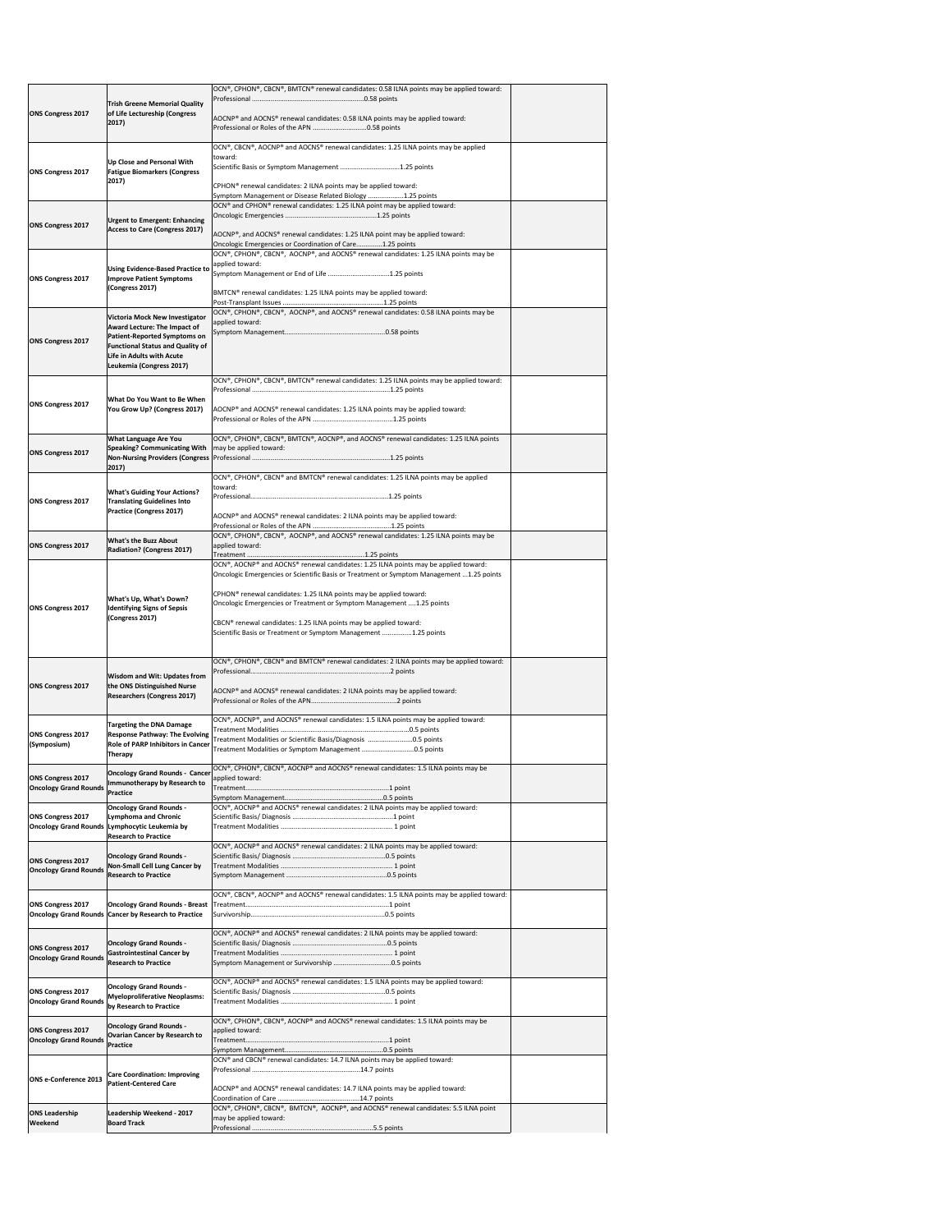| | | | |
|---|---|---|---|
| **ONS Congress 2017** | **Trish Greene Memorial Quality of Life Lectureship (Congress 2017)** | OCN®, CPHON®, CBCN®, BMTCN® renewal candidates: 0.58 ILNA points may be applied toward:<br>Professional ..........................................................0.58 points<br><br>AOCNP® and AOCNS® renewal candidates: 0.58 ILNA points may be applied toward:<br>Professional or Roles of the APN ...............................0.58 points | |
| **ONS Congress 2017** | **Up Close and Personal With Fatigue Biomarkers (Congress 2017)** | OCN®, CBCN®, AOCNP® and AOCNS® renewal candidates: 1.25 ILNA points may be applied toward:<br>Scientific Basis or Symptom Management ...............................1.25 points<br><br>CPHON® renewal candidates: 2 ILNA points may be applied toward:<br>Symptom Management or Disease Related Biology ...................1.25 points | |
| **ONS Congress 2017** | **Urgent to Emergent: Enhancing Access to Care (Congress 2017)** | OCN® and CPHON® renewal candidates: 1.25 ILNA point may be applied toward:<br>Oncologic Emergencies ..................................................1.25 points<br><br>AOCNP®, and AOCNS® renewal candidates: 1.25 ILNA point may be applied toward:<br>Oncologic Emergencies or Coordination of Care..............1.25 points | |
| **ONS Congress 2017** | **Using Evidence-Based Practice to Improve Patient Symptoms (Congress 2017)** | OCN®, CPHON®, CBCN®, AOCNP®, and AOCNS® renewal candidates: 1.25 ILNA points may be applied toward:<br>Symptom Management or End of Life .................................1.25 points<br><br>BMTCN® renewal candidates: 1.25 ILNA points may be applied toward:<br>Post-Transplant Issues ......................................................1.25 points | |
| **ONS Congress 2017** | **Victoria Mock New Investigator Award Lecture: The Impact of Patient-Reported Symptoms on Functional Status and Quality of Life in Adults with Acute Leukemia (Congress 2017)** | OCN®, CPHON®, CBCN®, AOCNP®, and AOCNS® renewal candidates: 0.58 ILNA points may be applied toward:<br>Symptom Management.......................................................0.58 points | |
| **ONS Congress 2017** | **What Do You Want to Be When You Grow Up? (Congress 2017)** | OCN®, CPHON®, CBCN®, BMTCN® renewal candidates: 1.25 ILNA points may be applied toward:<br>Professional ..........................................................................1.25 points<br><br>AOCNP® and AOCNS® renewal candidates: 1.25 ILNA points may be applied toward:<br>Professional or Roles of the APN ..........................................1.25 points | |
| **ONS Congress 2017** | **What Language Are You Speaking? Communicating With Non-Nursing Providers (Congress 2017)** | OCN®, CPHON®, CBCN®, BMTCN®, AOCNP®, and AOCNS® renewal candidates: 1.25 ILNA points may be applied toward:<br>Professional ..........................................................................1.25 points | |
| **ONS Congress 2017** | **What's Guiding Your Actions? Translating Guidelines Into Practice (Congress 2017)** | OCN®, CPHON®, CBCN® and BMTCN® renewal candidates: 1.25 ILNA points may be applied toward:<br>Professional..........................................................................1.25 points<br><br>AOCNP® and AOCNS® renewal candidates: 2 ILNA points may be applied toward:<br>Professional or Roles of the APN ..........................................1.25 points | |
| **ONS Congress 2017** | **What's the Buzz About Radiation? (Congress 2017)** | OCN®, CPHON®, CBCN®, AOCNP®, and AOCNS® renewal candidates: 1.25 ILNA points may be applied toward:<br>Treatment ...............................................................1.25 points | |
| **ONS Congress 2017** | **What's Up, What's Down? Identifying Signs of Sepsis (Congress 2017)** | OCN®, AOCNP® and AOCNS® renewal candidates: 1.25 ILNA points may be applied toward:<br>Oncologic Emergencies or Scientific Basis or Treatment or Symptom Management ...1.25 points<br><br>CPHON® renewal candidates: 1.25 ILNA points may be applied toward:<br>Oncologic Emergencies or Treatment or Symptom Management ....1.25 points<br><br>CBCN® renewal candidates: 1.25 ILNA points may be applied toward:<br>Scientific Basis or Treatment or Symptom Management ................1.25 points | |
| **ONS Congress 2017** | **Wisdom and Wit: Updates from the ONS Distinguished Nurse Researchers (Congress 2017)** | OCN®, CPHON®, CBCN® and BMTCN® renewal candidates: 2 ILNA points may be applied toward:<br>Professional..........................................................................2 points<br><br>AOCNP® and AOCNS® renewal candidates: 2 ILNA points may be applied toward:<br>Professional or Roles of the APN..............................................2 points | |
| **ONS Congress 2017 (Symposium)** | **Targeting the DNA Damage Response Pathway: The Evolving Role of PARP Inhibitors in Cancer Therapy** | OCN®, AOCNP®, and AOCNS® renewal candidates: 1.5 ILNA points may be applied toward:<br>Treatment Modalities .......................................................................0.5 points<br>Treatment Modalities or Scientific Basis/Diagnosis .......................0.5 points<br>Treatment Modalities or Symptom Management ...........................0.5 points | |
| **ONS Congress 2017 Oncology Grand Rounds** | **Oncology Grand Rounds - Cancer Immunotherapy by Research to Practice** | OCN®, CPHON®, CBCN®, AOCNP® and AOCNS® renewal candidates: 1.5 ILNA points may be applied toward:<br>Treatment...............................................................................1 point<br>Symptom Management.......................................................0.5 points | |
| **ONS Congress 2017 Oncology Grand Rounds** | **Oncology Grand Rounds - Lymphoma and Chronic Lymphocytic Leukemia by Research to Practice** | OCN®, AOCNP® and AOCNS® renewal candidates: 2 ILNA points may be applied toward:<br>Scientific Basis/ Diagnosis ......................................................1 point<br>Treatment Modalities ............................................................. 1 point | |
| **ONS Congress 2017 Oncology Grand Rounds** | **Oncology Grand Rounds - Non-Small Cell Lung Cancer by Research to Practice** | OCN®, AOCNP® and AOCNS® renewal candidates: 2 ILNA points may be applied toward:<br>Scientific Basis/ Diagnosis ....................................................0.5 points<br>Treatment Modalities ............................................................. 1 point<br>Symptom Management .........................................................0.5 points | |
| **ONS Congress 2017 Oncology Grand Rounds** | **Oncology Grand Rounds - Breast Cancer by Research to Practice** | OCN®, CBCN®, AOCNP® and AOCNS® renewal candidates: 1.5 ILNA points may be applied toward:<br>Treatment...............................................................................1 point<br>Survivorship..........................................................................0.5 points | |
| **ONS Congress 2017 Oncology Grand Rounds** | **Oncology Grand Rounds - Gastrointestinal Cancer by Research to Practice** | OCN®, AOCNP® and AOCNS® renewal candidates: 2 ILNA points may be applied toward:<br>Scientific Basis/ Diagnosis ....................................................0.5 points<br>Treatment Modalities ............................................................. 1 point<br>Symptom Management or Survivorship ................................0.5 points | |
| **ONS Congress 2017 Oncology Grand Rounds** | **Oncology Grand Rounds - Myeloproliferative Neoplasms: by Research to Practice** | OCN®, AOCNP® and AOCNS® renewal candidates: 1.5 ILNA points may be applied toward:<br>Scientific Basis/ Diagnosis ....................................................0.5 points<br>Treatment Modalities ............................................................. 1 point | |
| **ONS Congress 2017 Oncology Grand Rounds** | **Oncology Grand Rounds - Ovarian Cancer by Research to Practice** | OCN®, CPHON®, CBCN®, AOCNP® and AOCNS® renewal candidates: 1.5 ILNA points may be applied toward:<br>Treatment...............................................................................1 point<br>Symptom Management.......................................................0.5 points | |
| **ONS e-Conference 2013** | **Care Coordination: Improving Patient-Centered Care** | OCN® and CBCN® renewal candidates: 14.7 ILNA points may be applied toward:<br>Professional ...........................................................14.7 points<br><br>AOCNP® and AOCNS® renewal candidates: 14.7 ILNA points may be applied toward:<br>Coordination of Care .............................................14.7 points | |
| **ONS Leadership Weekend** | **Leadership Weekend - 2017 Board Track** | OCN®, CPHON®, CBCN®, BMTCN®, AOCNP®, and AOCNS® renewal candidates: 5.5 ILNA point may be applied toward:<br>Professional ...............................................................5.5 points | |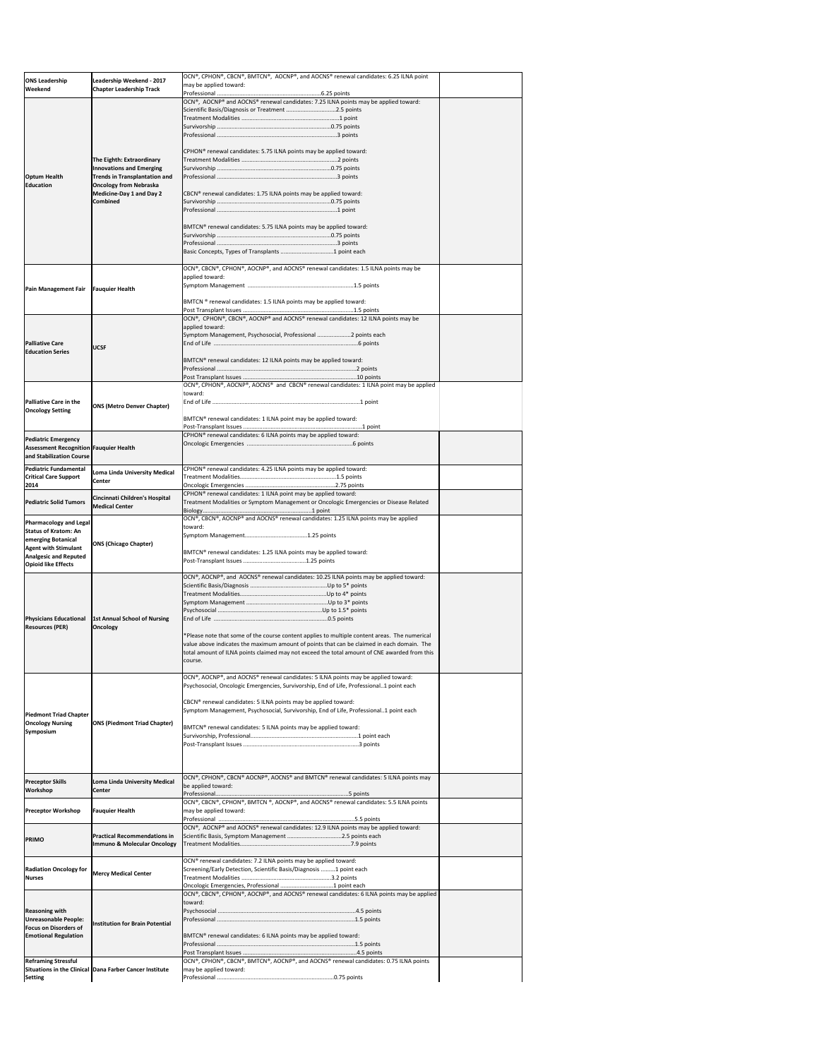| ONS Leadership Weekend | Leadership Weekend - 2017 Chapter Leadership Track | OCN®, CPHON®, CBCN®, BMTCN®, AOCNP®, and AOCNS® renewal candidates: 6.25 ILNA point may be applied toward:<br>Professional ....................................................................6.25 points | |
|---|---|---|---|
| Optum Health Education | The Eighth: Extraordinary Innovations and Emerging Trends in Transplantation and Oncology from Nebraska Medicine-Day 1 and Day 2 Combined | OCN®, AOCNP® and AOCNS® renewal candidates: 7.25 ILNA points may be applied toward:<br>Scientific Basis/Diagnosis or Treatment ...............................2.5 points<br>Treatment Modalities ..........................................................1 point<br>Survivorship ........................................................................0.75 points<br>Professional .........................................................................3 points<br><br>CPHON® renewal candidates: 5.75 ILNA points may be applied toward:<br>Treatment Modalities ...........................................................2 points<br>Survivorship .........................................................................0.75 points<br>Professional .........................................................................3 points<br><br>CBCN® renewal candidates: 1.75 ILNA points may be applied toward:<br>Survivorship .........................................................................0.75 points<br>Professional .........................................................................1 point<br><br>BMTCN® renewal candidates: 5.75 ILNA points may be applied toward:<br>Survivorship .........................................................................0.75 points<br>Professional .........................................................................3 points<br>Basic Concepts, Types of Transplants ................................1 point each | |
| Pain Management Fair | Fauquier Health | OCN®, CBCN®, CPHON®, AOCNP®, and AOCNS® renewal candidates: 1.5 ILNA points may be applied toward:<br>Symptom Management .......................................................................1.5 points<br><br>BMTCN ® renewal candidates: 1.5 ILNA points may be applied toward:<br>Post Transplant Issues .........................................................................1.5 points | |
| Palliative Care Education Series | UCSF | OCN®, CPHON®, CBCN®, AOCNP® and AOCNS® renewal candidates: 12 ILNA points may be applied toward:<br>Symptom Management, Psychosocial, Professional ......................2 points each<br>End of Life ...........................................................................................6 points<br><br>BMTCN® renewal candidates: 12 ILNA points may be applied toward:<br>Professional ..........................................................................................2 points<br>Post Transplant Issues .........................................................................10 points | |
| Palliative Care in the Oncology Setting | ONS (Metro Denver Chapter) | OCN®, CPHON®, AOCNP®, AOCNS® and CBCN® renewal candidates: 1 ILNA point may be applied toward:<br>End of Life ...........................................................................................1 point<br><br>BMTCN® renewal candidates: 1 ILNA point may be applied toward:<br>Post-Transplant Issues ..........................................................................1 point | |
| Pediatric Emergency Assessment Recognition and Stabilization Course | Fauquier Health | CPHON® renewal candidates: 6 ILNA points may be applied toward:<br>Oncologic Emergencies .......................................................................6 points | |
| Pediatric Fundamental Critical Care Support 2014 | Loma Linda University Medical Center | CPHON® renewal candidates: 4.25 ILNA points may be applied toward:<br>Treatment Modalities...........................................................1.5 points<br>Oncologic Emergencies .......................................................2.75 points | |
| Pediatric Solid Tumors | Cincinnati Children's Hospital Medical Center | CPHON® renewal candidates: 1 ILNA point may be applied toward:<br>Treatment Modalities or Symptom Management or Oncologic Emergencies or Disease Related Biology.......................................................................1 point | |
| Pharmacology and Legal Status of Kratom: An emerging Botanical Agent with Stimulant Analgesic and Reputed Opioid like Effects | ONS (Chicago Chapter) | OCN®, CBCN®, AOCNP® and AOCNS® renewal candidates: 1.25 ILNA points may be applied toward:<br>Symptom Management.......................................1.25 points<br><br>BMTCN® renewal candidates: 1.25 ILNA points may be applied toward:<br>Post-Transplant Issues .......................................1.25 points | |
| Physicians Educational Resources (PER) | 1st Annual School of Nursing Oncology | OCN®, AOCNP®, and AOCNS® renewal candidates: 10.25 ILNA points may be applied toward:<br>Scientific Basis/Diagnosis ..................................................Up to 5* points<br>Treatment Modalities..........................................................Up to 4* points<br>Symptom Management ......................................................Up to 3* points<br>Psychosocial .......................................................................Up to 1.5* points<br>End of Life .........................................................................0.5 points<br><br>*Please note that some of the course content applies to multiple content areas. The numerical value above indicates the maximum amount of points that can be claimed in each domain. The total amount of ILNA points claimed may not exceed the total amount of CNE awarded from this course. | |
| Piedmont Triad Chapter Oncology Nursing Symposium | ONS (Piedmont Triad Chapter) | OCN®, AOCNP®, and AOCNS® renewal candidates: 5 ILNA points may be applied toward:<br>Psychosocial, Oncologic Emergencies, Survivorship, End of Life, Professional..1 point each<br><br>CBCN® renewal candidates: 5 ILNA points may be applied toward:<br>Symptom Management, Psychosocial, Survivorship, End of Life, Professional..1 point each<br><br>BMTCN® renewal candidates: 5 ILNA points may be applied toward:<br>Survivorship, Professional......................................................................1 point each<br>Post-Transplant Issues ..........................................................................3 points | |
| Preceptor Skills Workshop | Loma Linda University Medical Center | OCN®, CPHON®, CBCN® AOCNP®, AOCNS® and BMTCN® renewal candidates: 5 ILNA points may be applied toward:<br>Professional.......................................................................5 points | |
| Preceptor Workshop | Fauquier Health | OCN®, CBCN®, CPHON®, BMTCN ®, AOCNP®, and AOCNS® renewal candidates: 5.5 ILNA points may be applied toward:<br>Professional ......................................................................5.5 points | |
| PRIMO | Practical Recommendations in Immuno & Molecular Oncology | OCN®, AOCNP® and AOCNS® renewal candidates: 12.9 ILNA points may be applied toward:<br>Scientific Basis, Symptom Management ..................................2.5 points each<br>Treatment Modalities.........................................................................7.9 points | |
| Radiation Oncology for Nurses | Mercy Medical Center | OCN® renewal candidates: 7.2 ILNA points may be applied toward:<br>Screening/Early Detection, Scientific Basis/Diagnosis .........1 point each<br>Treatment Modalities .........................................................3.2 points<br>Oncologic Emergencies, Professional ................................1 point each | |
| Reasoning with Unreasonable People: Focus on Disorders of Emotional Regulation | Institution for Brain Potential | OCN®, CBCN®, CPHON®, AOCNP®, and AOCNS® renewal candidates: 6 ILNA points may be applied toward:<br>Psychosocial ..........................................................................................4.5 points<br>Professional ...........................................................................................1.5 points<br><br>BMTCN® renewal candidates: 6 ILNA points may be applied toward:<br>Professional ...........................................................................................1.5 points<br>Post Transplant Issues ..........................................................................4.5 points | |
| Reframing Stressful Situations in the Clinical Setting | Dana Farber Cancer Institute | OCN®, CPHON®, CBCN®, BMTCN®, AOCNP®, and AOCNS® renewal candidates: 0.75 ILNA points may be applied toward:<br>Professional ...........................................................................0.75 points | |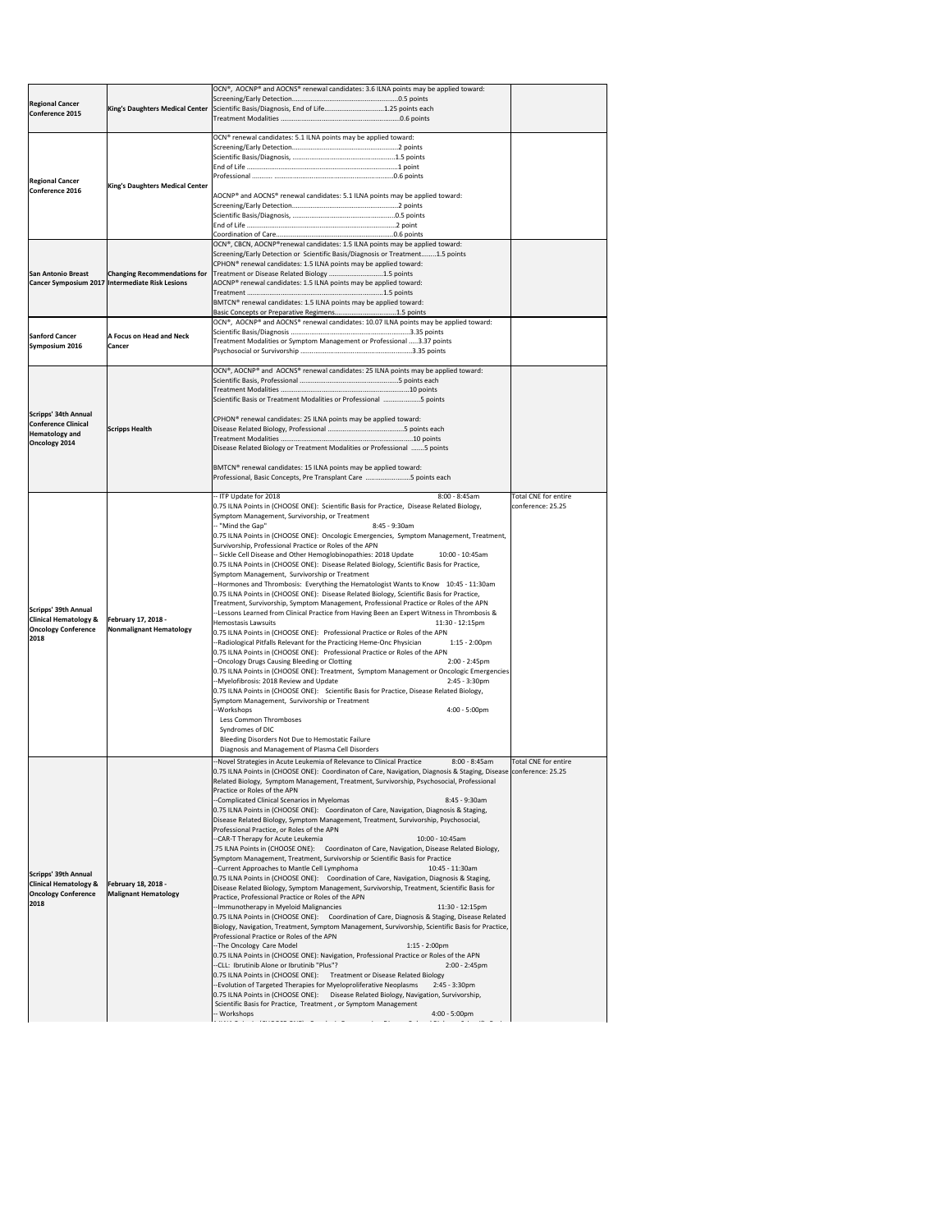| | | | |
|---|---|---|---|
| Regional Cancer Conference 2015 | King's Daughters Medical Center | OCN®, AOCNP® and AOCNS® renewal candidates: 3.6 ILNA points may be applied toward:<br>Screening/Early Detection........................................................0.5 points<br>Scientific Basis/Diagnosis, End of Life................................1.25 points each<br>Treatment Modalities ...............................................................0.6 points | |
| Regional Cancer Conference 2016 | King's Daughters Medical Center | OCN® renewal candidates: 5.1 ILNA points may be applied toward:<br>Screening/Early Detection........................................................2 points<br>Scientific Basis/Diagnosis, .......................................................1.5 points<br>End of Life .................................................................................1 point<br>Professional ........... ...................................................................0.6 points<br><br>AOCNP® and AOCNS® renewal candidates: 5.1 ILNA points may be applied toward:<br>Screening/Early Detection........................................................2 points<br>Scientific Basis/Diagnosis, .......................................................0.5 points<br>End of Life .................................................................................2 point<br>Coordination of Care................................................................0.6 points | |
| San Antonio Breast Cancer Symposium 2017 | Changing Recommendations for Intermediate Risk Lesions | OCN®, CBCN, AOCNP®renewal candidates: 1.5 ILNA points may be applied toward:<br>Screening/Early Detection or Scientific Basis/Diagnosis or Treatment........1.5 points<br>CPHON® renewal candidates: 1.5 ILNA points may be applied toward:<br>Treatment or Disease Related Biology ..............................1.5 points<br>AOCNP® renewal candidates: 1.5 ILNA points may be applied toward:<br>Treatment ...........................................................................1.5 points<br>BMTCN® renewal candidates: 1.5 ILNA points may be applied toward:<br>Basic Concepts or Preparative Regimens.................................1.5 points | |
| Sanford Cancer Symposium 2016 | A Focus on Head and Neck Cancer | OCN®, AOCNP® and AOCNS® renewal candidates: 10.07 ILNA points may be applied toward:<br>Scientific Basis/Diagnosis ..........................................................3.35 points<br>Treatment Modalities or Symptom Management or Professional .....3.37 points<br>Psychosocial or Survivorship ........................................................3.35 points | |
| Scripps' 34th Annual Conference Clinical Hematology and Oncology 2014 | Scripps Health | OCN®, AOCNP® and AOCNS® renewal candidates: 25 ILNA points may be applied toward:<br>Scientific Basis, Professional .......................................................5 points each<br>Treatment Modalities ...................................................................10 points<br>Scientific Basis or Treatment Modalities or Professional ...................5 points<br><br>CPHON® renewal candidates: 25 ILNA points may be applied toward:<br>Disease Related Biology, Professional .........................................5 points each<br>Treatment Modalities ...................................................................10 points<br>Disease Related Biology or Treatment Modalities or Professional .......5 points<br><br>BMTCN® renewal candidates: 15 ILNA points may be applied toward:<br>Professional, Basic Concepts, Pre Transplant Care ........................5 points each | |
| Scripps' 39th Annual Clinical Hematology & Oncology Conference 2018 | February 17, 2018 - Nonmalignant Hematology | -- ITP Update for 2018 8:00 - 8:45am<br>0.75 ILNA Points in (CHOOSE ONE): Scientific Basis for Practice, Disease Related Biology, Symptom Management, Survivorship, or Treatment<br>-- "Mind the Gap" 8:45 - 9:30am<br>0.75 ILNA Points in (CHOOSE ONE): Oncologic Emergencies, Symptom Management, Treatment, Survivorship, Professional Practice or Roles of the APN<br>-- Sickle Cell Disease and Other Hemoglobinopathies: 2018 Update 10:00 - 10:45am<br>0.75 ILNA Points in (CHOOSE ONE): Disease Related Biology, Scientific Basis for Practice, Symptom Management, Survivorship or Treatment<br>--Hormones and Thrombosis: Everything the Hematologist Wants to Know 10:45 - 11:30am<br>0.75 ILNA Points in (CHOOSE ONE): Disease Related Biology, Scientific Basis for Practice, Treatment, Survivorship, Symptom Management, Professional Practice or Roles of the APN<br>--Lessons Learned from Clinical Practice from Having Been an Expert Witness in Thrombosis & Hemostasis Lawsuits 11:30 - 12:15pm<br>0.75 ILNA Points in (CHOOSE ONE): Professional Practice or Roles of the APN<br>--Radiological Pitfalls Relevant for the Practicing Heme-Onc Physician 1:15 - 2:00pm<br>0.75 ILNA Points in (CHOOSE ONE): Professional Practice or Roles of the APN<br>--Oncology Drugs Causing Bleeding or Clotting 2:00 - 2:45pm<br>0.75 ILNA Points in (CHOOSE ONE): Treatment, Symptom Management or Oncologic Emergencies<br>--Myelofibrosis: 2018 Review and Update 2:45 - 3:30pm<br>0.75 ILNA Points in (CHOOSE ONE): Scientific Basis for Practice, Disease Related Biology, Symptom Management, Survivorship or Treatment<br>--Workshops 4:00 - 5:00pm<br>Less Common Thromboses<br>Syndromes of DIC<br>Bleeding Disorders Not Due to Hemostatic Failure<br>Diagnosis and Management of Plasma Cell Disorders | Total CNE for entire conference: 25.25 |
| Scripps' 39th Annual Clinical Hematology & Oncology Conference 2018 | February 18, 2018 - Malignant Hematology | --Novel Strategies in Acute Leukemia of Relevance to Clinical Practice 8:00 - 8:45am<br>0.75 ILNA Points in (CHOOSE ONE): Coordinaton of Care, Navigation, Diagnosis & Staging, Disease Related Biology, Symptom Management, Treatment, Survivorship, Psychosocial, Professional Practice or Roles of the APN<br>--Complicated Clinical Scenarios in Myelomas 8:45 - 9:30am<br>0.75 ILNA Points in (CHOOSE ONE): Coordinaton of Care, Navigation, Diagnosis & Staging, Disease Related Biology, Symptom Management, Treatment, Survivorship, Psychosocial, Professional Practice, or Roles of the APN<br>--CAR-T Therapy for Acute Leukemia 10:00 - 10:45am<br>.75 ILNA Points in (CHOOSE ONE): Coordinaton of Care, Navigation, Disease Related Biology, Symptom Management, Treatment, Survivorship or Scientific Basis for Practice<br>--Current Approaches to Mantle Cell Lymphoma 10:45 - 11:30am<br>0.75 ILNA Points in (CHOOSE ONE): Coordination of Care, Navigation, Diagnosis & Staging, Disease Related Biology, Symptom Management, Survivorship, Treatment, Scientific Basis for Practice, Professional Practice or Roles of the APN<br>--Immunotherapy in Myeloid Malignancies 11:30 - 12:15pm<br>0.75 ILNA Points in (CHOOSE ONE): Coordination of Care, Diagnosis & Staging, Disease Related Biology, Navigation, Treatment, Symptom Management, Survivorship, Scientific Basis for Practice, Professional Practice or Roles of the APN<br>--The Oncology Care Model 1:15 - 2:00pm<br>0.75 ILNA Points in (CHOOSE ONE): Navigation, Professional Practice or Roles of the APN<br>--CLL: Ibrutinib Alone or Ibrutinib "Plus"? 2:00 - 2:45pm<br>0.75 ILNA Points in (CHOOSE ONE): Treatment or Disease Related Biology<br>--Evolution of Targeted Therapies for Myeloproliferative Neoplasms 2:45 - 3:30pm<br>0.75 ILNA Points in (CHOOSE ONE): Disease Related Biology, Navigation, Survivorship, Scientific Basis for Practice, Treatment , or Symptom Management<br>-- Workshops 4:00 - 5:00pm | Total CNE for entire conference: 25.25 |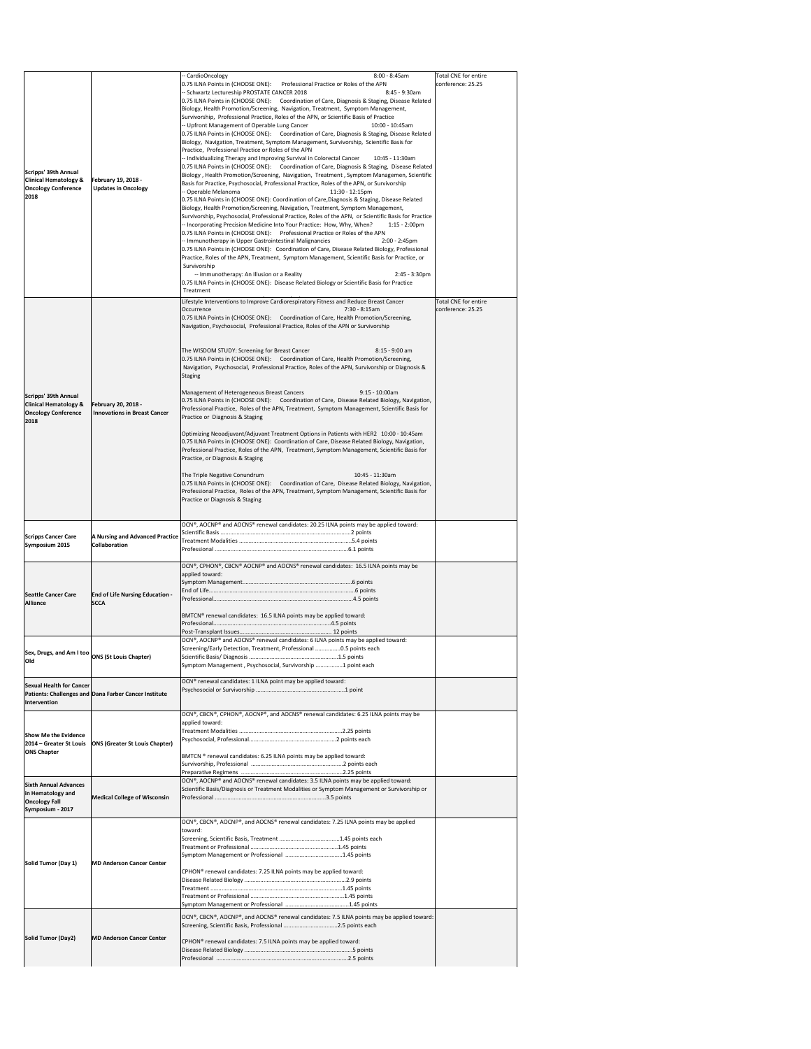| | | | |
|---|---|---|---|
| Scripps' 39th Annual Clinical Hematology & Oncology Conference 2018 | February 19, 2018 - Updates in Oncology | -- CardioOncology 8:00 - 8:45am<br>0.75 ILNA Points in (CHOOSE ONE): Professional Practice or Roles of the APN<br>-- Schwartz Lectureship PROSTATE CANCER 2018 8:45 - 9:30am<br>0.75 ILNA Points in (CHOOSE ONE): Coordination of Care, Diagnosis & Staging, Disease Related Biology, Health Promotion/Screening, Navigation, Treatment, Symptom Management, Survivorship, Professional Practice, Roles of the APN, or Scientific Basis of Practice<br>-- Upfront Management of Operable Lung Cancer 10:00 - 10:45am<br>0.75 ILNA Points in (CHOOSE ONE): Coordination of Care, Diagnosis & Staging, Disease Related Biology, Navigation, Treatment, Symptom Management, Survivorship, Scientific Basis for Practice, Professional Practice or Roles of the APN<br>-- Individualizing Therapy and Improving Survival in Colorectal Cancer 10:45 - 11:30am<br>0.75 ILNA Points in (CHOOSE ONE): Coordination of Care, Diagnosis & Staging, Disease Related Biology , Health Promotion/Screening, Navigation, Treatment , Symptom Managemen, Scientific Basis for Practice, Psychosocial, Professional Practice, Roles of the APN, or Survivorship<br>-- Operable Melanoma 11:30 - 12:15pm<br>0.75 ILNA Points in (CHOOSE ONE): Coordination of Care,Diagnosis & Staging, Disease Related Biology, Health Promotion/Screening, Navigation, Treatment, Symptom Management, Survivorship, Psychosocial, Professional Practice, Roles of the APN, or Scientific Basis for Practice<br>-- Incorporating Precision Medicine Into Your Practice: How, Why, When? 1:15 - 2:00pm<br>0.75 ILNA Points in (CHOOSE ONE): Professional Practice or Roles of the APN<br>-- Immunotherapy in Upper Gastrointestinal Malignancies 2:00 - 2:45pm<br>0.75 ILNA Points in (CHOOSE ONE): Coordination of Care, Disease Related Biology, Professional Practice, Roles of the APN, Treatment, Symptom Management, Scientific Basis for Practice, or Survivorship<br>-- Immunotherapy: An Illusion or a Reality 2:45 - 3:30pm<br>0.75 ILNA Points in (CHOOSE ONE): Disease Related Biology or Scientific Basis for Practice Treatment | Total CNE for entire conference: 25.25 |
| Scripps' 39th Annual Clinical Hematology & Oncology Conference 2018 | February 20, 2018 - Innovations in Breast Cancer | Lifestyle Interventions to Improve Cardiorespiratory Fitness and Reduce Breast Cancer Occurrence 7:30 - 8:15am<br>0.75 ILNA Points in (CHOOSE ONE): Coordination of Care, Health Promotion/Screening, Navigation, Psychosocial, Professional Practice, Roles of the APN or Survivorship<br><br>The WISDOM STUDY: Screening for Breast Cancer 8:15 - 9:00 am<br>0.75 ILNA Points in (CHOOSE ONE): Coordination of Care, Health Promotion/Screening, Navigation, Psychosocial, Professional Practice, Roles of the APN, Survivorship or Diagnosis & Staging<br><br>Management of Heterogeneous Breast Cancers 9:15 - 10:00am<br>0.75 ILNA Points in (CHOOSE ONE): Coordination of Care, Disease Related Biology, Navigation, Professional Practice, Roles of the APN, Treatment, Symptom Management, Scientific Basis for Practice or Diagnosis & Staging<br><br>Optimizing Neoadjuvant/Adjuvant Treatment Options in Patients with HER2 10:00 - 10:45am<br>0.75 ILNA Points in (CHOOSE ONE): Coordination of Care, Disease Related Biology, Navigation, Professional Practice, Roles of the APN, Treatment, Symptom Management, Scientific Basis for Practice, or Diagnosis & Staging<br><br>The Triple Negative Conundrum 10:45 - 11:30am<br>0.75 ILNA Points in (CHOOSE ONE): Coordination of Care, Disease Related Biology, Navigation, Professional Practice, Roles of the APN, Treatment, Symptom Management, Scientific Basis for Practice or Diagnosis & Staging | Total CNE for entire conference: 25.25 |
| Scripps Cancer Care Symposium 2015 | A Nursing and Advanced Practice Collaboration | OCN®, AOCNP® and AOCNS® renewal candidates: 20.25 ILNA points may be applied toward:<br>Scientific Basis ....................2 points<br>Treatment Modalities ....................5.4 points<br>Professional ....................6.1 points | |
| Seattle Cancer Care Alliance | End of Life Nursing Education - SCCA | OCN®, CPHON®, CBCN® AOCNP® and AOCNS® renewal candidates: 16.5 ILNA points may be applied toward:<br>Symptom Management....................6 points<br>End of Life....................6 points<br>Professional....................4.5 points<br><br>BMTCN® renewal candidates: 16.5 ILNA points may be applied toward:<br>Professional....................4.5 points<br>Post-Transplant Issues.................... 12 points | |
| Sex, Drugs, and Am I too Old | ONS (St Louis Chapter) | OCN®, AOCNP® and AOCNS® renewal candidates: 6 ILNA points may be applied toward:<br>Screening/Early Detection, Treatment, Professional ................0.5 points each<br>Scientific Basis/ Diagnosis ....................1.5 points<br>Symptom Management , Psychosocial, Survivorship .................1 point each | |
| Sexual Health for Cancer Patients: Challenges and Intervention | Dana Farber Cancer Institute | OCN® renewal candidates: 1 ILNA point may be applied toward:<br>Psychosocial or Survivorship ....................1 point | |
| Show Me the Evidence 2014 – Greater St Louis ONS Chapter | ONS (Greater St Louis Chapter) | OCN®, CBCN®, CPHON®, AOCNP®, and AOCNS® renewal candidates: 6.25 ILNA points may be applied toward:<br>Treatment Modalities ....................2.25 points<br>Psychosocial, Professional....................2 points each<br><br>BMTCN ® renewal candidates: 6.25 ILNA points may be applied toward:<br>Survivorship, Professional ....................2 points each<br>Preparative Regimens ....................2.25 points | |
| Sixth Annual Advances in Hematology and Oncology Fall Symposium - 2017 | Medical College of Wisconsin | OCN®, AOCNP® and AOCNS® renewal candidates: 3.5 ILNA points may be applied toward:<br>Scientific Basis/Diagnosis or Treatment Modalities or Symptom Management or Survivorship or Professional ....................3.5 points | |
| Solid Tumor (Day 1) | MD Anderson Cancer Center | OCN®, CBCN®, AOCNP®, and AOCNS® renewal candidates: 7.25 ILNA points may be applied toward:<br>Screening, Scientific Basis, Treatment ....................1.45 points each<br>Treatment or Professional ....................1.45 points<br>Symptom Management or Professional ....................1.45 points<br><br>CPHON® renewal candidates: 7.25 ILNA points may be applied toward:<br>Disease Related Biology ....................2.9 points<br>Treatment ....................1.45 points<br>Treatment or Professional ....................1.45 points<br>Symptom Management or Professional ....................1.45 points | |
| Solid Tumor (Day2) | MD Anderson Cancer Center | OCN®, CBCN®, AOCNP®, and AOCNS® renewal candidates: 7.5 ILNA points may be applied toward:<br>Screening, Scientific Basis, Professional ....................2.5 points each<br><br>CPHON® renewal candidates: 7.5 ILNA points may be applied toward:<br>Disease Related Biology ....................5 points<br>Professional ....................2.5 points | |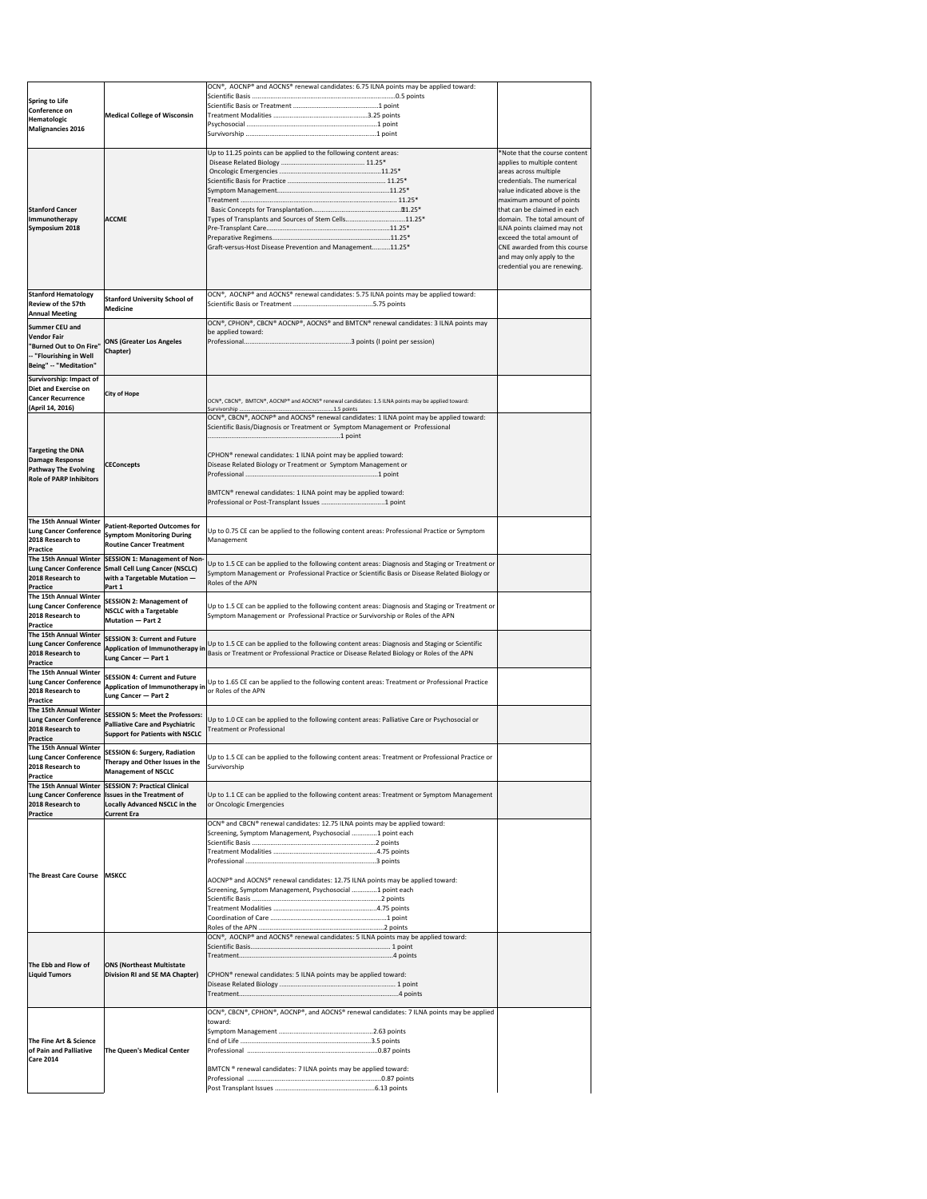| | | | |
|---|---|---|---|
| **Spring to Life Conference on Hematologic Malignancies 2016** | **Medical College of Wisconsin** | OCN®, AOCNP® and AOCNS® renewal candidates: 6.75 ILNA points may be applied toward:<br>Scientific Basis ....................................0.5 points<br>Scientific Basis or Treatment ....................................1 point<br>Treatment Modalities ....................................3.25 points<br>Psychosocial ....................................1 point<br>Survivorship ....................................1 point | |
| **Stanford Cancer Immunotherapy Symposium 2018** | **ACCME** | Up to 11.25 points can be applied to the following content areas:<br>Disease Related Biology .................................... 11.25*<br>Oncologic Emergencies ....................................11.25*<br>Scientific Basis for Practice .................................... 11.25*<br>Symptom Management....................................11.25*<br>Treatment .................................... 11.25*<br>Basic Concepts for Transplantation....................................11.25*<br>Types of Transplants and Sources of Stem Cells....................................11.25*<br>Pre-Transplant Care....................................11.25*<br>Preparative Regimens....................................11.25*<br>Graft-versus-Host Disease Prevention and Management..........11.25* | *Note that the course content applies to multiple content areas across multiple credentials. The numerical value indicated above is the maximum amount of points that can be claimed in each domain. The total amount of ILNA points claimed may not exceed the total amount of CNE awarded from this course and may only apply to the credential you are renewing. |
| **Stanford Hematology Review of the 57th Annual Meeting** | **Stanford University School of Medicine** | OCN®, AOCNP® and AOCNS® renewal candidates: 5.75 ILNA points may be applied toward:<br>Scientific Basis or Treatment ....................................5.75 points | |
| **Summer CEU and Vendor Fair "Burned Out to On Fire" -- "Flourishing in Well Being" -- "Meditation"** | **ONS (Greater Los Angeles Chapter)** | OCN®, CPHON® AOCNP®, AOCNS® and BMTCN® renewal candidates: 3 ILNA points may be applied toward:<br>Professional....................................3 points (I point per session) | |
| **Survivorship: Impact of Diet and Exercise on Cancer Recurrence (April 14, 2016)** | **City of Hope** | OCN®, CBCN®, BMTCN®, AOCNP® and AOCNS® renewal candidates: 1.5 ILNA points may be applied toward:<br>Survivorship ....................................1.5 points | |
| **Targeting the DNA Damage Response Pathway The Evolving Role of PARP Inhibitors** | **CEConcepts** | OCN®, CBCN®, AOCNP® and AOCNS® renewal candidates: 1 ILNA point may be applied toward:<br>Scientific Basis/Diagnosis or Treatment or Symptom Management or Professional ....................................1 point<br><br>CPHON® renewal candidates: 1 ILNA point may be applied toward:<br>Disease Related Biology or Treatment or Symptom Management or Professional ....................................1 point<br><br>BMTCN® renewal candidates: 1 ILNA point may be applied toward:<br>Professional or Post-Transplant Issues ....................................1 point | |
| **The 15th Annual Winter Lung Cancer Conference 2018 Research to Practice** | **Patient-Reported Outcomes for Symptom Monitoring During Routine Cancer Treatment** | Up to 0.75 CE can be applied to the following content areas: Professional Practice or Symptom Management | |
| **The 15th Annual Winter Lung Cancer Conference 2018 Research to Practice** | **SESSION 1: Management of Non-Small Cell Lung Cancer (NSCLC) with a Targetable Mutation — Part 1** | Up to 1.5 CE can be applied to the following content areas: Diagnosis and Staging or Treatment or Symptom Management or Professional Practice or Scientific Basis or Disease Related Biology or Roles of the APN | |
| **The 15th Annual Winter Lung Cancer Conference 2018 Research to Practice** | **SESSION 2: Management of NSCLC with a Targetable Mutation — Part 2** | Up to 1.5 CE can be applied to the following content areas: Diagnosis and Staging or Treatment or Symptom Management or Professional Practice or Survivorship or Roles of the APN | |
| **The 15th Annual Winter Lung Cancer Conference 2018 Research to Practice** | **SESSION 3: Current and Future Application of Immunotherapy in Lung Cancer — Part 1** | Up to 1.5 CE can be applied to the following content areas: Diagnosis and Staging or Scientific Basis or Treatment or Professional Practice or Disease Related Biology or Roles of the APN | |
| **The 15th Annual Winter Lung Cancer Conference 2018 Research to Practice** | **SESSION 4: Current and Future Application of Immunotherapy in Lung Cancer — Part 2** | Up to 1.65 CE can be applied to the following content areas: Treatment or Professional Practice or Roles of the APN | |
| **The 15th Annual Winter Lung Cancer Conference 2018 Research to Practice** | **SESSION 5: Meet the Professors: Palliative Care and Psychiatric Support for Patients with NSCLC** | Up to 1.0 CE can be applied to the following content areas: Palliative Care or Psychosocial or Treatment or Professional | |
| **The 15th Annual Winter Lung Cancer Conference 2018 Research to Practice** | **SESSION 6: Surgery, Radiation Therapy and Other Issues in the Management of NSCLC** | Up to 1.5 CE can be applied to the following content areas: Treatment or Professional Practice or Survivorship | |
| **The 15th Annual Winter Lung Cancer Conference 2018 Research to Practice** | **SESSION 7: Practical Clinical Issues in the Treatment of Locally Advanced NSCLC in the Current Era** | Up to 1.1 CE can be applied to the following content areas: Treatment or Symptom Management or Oncologic Emergencies | |
| **The Breast Care Course** | **MSKCC** | OCN® and CBCN® renewal candidates: 12.75 ILNA points may be applied toward:<br>Screening, Symptom Management, Psychosocial ..............1 point each<br>Scientific Basis ....................................2 points<br>Treatment Modalities ....................................4.75 points<br>Professional ....................................3 points<br><br>AOCNP® and AOCNS® renewal candidates: 12.75 ILNA points may be applied toward:<br>Screening, Symptom Management, Psychosocial ..............1 point each<br>Scientific Basis ....................................2 points<br>Treatment Modalities ....................................4.75 points<br>Coordination of Care ....................................1 point<br>Roles of the APN ....................................2 points | |
| **The Ebb and Flow of Liquid Tumors** | **ONS (Northeast Multistate Division RI and SE MA Chapter)** | OCN®, AOCNP® and AOCNS® renewal candidates: 5 ILNA points may be applied toward:<br>Scientific Basis.................................... 1 point<br>Treatment....................................4 points<br><br>CPHON® renewal candidates: 5 ILNA points may be applied toward:<br>Disease Related Biology .................................... 1 point<br>Treatment....................................4 points | |
| **The Fine Art & Science of Pain and Palliative Care 2014** | **The Queen's Medical Center** | OCN®, CBCN®, CPHON®, AOCNP®, and AOCNS® renewal candidates: 7 ILNA points may be applied toward:<br>Symptom Management ....................................2.63 points<br>End of Life ....................................3.5 points<br>Professional ....................................0.87 points<br><br>BMTCN ® renewal candidates: 7 ILNA points may be applied toward:<br>Professional ....................................0.87 points<br>Post Transplant Issues ....................................6.13 points | |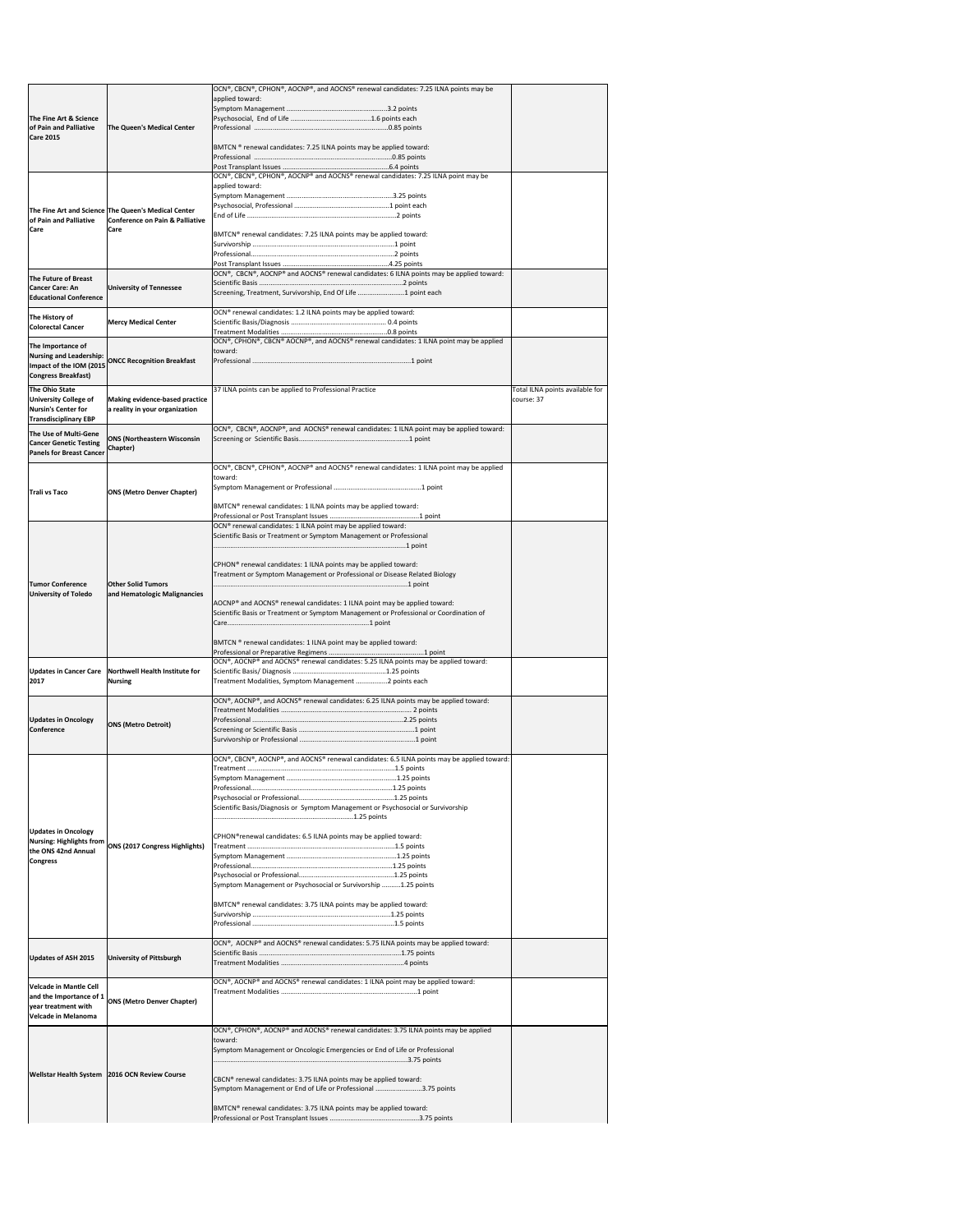| | | | |
|---|---|---|---|
| The Fine Art & Science of Pain and Palliative Care 2015 | The Queen's Medical Center | OCN®, CBCN®, CPHON®, AOCNP®, and AOCNS® renewal candidates: 7.25 ILNA points may be applied toward:<br>Symptom Management ...........................................................3.2 points<br>Psychosocial, End of Life ..............................................1.6 points each<br>Professional .............................................................................0.85 points<br><br>BMTCN ® renewal candidates: 7.25 ILNA points may be applied toward:<br>Professional .............................................................................0.85 points<br>Post Transplant Issues ..............................................................6.4 points | |
| The Fine Art and Science of Pain and Palliative Care | The Queen's Medical Center Conference on Pain & Palliative Care | OCN®, CBCN®, CPHON®, AOCNP® and AOCNS® renewal candidates: 7.25 ILNA point may be applied toward:<br>Symptom Management ..............................................................3.25 points<br>Psychosocial, Professional .........................................................1 point each<br>End of Life ......................................................................................2 points<br><br>BMTCN® renewal candidates: 7.25 ILNA points may be applied toward:<br>Survivorship ...................................................................................1 point<br>Professional......................................................................................2 points<br>Post Transplant Issues .................................................................4.25 points | |
| The Future of Breast Cancer Care: An Educational Conference | University of Tennessee | OCN®, CBCN®, AOCNP® and AOCNS® renewal candidates: 6 ILNA points may be applied toward:<br>Scientific Basis ...........................................................................2 points<br>Screening, Treatment, Survivorship, End Of Life ..........................1 point each | |
| The History of Colorectal Cancer | Mercy Medical Center | OCN® renewal candidates: 1.2 ILNA points may be applied toward:<br>Scientific Basis/Diagnosis ........................................................ 0.4 points<br>Treatment Modalities ..................................................................0.8 points | |
| The Importance of Nursing and Leadership: Impact of the IOM (2015 Congress Breakfast) | ONCC Recognition Breakfast | OCN®, CPHON®, CBCN® AOCNP®, and AOCNS® renewal candidates: 1 ILNA point may be applied toward:<br>Professional ........................................................................................1 point | |
| The Ohio State University College of Nursin's Center for Transdisciplinary EBP | Making evidence-based practice a reality in your organization | 37 ILNA points can be applied to Professional Practice | Total ILNA points available for course: 37 |
| The Use of Multi-Gene Cancer Genetic Testing Panels for Breast Cancer | ONS (Northeastern Wisconsin Chapter) | OCN®, CBCN®, AOCNP®, and AOCNS® renewal candidates: 1 ILNA point may be applied toward:<br>Screening or Scientific Basis..........................................................1 point | |
| Trali vs Taco | ONS (Metro Denver Chapter) | OCN®, CBCN®, CPHON®, AOCNP® and AOCNS® renewal candidates: 1 ILNA point may be applied toward:<br>Symptom Management or Professional ..............................................1 point<br><br>BMTCN® renewal candidates: 1 ILNA points may be applied toward:<br>Professional or Post Transplant Issues ..............................................1 point | |
| Tumor Conference University of Toledo | Other Solid Tumors and Hematologic Malignancies | OCN® renewal candidates: 1 ILNA point may be applied toward:<br>Scientific Basis or Treatment or Symptom Management or Professional<br>.........................................................................................................1 point<br><br>CPHON® renewal candidates: 1 ILNA points may be applied toward:<br>Treatment or Symptom Management or Professional or Disease Related Biology<br>.........................................................................................................1 point<br><br>AOCNP® and AOCNS® renewal candidates: 1 ILNA point may be applied toward:<br>Scientific Basis or Treatment or Symptom Management or Professional or Coordination of Care...........................................................................1 point<br><br>BMTCN ® renewal candidates: 1 ILNA point may be applied toward:<br>Professional or Preparative Regimens ................................................1 point | |
| Updates in Cancer Care 2017 | Northwell Health Institute for Nursing | OCN®, AOCNP® and AOCNS® renewal candidates: 5.25 ILNA points may be applied toward:<br>Scientific Basis/ Diagnosis ..................................................1.25 points<br>Treatment Modalities, Symptom Management .................2 points each | |
| Updates in Oncology Conference | ONS (Metro Detroit) | OCN®, AOCNP®, and AOCNS® renewal candidates: 6.25 ILNA points may be applied toward:<br>Treatment Modalities .......................................................................... 2 points<br>Professional .....................................................................................2.25 points<br>Screening or Scientific Basis ...............................................................1 point<br>Survivorship or Professional ...............................................................1 point | |
| Updates in Oncology Nursing: Highlights from the ONS 42nd Annual Congress | ONS (2017 Congress Highlights) | OCN®, CBCN®, AOCNP®, and AOCNS® renewal candidates: 6.5 ILNA points may be applied toward:<br>Treatment ...................................................................................1.5 points<br>Symptom Management ..............................................................1.25 points<br>Professional..................................................................................1.25 points<br>Psychosocial or Professional.......................................................1.25 points<br>Scientific Basis/Diagnosis or Symptom Management or Psychosocial or Survivorship<br>...............................................................1.25 points<br><br>CPHON®renewal candidates: 6.5 ILNA points may be applied toward:<br>Treatment ...................................................................................1.5 points<br>Symptom Management ..............................................................1.25 points<br>Professional..................................................................................1.25 points<br>Psychosocial or Professional.......................................................1.25 points<br>Symptom Management or Psychosocial or Survivorship ..........1.25 points<br><br>BMTCN® renewal candidates: 3.75 ILNA points may be applied toward:<br>Survivorship ...............................................................................1.25 points<br>Professional ..................................................................................1.5 points | |
| Updates of ASH 2015 | University of Pittsburgh | OCN®, AOCNP® and AOCNS® renewal candidates: 5.75 ILNA points may be applied toward:<br>Scientific Basis .........................................................................1.75 points<br>Treatment Modalities ....................................................................4 points | |
| Velcade in Mantle Cell and the Importance of 1 year treatment with Velcade in Melanoma | ONS (Metro Denver Chapter) | OCN®, AOCNP® and AOCNS® renewal candidates: 1 ILNA point may be applied toward:<br>Treatment Modalities ..............................................................................1 point | |
| Wellstar Health System | 2016 OCN Review Course | OCN®, CPHON®, AOCNP® and AOCNS® renewal candidates: 3.75 ILNA points may be applied toward:<br>Symptom Management or Oncologic Emergencies or End of Life or Professional<br>.................................................................................................3.75 points<br><br>CBCN® renewal candidates: 3.75 ILNA points may be applied toward:<br>Symptom Management or End of Life or Professional .........................3.75 points<br><br>BMTCN® renewal candidates: 3.75 ILNA points may be applied toward:<br>Professional or Post Transplant Issues ................................................3.75 points | |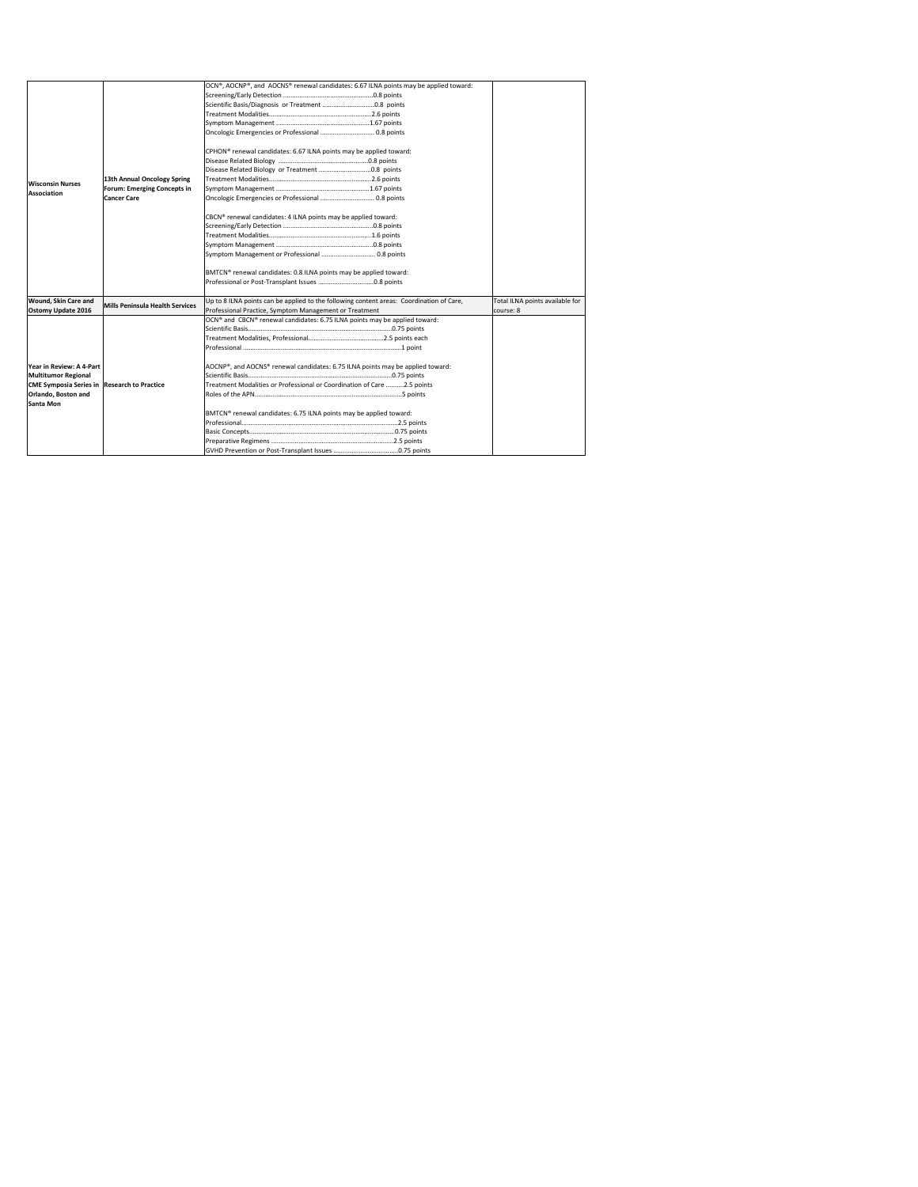| | | | |
|---|---|---|---|
| **Wisconsin Nurses Association** | **13th Annual Oncology Spring Forum: Emerging Concepts in Cancer Care** | OCN®, AOCNP®, and AOCNS® renewal candidates: 6.67 ILNA points may be applied toward:<br>Screening/Early Detection ....................................................0.8 points<br>Scientific Basis/Diagnosis or Treatment ..............................0.8 points<br>Treatment Modalities............................................................2.6 points<br>Symptom Management ........................................................1.67 points<br>Oncologic Emergencies or Professional ............................... 0.8 points<br><br>CPHON® renewal candidates: 6.67 ILNA points may be applied toward:<br>Disease Related Biology ....................................................0.8 points<br>Disease Related Biology or Treatment ..............................0.8 points<br>Treatment Modalities............................................................2.6 points<br>Symptom Management ........................................................1.67 points<br>Oncologic Emergencies or Professional ............................... 0.8 points<br><br>CBCN® renewal candidates: 4 ILNA points may be applied toward:<br>Screening/Early Detection ....................................................0.8 points<br>Treatment Modalities............................................................1.6 points<br>Symptom Management ........................................................0.8 points<br>Symptom Management or Professional ............................... 0.8 points<br><br>BMTCN® renewal candidates: 0.8 ILNA points may be applied toward:<br>Professional or Post-Transplant Issues ................................0.8 points | |
| **Wound, Skin Care and Ostomy Update 2016** | **Mills Peninsula Health Services** | Up to 8 ILNA points can be applied to the following content areas: Coordination of Care, Professional Practice, Symptom Management or Treatment | Total ILNA points available for course: 8 |
| **Year in Review: A 4-Part Multitumor Regional CME Symposia Series in Orlando, Boston and Santa Mon** | **Research to Practice** | OCN® and CBCN® renewal candidates: 6.75 ILNA points may be applied toward:<br>Scientific Basis..........................................................................0.75 points<br>Treatment Modalities, Professional...........................................2.5 points each<br>Professional ...............................................................................1 point<br><br>AOCNP®, and AOCNS® renewal candidates: 6.75 ILNA points may be applied toward:<br>Scientific Basis..........................................................................0.75 points<br>Treatment Modalities or Professional or Coordination of Care ..........2.5 points<br>Roles of the APN.......................................................................5 points<br><br>BMTCN® renewal candidates: 6.75 ILNA points may be applied toward:<br>Professional...............................................................................2.5 points<br>Basic Concepts............................................................................0.75 points<br>Preparative Regimens ...............................................................2.5 points<br>GVHD Prevention or Post-Transplant Issues .....................................0.75 points | |